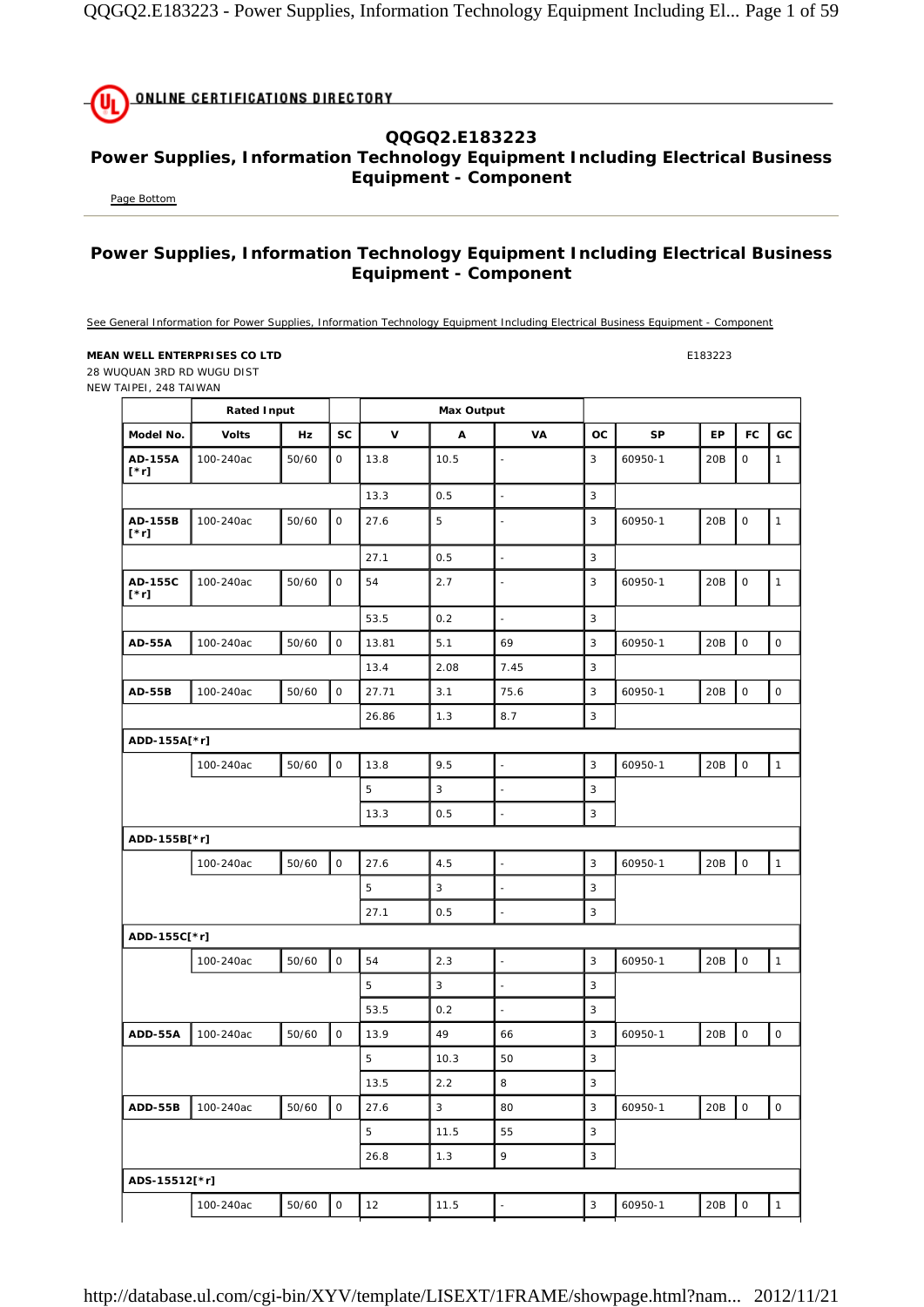## QQGQ2.E183223

## Power Supplies, Information Technology Equipment Including Electrical Business Equipment - Component

Page Bottom

## Power Supplies, Information Technology Equipment Including Electrical Business Equipment - Component

See General Information for Power Supplies, Information Technology Equipment Including Electrical Business Equipment - Component

**MEAN WELL ENTERPRISES CO LTD** E183223
28 WUQUAN 3RD RD WUGU DIST
NEW TAIPEI, 248 TAIWAN

| | Rated Input | | | Max Output | | | | | | | |
|---|---|---|---|---|---|---|---|---|---|---|---|
| **Model No.** | **Volts** | **Hz** | **SC** | **V** | **A** | **VA** | **OC** | **SP** | **EP** | **FC** | **GC** |
| **AD-155A [*r]** | 100-240ac | 50/60 | 0 | 13.8 | 10.5 | - | 3 | 60950-1 | 20B | 0 | 1 |
| | | | | 13.3 | 0.5 | - | 3 | | | | |
| **AD-155B [*r]** | 100-240ac | 50/60 | 0 | 27.6 | 5 | - | 3 | 60950-1 | 20B | 0 | 1 |
| | | | | 27.1 | 0.5 | - | 3 | | | | |
| **AD-155C [*r]** | 100-240ac | 50/60 | 0 | 54 | 2.7 | - | 3 | 60950-1 | 20B | 0 | 1 |
| | | | | 53.5 | 0.2 | - | 3 | | | | |
| **AD-55A** | 100-240ac | 50/60 | 0 | 13.81 | 5.1 | 69 | 3 | 60950-1 | 20B | 0 | 0 |
| | | | | 13.4 | 2.08 | 7.45 | 3 | | | | |
| **AD-55B** | 100-240ac | 50/60 | 0 | 27.71 | 3.1 | 75.6 | 3 | 60950-1 | 20B | 0 | 0 |
| | | | | 26.86 | 1.3 | 8.7 | 3 | | | | |
| **ADD-155A[*r]** | | | | | | | | | | | |
| | 100-240ac | 50/60 | 0 | 13.8 | 9.5 | - | 3 | 60950-1 | 20B | 0 | 1 |
| | | | | 5 | 3 | - | 3 | | | | |
| | | | | 13.3 | 0.5 | - | 3 | | | | |
| **ADD-155B[*r]** | | | | | | | | | | | |
| | 100-240ac | 50/60 | 0 | 27.6 | 4.5 | - | 3 | 60950-1 | 20B | 0 | 1 |
| | | | | 5 | 3 | - | 3 | | | | |
| | | | | 27.1 | 0.5 | - | 3 | | | | |
| **ADD-155C[*r]** | | | | | | | | | | | |
| | 100-240ac | 50/60 | 0 | 54 | 2.3 | - | 3 | 60950-1 | 20B | 0 | 1 |
| | | | | 5 | 3 | - | 3 | | | | |
| | | | | 53.5 | 0.2 | - | 3 | | | | |
| **ADD-55A** | 100-240ac | 50/60 | 0 | 13.9 | 49 | 66 | 3 | 60950-1 | 20B | 0 | 0 |
| | | | | 5 | 10.3 | 50 | 3 | | | | |
| | | | | 13.5 | 2.2 | 8 | 3 | | | | |
| **ADD-55B** | 100-240ac | 50/60 | 0 | 27.6 | 3 | 80 | 3 | 60950-1 | 20B | 0 | 0 |
| | | | | 5 | 11.5 | 55 | 3 | | | | |
| | | | | 26.8 | 1.3 | 9 | 3 | | | | |
| **ADS-15512[*r]** | | | | | | | | | | | |
| | 100-240ac | 50/60 | 0 | 12 | 11.5 | - | 3 | 60950-1 | 20B | 0 | 1 |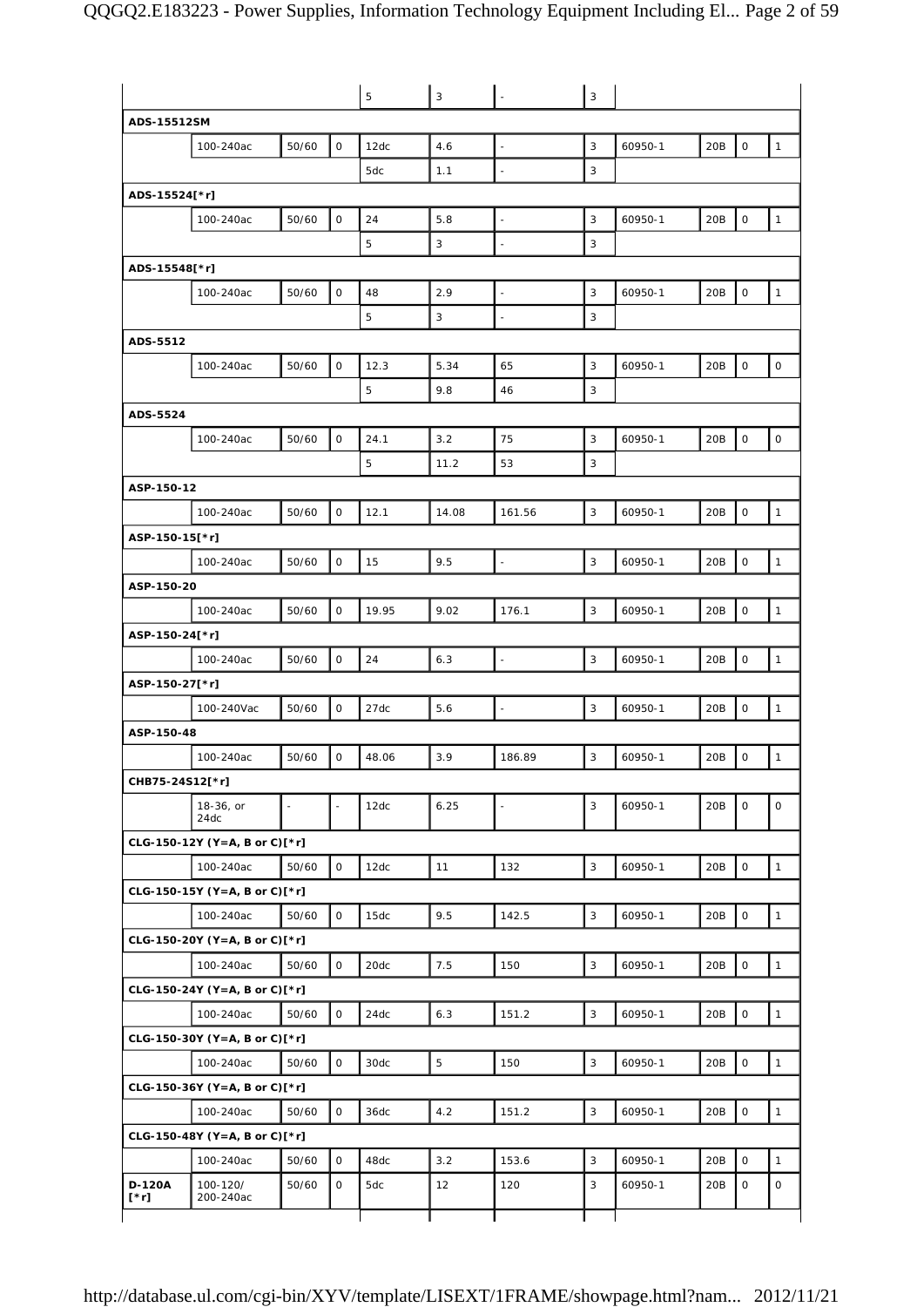| | | | | | | | | | | | |
|---|---|---|---|---|---|---|---|---|---|---|---|
| | | | | 5 | 3 | - | 3 | | | | |
| **ADS-15512SM** | | | | | | | | | | | |
| | 100-240ac | 50/60 | 0 | 12dc | 4.6 | - | 3 | 60950-1 | 20B | 0 | 1 |
| | | | | 5dc | 1.1 | - | 3 | | | | |
| **ADS-15524[*r]** | | | | | | | | | | | |
| | 100-240ac | 50/60 | 0 | 24 | 5.8 | - | 3 | 60950-1 | 20B | 0 | 1 |
| | | | | 5 | 3 | - | 3 | | | | |
| **ADS-15548[*r]** | | | | | | | | | | | |
| | 100-240ac | 50/60 | 0 | 48 | 2.9 | - | 3 | 60950-1 | 20B | 0 | 1 |
| | | | | 5 | 3 | - | 3 | | | | |
| **ADS-5512** | | | | | | | | | | | |
| | 100-240ac | 50/60 | 0 | 12.3 | 5.34 | 65 | 3 | 60950-1 | 20B | 0 | 0 |
| | | | | 5 | 9.8 | 46 | 3 | | | | |
| **ADS-5524** | | | | | | | | | | | |
| | 100-240ac | 50/60 | 0 | 24.1 | 3.2 | 75 | 3 | 60950-1 | 20B | 0 | 0 |
| | | | | 5 | 11.2 | 53 | 3 | | | | |
| **ASP-150-12** | | | | | | | | | | | |
| | 100-240ac | 50/60 | 0 | 12.1 | 14.08 | 161.56 | 3 | 60950-1 | 20B | 0 | 1 |
| **ASP-150-15[*r]** | | | | | | | | | | | |
| | 100-240ac | 50/60 | 0 | 15 | 9.5 | - | 3 | 60950-1 | 20B | 0 | 1 |
| **ASP-150-20** | | | | | | | | | | | |
| | 100-240ac | 50/60 | 0 | 19.95 | 9.02 | 176.1 | 3 | 60950-1 | 20B | 0 | 1 |
| **ASP-150-24[*r]** | | | | | | | | | | | |
| | 100-240ac | 50/60 | 0 | 24 | 6.3 | - | 3 | 60950-1 | 20B | 0 | 1 |
| **ASP-150-27[*r]** | | | | | | | | | | | |
| | 100-240Vac | 50/60 | 0 | 27dc | 5.6 | - | 3 | 60950-1 | 20B | 0 | 1 |
| **ASP-150-48** | | | | | | | | | | | |
| | 100-240ac | 50/60 | 0 | 48.06 | 3.9 | 186.89 | 3 | 60950-1 | 20B | 0 | 1 |
| **CHB75-24S12[*r]** | | | | | | | | | | | |
| | 18-36, or 24dc | - | - | 12dc | 6.25 | - | 3 | 60950-1 | 20B | 0 | 0 |
| **CLG-150-12Y (Y=A, B or C)[*r]** | | | | | | | | | | | |
| | 100-240ac | 50/60 | 0 | 12dc | 11 | 132 | 3 | 60950-1 | 20B | 0 | 1 |
| **CLG-150-15Y (Y=A, B or C)[*r]** | | | | | | | | | | | |
| | 100-240ac | 50/60 | 0 | 15dc | 9.5 | 142.5 | 3 | 60950-1 | 20B | 0 | 1 |
| **CLG-150-20Y (Y=A, B or C)[*r]** | | | | | | | | | | | |
| | 100-240ac | 50/60 | 0 | 20dc | 7.5 | 150 | 3 | 60950-1 | 20B | 0 | 1 |
| **CLG-150-24Y (Y=A, B or C)[*r]** | | | | | | | | | | | |
| | 100-240ac | 50/60 | 0 | 24dc | 6.3 | 151.2 | 3 | 60950-1 | 20B | 0 | 1 |
| **CLG-150-30Y (Y=A, B or C)[*r]** | | | | | | | | | | | |
| | 100-240ac | 50/60 | 0 | 30dc | 5 | 150 | 3 | 60950-1 | 20B | 0 | 1 |
| **CLG-150-36Y (Y=A, B or C)[*r]** | | | | | | | | | | | |
| | 100-240ac | 50/60 | 0 | 36dc | 4.2 | 151.2 | 3 | 60950-1 | 20B | 0 | 1 |
| **CLG-150-48Y (Y=A, B or C)[*r]** | | | | | | | | | | | |
| | 100-240ac | 50/60 | 0 | 48dc | 3.2 | 153.6 | 3 | 60950-1 | 20B | 0 | 1 |
| **D-120A [*r]** | 100-120/ 200-240ac | 50/60 | 0 | 5dc | 12 | 120 | 3 | 60950-1 | 20B | 0 | 0 |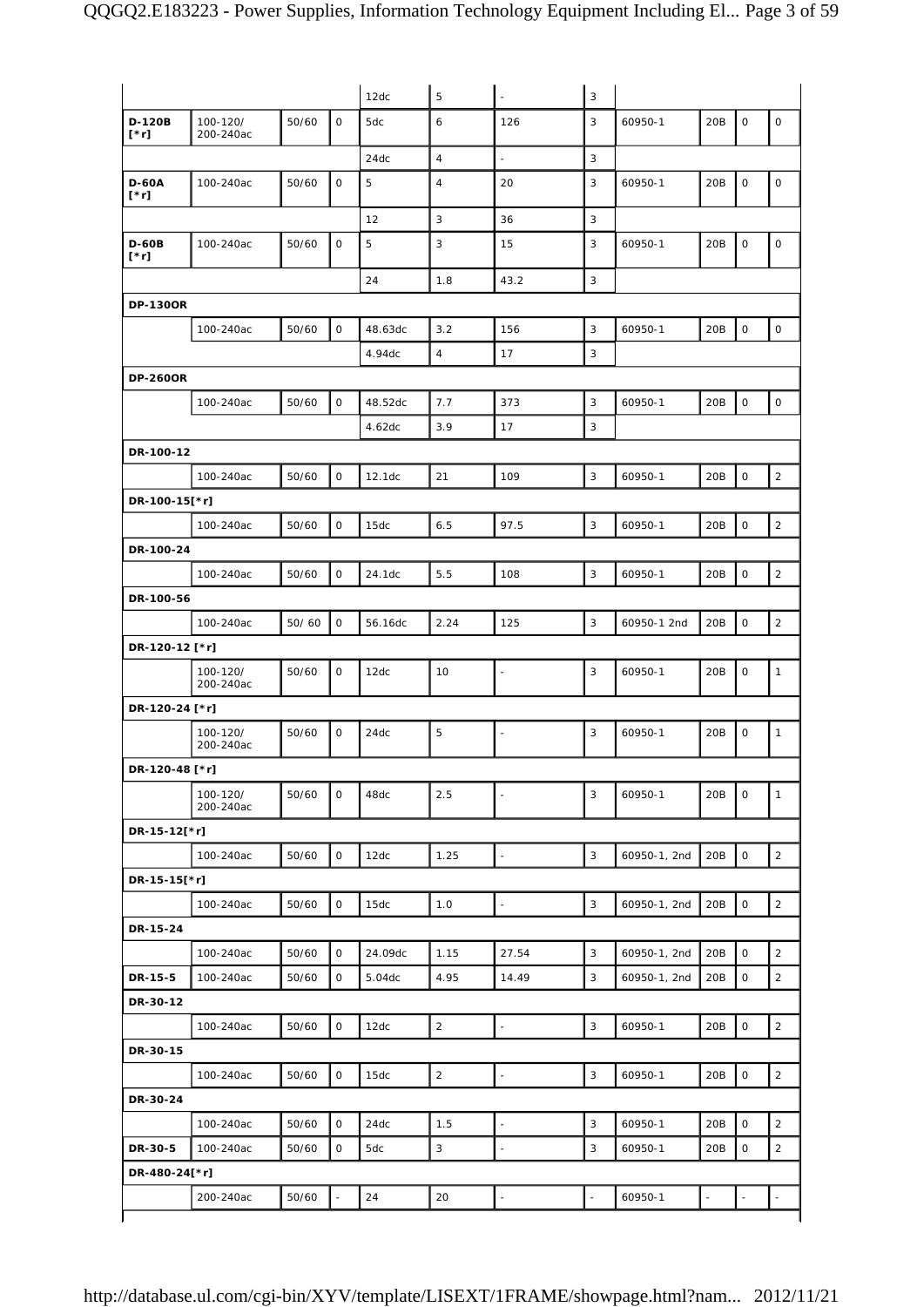| | | | | | | | | | | | |
|---|---|---|---|---|---|---|---|---|---|---|---|
| | | | | 12dc | 5 | - | 3 | | | | |
| **D-120B [*r]** | 100-120/ 200-240ac | 50/60 | 0 | 5dc | 6 | 126 | 3 | 60950-1 | 20B | 0 | 0 |
| | | | | 24dc | 4 | - | 3 | | | | |
| **D-60A [*r]** | 100-240ac | 50/60 | 0 | 5 | 4 | 20 | 3 | 60950-1 | 20B | 0 | 0 |
| | | | | 12 | 3 | 36 | 3 | | | | |
| **D-60B [*r]** | 100-240ac | 50/60 | 0 | 5 | 3 | 15 | 3 | 60950-1 | 20B | 0 | 0 |
| | | | | 24 | 1.8 | 43.2 | 3 | | | | |
| **DP-130OR** | | | | | | | | | | | |
| | 100-240ac | 50/60 | 0 | 48.63dc | 3.2 | 156 | 3 | 60950-1 | 20B | 0 | 0 |
| | | | | 4.94dc | 4 | 17 | 3 | | | | |
| **DP-260OR** | | | | | | | | | | | |
| | 100-240ac | 50/60 | 0 | 48.52dc | 7.7 | 373 | 3 | 60950-1 | 20B | 0 | 0 |
| | | | | 4.62dc | 3.9 | 17 | 3 | | | | |
| **DR-100-12** | | | | | | | | | | | |
| | 100-240ac | 50/60 | 0 | 12.1dc | 21 | 109 | 3 | 60950-1 | 20B | 0 | 2 |
| **DR-100-15[*r]** | | | | | | | | | | | |
| | 100-240ac | 50/60 | 0 | 15dc | 6.5 | 97.5 | 3 | 60950-1 | 20B | 0 | 2 |
| **DR-100-24** | | | | | | | | | | | |
| | 100-240ac | 50/60 | 0 | 24.1dc | 5.5 | 108 | 3 | 60950-1 | 20B | 0 | 2 |
| **DR-100-56** | | | | | | | | | | | |
| | 100-240ac | 50/ 60 | 0 | 56.16dc | 2.24 | 125 | 3 | 60950-1 2nd | 20B | 0 | 2 |
| **DR-120-12 [*r]** | | | | | | | | | | | |
| | 100-120/ 200-240ac | 50/60 | 0 | 12dc | 10 | - | 3 | 60950-1 | 20B | 0 | 1 |
| **DR-120-24 [*r]** | | | | | | | | | | | |
| | 100-120/ 200-240ac | 50/60 | 0 | 24dc | 5 | - | 3 | 60950-1 | 20B | 0 | 1 |
| **DR-120-48 [*r]** | | | | | | | | | | | |
| | 100-120/ 200-240ac | 50/60 | 0 | 48dc | 2.5 | - | 3 | 60950-1 | 20B | 0 | 1 |
| **DR-15-12[*r]** | | | | | | | | | | | |
| | 100-240ac | 50/60 | 0 | 12dc | 1.25 | - | 3 | 60950-1, 2nd | 20B | 0 | 2 |
| **DR-15-15[*r]** | | | | | | | | | | | |
| | 100-240ac | 50/60 | 0 | 15dc | 1.0 | - | 3 | 60950-1, 2nd | 20B | 0 | 2 |
| **DR-15-24** | | | | | | | | | | | |
| | 100-240ac | 50/60 | 0 | 24.09dc | 1.15 | 27.54 | 3 | 60950-1, 2nd | 20B | 0 | 2 |
| **DR-15-5** | 100-240ac | 50/60 | 0 | 5.04dc | 4.95 | 14.49 | 3 | 60950-1, 2nd | 20B | 0 | 2 |
| **DR-30-12** | | | | | | | | | | | |
| | 100-240ac | 50/60 | 0 | 12dc | 2 | - | 3 | 60950-1 | 20B | 0 | 2 |
| **DR-30-15** | | | | | | | | | | | |
| | 100-240ac | 50/60 | 0 | 15dc | 2 | - | 3 | 60950-1 | 20B | 0 | 2 |
| **DR-30-24** | | | | | | | | | | | |
| | 100-240ac | 50/60 | 0 | 24dc | 1.5 | - | 3 | 60950-1 | 20B | 0 | 2 |
| **DR-30-5** | 100-240ac | 50/60 | 0 | 5dc | 3 | - | 3 | 60950-1 | 20B | 0 | 2 |
| **DR-480-24[*r]** | | | | | | | | | | | |
| | 200-240ac | 50/60 | - | 24 | 20 | - | - | 60950-1 | - | - | - |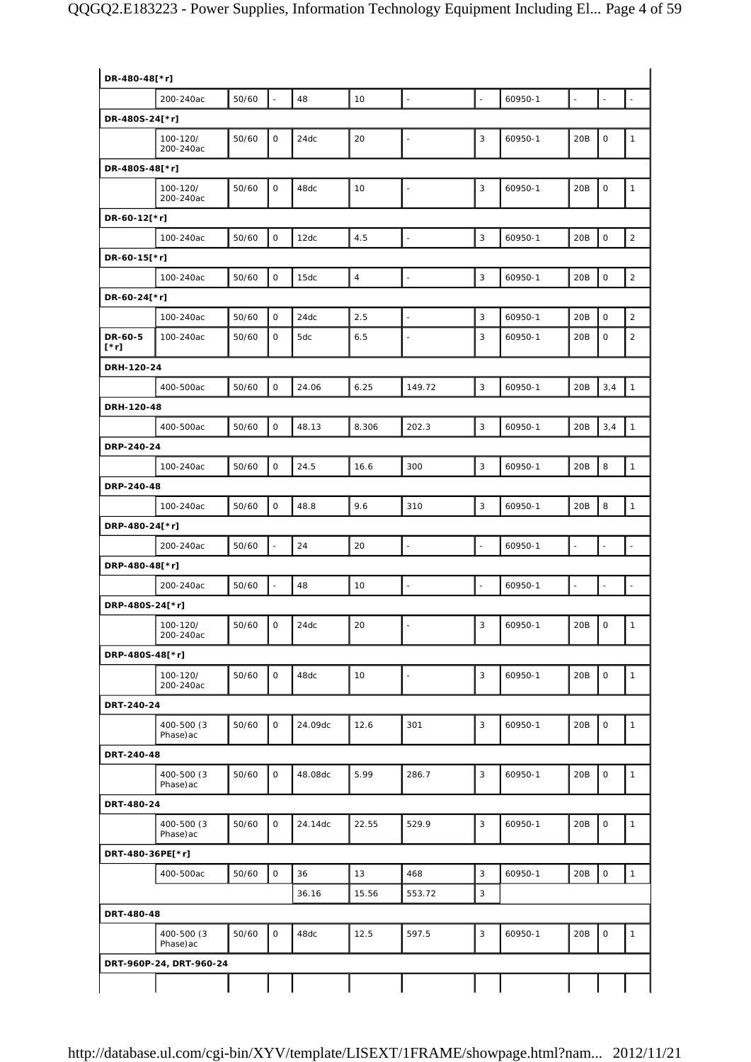| | | | | | | | | | | | |
|---|---|---|---|---|---|---|---|---|---|---|---|
| **DR-480-48[*r]** | | | | | | | | | | | |
| | 200-240ac | 50/60 | - | 48 | 10 | - | - | 60950-1 | - | - | - |
| **DR-480S-24[*r]** | | | | | | | | | | | |
| | 100-120/ 200-240ac | 50/60 | 0 | 24dc | 20 | - | 3 | 60950-1 | 20B | 0 | 1 |
| **DR-480S-48[*r]** | | | | | | | | | | | |
| | 100-120/ 200-240ac | 50/60 | 0 | 48dc | 10 | - | 3 | 60950-1 | 20B | 0 | 1 |
| **DR-60-12[*r]** | | | | | | | | | | | |
| | 100-240ac | 50/60 | 0 | 12dc | 4.5 | - | 3 | 60950-1 | 20B | 0 | 2 |
| **DR-60-15[*r]** | | | | | | | | | | | |
| | 100-240ac | 50/60 | 0 | 15dc | 4 | - | 3 | 60950-1 | 20B | 0 | 2 |
| **DR-60-24[*r]** | | | | | | | | | | | |
| | 100-240ac | 50/60 | 0 | 24dc | 2.5 | - | 3 | 60950-1 | 20B | 0 | 2 |
| **DR-60-5 [*r]** | 100-240ac | 50/60 | 0 | 5dc | 6.5 | - | 3 | 60950-1 | 20B | 0 | 2 |
| **DRH-120-24** | | | | | | | | | | | |
| | 400-500ac | 50/60 | 0 | 24.06 | 6.25 | 149.72 | 3 | 60950-1 | 20B | 3,4 | 1 |
| **DRH-120-48** | | | | | | | | | | | |
| | 400-500ac | 50/60 | 0 | 48.13 | 8.306 | 202.3 | 3 | 60950-1 | 20B | 3,4 | 1 |
| **DRP-240-24** | | | | | | | | | | | |
| | 100-240ac | 50/60 | 0 | 24.5 | 16.6 | 300 | 3 | 60950-1 | 20B | 8 | 1 |
| **DRP-240-48** | | | | | | | | | | | |
| | 100-240ac | 50/60 | 0 | 48.8 | 9.6 | 310 | 3 | 60950-1 | 20B | 8 | 1 |
| **DRP-480-24[*r]** | | | | | | | | | | | |
| | 200-240ac | 50/60 | - | 24 | 20 | - | - | 60950-1 | - | - | - |
| **DRP-480-48[*r]** | | | | | | | | | | | |
| | 200-240ac | 50/60 | - | 48 | 10 | - | - | 60950-1 | - | - | - |
| **DRP-480S-24[*r]** | | | | | | | | | | | |
| | 100-120/ 200-240ac | 50/60 | 0 | 24dc | 20 | - | 3 | 60950-1 | 20B | 0 | 1 |
| **DRP-480S-48[*r]** | | | | | | | | | | | |
| | 100-120/ 200-240ac | 50/60 | 0 | 48dc | 10 | - | 3 | 60950-1 | 20B | 0 | 1 |
| **DRT-240-24** | | | | | | | | | | | |
| | 400-500 (3 Phase)ac | 50/60 | 0 | 24.09dc | 12.6 | 301 | 3 | 60950-1 | 20B | 0 | 1 |
| **DRT-240-48** | | | | | | | | | | | |
| | 400-500 (3 Phase)ac | 50/60 | 0 | 48.08dc | 5.99 | 286.7 | 3 | 60950-1 | 20B | 0 | 1 |
| **DRT-480-24** | | | | | | | | | | | |
| | 400-500 (3 Phase)ac | 50/60 | 0 | 24.14dc | 22.55 | 529.9 | 3 | 60950-1 | 20B | 0 | 1 |
| **DRT-480-36PE[*r]** | | | | | | | | | | | |
| | 400-500ac | 50/60 | 0 | 36 | 13 | 468 | 3 | 60950-1 | 20B | 0 | 1 |
| | | | | 36.16 | 15.56 | 553.72 | 3 | | | | |
| **DRT-480-48** | | | | | | | | | | | |
| | 400-500 (3 Phase)ac | 50/60 | 0 | 48dc | 12.5 | 597.5 | 3 | 60950-1 | 20B | 0 | 1 |
| **DRT-960P-24, DRT-960-24** | | | | | | | | | | | |
| | | | | | | | | | | | |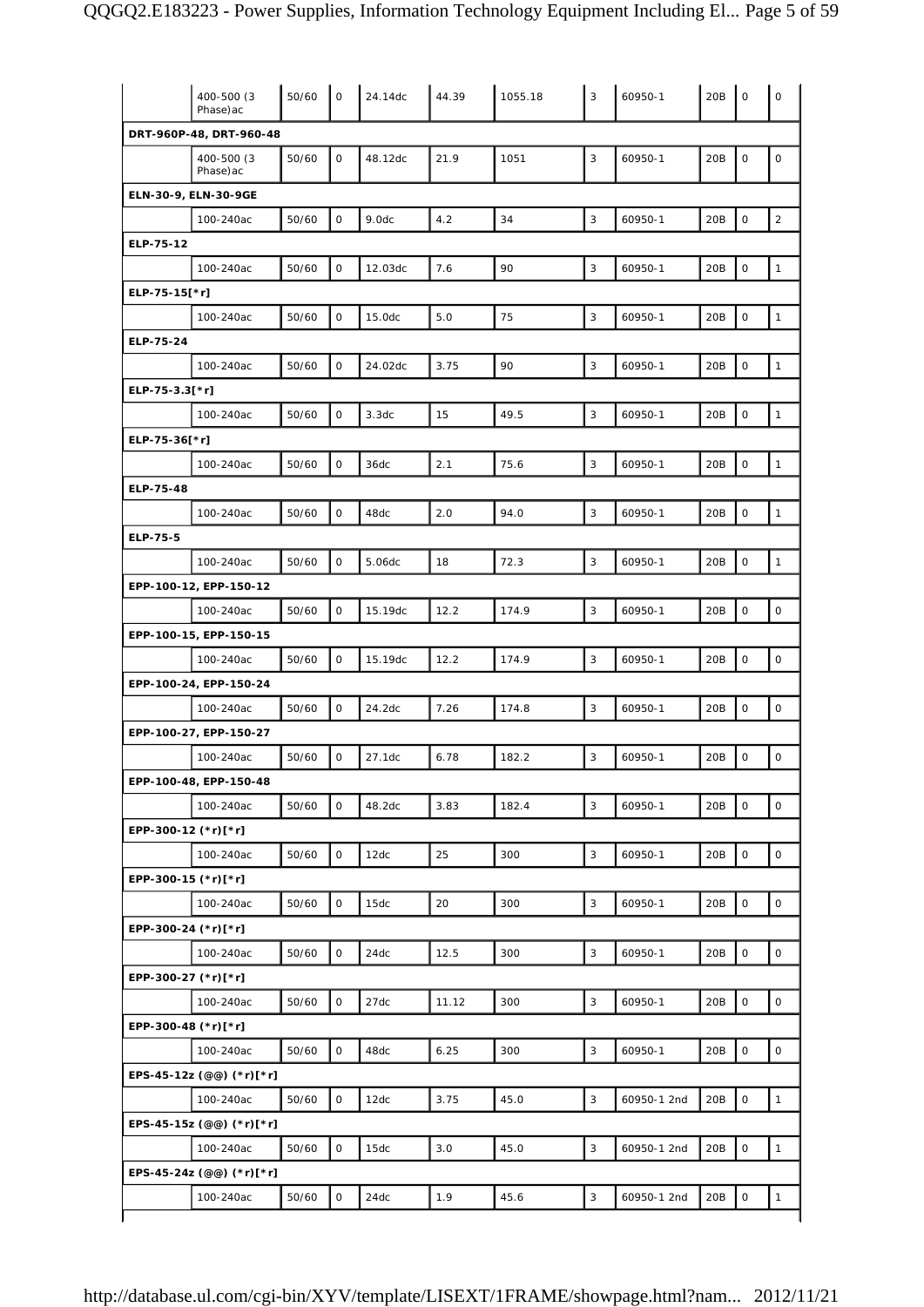| | | | | | | | | | | | |
|---|---|---|---|---|---|---|---|---|---|---|---|
| | 400-500 (3 Phase)ac | 50/60 | 0 | 24.14dc | 44.39 | 1055.18 | 3 | 60950-1 | 20B | 0 | 0 |
| **DRT-960P-48, DRT-960-48** | | | | | | | | | | | |
| | 400-500 (3 Phase)ac | 50/60 | 0 | 48.12dc | 21.9 | 1051 | 3 | 60950-1 | 20B | 0 | 0 |
| **ELN-30-9, ELN-30-9GE** | | | | | | | | | | | |
| | 100-240ac | 50/60 | 0 | 9.0dc | 4.2 | 34 | 3 | 60950-1 | 20B | 0 | 2 |
| **ELP-75-12** | | | | | | | | | | | |
| | 100-240ac | 50/60 | 0 | 12.03dc | 7.6 | 90 | 3 | 60950-1 | 20B | 0 | 1 |
| **ELP-75-15[*r]** | | | | | | | | | | | |
| | 100-240ac | 50/60 | 0 | 15.0dc | 5.0 | 75 | 3 | 60950-1 | 20B | 0 | 1 |
| **ELP-75-24** | | | | | | | | | | | |
| | 100-240ac | 50/60 | 0 | 24.02dc | 3.75 | 90 | 3 | 60950-1 | 20B | 0 | 1 |
| **ELP-75-3.3[*r]** | | | | | | | | | | | |
| | 100-240ac | 50/60 | 0 | 3.3dc | 15 | 49.5 | 3 | 60950-1 | 20B | 0 | 1 |
| **ELP-75-36[*r]** | | | | | | | | | | | |
| | 100-240ac | 50/60 | 0 | 36dc | 2.1 | 75.6 | 3 | 60950-1 | 20B | 0 | 1 |
| **ELP-75-48** | | | | | | | | | | | |
| | 100-240ac | 50/60 | 0 | 48dc | 2.0 | 94.0 | 3 | 60950-1 | 20B | 0 | 1 |
| **ELP-75-5** | | | | | | | | | | | |
| | 100-240ac | 50/60 | 0 | 5.06dc | 18 | 72.3 | 3 | 60950-1 | 20B | 0 | 1 |
| **EPP-100-12, EPP-150-12** | | | | | | | | | | | |
| | 100-240ac | 50/60 | 0 | 15.19dc | 12.2 | 174.9 | 3 | 60950-1 | 20B | 0 | 0 |
| **EPP-100-15, EPP-150-15** | | | | | | | | | | | |
| | 100-240ac | 50/60 | 0 | 15.19dc | 12.2 | 174.9 | 3 | 60950-1 | 20B | 0 | 0 |
| **EPP-100-24, EPP-150-24** | | | | | | | | | | | |
| | 100-240ac | 50/60 | 0 | 24.2dc | 7.26 | 174.8 | 3 | 60950-1 | 20B | 0 | 0 |
| **EPP-100-27, EPP-150-27** | | | | | | | | | | | |
| | 100-240ac | 50/60 | 0 | 27.1dc | 6.78 | 182.2 | 3 | 60950-1 | 20B | 0 | 0 |
| **EPP-100-48, EPP-150-48** | | | | | | | | | | | |
| | 100-240ac | 50/60 | 0 | 48.2dc | 3.83 | 182.4 | 3 | 60950-1 | 20B | 0 | 0 |
| **EPP-300-12 (*r)[*r]** | | | | | | | | | | | |
| | 100-240ac | 50/60 | 0 | 12dc | 25 | 300 | 3 | 60950-1 | 20B | 0 | 0 |
| **EPP-300-15 (*r)[*r]** | | | | | | | | | | | |
| | 100-240ac | 50/60 | 0 | 15dc | 20 | 300 | 3 | 60950-1 | 20B | 0 | 0 |
| **EPP-300-24 (*r)[*r]** | | | | | | | | | | | |
| | 100-240ac | 50/60 | 0 | 24dc | 12.5 | 300 | 3 | 60950-1 | 20B | 0 | 0 |
| **EPP-300-27 (*r)[*r]** | | | | | | | | | | | |
| | 100-240ac | 50/60 | 0 | 27dc | 11.12 | 300 | 3 | 60950-1 | 20B | 0 | 0 |
| **EPP-300-48 (*r)[*r]** | | | | | | | | | | | |
| | 100-240ac | 50/60 | 0 | 48dc | 6.25 | 300 | 3 | 60950-1 | 20B | 0 | 0 |
| **EPS-45-12z (@@) (*r)[*r]** | | | | | | | | | | | |
| | 100-240ac | 50/60 | 0 | 12dc | 3.75 | 45.0 | 3 | 60950-1 2nd | 20B | 0 | 1 |
| **EPS-45-15z (@@) (*r)[*r]** | | | | | | | | | | | |
| | 100-240ac | 50/60 | 0 | 15dc | 3.0 | 45.0 | 3 | 60950-1 2nd | 20B | 0 | 1 |
| **EPS-45-24z (@@) (*r)[*r]** | | | | | | | | | | | |
| | 100-240ac | 50/60 | 0 | 24dc | 1.9 | 45.6 | 3 | 60950-1 2nd | 20B | 0 | 1 |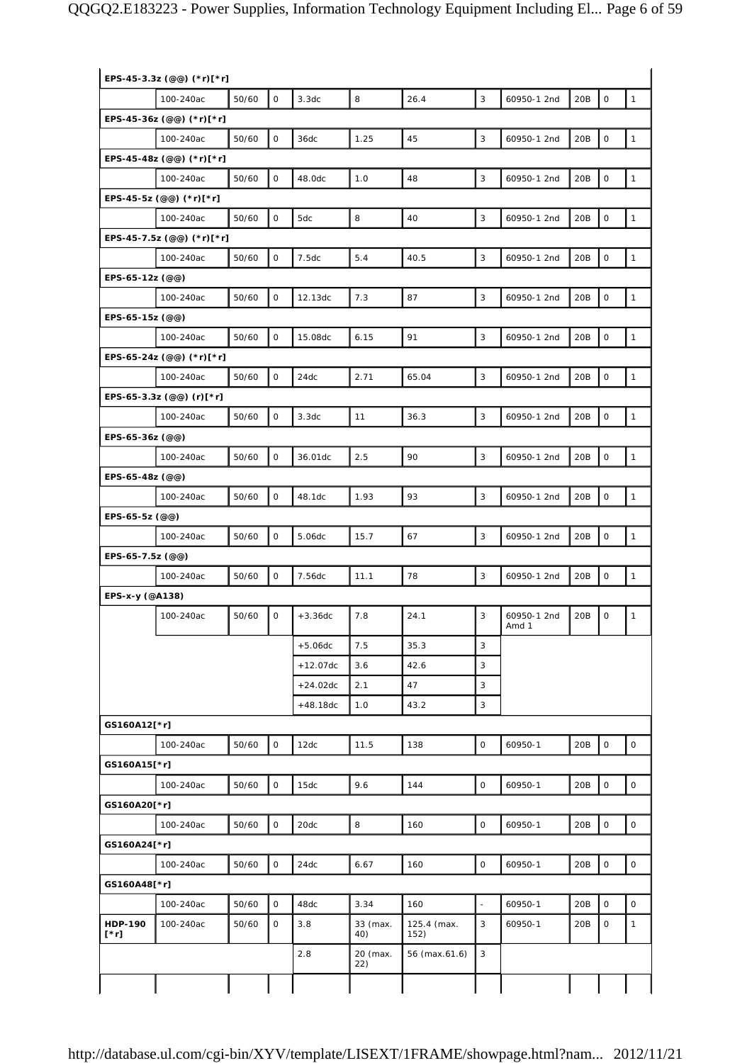| | | | | | | | | | | | |
|---|---|---|---|---|---|---|---|---|---|---|---|
| **EPS-45-3.3z (@@) (*r)[*r]** | | | | | | | | | | | |
| | 100-240ac | 50/60 | 0 | 3.3dc | 8 | 26.4 | 3 | 60950-1 2nd | 20B | 0 | 1 |
| **EPS-45-36z (@@) (*r)[*r]** | | | | | | | | | | | |
| | 100-240ac | 50/60 | 0 | 36dc | 1.25 | 45 | 3 | 60950-1 2nd | 20B | 0 | 1 |
| **EPS-45-48z (@@) (*r)[*r]** | | | | | | | | | | | |
| | 100-240ac | 50/60 | 0 | 48.0dc | 1.0 | 48 | 3 | 60950-1 2nd | 20B | 0 | 1 |
| **EPS-45-5z (@@) (*r)[*r]** | | | | | | | | | | | |
| | 100-240ac | 50/60 | 0 | 5dc | 8 | 40 | 3 | 60950-1 2nd | 20B | 0 | 1 |
| **EPS-45-7.5z (@@) (*r)[*r]** | | | | | | | | | | | |
| | 100-240ac | 50/60 | 0 | 7.5dc | 5.4 | 40.5 | 3 | 60950-1 2nd | 20B | 0 | 1 |
| **EPS-65-12z (@@)** | | | | | | | | | | | |
| | 100-240ac | 50/60 | 0 | 12.13dc | 7.3 | 87 | 3 | 60950-1 2nd | 20B | 0 | 1 |
| **EPS-65-15z (@@)** | | | | | | | | | | | |
| | 100-240ac | 50/60 | 0 | 15.08dc | 6.15 | 91 | 3 | 60950-1 2nd | 20B | 0 | 1 |
| **EPS-65-24z (@@) (*r)[*r]** | | | | | | | | | | | |
| | 100-240ac | 50/60 | 0 | 24dc | 2.71 | 65.04 | 3 | 60950-1 2nd | 20B | 0 | 1 |
| **EPS-65-3.3z (@@) (r)[*r]** | | | | | | | | | | | |
| | 100-240ac | 50/60 | 0 | 3.3dc | 11 | 36.3 | 3 | 60950-1 2nd | 20B | 0 | 1 |
| **EPS-65-36z (@@)** | | | | | | | | | | | |
| | 100-240ac | 50/60 | 0 | 36.01dc | 2.5 | 90 | 3 | 60950-1 2nd | 20B | 0 | 1 |
| **EPS-65-48z (@@)** | | | | | | | | | | | |
| | 100-240ac | 50/60 | 0 | 48.1dc | 1.93 | 93 | 3 | 60950-1 2nd | 20B | 0 | 1 |
| **EPS-65-5z (@@)** | | | | | | | | | | | |
| | 100-240ac | 50/60 | 0 | 5.06dc | 15.7 | 67 | 3 | 60950-1 2nd | 20B | 0 | 1 |
| **EPS-65-7.5z (@@)** | | | | | | | | | | | |
| | 100-240ac | 50/60 | 0 | 7.56dc | 11.1 | 78 | 3 | 60950-1 2nd | 20B | 0 | 1 |
| **EPS-x-y (@A138)** | | | | | | | | | | | |
| | 100-240ac | 50/60 | 0 | +3.36dc | 7.8 | 24.1 | 3 | 60950-1 2nd Amd 1 | 20B | 0 | 1 |
| | | | | +5.06dc | 7.5 | 35.3 | 3 | | | | |
| | | | | +12.07dc | 3.6 | 42.6 | 3 | | | | |
| | | | | +24.02dc | 2.1 | 47 | 3 | | | | |
| | | | | +48.18dc | 1.0 | 43.2 | 3 | | | | |
| **GS160A12[*r]** | | | | | | | | | | | |
| | 100-240ac | 50/60 | 0 | 12dc | 11.5 | 138 | 0 | 60950-1 | 20B | 0 | 0 |
| **GS160A15[*r]** | | | | | | | | | | | |
| | 100-240ac | 50/60 | 0 | 15dc | 9.6 | 144 | 0 | 60950-1 | 20B | 0 | 0 |
| **GS160A20[*r]** | | | | | | | | | | | |
| | 100-240ac | 50/60 | 0 | 20dc | 8 | 160 | 0 | 60950-1 | 20B | 0 | 0 |
| **GS160A24[*r]** | | | | | | | | | | | |
| | 100-240ac | 50/60 | 0 | 24dc | 6.67 | 160 | 0 | 60950-1 | 20B | 0 | 0 |
| **GS160A48[*r]** | | | | | | | | | | | |
| | 100-240ac | 50/60 | 0 | 48dc | 3.34 | 160 | - | 60950-1 | 20B | 0 | 0 |
| **HDP-190 [*r]** | 100-240ac | 50/60 | 0 | 3.8 | 33 (max. 40) | 125.4 (max. 152) | 3 | 60950-1 | 20B | 0 | 1 |
| | | | | 2.8 | 20 (max. 22) | 56 (max.61.6) | 3 | | | | |
| | | | | | | | | | | | |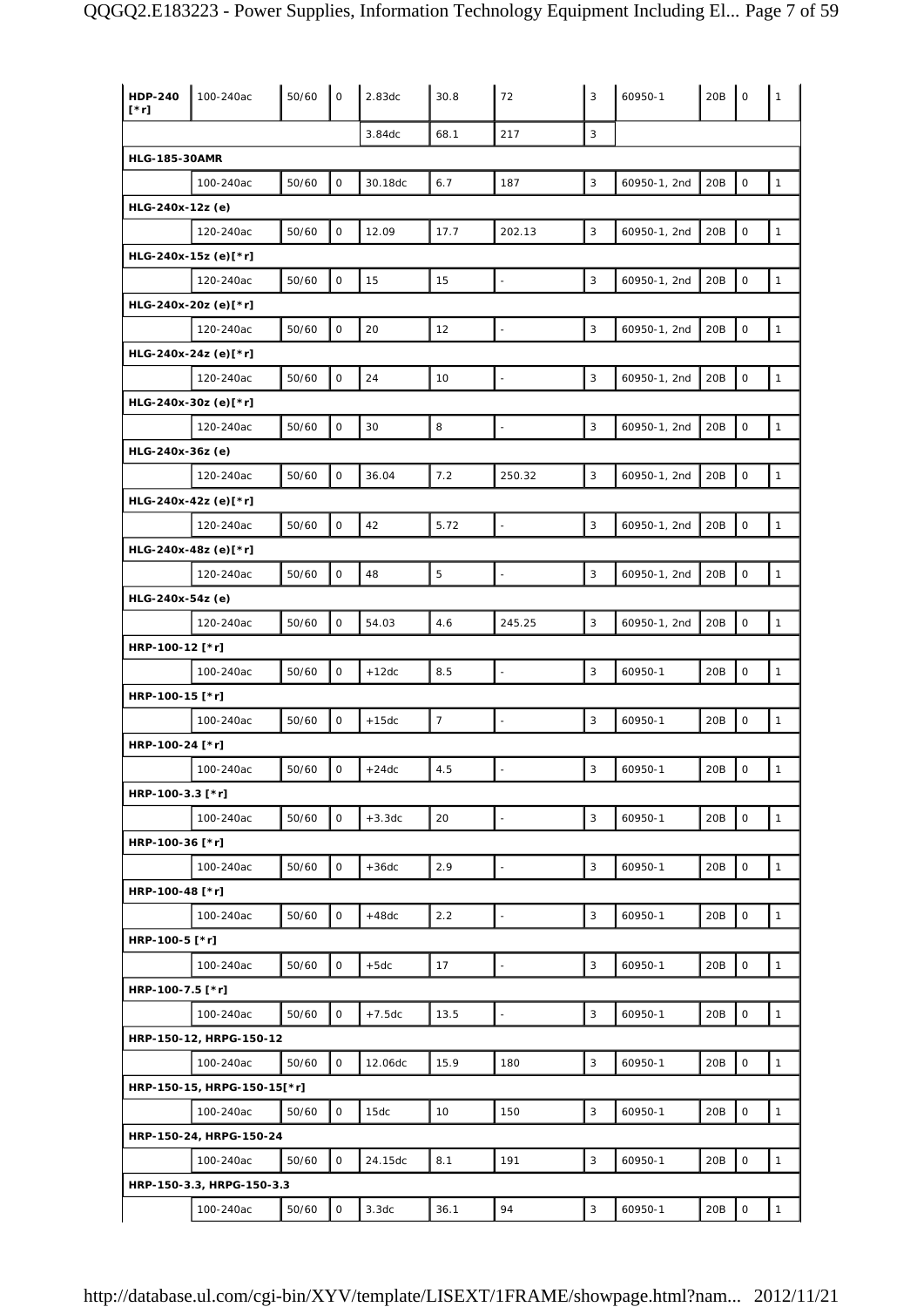| | | | | | | | | | | | |
|---|---|---|---|---|---|---|---|---|---|---|---|
| **HDP-240 [*r]** | 100-240ac | 50/60 | 0 | 2.83dc | 30.8 | 72 | 3 | 60950-1 | 20B | 0 | 1 |
| | | | | 3.84dc | 68.1 | 217 | 3 | | | | |
| **HLG-185-30AMR** | | | | | | | | | | | |
| | 100-240ac | 50/60 | 0 | 30.18dc | 6.7 | 187 | 3 | 60950-1, 2nd | 20B | 0 | 1 |
| **HLG-240x-12z (e)** | | | | | | | | | | | |
| | 120-240ac | 50/60 | 0 | 12.09 | 17.7 | 202.13 | 3 | 60950-1, 2nd | 20B | 0 | 1 |
| **HLG-240x-15z (e)[*r]** | | | | | | | | | | | |
| | 120-240ac | 50/60 | 0 | 15 | 15 | - | 3 | 60950-1, 2nd | 20B | 0 | 1 |
| **HLG-240x-20z (e)[*r]** | | | | | | | | | | | |
| | 120-240ac | 50/60 | 0 | 20 | 12 | - | 3 | 60950-1, 2nd | 20B | 0 | 1 |
| **HLG-240x-24z (e)[*r]** | | | | | | | | | | | |
| | 120-240ac | 50/60 | 0 | 24 | 10 | - | 3 | 60950-1, 2nd | 20B | 0 | 1 |
| **HLG-240x-30z (e)[*r]** | | | | | | | | | | | |
| | 120-240ac | 50/60 | 0 | 30 | 8 | - | 3 | 60950-1, 2nd | 20B | 0 | 1 |
| **HLG-240x-36z (e)** | | | | | | | | | | | |
| | 120-240ac | 50/60 | 0 | 36.04 | 7.2 | 250.32 | 3 | 60950-1, 2nd | 20B | 0 | 1 |
| **HLG-240x-42z (e)[*r]** | | | | | | | | | | | |
| | 120-240ac | 50/60 | 0 | 42 | 5.72 | - | 3 | 60950-1, 2nd | 20B | 0 | 1 |
| **HLG-240x-48z (e)[*r]** | | | | | | | | | | | |
| | 120-240ac | 50/60 | 0 | 48 | 5 | - | 3 | 60950-1, 2nd | 20B | 0 | 1 |
| **HLG-240x-54z (e)** | | | | | | | | | | | |
| | 120-240ac | 50/60 | 0 | 54.03 | 4.6 | 245.25 | 3 | 60950-1, 2nd | 20B | 0 | 1 |
| **HRP-100-12 [*r]** | | | | | | | | | | | |
| | 100-240ac | 50/60 | 0 | +12dc | 8.5 | - | 3 | 60950-1 | 20B | 0 | 1 |
| **HRP-100-15 [*r]** | | | | | | | | | | | |
| | 100-240ac | 50/60 | 0 | +15dc | 7 | - | 3 | 60950-1 | 20B | 0 | 1 |
| **HRP-100-24 [*r]** | | | | | | | | | | | |
| | 100-240ac | 50/60 | 0 | +24dc | 4.5 | - | 3 | 60950-1 | 20B | 0 | 1 |
| **HRP-100-3.3 [*r]** | | | | | | | | | | | |
| | 100-240ac | 50/60 | 0 | +3.3dc | 20 | - | 3 | 60950-1 | 20B | 0 | 1 |
| **HRP-100-36 [*r]** | | | | | | | | | | | |
| | 100-240ac | 50/60 | 0 | +36dc | 2.9 | - | 3 | 60950-1 | 20B | 0 | 1 |
| **HRP-100-48 [*r]** | | | | | | | | | | | |
| | 100-240ac | 50/60 | 0 | +48dc | 2.2 | - | 3 | 60950-1 | 20B | 0 | 1 |
| **HRP-100-5 [*r]** | | | | | | | | | | | |
| | 100-240ac | 50/60 | 0 | +5dc | 17 | - | 3 | 60950-1 | 20B | 0 | 1 |
| **HRP-100-7.5 [*r]** | | | | | | | | | | | |
| | 100-240ac | 50/60 | 0 | +7.5dc | 13.5 | - | 3 | 60950-1 | 20B | 0 | 1 |
| **HRP-150-12, HRPG-150-12** | | | | | | | | | | | |
| | 100-240ac | 50/60 | 0 | 12.06dc | 15.9 | 180 | 3 | 60950-1 | 20B | 0 | 1 |
| **HRP-150-15, HRPG-150-15[*r]** | | | | | | | | | | | |
| | 100-240ac | 50/60 | 0 | 15dc | 10 | 150 | 3 | 60950-1 | 20B | 0 | 1 |
| **HRP-150-24, HRPG-150-24** | | | | | | | | | | | |
| | 100-240ac | 50/60 | 0 | 24.15dc | 8.1 | 191 | 3 | 60950-1 | 20B | 0 | 1 |
| **HRP-150-3.3, HRPG-150-3.3** | | | | | | | | | | | |
| | 100-240ac | 50/60 | 0 | 3.3dc | 36.1 | 94 | 3 | 60950-1 | 20B | 0 | 1 |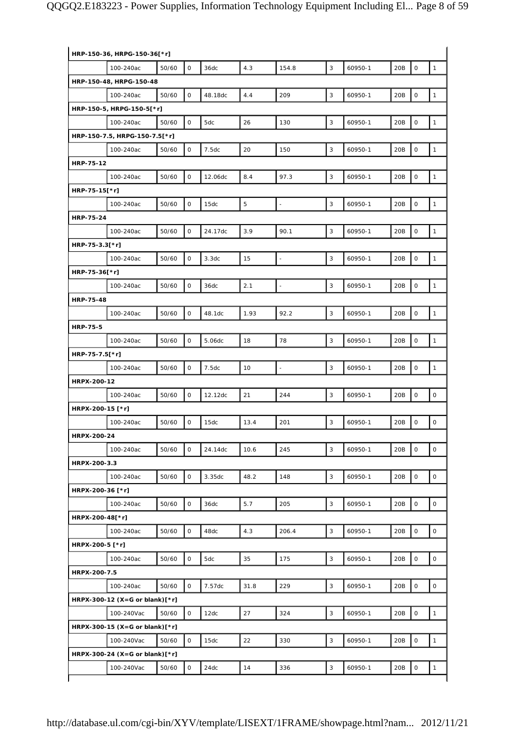| | | | | | | | | | | | |
|---|---|---|---|---|---|---|---|---|---|---|---|
| **HRP-150-36, HRPG-150-36[*r]** | | | | | | | | | | | |
| | 100-240ac | 50/60 | 0 | 36dc | 4.3 | 154.8 | 3 | 60950-1 | 20B | 0 | 1 |
| **HRP-150-48, HRPG-150-48** | | | | | | | | | | | |
| | 100-240ac | 50/60 | 0 | 48.18dc | 4.4 | 209 | 3 | 60950-1 | 20B | 0 | 1 |
| **HRP-150-5, HRPG-150-5[*r]** | | | | | | | | | | | |
| | 100-240ac | 50/60 | 0 | 5dc | 26 | 130 | 3 | 60950-1 | 20B | 0 | 1 |
| **HRP-150-7.5, HRPG-150-7.5[*r]** | | | | | | | | | | | |
| | 100-240ac | 50/60 | 0 | 7.5dc | 20 | 150 | 3 | 60950-1 | 20B | 0 | 1 |
| **HRP-75-12** | | | | | | | | | | | |
| | 100-240ac | 50/60 | 0 | 12.06dc | 8.4 | 97.3 | 3 | 60950-1 | 20B | 0 | 1 |
| **HRP-75-15[*r]** | | | | | | | | | | | |
| | 100-240ac | 50/60 | 0 | 15dc | 5 | - | 3 | 60950-1 | 20B | 0 | 1 |
| **HRP-75-24** | | | | | | | | | | | |
| | 100-240ac | 50/60 | 0 | 24.17dc | 3.9 | 90.1 | 3 | 60950-1 | 20B | 0 | 1 |
| **HRP-75-3.3[*r]** | | | | | | | | | | | |
| | 100-240ac | 50/60 | 0 | 3.3dc | 15 | - | 3 | 60950-1 | 20B | 0 | 1 |
| **HRP-75-36[*r]** | | | | | | | | | | | |
| | 100-240ac | 50/60 | 0 | 36dc | 2.1 | - | 3 | 60950-1 | 20B | 0 | 1 |
| **HRP-75-48** | | | | | | | | | | | |
| | 100-240ac | 50/60 | 0 | 48.1dc | 1.93 | 92.2 | 3 | 60950-1 | 20B | 0 | 1 |
| **HRP-75-5** | | | | | | | | | | | |
| | 100-240ac | 50/60 | 0 | 5.06dc | 18 | 78 | 3 | 60950-1 | 20B | 0 | 1 |
| **HRP-75-7.5[*r]** | | | | | | | | | | | |
| | 100-240ac | 50/60 | 0 | 7.5dc | 10 | - | 3 | 60950-1 | 20B | 0 | 1 |
| **HRPX-200-12** | | | | | | | | | | | |
| | 100-240ac | 50/60 | 0 | 12.12dc | 21 | 244 | 3 | 60950-1 | 20B | 0 | 0 |
| **HRPX-200-15 [*r]** | | | | | | | | | | | |
| | 100-240ac | 50/60 | 0 | 15dc | 13.4 | 201 | 3 | 60950-1 | 20B | 0 | 0 |
| **HRPX-200-24** | | | | | | | | | | | |
| | 100-240ac | 50/60 | 0 | 24.14dc | 10.6 | 245 | 3 | 60950-1 | 20B | 0 | 0 |
| **HRPX-200-3.3** | | | | | | | | | | | |
| | 100-240ac | 50/60 | 0 | 3.35dc | 48.2 | 148 | 3 | 60950-1 | 20B | 0 | 0 |
| **HRPX-200-36 [*r]** | | | | | | | | | | | |
| | 100-240ac | 50/60 | 0 | 36dc | 5.7 | 205 | 3 | 60950-1 | 20B | 0 | 0 |
| **HRPX-200-48[*r]** | | | | | | | | | | | |
| | 100-240ac | 50/60 | 0 | 48dc | 4.3 | 206.4 | 3 | 60950-1 | 20B | 0 | 0 |
| **HRPX-200-5 [*r]** | | | | | | | | | | | |
| | 100-240ac | 50/60 | 0 | 5dc | 35 | 175 | 3 | 60950-1 | 20B | 0 | 0 |
| **HRPX-200-7.5** | | | | | | | | | | | |
| | 100-240ac | 50/60 | 0 | 7.57dc | 31.8 | 229 | 3 | 60950-1 | 20B | 0 | 0 |
| **HRPX-300-12 (X=G or blank)[*r]** | | | | | | | | | | | |
| | 100-240Vac | 50/60 | 0 | 12dc | 27 | 324 | 3 | 60950-1 | 20B | 0 | 1 |
| **HRPX-300-15 (X=G or blank)[*r]** | | | | | | | | | | | |
| | 100-240Vac | 50/60 | 0 | 15dc | 22 | 330 | 3 | 60950-1 | 20B | 0 | 1 |
| **HRPX-300-24 (X=G or blank)[*r]** | | | | | | | | | | | |
| | 100-240Vac | 50/60 | 0 | 24dc | 14 | 336 | 3 | 60950-1 | 20B | 0 | 1 |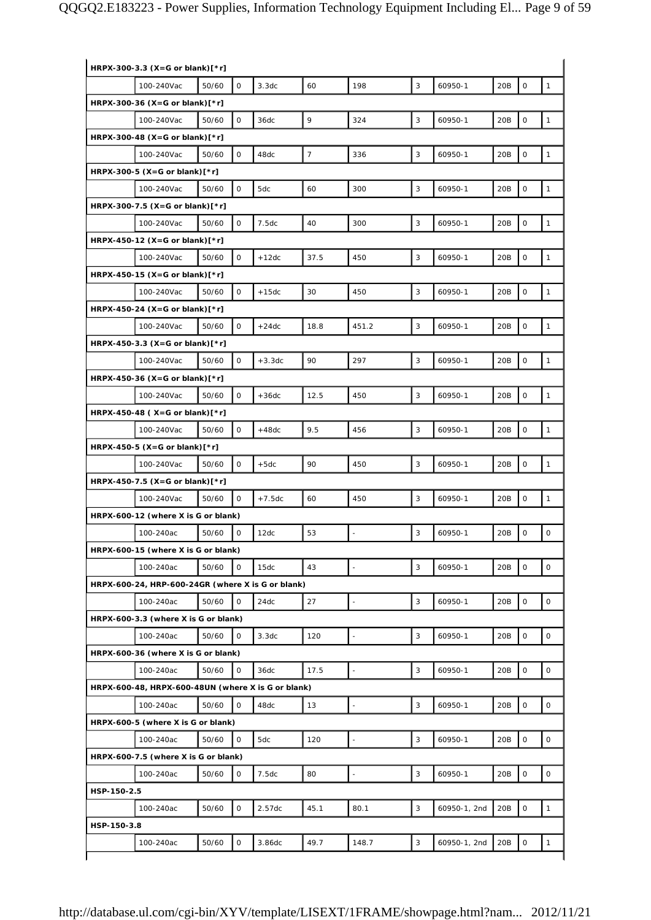| | | | | | | | | | | | |
|---|---|---|---|---|---|---|---|---|---|---|---|
| **HRPX-300-3.3 (X=G or blank)[*r]** | | | | | | | | | | | |
| | 100-240Vac | 50/60 | 0 | 3.3dc | 60 | 198 | 3 | 60950-1 | 20B | 0 | 1 |
| **HRPX-300-36 (X=G or blank)[*r]** | | | | | | | | | | | |
| | 100-240Vac | 50/60 | 0 | 36dc | 9 | 324 | 3 | 60950-1 | 20B | 0 | 1 |
| **HRPX-300-48 (X=G or blank)[*r]** | | | | | | | | | | | |
| | 100-240Vac | 50/60 | 0 | 48dc | 7 | 336 | 3 | 60950-1 | 20B | 0 | 1 |
| **HRPX-300-5 (X=G or blank)[*r]** | | | | | | | | | | | |
| | 100-240Vac | 50/60 | 0 | 5dc | 60 | 300 | 3 | 60950-1 | 20B | 0 | 1 |
| **HRPX-300-7.5 (X=G or blank)[*r]** | | | | | | | | | | | |
| | 100-240Vac | 50/60 | 0 | 7.5dc | 40 | 300 | 3 | 60950-1 | 20B | 0 | 1 |
| **HRPX-450-12 (X=G or blank)[*r]** | | | | | | | | | | | |
| | 100-240Vac | 50/60 | 0 | +12dc | 37.5 | 450 | 3 | 60950-1 | 20B | 0 | 1 |
| **HRPX-450-15 (X=G or blank)[*r]** | | | | | | | | | | | |
| | 100-240Vac | 50/60 | 0 | +15dc | 30 | 450 | 3 | 60950-1 | 20B | 0 | 1 |
| **HRPX-450-24 (X=G or blank)[*r]** | | | | | | | | | | | |
| | 100-240Vac | 50/60 | 0 | +24dc | 18.8 | 451.2 | 3 | 60950-1 | 20B | 0 | 1 |
| **HRPX-450-3.3 (X=G or blank)[*r]** | | | | | | | | | | | |
| | 100-240Vac | 50/60 | 0 | +3.3dc | 90 | 297 | 3 | 60950-1 | 20B | 0 | 1 |
| **HRPX-450-36 (X=G or blank)[*r]** | | | | | | | | | | | |
| | 100-240Vac | 50/60 | 0 | +36dc | 12.5 | 450 | 3 | 60950-1 | 20B | 0 | 1 |
| **HRPX-450-48 ( X=G or blank)[*r]** | | | | | | | | | | | |
| | 100-240Vac | 50/60 | 0 | +48dc | 9.5 | 456 | 3 | 60950-1 | 20B | 0 | 1 |
| **HRPX-450-5 (X=G or blank)[*r]** | | | | | | | | | | | |
| | 100-240Vac | 50/60 | 0 | +5dc | 90 | 450 | 3 | 60950-1 | 20B | 0 | 1 |
| **HRPX-450-7.5 (X=G or blank)[*r]** | | | | | | | | | | | |
| | 100-240Vac | 50/60 | 0 | +7.5dc | 60 | 450 | 3 | 60950-1 | 20B | 0 | 1 |
| **HRPX-600-12 (where X is G or blank)** | | | | | | | | | | | |
| | 100-240ac | 50/60 | 0 | 12dc | 53 | - | 3 | 60950-1 | 20B | 0 | 0 |
| **HRPX-600-15 (where X is G or blank)** | | | | | | | | | | | |
| | 100-240ac | 50/60 | 0 | 15dc | 43 | - | 3 | 60950-1 | 20B | 0 | 0 |
| **HRPX-600-24, HRP-600-24GR (where X is G or blank)** | | | | | | | | | | | |
| | 100-240ac | 50/60 | 0 | 24dc | 27 | - | 3 | 60950-1 | 20B | 0 | 0 |
| **HRPX-600-3.3 (where X is G or blank)** | | | | | | | | | | | |
| | 100-240ac | 50/60 | 0 | 3.3dc | 120 | - | 3 | 60950-1 | 20B | 0 | 0 |
| **HRPX-600-36 (where X is G or blank)** | | | | | | | | | | | |
| | 100-240ac | 50/60 | 0 | 36dc | 17.5 | - | 3 | 60950-1 | 20B | 0 | 0 |
| **HRPX-600-48, HRPX-600-48UN (where X is G or blank)** | | | | | | | | | | | |
| | 100-240ac | 50/60 | 0 | 48dc | 13 | - | 3 | 60950-1 | 20B | 0 | 0 |
| **HRPX-600-5 (where X is G or blank)** | | | | | | | | | | | |
| | 100-240ac | 50/60 | 0 | 5dc | 120 | - | 3 | 60950-1 | 20B | 0 | 0 |
| **HRPX-600-7.5 (where X is G or blank)** | | | | | | | | | | | |
| | 100-240ac | 50/60 | 0 | 7.5dc | 80 | - | 3 | 60950-1 | 20B | 0 | 0 |
| **HSP-150-2.5** | | | | | | | | | | | |
| | 100-240ac | 50/60 | 0 | 2.57dc | 45.1 | 80.1 | 3 | 60950-1, 2nd | 20B | 0 | 1 |
| **HSP-150-3.8** | | | | | | | | | | | |
| | 100-240ac | 50/60 | 0 | 3.86dc | 49.7 | 148.7 | 3 | 60950-1, 2nd | 20B | 0 | 1 |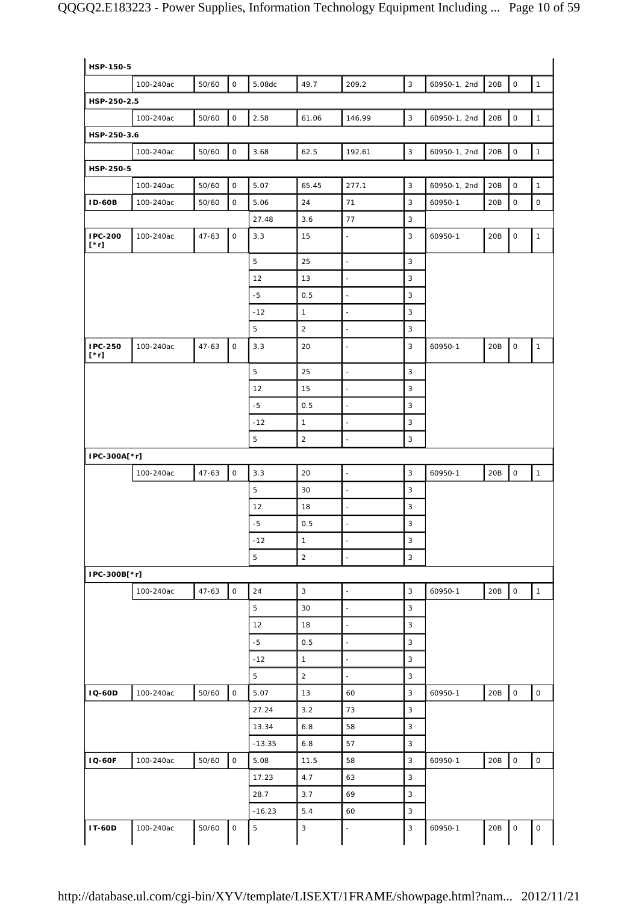| | | | | | | | | | | | |
|---|---|---|---|---|---|---|---|---|---|---|---|
| **HSP-150-5** | | | | | | | | | | | |
| | 100-240ac | 50/60 | 0 | 5.08dc | 49.7 | 209.2 | 3 | 60950-1, 2nd | 20B | 0 | 1 |
| **HSP-250-2.5** | | | | | | | | | | | |
| | 100-240ac | 50/60 | 0 | 2.58 | 61.06 | 146.99 | 3 | 60950-1, 2nd | 20B | 0 | 1 |
| **HSP-250-3.6** | | | | | | | | | | | |
| | 100-240ac | 50/60 | 0 | 3.68 | 62.5 | 192.61 | 3 | 60950-1, 2nd | 20B | 0 | 1 |
| **HSP-250-5** | | | | | | | | | | | |
| | 100-240ac | 50/60 | 0 | 5.07 | 65.45 | 277.1 | 3 | 60950-1, 2nd | 20B | 0 | 1 |
| **ID-60B** | 100-240ac | 50/60 | 0 | 5.06 | 24 | 71 | 3 | 60950-1 | 20B | 0 | 0 |
| | | | | 27.48 | 3.6 | 77 | 3 | | | | |
| **IPC-200 [*r]** | 100-240ac | 47-63 | 0 | 3.3 | 15 | - | 3 | 60950-1 | 20B | 0 | 1 |
| | | | | 5 | 25 | - | 3 | | | | |
| | | | | 12 | 13 | - | 3 | | | | |
| | | | | -5 | 0.5 | - | 3 | | | | |
| | | | | -12 | 1 | - | 3 | | | | |
| | | | | 5 | 2 | - | 3 | | | | |
| **IPC-250 [*r]** | 100-240ac | 47-63 | 0 | 3.3 | 20 | - | 3 | 60950-1 | 20B | 0 | 1 |
| | | | | 5 | 25 | - | 3 | | | | |
| | | | | 12 | 15 | - | 3 | | | | |
| | | | | -5 | 0.5 | - | 3 | | | | |
| | | | | -12 | 1 | - | 3 | | | | |
| | | | | 5 | 2 | - | 3 | | | | |
| **IPC-300A[*r]** | | | | | | | | | | | |
| | 100-240ac | 47-63 | 0 | 3.3 | 20 | - | 3 | 60950-1 | 20B | 0 | 1 |
| | | | | 5 | 30 | - | 3 | | | | |
| | | | | 12 | 18 | - | 3 | | | | |
| | | | | -5 | 0.5 | - | 3 | | | | |
| | | | | -12 | 1 | - | 3 | | | | |
| | | | | 5 | 2 | - | 3 | | | | |
| **IPC-300B[*r]** | | | | | | | | | | | |
| | 100-240ac | 47-63 | 0 | 24 | 3 | - | 3 | 60950-1 | 20B | 0 | 1 |
| | | | | 5 | 30 | - | 3 | | | | |
| | | | | 12 | 18 | - | 3 | | | | |
| | | | | -5 | 0.5 | - | 3 | | | | |
| | | | | -12 | 1 | - | 3 | | | | |
| | | | | 5 | 2 | - | 3 | | | | |
| **IQ-60D** | 100-240ac | 50/60 | 0 | 5.07 | 13 | 60 | 3 | 60950-1 | 20B | 0 | 0 |
| | | | | 27.24 | 3.2 | 73 | 3 | | | | |
| | | | | 13.34 | 6.8 | 58 | 3 | | | | |
| | | | | -13.35 | 6.8 | 57 | 3 | | | | |
| **IQ-60F** | 100-240ac | 50/60 | 0 | 5.08 | 11.5 | 58 | 3 | 60950-1 | 20B | 0 | 0 |
| | | | | 17.23 | 4.7 | 63 | 3 | | | | |
| | | | | 28.7 | 3.7 | 69 | 3 | | | | |
| | | | | -16.23 | 5.4 | 60 | 3 | | | | |
| **IT-60D** | 100-240ac | 50/60 | 0 | 5 | 3 | - | 3 | 60950-1 | 20B | 0 | 0 |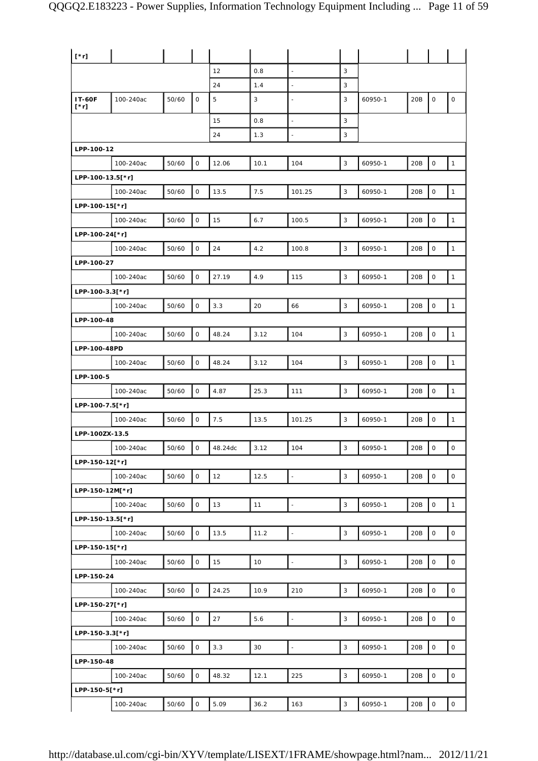| | | | | | | | | | | | |
|---|---|---|---|---|---|---|---|---|---|---|---|
| [*r] | | | | | | | | | | | |
| | | | | 12 | 0.8 | - | 3 | | | | |
| | | | | 24 | 1.4 | - | 3 | | | | |
| **IT-60F [*r]** | 100-240ac | 50/60 | 0 | 5 | 3 | - | 3 | 60950-1 | 20B | 0 | 0 |
| | | | | 15 | 0.8 | - | 3 | | | | |
| | | | | 24 | 1.3 | - | 3 | | | | |
| **LPP-100-12** | | | | | | | | | | | |
| | 100-240ac | 50/60 | 0 | 12.06 | 10.1 | 104 | 3 | 60950-1 | 20B | 0 | 1 |
| **LPP-100-13.5[*r]** | | | | | | | | | | | |
| | 100-240ac | 50/60 | 0 | 13.5 | 7.5 | 101.25 | 3 | 60950-1 | 20B | 0 | 1 |
| **LPP-100-15[*r]** | | | | | | | | | | | |
| | 100-240ac | 50/60 | 0 | 15 | 6.7 | 100.5 | 3 | 60950-1 | 20B | 0 | 1 |
| **LPP-100-24[*r]** | | | | | | | | | | | |
| | 100-240ac | 50/60 | 0 | 24 | 4.2 | 100.8 | 3 | 60950-1 | 20B | 0 | 1 |
| **LPP-100-27** | | | | | | | | | | | |
| | 100-240ac | 50/60 | 0 | 27.19 | 4.9 | 115 | 3 | 60950-1 | 20B | 0 | 1 |
| **LPP-100-3.3[*r]** | | | | | | | | | | | |
| | 100-240ac | 50/60 | 0 | 3.3 | 20 | 66 | 3 | 60950-1 | 20B | 0 | 1 |
| **LPP-100-48** | | | | | | | | | | | |
| | 100-240ac | 50/60 | 0 | 48.24 | 3.12 | 104 | 3 | 60950-1 | 20B | 0 | 1 |
| **LPP-100-48PD** | | | | | | | | | | | |
| | 100-240ac | 50/60 | 0 | 48.24 | 3.12 | 104 | 3 | 60950-1 | 20B | 0 | 1 |
| **LPP-100-5** | | | | | | | | | | | |
| | 100-240ac | 50/60 | 0 | 4.87 | 25.3 | 111 | 3 | 60950-1 | 20B | 0 | 1 |
| **LPP-100-7.5[*r]** | | | | | | | | | | | |
| | 100-240ac | 50/60 | 0 | 7.5 | 13.5 | 101.25 | 3 | 60950-1 | 20B | 0 | 1 |
| **LPP-100ZX-13.5** | | | | | | | | | | | |
| | 100-240ac | 50/60 | 0 | 48.24dc | 3.12 | 104 | 3 | 60950-1 | 20B | 0 | 0 |
| **LPP-150-12[*r]** | | | | | | | | | | | |
| | 100-240ac | 50/60 | 0 | 12 | 12.5 | - | 3 | 60950-1 | 20B | 0 | 0 |
| **LPP-150-12M[*r]** | | | | | | | | | | | |
| | 100-240ac | 50/60 | 0 | 13 | 11 | - | 3 | 60950-1 | 20B | 0 | 1 |
| **LPP-150-13.5[*r]** | | | | | | | | | | | |
| | 100-240ac | 50/60 | 0 | 13.5 | 11.2 | - | 3 | 60950-1 | 20B | 0 | 0 |
| **LPP-150-15[*r]** | | | | | | | | | | | |
| | 100-240ac | 50/60 | 0 | 15 | 10 | - | 3 | 60950-1 | 20B | 0 | 0 |
| **LPP-150-24** | | | | | | | | | | | |
| | 100-240ac | 50/60 | 0 | 24.25 | 10.9 | 210 | 3 | 60950-1 | 20B | 0 | 0 |
| **LPP-150-27[*r]** | | | | | | | | | | | |
| | 100-240ac | 50/60 | 0 | 27 | 5.6 | - | 3 | 60950-1 | 20B | 0 | 0 |
| **LPP-150-3.3[*r]** | | | | | | | | | | | |
| | 100-240ac | 50/60 | 0 | 3.3 | 30 | - | 3 | 60950-1 | 20B | 0 | 0 |
| **LPP-150-48** | | | | | | | | | | | |
| | 100-240ac | 50/60 | 0 | 48.32 | 12.1 | 225 | 3 | 60950-1 | 20B | 0 | 0 |
| **LPP-150-5[*r]** | | | | | | | | | | | |
| | 100-240ac | 50/60 | 0 | 5.09 | 36.2 | 163 | 3 | 60950-1 | 20B | 0 | 0 |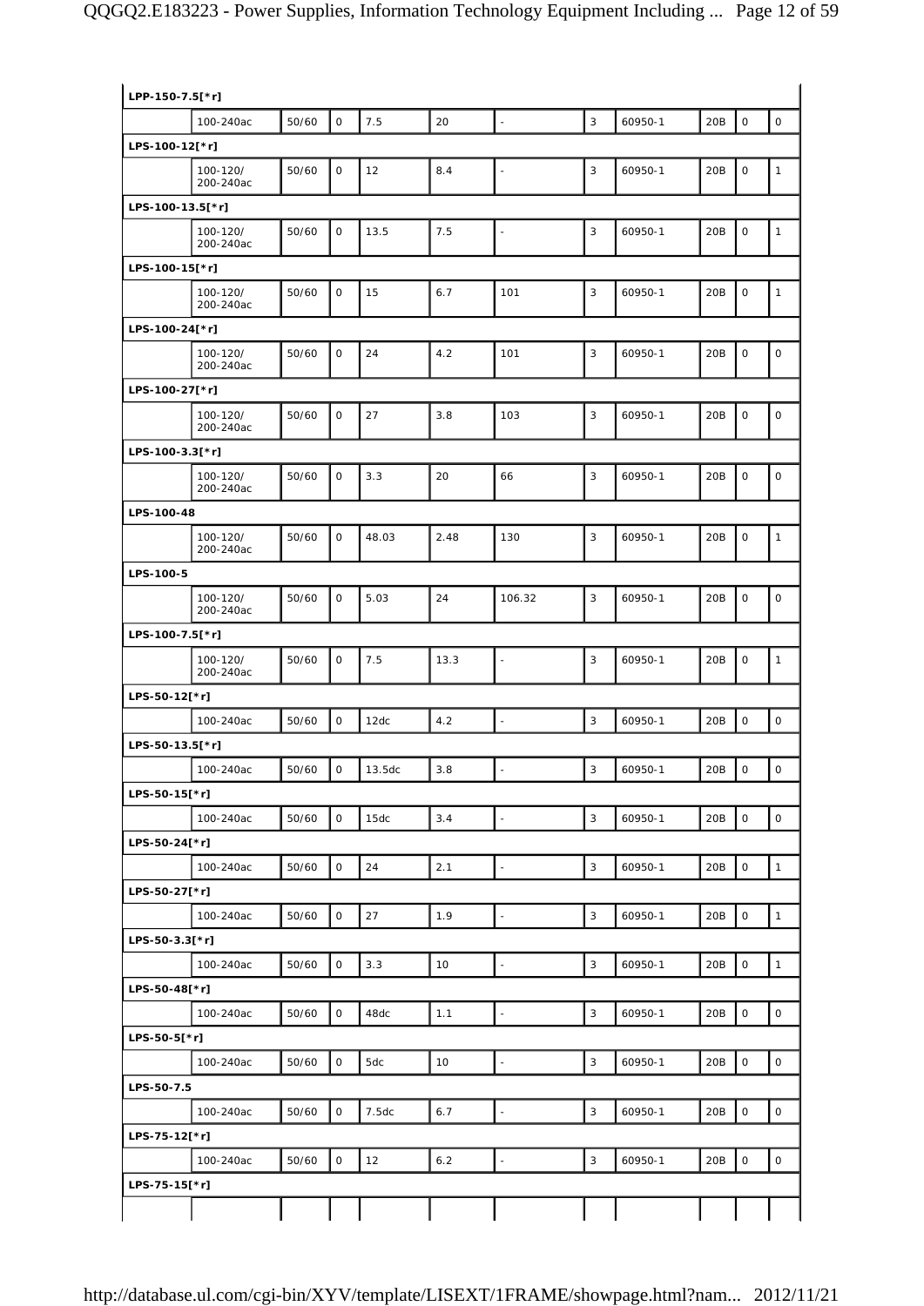| LPP-150-7.5[*r] | | | | | | | | | | | |
|---|---|---|---|---|---|---|---|---|---|---|---|
| | 100-240ac | 50/60 | 0 | 7.5 | 20 | - | 3 | 60950-1 | 20B | 0 | 0 |
| **LPS-100-12[*r]** | | | | | | | | | | | |
| | 100-120/ 200-240ac | 50/60 | 0 | 12 | 8.4 | - | 3 | 60950-1 | 20B | 0 | 1 |
| **LPS-100-13.5[*r]** | | | | | | | | | | | |
| | 100-120/ 200-240ac | 50/60 | 0 | 13.5 | 7.5 | - | 3 | 60950-1 | 20B | 0 | 1 |
| **LPS-100-15[*r]** | | | | | | | | | | | |
| | 100-120/ 200-240ac | 50/60 | 0 | 15 | 6.7 | 101 | 3 | 60950-1 | 20B | 0 | 1 |
| **LPS-100-24[*r]** | | | | | | | | | | | |
| | 100-120/ 200-240ac | 50/60 | 0 | 24 | 4.2 | 101 | 3 | 60950-1 | 20B | 0 | 0 |
| **LPS-100-27[*r]** | | | | | | | | | | | |
| | 100-120/ 200-240ac | 50/60 | 0 | 27 | 3.8 | 103 | 3 | 60950-1 | 20B | 0 | 0 |
| **LPS-100-3.3[*r]** | | | | | | | | | | | |
| | 100-120/ 200-240ac | 50/60 | 0 | 3.3 | 20 | 66 | 3 | 60950-1 | 20B | 0 | 0 |
| **LPS-100-48** | | | | | | | | | | | |
| | 100-120/ 200-240ac | 50/60 | 0 | 48.03 | 2.48 | 130 | 3 | 60950-1 | 20B | 0 | 1 |
| **LPS-100-5** | | | | | | | | | | | |
| | 100-120/ 200-240ac | 50/60 | 0 | 5.03 | 24 | 106.32 | 3 | 60950-1 | 20B | 0 | 0 |
| **LPS-100-7.5[*r]** | | | | | | | | | | | |
| | 100-120/ 200-240ac | 50/60 | 0 | 7.5 | 13.3 | - | 3 | 60950-1 | 20B | 0 | 1 |
| **LPS-50-12[*r]** | | | | | | | | | | | |
| | 100-240ac | 50/60 | 0 | 12dc | 4.2 | - | 3 | 60950-1 | 20B | 0 | 0 |
| **LPS-50-13.5[*r]** | | | | | | | | | | | |
| | 100-240ac | 50/60 | 0 | 13.5dc | 3.8 | - | 3 | 60950-1 | 20B | 0 | 0 |
| **LPS-50-15[*r]** | | | | | | | | | | | |
| | 100-240ac | 50/60 | 0 | 15dc | 3.4 | - | 3 | 60950-1 | 20B | 0 | 0 |
| **LPS-50-24[*r]** | | | | | | | | | | | |
| | 100-240ac | 50/60 | 0 | 24 | 2.1 | - | 3 | 60950-1 | 20B | 0 | 1 |
| **LPS-50-27[*r]** | | | | | | | | | | | |
| | 100-240ac | 50/60 | 0 | 27 | 1.9 | - | 3 | 60950-1 | 20B | 0 | 1 |
| **LPS-50-3.3[*r]** | | | | | | | | | | | |
| | 100-240ac | 50/60 | 0 | 3.3 | 10 | - | 3 | 60950-1 | 20B | 0 | 1 |
| **LPS-50-48[*r]** | | | | | | | | | | | |
| | 100-240ac | 50/60 | 0 | 48dc | 1.1 | - | 3 | 60950-1 | 20B | 0 | 0 |
| **LPS-50-5[*r]** | | | | | | | | | | | |
| | 100-240ac | 50/60 | 0 | 5dc | 10 | - | 3 | 60950-1 | 20B | 0 | 0 |
| **LPS-50-7.5** | | | | | | | | | | | |
| | 100-240ac | 50/60 | 0 | 7.5dc | 6.7 | - | 3 | 60950-1 | 20B | 0 | 0 |
| **LPS-75-12[*r]** | | | | | | | | | | | |
| | 100-240ac | 50/60 | 0 | 12 | 6.2 | - | 3 | 60950-1 | 20B | 0 | 0 |
| **LPS-75-15[*r]** | | | | | | | | | | | |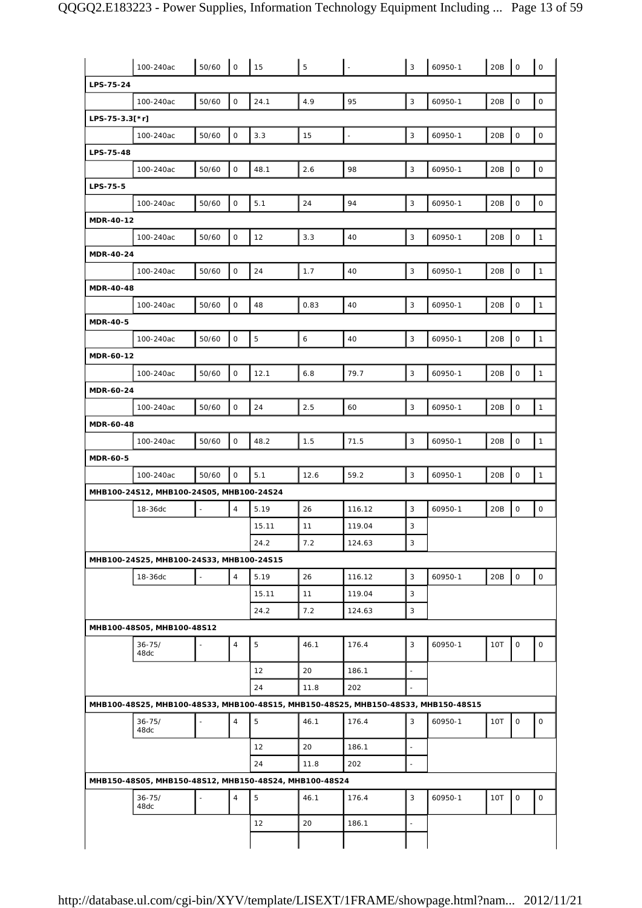| | | | | | | | | | | | |
|---|---|---|---|---|---|---|---|---|---|---|---|
| | 100-240ac | 50/60 | 0 | 15 | 5 | - | 3 | 60950-1 | 20B | 0 | 0 |
| **LPS-75-24** | | | | | | | | | | | |
| | 100-240ac | 50/60 | 0 | 24.1 | 4.9 | 95 | 3 | 60950-1 | 20B | 0 | 0 |
| **LPS-75-3.3[*r]** | | | | | | | | | | | |
| | 100-240ac | 50/60 | 0 | 3.3 | 15 | - | 3 | 60950-1 | 20B | 0 | 0 |
| **LPS-75-48** | | | | | | | | | | | |
| | 100-240ac | 50/60 | 0 | 48.1 | 2.6 | 98 | 3 | 60950-1 | 20B | 0 | 0 |
| **LPS-75-5** | | | | | | | | | | | |
| | 100-240ac | 50/60 | 0 | 5.1 | 24 | 94 | 3 | 60950-1 | 20B | 0 | 0 |
| **MDR-40-12** | | | | | | | | | | | |
| | 100-240ac | 50/60 | 0 | 12 | 3.3 | 40 | 3 | 60950-1 | 20B | 0 | 1 |
| **MDR-40-24** | | | | | | | | | | | |
| | 100-240ac | 50/60 | 0 | 24 | 1.7 | 40 | 3 | 60950-1 | 20B | 0 | 1 |
| **MDR-40-48** | | | | | | | | | | | |
| | 100-240ac | 50/60 | 0 | 48 | 0.83 | 40 | 3 | 60950-1 | 20B | 0 | 1 |
| **MDR-40-5** | | | | | | | | | | | |
| | 100-240ac | 50/60 | 0 | 5 | 6 | 40 | 3 | 60950-1 | 20B | 0 | 1 |
| **MDR-60-12** | | | | | | | | | | | |
| | 100-240ac | 50/60 | 0 | 12.1 | 6.8 | 79.7 | 3 | 60950-1 | 20B | 0 | 1 |
| **MDR-60-24** | | | | | | | | | | | |
| | 100-240ac | 50/60 | 0 | 24 | 2.5 | 60 | 3 | 60950-1 | 20B | 0 | 1 |
| **MDR-60-48** | | | | | | | | | | | |
| | 100-240ac | 50/60 | 0 | 48.2 | 1.5 | 71.5 | 3 | 60950-1 | 20B | 0 | 1 |
| **MDR-60-5** | | | | | | | | | | | |
| | 100-240ac | 50/60 | 0 | 5.1 | 12.6 | 59.2 | 3 | 60950-1 | 20B | 0 | 1 |
| **MHB100-24S12, MHB100-24S05, MHB100-24S24** | | | | | | | | | | | |
| | 18-36dc | - | 4 | 5.19 | 26 | 116.12 | 3 | 60950-1 | 20B | 0 | 0 |
| | | | | 15.11 | 11 | 119.04 | 3 | | | | |
| | | | | 24.2 | 7.2 | 124.63 | 3 | | | | |
| **MHB100-24S25, MHB100-24S33, MHB100-24S15** | | | | | | | | | | | |
| | 18-36dc | - | 4 | 5.19 | 26 | 116.12 | 3 | 60950-1 | 20B | 0 | 0 |
| | | | | 15.11 | 11 | 119.04 | 3 | | | | |
| | | | | 24.2 | 7.2 | 124.63 | 3 | | | | |
| **MHB100-48S05, MHB100-48S12** | | | | | | | | | | | |
| | 36-75/ 48dc | - | 4 | 5 | 46.1 | 176.4 | 3 | 60950-1 | 10T | 0 | 0 |
| | | | | 12 | 20 | 186.1 | - | | | | |
| | | | | 24 | 11.8 | 202 | - | | | | |
| **MHB100-48S25, MHB100-48S33, MHB100-48S15, MHB150-48S25, MHB150-48S33, MHB150-48S15** | | | | | | | | | | | |
| | 36-75/ 48dc | - | 4 | 5 | 46.1 | 176.4 | 3 | 60950-1 | 10T | 0 | 0 |
| | | | | 12 | 20 | 186.1 | - | | | | |
| | | | | 24 | 11.8 | 202 | - | | | | |
| **MHB150-48S05, MHB150-48S12, MHB150-48S24, MHB100-48S24** | | | | | | | | | | | |
| | 36-75/ 48dc | - | 4 | 5 | 46.1 | 176.4 | 3 | 60950-1 | 10T | 0 | 0 |
| | | | | 12 | 20 | 186.1 | - | | | | |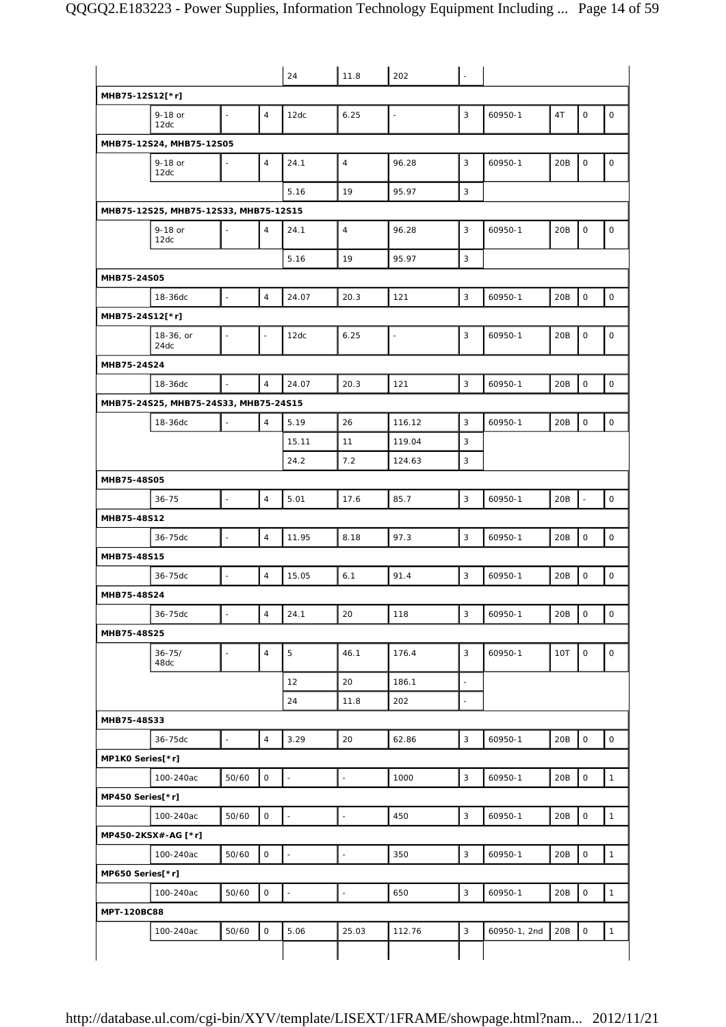| | | | | | | | | | | | |
|---|---|---|---|---|---|---|---|---|---|---|---|
| | | | | 24 | 11.8 | 202 | - | | | | |
| **MHB75-12S12[*r]** | | | | | | | | | | | |
| | 9-18 or 12dc | - | 4 | 12dc | 6.25 | - | 3 | 60950-1 | 4T | 0 | 0 |
| **MHB75-12S24, MHB75-12S05** | | | | | | | | | | | |
| | 9-18 or 12dc | - | 4 | 24.1 | 4 | 96.28 | 3 | 60950-1 | 20B | 0 | 0 |
| | | | | 5.16 | 19 | 95.97 | 3 | | | | |
| **MHB75-12S25, MHB75-12S33, MHB75-12S15** | | | | | | | | | | | |
| | 9-18 or 12dc | - | 4 | 24.1 | 4 | 96.28 | 3 | 60950-1 | 20B | 0 | 0 |
| | | | | 5.16 | 19 | 95.97 | 3 | | | | |
| **MHB75-24S05** | | | | | | | | | | | |
| | 18-36dc | - | 4 | 24.07 | 20.3 | 121 | 3 | 60950-1 | 20B | 0 | 0 |
| **MHB75-24S12[*r]** | | | | | | | | | | | |
| | 18-36, or 24dc | - | - | 12dc | 6.25 | - | 3 | 60950-1 | 20B | 0 | 0 |
| **MHB75-24S24** | | | | | | | | | | | |
| | 18-36dc | - | 4 | 24.07 | 20.3 | 121 | 3 | 60950-1 | 20B | 0 | 0 |
| **MHB75-24S25, MHB75-24S33, MHB75-24S15** | | | | | | | | | | | |
| | 18-36dc | - | 4 | 5.19 | 26 | 116.12 | 3 | 60950-1 | 20B | 0 | 0 |
| | | | | 15.11 | 11 | 119.04 | 3 | | | | |
| | | | | 24.2 | 7.2 | 124.63 | 3 | | | | |
| **MHB75-48S05** | | | | | | | | | | | |
| | 36-75 | - | 4 | 5.01 | 17.6 | 85.7 | 3 | 60950-1 | 20B | - | 0 |
| **MHB75-48S12** | | | | | | | | | | | |
| | 36-75dc | - | 4 | 11.95 | 8.18 | 97.3 | 3 | 60950-1 | 20B | 0 | 0 |
| **MHB75-48S15** | | | | | | | | | | | |
| | 36-75dc | - | 4 | 15.05 | 6.1 | 91.4 | 3 | 60950-1 | 20B | 0 | 0 |
| **MHB75-48S24** | | | | | | | | | | | |
| | 36-75dc | - | 4 | 24.1 | 20 | 118 | 3 | 60950-1 | 20B | 0 | 0 |
| **MHB75-48S25** | | | | | | | | | | | |
| | 36-75/ 48dc | - | 4 | 5 | 46.1 | 176.4 | 3 | 60950-1 | 10T | 0 | 0 |
| | | | | 12 | 20 | 186.1 | - | | | | |
| | | | | 24 | 11.8 | 202 | - | | | | |
| **MHB75-48S33** | | | | | | | | | | | |
| | 36-75dc | - | 4 | 3.29 | 20 | 62.86 | 3 | 60950-1 | 20B | 0 | 0 |
| **MP1K0 Series[*r]** | | | | | | | | | | | |
| | 100-240ac | 50/60 | 0 | - | - | 1000 | 3 | 60950-1 | 20B | 0 | 1 |
| **MP450 Series[*r]** | | | | | | | | | | | |
| | 100-240ac | 50/60 | 0 | - | - | 450 | 3 | 60950-1 | 20B | 0 | 1 |
| **MP450-2KSX#-AG [*r]** | | | | | | | | | | | |
| | 100-240ac | 50/60 | 0 | - | - | 350 | 3 | 60950-1 | 20B | 0 | 1 |
| **MP650 Series[*r]** | | | | | | | | | | | |
| | 100-240ac | 50/60 | 0 | - | - | 650 | 3 | 60950-1 | 20B | 0 | 1 |
| **MPT-120BC88** | | | | | | | | | | | |
| | 100-240ac | 50/60 | 0 | 5.06 | 25.03 | 112.76 | 3 | 60950-1, 2nd | 20B | 0 | 1 |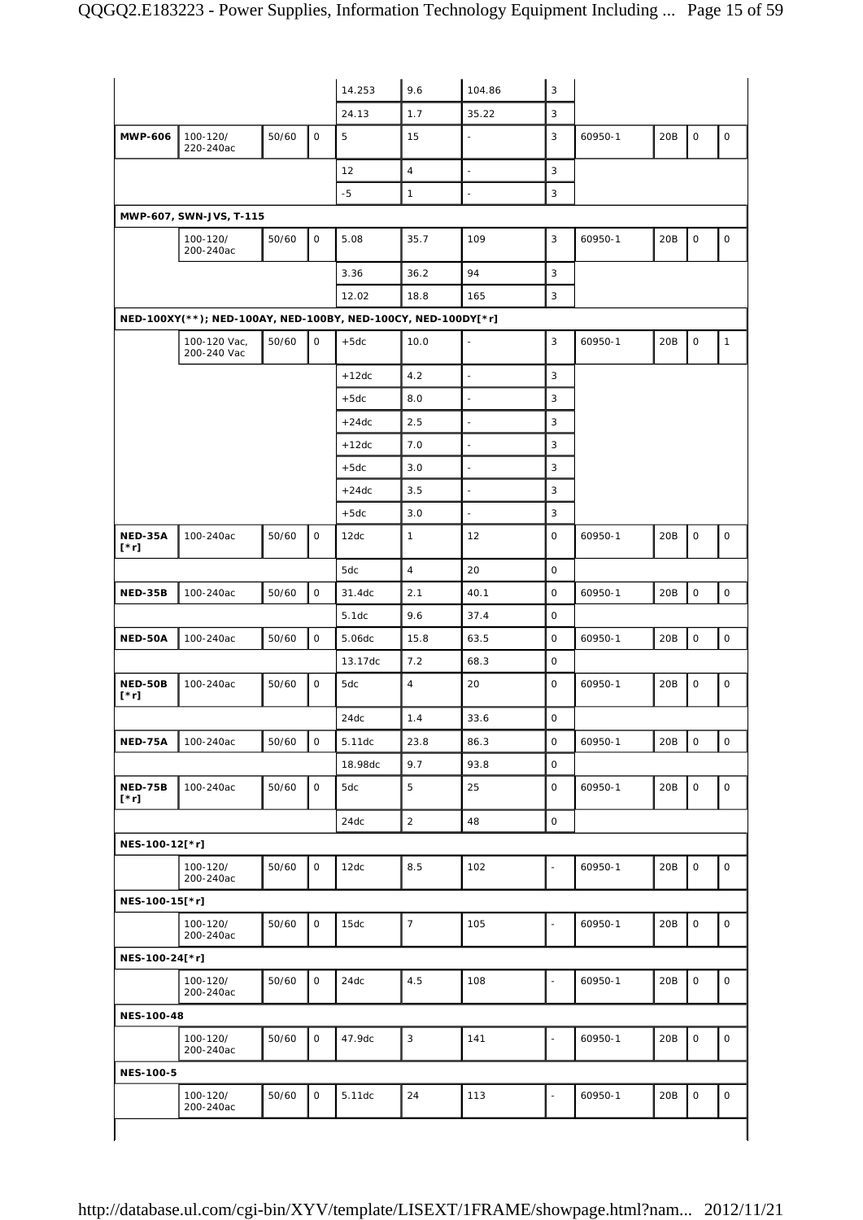| | | | | | | | | | | | |
|---|---|---|---|---|---|---|---|---|---|---|---|
| | | | | 14.253 | 9.6 | 104.86 | 3 | | | | |
| | | | | 24.13 | 1.7 | 35.22 | 3 | | | | |
| **MWP-606** | 100-120/ 220-240ac | 50/60 | 0 | 5 | 15 | - | 3 | 60950-1 | 20B | 0 | 0 |
| | | | | 12 | 4 | - | 3 | | | | |
| | | | | -5 | 1 | - | 3 | | | | |
| **MWP-607, SWN-JVS, T-115** | | | | | | | | | | | |
| | 100-120/ 200-240ac | 50/60 | 0 | 5.08 | 35.7 | 109 | 3 | 60950-1 | 20B | 0 | 0 |
| | | | | 3.36 | 36.2 | 94 | 3 | | | | |
| | | | | 12.02 | 18.8 | 165 | 3 | | | | |
| **NED-100XY(**); NED-100AY, NED-100BY, NED-100CY, NED-100DY[*r]** | | | | | | | | | | | |
| | 100-120 Vac, 200-240 Vac | 50/60 | 0 | +5dc | 10.0 | - | 3 | 60950-1 | 20B | 0 | 1 |
| | | | | +12dc | 4.2 | - | 3 | | | | |
| | | | | +5dc | 8.0 | - | 3 | | | | |
| | | | | +24dc | 2.5 | - | 3 | | | | |
| | | | | +12dc | 7.0 | - | 3 | | | | |
| | | | | +5dc | 3.0 | - | 3 | | | | |
| | | | | +24dc | 3.5 | - | 3 | | | | |
| | | | | +5dc | 3.0 | - | 3 | | | | |
| **NED-35A [*r]** | 100-240ac | 50/60 | 0 | 12dc | 1 | 12 | 0 | 60950-1 | 20B | 0 | 0 |
| | | | | 5dc | 4 | 20 | 0 | | | | |
| **NED-35B** | 100-240ac | 50/60 | 0 | 31.4dc | 2.1 | 40.1 | 0 | 60950-1 | 20B | 0 | 0 |
| | | | | 5.1dc | 9.6 | 37.4 | 0 | | | | |
| **NED-50A** | 100-240ac | 50/60 | 0 | 5.06dc | 15.8 | 63.5 | 0 | 60950-1 | 20B | 0 | 0 |
| | | | | 13.17dc | 7.2 | 68.3 | 0 | | | | |
| **NED-50B [*r]** | 100-240ac | 50/60 | 0 | 5dc | 4 | 20 | 0 | 60950-1 | 20B | 0 | 0 |
| | | | | 24dc | 1.4 | 33.6 | 0 | | | | |
| **NED-75A** | 100-240ac | 50/60 | 0 | 5.11dc | 23.8 | 86.3 | 0 | 60950-1 | 20B | 0 | 0 |
| | | | | 18.98dc | 9.7 | 93.8 | 0 | | | | |
| **NED-75B [*r]** | 100-240ac | 50/60 | 0 | 5dc | 5 | 25 | 0 | 60950-1 | 20B | 0 | 0 |
| | | | | 24dc | 2 | 48 | 0 | | | | |
| **NES-100-12[*r]** | | | | | | | | | | | |
| | 100-120/ 200-240ac | 50/60 | 0 | 12dc | 8.5 | 102 | - | 60950-1 | 20B | 0 | 0 |
| **NES-100-15[*r]** | | | | | | | | | | | |
| | 100-120/ 200-240ac | 50/60 | 0 | 15dc | 7 | 105 | - | 60950-1 | 20B | 0 | 0 |
| **NES-100-24[*r]** | | | | | | | | | | | |
| | 100-120/ 200-240ac | 50/60 | 0 | 24dc | 4.5 | 108 | - | 60950-1 | 20B | 0 | 0 |
| **NES-100-48** | | | | | | | | | | | |
| | 100-120/ 200-240ac | 50/60 | 0 | 47.9dc | 3 | 141 | - | 60950-1 | 20B | 0 | 0 |
| **NES-100-5** | | | | | | | | | | | |
| | 100-120/ 200-240ac | 50/60 | 0 | 5.11dc | 24 | 113 | - | 60950-1 | 20B | 0 | 0 |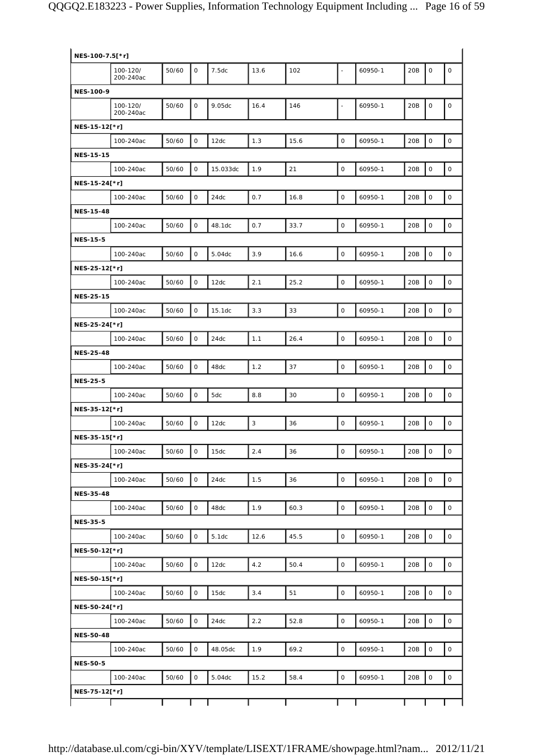| NES-100-7.5[*r] | | | | | | | | | | | | |
|---|---|---|---|---|---|---|---|---|---|---|---|---|
| | 100-120/ 200-240ac | 50/60 | 0 | 7.5dc | 13.6 | 102 | - | 60950-1 | 20B | 0 | 0 |
| **NES-100-9** | | | | | | | | | | | |
| | 100-120/ 200-240ac | 50/60 | 0 | 9.05dc | 16.4 | 146 | - | 60950-1 | 20B | 0 | 0 |
| **NES-15-12[*r]** | | | | | | | | | | | |
| | 100-240ac | 50/60 | 0 | 12dc | 1.3 | 15.6 | 0 | 60950-1 | 20B | 0 | 0 |
| **NES-15-15** | | | | | | | | | | | |
| | 100-240ac | 50/60 | 0 | 15.033dc | 1.9 | 21 | 0 | 60950-1 | 20B | 0 | 0 |
| **NES-15-24[*r]** | | | | | | | | | | | |
| | 100-240ac | 50/60 | 0 | 24dc | 0.7 | 16.8 | 0 | 60950-1 | 20B | 0 | 0 |
| **NES-15-48** | | | | | | | | | | | |
| | 100-240ac | 50/60 | 0 | 48.1dc | 0.7 | 33.7 | 0 | 60950-1 | 20B | 0 | 0 |
| **NES-15-5** | | | | | | | | | | | |
| | 100-240ac | 50/60 | 0 | 5.04dc | 3.9 | 16.6 | 0 | 60950-1 | 20B | 0 | 0 |
| **NES-25-12[*r]** | | | | | | | | | | | |
| | 100-240ac | 50/60 | 0 | 12dc | 2.1 | 25.2 | 0 | 60950-1 | 20B | 0 | 0 |
| **NES-25-15** | | | | | | | | | | | |
| | 100-240ac | 50/60 | 0 | 15.1dc | 3.3 | 33 | 0 | 60950-1 | 20B | 0 | 0 |
| **NES-25-24[*r]** | | | | | | | | | | | |
| | 100-240ac | 50/60 | 0 | 24dc | 1.1 | 26.4 | 0 | 60950-1 | 20B | 0 | 0 |
| **NES-25-48** | | | | | | | | | | | |
| | 100-240ac | 50/60 | 0 | 48dc | 1.2 | 37 | 0 | 60950-1 | 20B | 0 | 0 |
| **NES-25-5** | | | | | | | | | | | |
| | 100-240ac | 50/60 | 0 | 5dc | 8.8 | 30 | 0 | 60950-1 | 20B | 0 | 0 |
| **NES-35-12[*r]** | | | | | | | | | | | |
| | 100-240ac | 50/60 | 0 | 12dc | 3 | 36 | 0 | 60950-1 | 20B | 0 | 0 |
| **NES-35-15[*r]** | | | | | | | | | | | |
| | 100-240ac | 50/60 | 0 | 15dc | 2.4 | 36 | 0 | 60950-1 | 20B | 0 | 0 |
| **NES-35-24[*r]** | | | | | | | | | | | |
| | 100-240ac | 50/60 | 0 | 24dc | 1.5 | 36 | 0 | 60950-1 | 20B | 0 | 0 |
| **NES-35-48** | | | | | | | | | | | |
| | 100-240ac | 50/60 | 0 | 48dc | 1.9 | 60.3 | 0 | 60950-1 | 20B | 0 | 0 |
| **NES-35-5** | | | | | | | | | | | |
| | 100-240ac | 50/60 | 0 | 5.1dc | 12.6 | 45.5 | 0 | 60950-1 | 20B | 0 | 0 |
| **NES-50-12[*r]** | | | | | | | | | | | |
| | 100-240ac | 50/60 | 0 | 12dc | 4.2 | 50.4 | 0 | 60950-1 | 20B | 0 | 0 |
| **NES-50-15[*r]** | | | | | | | | | | | |
| | 100-240ac | 50/60 | 0 | 15dc | 3.4 | 51 | 0 | 60950-1 | 20B | 0 | 0 |
| **NES-50-24[*r]** | | | | | | | | | | | |
| | 100-240ac | 50/60 | 0 | 24dc | 2.2 | 52.8 | 0 | 60950-1 | 20B | 0 | 0 |
| **NES-50-48** | | | | | | | | | | | |
| | 100-240ac | 50/60 | 0 | 48.05dc | 1.9 | 69.2 | 0 | 60950-1 | 20B | 0 | 0 |
| **NES-50-5** | | | | | | | | | | | |
| | 100-240ac | 50/60 | 0 | 5.04dc | 15.2 | 58.4 | 0 | 60950-1 | 20B | 0 | 0 |
| **NES-75-12[*r]** | | | | | | | | | | | |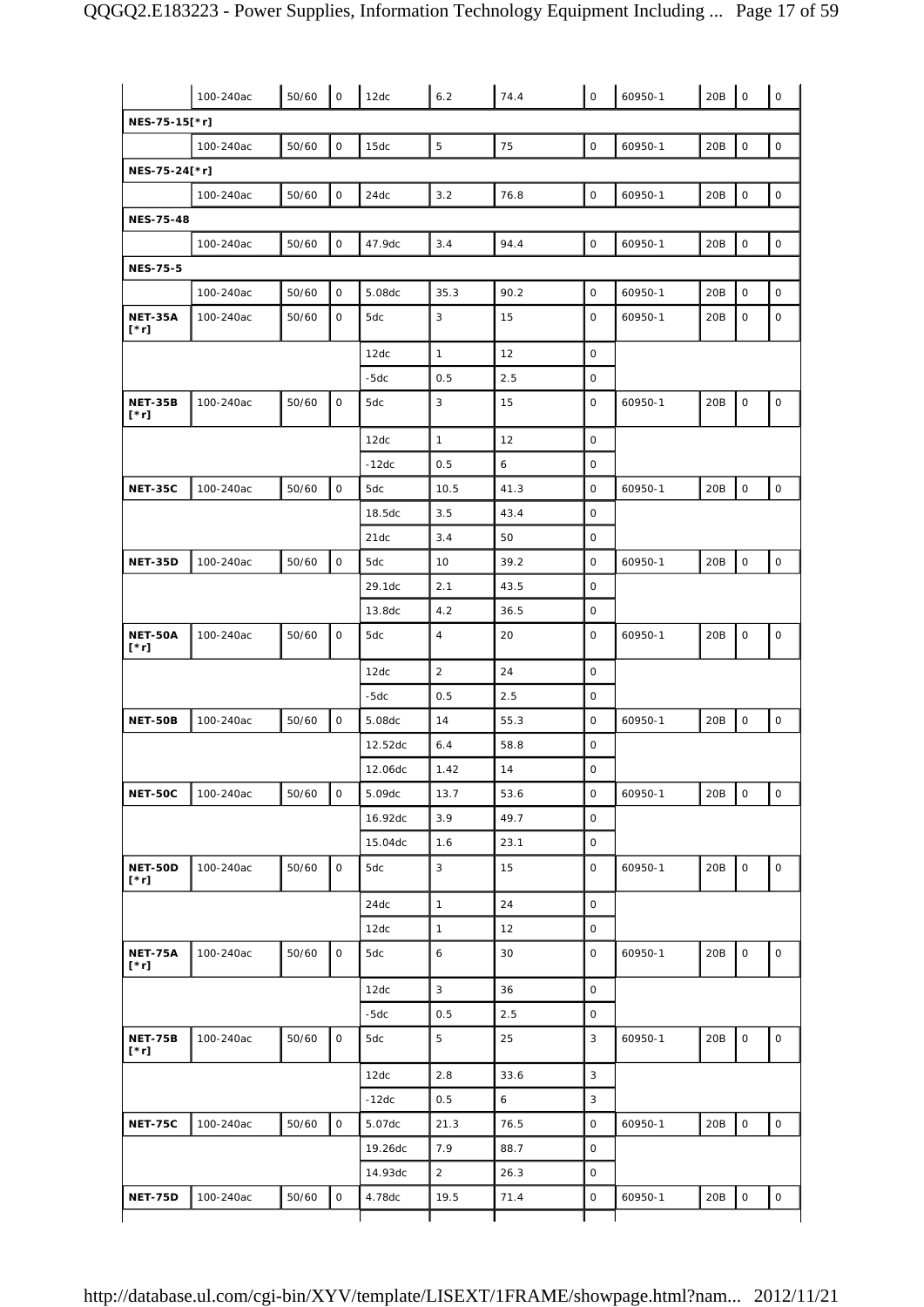| | 100-240ac | 50/60 | 0 | 12dc | 6.2 | 74.4 | 0 | 60950-1 | 20B | 0 | 0 |
|---|---|---|---|---|---|---|---|---|---|---|---|
| **NES-75-15[*r]** | | | | | | | | | | | |
| | 100-240ac | 50/60 | 0 | 15dc | 5 | 75 | 0 | 60950-1 | 20B | 0 | 0 |
| **NES-75-24[*r]** | | | | | | | | | | | |
| | 100-240ac | 50/60 | 0 | 24dc | 3.2 | 76.8 | 0 | 60950-1 | 20B | 0 | 0 |
| **NES-75-48** | | | | | | | | | | | |
| | 100-240ac | 50/60 | 0 | 47.9dc | 3.4 | 94.4 | 0 | 60950-1 | 20B | 0 | 0 |
| **NES-75-5** | | | | | | | | | | | |
| | 100-240ac | 50/60 | 0 | 5.08dc | 35.3 | 90.2 | 0 | 60950-1 | 20B | 0 | 0 |
| **NET-35A [*r]** | 100-240ac | 50/60 | 0 | 5dc | 3 | 15 | 0 | 60950-1 | 20B | 0 | 0 |
| | | | | 12dc | 1 | 12 | 0 | | | | |
| | | | | -5dc | 0.5 | 2.5 | 0 | | | | |
| **NET-35B [*r]** | 100-240ac | 50/60 | 0 | 5dc | 3 | 15 | 0 | 60950-1 | 20B | 0 | 0 |
| | | | | 12dc | 1 | 12 | 0 | | | | |
| | | | | -12dc | 0.5 | 6 | 0 | | | | |
| **NET-35C** | 100-240ac | 50/60 | 0 | 5dc | 10.5 | 41.3 | 0 | 60950-1 | 20B | 0 | 0 |
| | | | | 18.5dc | 3.5 | 43.4 | 0 | | | | |
| | | | | 21dc | 3.4 | 50 | 0 | | | | |
| **NET-35D** | 100-240ac | 50/60 | 0 | 5dc | 10 | 39.2 | 0 | 60950-1 | 20B | 0 | 0 |
| | | | | 29.1dc | 2.1 | 43.5 | 0 | | | | |
| | | | | 13.8dc | 4.2 | 36.5 | 0 | | | | |
| **NET-50A [*r]** | 100-240ac | 50/60 | 0 | 5dc | 4 | 20 | 0 | 60950-1 | 20B | 0 | 0 |
| | | | | 12dc | 2 | 24 | 0 | | | | |
| | | | | -5dc | 0.5 | 2.5 | 0 | | | | |
| **NET-50B** | 100-240ac | 50/60 | 0 | 5.08dc | 14 | 55.3 | 0 | 60950-1 | 20B | 0 | 0 |
| | | | | 12.52dc | 6.4 | 58.8 | 0 | | | | |
| | | | | 12.06dc | 1.42 | 14 | 0 | | | | |
| **NET-50C** | 100-240ac | 50/60 | 0 | 5.09dc | 13.7 | 53.6 | 0 | 60950-1 | 20B | 0 | 0 |
| | | | | 16.92dc | 3.9 | 49.7 | 0 | | | | |
| | | | | 15.04dc | 1.6 | 23.1 | 0 | | | | |
| **NET-50D [*r]** | 100-240ac | 50/60 | 0 | 5dc | 3 | 15 | 0 | 60950-1 | 20B | 0 | 0 |
| | | | | 24dc | 1 | 24 | 0 | | | | |
| | | | | 12dc | 1 | 12 | 0 | | | | |
| **NET-75A [*r]** | 100-240ac | 50/60 | 0 | 5dc | 6 | 30 | 0 | 60950-1 | 20B | 0 | 0 |
| | | | | 12dc | 3 | 36 | 0 | | | | |
| | | | | -5dc | 0.5 | 2.5 | 0 | | | | |
| **NET-75B [*r]** | 100-240ac | 50/60 | 0 | 5dc | 5 | 25 | 3 | 60950-1 | 20B | 0 | 0 |
| | | | | 12dc | 2.8 | 33.6 | 3 | | | | |
| | | | | -12dc | 0.5 | 6 | 3 | | | | |
| **NET-75C** | 100-240ac | 50/60 | 0 | 5.07dc | 21.3 | 76.5 | 0 | 60950-1 | 20B | 0 | 0 |
| | | | | 19.26dc | 7.9 | 88.7 | 0 | | | | |
| | | | | 14.93dc | 2 | 26.3 | 0 | | | | |
| **NET-75D** | 100-240ac | 50/60 | 0 | 4.78dc | 19.5 | 71.4 | 0 | 60950-1 | 20B | 0 | 0 |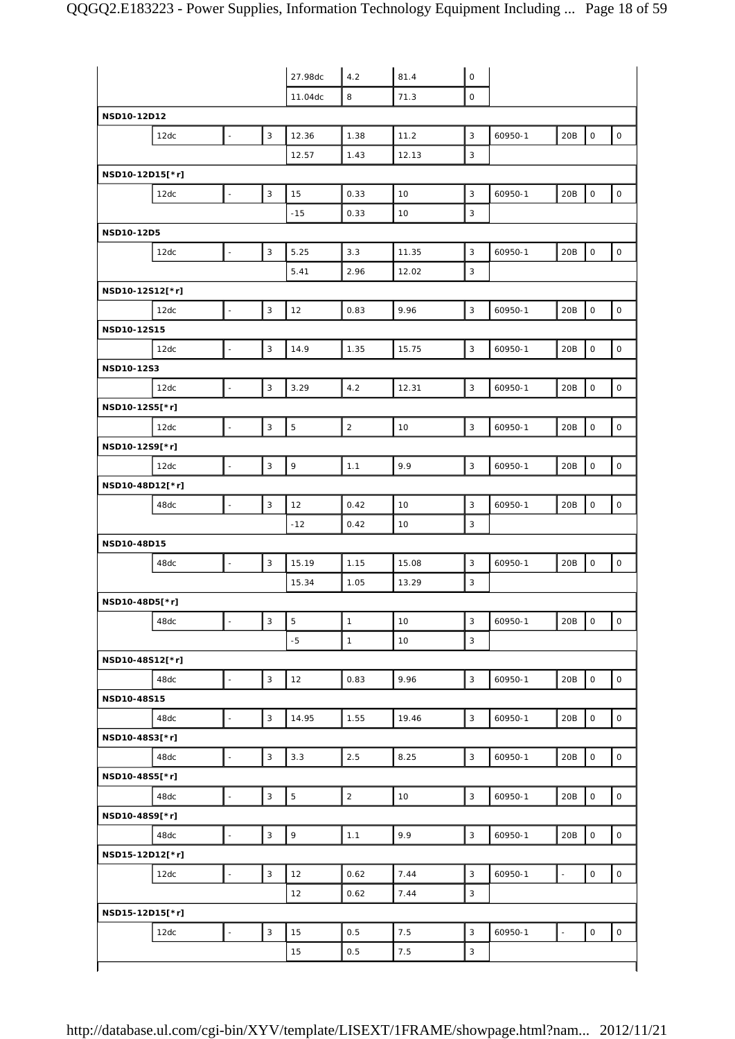| | | | | | | | | | | | |
|---|---|---|---|---|---|---|---|---|---|---|---|
| | | | | 27.98dc | 4.2 | 81.4 | 0 | | | | |
| | | | | 11.04dc | 8 | 71.3 | 0 | | | | |
| **NSD10-12D12** | | | | | | | | | | | |
| | 12dc | - | 3 | 12.36 | 1.38 | 11.2 | 3 | 60950-1 | 20B | 0 | 0 |
| | | | | 12.57 | 1.43 | 12.13 | 3 | | | | |
| **NSD10-12D15[*r]** | | | | | | | | | | | |
| | 12dc | - | 3 | 15 | 0.33 | 10 | 3 | 60950-1 | 20B | 0 | 0 |
| | | | | -15 | 0.33 | 10 | 3 | | | | |
| **NSD10-12D5** | | | | | | | | | | | |
| | 12dc | - | 3 | 5.25 | 3.3 | 11.35 | 3 | 60950-1 | 20B | 0 | 0 |
| | | | | 5.41 | 2.96 | 12.02 | 3 | | | | |
| **NSD10-12S12[*r]** | | | | | | | | | | | |
| | 12dc | - | 3 | 12 | 0.83 | 9.96 | 3 | 60950-1 | 20B | 0 | 0 |
| **NSD10-12S15** | | | | | | | | | | | |
| | 12dc | - | 3 | 14.9 | 1.35 | 15.75 | 3 | 60950-1 | 20B | 0 | 0 |
| **NSD10-12S3** | | | | | | | | | | | |
| | 12dc | - | 3 | 3.29 | 4.2 | 12.31 | 3 | 60950-1 | 20B | 0 | 0 |
| **NSD10-12S5[*r]** | | | | | | | | | | | |
| | 12dc | - | 3 | 5 | 2 | 10 | 3 | 60950-1 | 20B | 0 | 0 |
| **NSD10-12S9[*r]** | | | | | | | | | | | |
| | 12dc | - | 3 | 9 | 1.1 | 9.9 | 3 | 60950-1 | 20B | 0 | 0 |
| **NSD10-48D12[*r]** | | | | | | | | | | | |
| | 48dc | - | 3 | 12 | 0.42 | 10 | 3 | 60950-1 | 20B | 0 | 0 |
| | | | | -12 | 0.42 | 10 | 3 | | | | |
| **NSD10-48D15** | | | | | | | | | | | |
| | 48dc | - | 3 | 15.19 | 1.15 | 15.08 | 3 | 60950-1 | 20B | 0 | 0 |
| | | | | 15.34 | 1.05 | 13.29 | 3 | | | | |
| **NSD10-48D5[*r]** | | | | | | | | | | | |
| | 48dc | - | 3 | 5 | 1 | 10 | 3 | 60950-1 | 20B | 0 | 0 |
| | | | | -5 | 1 | 10 | 3 | | | | |
| **NSD10-48S12[*r]** | | | | | | | | | | | |
| | 48dc | - | 3 | 12 | 0.83 | 9.96 | 3 | 60950-1 | 20B | 0 | 0 |
| **NSD10-48S15** | | | | | | | | | | | |
| | 48dc | - | 3 | 14.95 | 1.55 | 19.46 | 3 | 60950-1 | 20B | 0 | 0 |
| **NSD10-48S3[*r]** | | | | | | | | | | | |
| | 48dc | - | 3 | 3.3 | 2.5 | 8.25 | 3 | 60950-1 | 20B | 0 | 0 |
| **NSD10-48S5[*r]** | | | | | | | | | | | |
| | 48dc | - | 3 | 5 | 2 | 10 | 3 | 60950-1 | 20B | 0 | 0 |
| **NSD10-48S9[*r]** | | | | | | | | | | | |
| | 48dc | - | 3 | 9 | 1.1 | 9.9 | 3 | 60950-1 | 20B | 0 | 0 |
| **NSD15-12D12[*r]** | | | | | | | | | | | |
| | 12dc | - | 3 | 12 | 0.62 | 7.44 | 3 | 60950-1 | - | 0 | 0 |
| | | | | 12 | 0.62 | 7.44 | 3 | | | | |
| **NSD15-12D15[*r]** | | | | | | | | | | | |
| | 12dc | - | 3 | 15 | 0.5 | 7.5 | 3 | 60950-1 | - | 0 | 0 |
| | | | | 15 | 0.5 | 7.5 | 3 | | | | |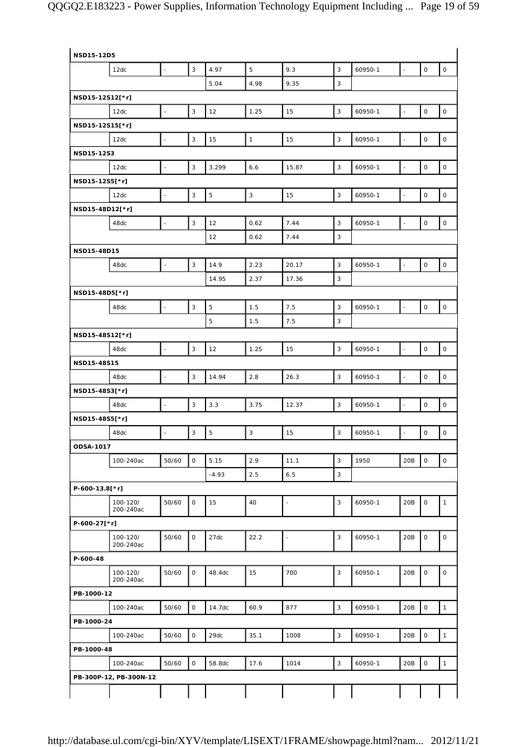| | | | | | | | | | | | |
|---|---|---|---|---|---|---|---|---|---|---|---|
| **NSD15-12D5** | | | | | | | | | | | |
| | 12dc | - | 3 | 4.97 | 5 | 9.3 | 3 | 60950-1 | - | 0 | 0 |
| | | | | 5.04 | 4.98 | 9.35 | 3 | | | | |
| **NSD15-12S12[*r]** | | | | | | | | | | | |
| | 12dc | - | 3 | 12 | 1.25 | 15 | 3 | 60950-1 | - | 0 | 0 |
| **NSD15-12S15[*r]** | | | | | | | | | | | |
| | 12dc | - | 3 | 15 | 1 | 15 | 3 | 60950-1 | - | 0 | 0 |
| **NSD15-12S3** | | | | | | | | | | | |
| | 12dc | - | 3 | 3.299 | 6.6 | 15.87 | 3 | 60950-1 | - | 0 | 0 |
| **NSD15-12S5[*r]** | | | | | | | | | | | |
| | 12dc | - | 3 | 5 | 3 | 15 | 3 | 60950-1 | - | 0 | 0 |
| **NSD15-48D12[*r]** | | | | | | | | | | | |
| | 48dc | - | 3 | 12 | 0.62 | 7.44 | 3 | 60950-1 | - | 0 | 0 |
| | | | | 12 | 0.62 | 7.44 | 3 | | | | |
| **NSD15-48D15** | | | | | | | | | | | |
| | 48dc | - | 3 | 14.9 | 2.23 | 20.17 | 3 | 60950-1 | - | 0 | 0 |
| | | | | 14.95 | 2.37 | 17.36 | 3 | | | | |
| **NSD15-48D5[*r]** | | | | | | | | | | | |
| | 48dc | - | 3 | 5 | 1.5 | 7.5 | 3 | 60950-1 | - | 0 | 0 |
| | | | | 5 | 1.5 | 7.5 | 3 | | | | |
| **NSD15-48S12[*r]** | | | | | | | | | | | |
| | 48dc | - | 3 | 12 | 1.25 | 15 | 3 | 60950-1 | - | 0 | 0 |
| **NSD15-48S15** | | | | | | | | | | | |
| | 48dc | - | 3 | 14.94 | 2.8 | 26.3 | 3 | 60950-1 | - | 0 | 0 |
| **NSD15-48S3[*r]** | | | | | | | | | | | |
| | 48dc | - | 3 | 3.3 | 3.75 | 12.37 | 3 | 60950-1 | - | 0 | 0 |
| **NSD15-48S5[*r]** | | | | | | | | | | | |
| | 48dc | - | 3 | 5 | 3 | 15 | 3 | 60950-1 | - | 0 | 0 |
| **ODSA-1017** | | | | | | | | | | | |
| | 100-240ac | 50/60 | 0 | 5.15 | 2.9 | 11.1 | 3 | 1950 | 20B | 0 | 0 |
| | | | | -4.93 | 2.5 | 6.5 | 3 | | | | |
| **P-600-13.8[*r]** | | | | | | | | | | | |
| | 100-120/ 200-240ac | 50/60 | 0 | 15 | 40 | - | 3 | 60950-1 | 20B | 0 | 1 |
| **P-600-27[*r]** | | | | | | | | | | | |
| | 100-120/ 200-240ac | 50/60 | 0 | 27dc | 22.2 | - | 3 | 60950-1 | 20B | 0 | 0 |
| **P-600-48** | | | | | | | | | | | |
| | 100-120/ 200-240ac | 50/60 | 0 | 48.4dc | 15 | 700 | 3 | 60950-1 | 20B | 0 | 0 |
| **PB-1000-12** | | | | | | | | | | | |
| | 100-240ac | 50/60 | 0 | 14.7dc | 60.9 | 877 | 3 | 60950-1 | 20B | 0 | 1 |
| **PB-1000-24** | | | | | | | | | | | |
| | 100-240ac | 50/60 | 0 | 29dc | 35.1 | 1008 | 3 | 60950-1 | 20B | 0 | 1 |
| **PB-1000-48** | | | | | | | | | | | |
| | 100-240ac | 50/60 | 0 | 58.8dc | 17.6 | 1014 | 3 | 60950-1 | 20B | 0 | 1 |
| **PB-300P-12, PB-300N-12** | | | | | | | | | | | |
| | | | | | | | | | | | |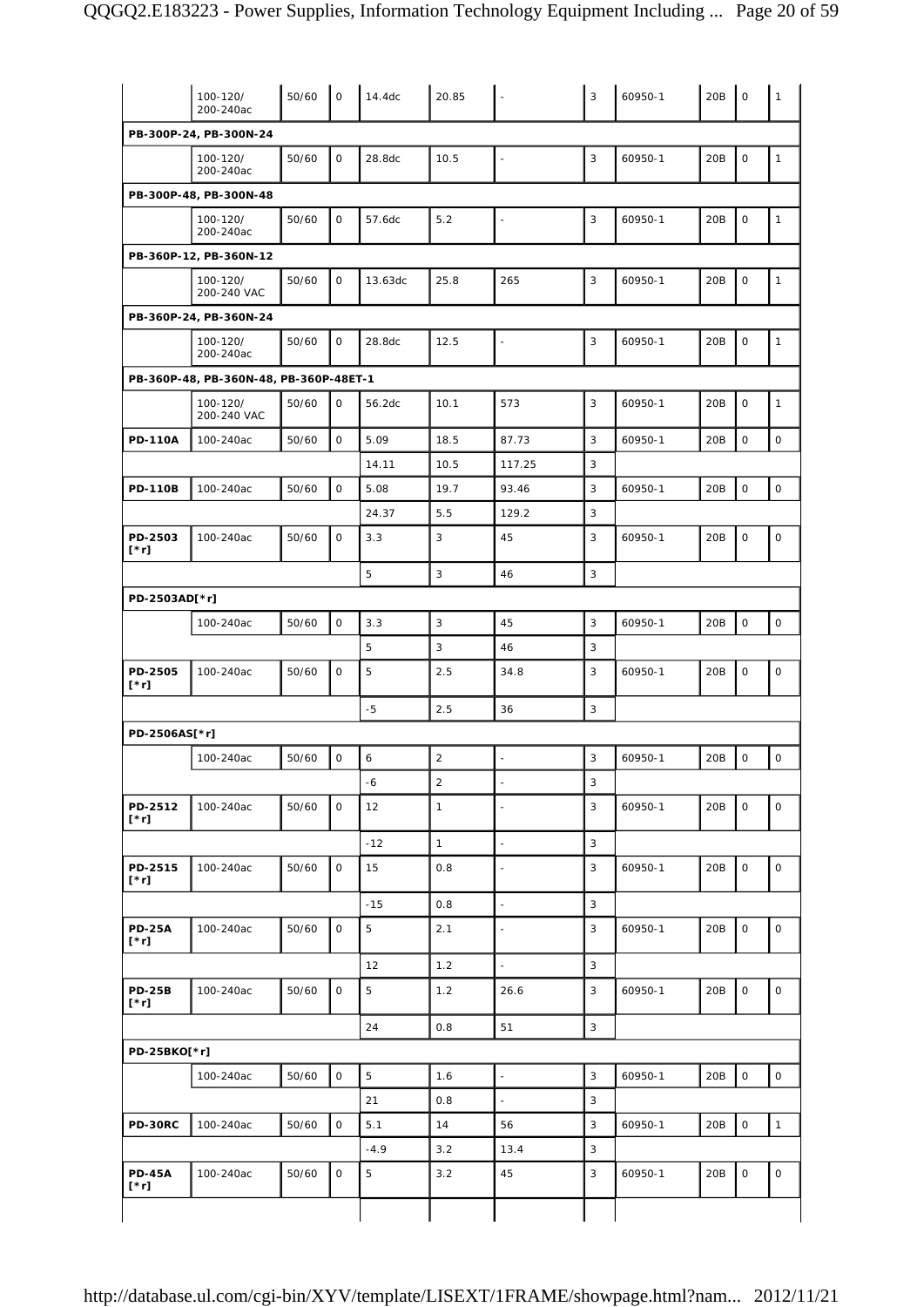| | | | | | | | | | | | |
|---|---|---|---|---|---|---|---|---|---|---|---|
| | 100-120/ 200-240ac | 50/60 | 0 | 14.4dc | 20.85 | - | 3 | 60950-1 | 20B | 0 | 1 |
| **PB-300P-24, PB-300N-24** | | | | | | | | | | | |
| | 100-120/ 200-240ac | 50/60 | 0 | 28.8dc | 10.5 | - | 3 | 60950-1 | 20B | 0 | 1 |
| **PB-300P-48, PB-300N-48** | | | | | | | | | | | |
| | 100-120/ 200-240ac | 50/60 | 0 | 57.6dc | 5.2 | - | 3 | 60950-1 | 20B | 0 | 1 |
| **PB-360P-12, PB-360N-12** | | | | | | | | | | | |
| | 100-120/ 200-240 VAC | 50/60 | 0 | 13.63dc | 25.8 | 265 | 3 | 60950-1 | 20B | 0 | 1 |
| **PB-360P-24, PB-360N-24** | | | | | | | | | | | |
| | 100-120/ 200-240ac | 50/60 | 0 | 28.8dc | 12.5 | - | 3 | 60950-1 | 20B | 0 | 1 |
| **PB-360P-48, PB-360N-48, PB-360P-48ET-1** | | | | | | | | | | | |
| | 100-120/ 200-240 VAC | 50/60 | 0 | 56.2dc | 10.1 | 573 | 3 | 60950-1 | 20B | 0 | 1 |
| **PD-110A** | 100-240ac | 50/60 | 0 | 5.09 | 18.5 | 87.73 | 3 | 60950-1 | 20B | 0 | 0 |
| | | | | 14.11 | 10.5 | 117.25 | 3 | | | | |
| **PD-110B** | 100-240ac | 50/60 | 0 | 5.08 | 19.7 | 93.46 | 3 | 60950-1 | 20B | 0 | 0 |
| | | | | 24.37 | 5.5 | 129.2 | 3 | | | | |
| **PD-2503 [*r]** | 100-240ac | 50/60 | 0 | 3.3 | 3 | 45 | 3 | 60950-1 | 20B | 0 | 0 |
| | | | | 5 | 3 | 46 | 3 | | | | |
| **PD-2503AD[*r]** | | | | | | | | | | | |
| | 100-240ac | 50/60 | 0 | 3.3 | 3 | 45 | 3 | 60950-1 | 20B | 0 | 0 |
| | | | | 5 | 3 | 46 | 3 | | | | |
| **PD-2505 [*r]** | 100-240ac | 50/60 | 0 | 5 | 2.5 | 34.8 | 3 | 60950-1 | 20B | 0 | 0 |
| | | | | -5 | 2.5 | 36 | 3 | | | | |
| **PD-2506AS[*r]** | | | | | | | | | | | |
| | 100-240ac | 50/60 | 0 | 6 | 2 | - | 3 | 60950-1 | 20B | 0 | 0 |
| | | | | -6 | 2 | - | 3 | | | | |
| **PD-2512 [*r]** | 100-240ac | 50/60 | 0 | 12 | 1 | - | 3 | 60950-1 | 20B | 0 | 0 |
| | | | | -12 | 1 | - | 3 | | | | |
| **PD-2515 [*r]** | 100-240ac | 50/60 | 0 | 15 | 0.8 | - | 3 | 60950-1 | 20B | 0 | 0 |
| | | | | -15 | 0.8 | - | 3 | | | | |
| **PD-25A [*r]** | 100-240ac | 50/60 | 0 | 5 | 2.1 | - | 3 | 60950-1 | 20B | 0 | 0 |
| | | | | 12 | 1.2 | - | 3 | | | | |
| **PD-25B [*r]** | 100-240ac | 50/60 | 0 | 5 | 1.2 | 26.6 | 3 | 60950-1 | 20B | 0 | 0 |
| | | | | 24 | 0.8 | 51 | 3 | | | | |
| **PD-25BKO[*r]** | | | | | | | | | | | |
| | 100-240ac | 50/60 | 0 | 5 | 1.6 | - | 3 | 60950-1 | 20B | 0 | 0 |
| | | | | 21 | 0.8 | - | 3 | | | | |
| **PD-30RC** | 100-240ac | 50/60 | 0 | 5.1 | 14 | 56 | 3 | 60950-1 | 20B | 0 | 1 |
| | | | | -4.9 | 3.2 | 13.4 | 3 | | | | |
| **PD-45A [*r]** | 100-240ac | 50/60 | 0 | 5 | 3.2 | 45 | 3 | 60950-1 | 20B | 0 | 0 |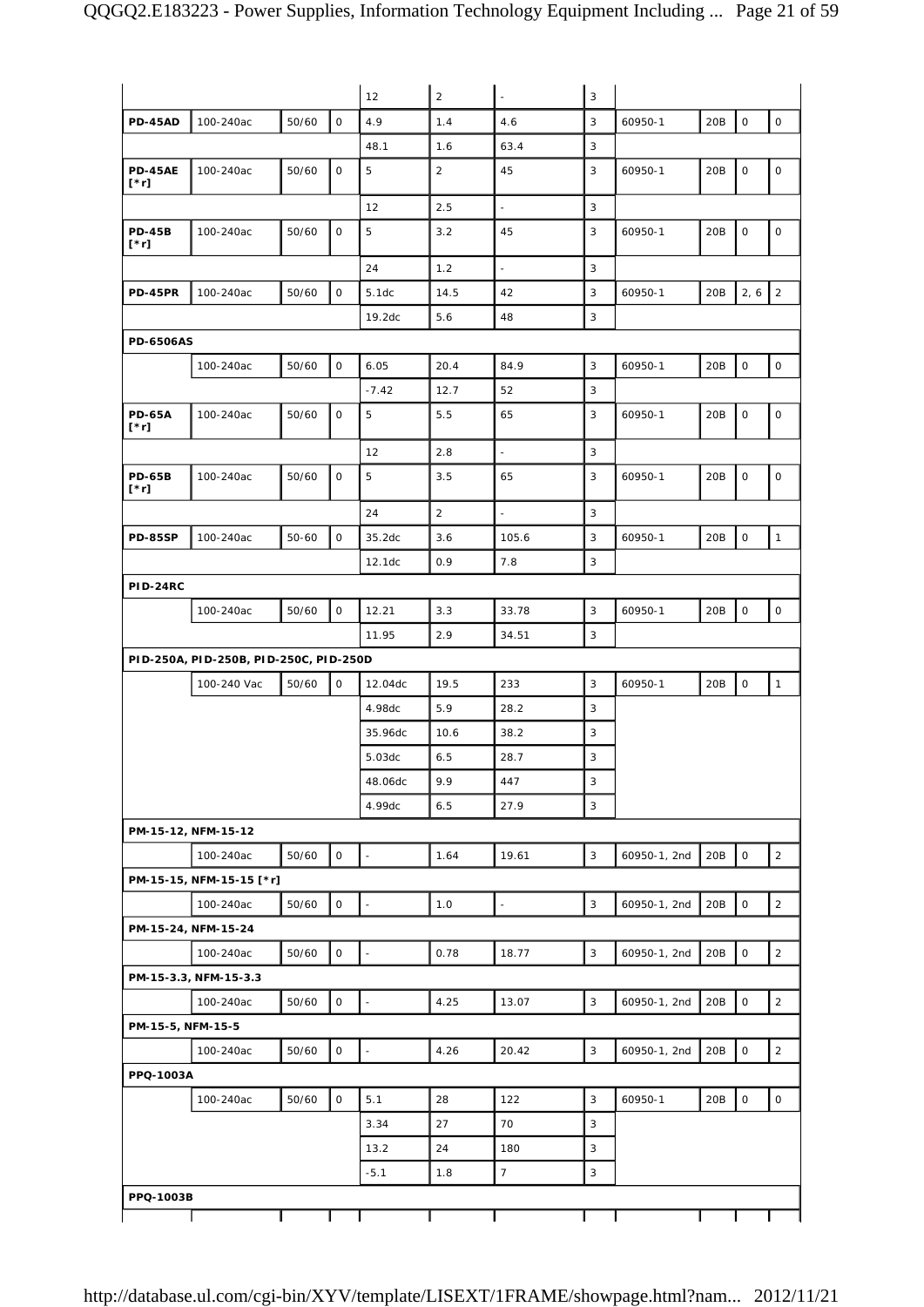| | | | | | | | | | | | |
|---|---|---|---|---|---|---|---|---|---|---|---|
| | | | | 12 | 2 | - | 3 | | | | |
| **PD-45AD** | 100-240ac | 50/60 | 0 | 4.9 | 1.4 | 4.6 | 3 | 60950-1 | 20B | 0 | 0 |
| | | | | 48.1 | 1.6 | 63.4 | 3 | | | | |
| **PD-45AE [*r]** | 100-240ac | 50/60 | 0 | 5 | 2 | 45 | 3 | 60950-1 | 20B | 0 | 0 |
| | | | | 12 | 2.5 | - | 3 | | | | |
| **PD-45B [*r]** | 100-240ac | 50/60 | 0 | 5 | 3.2 | 45 | 3 | 60950-1 | 20B | 0 | 0 |
| | | | | 24 | 1.2 | - | 3 | | | | |
| **PD-45PR** | 100-240ac | 50/60 | 0 | 5.1dc | 14.5 | 42 | 3 | 60950-1 | 20B | 2, 6 | 2 |
| | | | | 19.2dc | 5.6 | 48 | 3 | | | | |
| **PD-6506AS** | | | | | | | | | | | |
| | 100-240ac | 50/60 | 0 | 6.05 | 20.4 | 84.9 | 3 | 60950-1 | 20B | 0 | 0 |
| | | | | -7.42 | 12.7 | 52 | 3 | | | | |
| **PD-65A [*r]** | 100-240ac | 50/60 | 0 | 5 | 5.5 | 65 | 3 | 60950-1 | 20B | 0 | 0 |
| | | | | 12 | 2.8 | - | 3 | | | | |
| **PD-65B [*r]** | 100-240ac | 50/60 | 0 | 5 | 3.5 | 65 | 3 | 60950-1 | 20B | 0 | 0 |
| | | | | 24 | 2 | - | 3 | | | | |
| **PD-85SP** | 100-240ac | 50-60 | 0 | 35.2dc | 3.6 | 105.6 | 3 | 60950-1 | 20B | 0 | 1 |
| | | | | 12.1dc | 0.9 | 7.8 | 3 | | | | |
| **PID-24RC** | | | | | | | | | | | |
| | 100-240ac | 50/60 | 0 | 12.21 | 3.3 | 33.78 | 3 | 60950-1 | 20B | 0 | 0 |
| | | | | 11.95 | 2.9 | 34.51 | 3 | | | | |
| **PID-250A, PID-250B, PID-250C, PID-250D** | | | | | | | | | | | |
| | 100-240 Vac | 50/60 | 0 | 12.04dc | 19.5 | 233 | 3 | 60950-1 | 20B | 0 | 1 |
| | | | | 4.98dc | 5.9 | 28.2 | 3 | | | | |
| | | | | 35.96dc | 10.6 | 38.2 | 3 | | | | |
| | | | | 5.03dc | 6.5 | 28.7 | 3 | | | | |
| | | | | 48.06dc | 9.9 | 447 | 3 | | | | |
| | | | | 4.99dc | 6.5 | 27.9 | 3 | | | | |
| **PM-15-12, NFM-15-12** | | | | | | | | | | | |
| | 100-240ac | 50/60 | 0 | - | 1.64 | 19.61 | 3 | 60950-1, 2nd | 20B | 0 | 2 |
| **PM-15-15, NFM-15-15 [*r]** | | | | | | | | | | | |
| | 100-240ac | 50/60 | 0 | - | 1.0 | - | 3 | 60950-1, 2nd | 20B | 0 | 2 |
| **PM-15-24, NFM-15-24** | | | | | | | | | | | |
| | 100-240ac | 50/60 | 0 | - | 0.78 | 18.77 | 3 | 60950-1, 2nd | 20B | 0 | 2 |
| **PM-15-3.3, NFM-15-3.3** | | | | | | | | | | | |
| | 100-240ac | 50/60 | 0 | - | 4.25 | 13.07 | 3 | 60950-1, 2nd | 20B | 0 | 2 |
| **PM-15-5, NFM-15-5** | | | | | | | | | | | |
| | 100-240ac | 50/60 | 0 | - | 4.26 | 20.42 | 3 | 60950-1, 2nd | 20B | 0 | 2 |
| **PPQ-1003A** | | | | | | | | | | | |
| | 100-240ac | 50/60 | 0 | 5.1 | 28 | 122 | 3 | 60950-1 | 20B | 0 | 0 |
| | | | | 3.34 | 27 | 70 | 3 | | | | |
| | | | | 13.2 | 24 | 180 | 3 | | | | |
| | | | | -5.1 | 1.8 | 7 | 3 | | | | |
| **PPQ-1003B** | | | | | | | | | | | |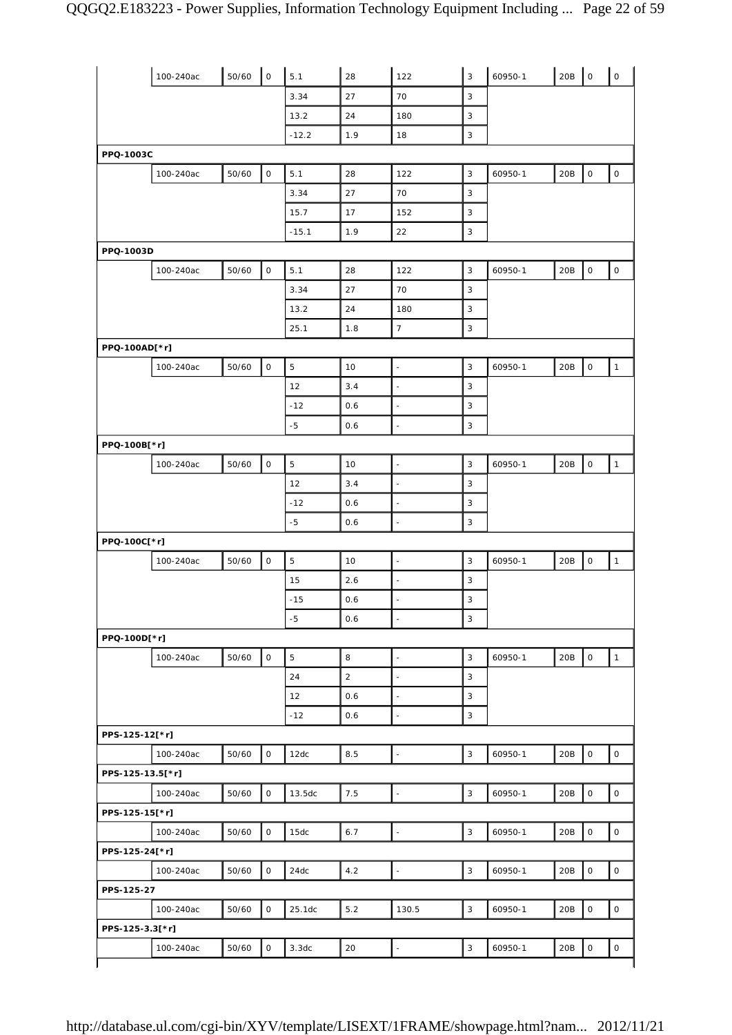| | | | | | | | | | | | |
|---|---|---|---|---|---|---|---|---|---|---|---|
| | 100-240ac | 50/60 | 0 | 5.1 | 28 | 122 | 3 | 60950-1 | 20B | 0 | 0 |
| | | | | 3.34 | 27 | 70 | 3 | | | | |
| | | | | 13.2 | 24 | 180 | 3 | | | | |
| | | | | -12.2 | 1.9 | 18 | 3 | | | | |
| **PPQ-1003C** | | | | | | | | | | | |
| | 100-240ac | 50/60 | 0 | 5.1 | 28 | 122 | 3 | 60950-1 | 20B | 0 | 0 |
| | | | | 3.34 | 27 | 70 | 3 | | | | |
| | | | | 15.7 | 17 | 152 | 3 | | | | |
| | | | | -15.1 | 1.9 | 22 | 3 | | | | |
| **PPQ-1003D** | | | | | | | | | | | |
| | 100-240ac | 50/60 | 0 | 5.1 | 28 | 122 | 3 | 60950-1 | 20B | 0 | 0 |
| | | | | 3.34 | 27 | 70 | 3 | | | | |
| | | | | 13.2 | 24 | 180 | 3 | | | | |
| | | | | 25.1 | 1.8 | 7 | 3 | | | | |
| **PPQ-100AD[*r]** | | | | | | | | | | | |
| | 100-240ac | 50/60 | 0 | 5 | 10 | - | 3 | 60950-1 | 20B | 0 | 1 |
| | | | | 12 | 3.4 | - | 3 | | | | |
| | | | | -12 | 0.6 | - | 3 | | | | |
| | | | | -5 | 0.6 | - | 3 | | | | |
| **PPQ-100B[*r]** | | | | | | | | | | | |
| | 100-240ac | 50/60 | 0 | 5 | 10 | - | 3 | 60950-1 | 20B | 0 | 1 |
| | | | | 12 | 3.4 | - | 3 | | | | |
| | | | | -12 | 0.6 | - | 3 | | | | |
| | | | | -5 | 0.6 | - | 3 | | | | |
| **PPQ-100C[*r]** | | | | | | | | | | | |
| | 100-240ac | 50/60 | 0 | 5 | 10 | - | 3 | 60950-1 | 20B | 0 | 1 |
| | | | | 15 | 2.6 | - | 3 | | | | |
| | | | | -15 | 0.6 | - | 3 | | | | |
| | | | | -5 | 0.6 | - | 3 | | | | |
| **PPQ-100D[*r]** | | | | | | | | | | | |
| | 100-240ac | 50/60 | 0 | 5 | 8 | - | 3 | 60950-1 | 20B | 0 | 1 |
| | | | | 24 | 2 | - | 3 | | | | |
| | | | | 12 | 0.6 | - | 3 | | | | |
| | | | | -12 | 0.6 | - | 3 | | | | |
| **PPS-125-12[*r]** | | | | | | | | | | | |
| | 100-240ac | 50/60 | 0 | 12dc | 8.5 | - | 3 | 60950-1 | 20B | 0 | 0 |
| **PPS-125-13.5[*r]** | | | | | | | | | | | |
| | 100-240ac | 50/60 | 0 | 13.5dc | 7.5 | - | 3 | 60950-1 | 20B | 0 | 0 |
| **PPS-125-15[*r]** | | | | | | | | | | | |
| | 100-240ac | 50/60 | 0 | 15dc | 6.7 | - | 3 | 60950-1 | 20B | 0 | 0 |
| **PPS-125-24[*r]** | | | | | | | | | | | |
| | 100-240ac | 50/60 | 0 | 24dc | 4.2 | - | 3 | 60950-1 | 20B | 0 | 0 |
| **PPS-125-27** | | | | | | | | | | | |
| | 100-240ac | 50/60 | 0 | 25.1dc | 5.2 | 130.5 | 3 | 60950-1 | 20B | 0 | 0 |
| **PPS-125-3.3[*r]** | | | | | | | | | | | |
| | 100-240ac | 50/60 | 0 | 3.3dc | 20 | - | 3 | 60950-1 | 20B | 0 | 0 |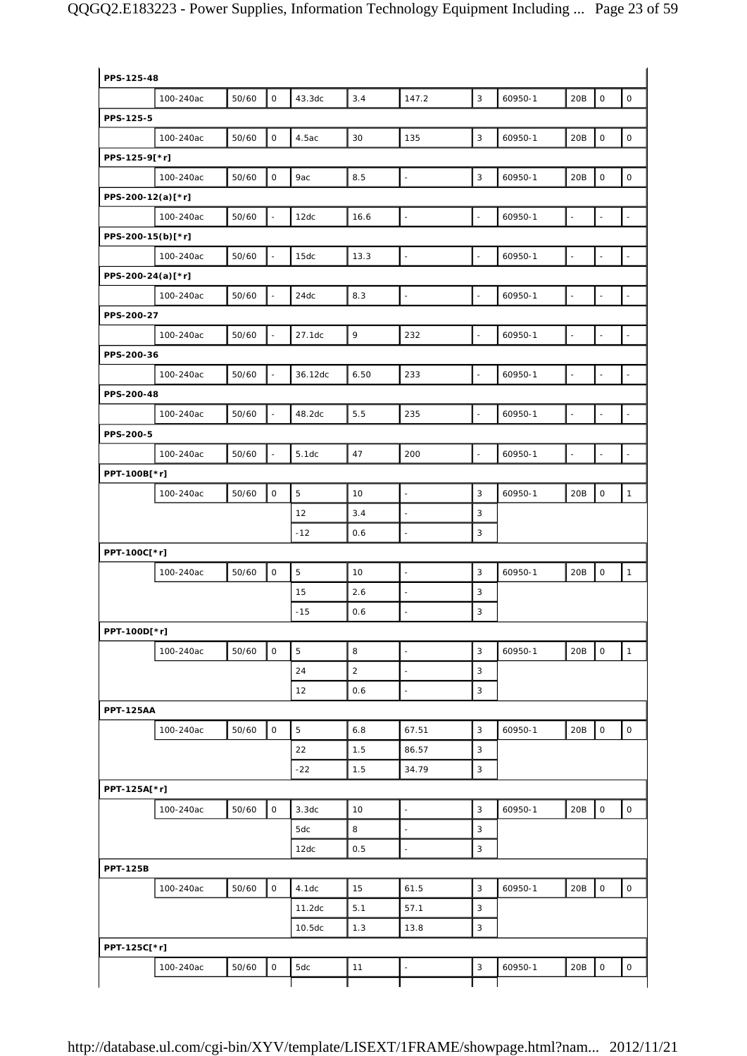| | | | | | | | | | | | |
|---|---|---|---|---|---|---|---|---|---|---|---|
| **PPS-125-48** | | | | | | | | | | | |
| | 100-240ac | 50/60 | 0 | 43.3dc | 3.4 | 147.2 | 3 | 60950-1 | 20B | 0 | 0 |
| **PPS-125-5** | | | | | | | | | | | |
| | 100-240ac | 50/60 | 0 | 4.5ac | 30 | 135 | 3 | 60950-1 | 20B | 0 | 0 |
| **PPS-125-9[*r]** | | | | | | | | | | | |
| | 100-240ac | 50/60 | 0 | 9ac | 8.5 | - | 3 | 60950-1 | 20B | 0 | 0 |
| **PPS-200-12(a)[*r]** | | | | | | | | | | | |
| | 100-240ac | 50/60 | - | 12dc | 16.6 | - | - | 60950-1 | - | - | - |
| **PPS-200-15(b)[*r]** | | | | | | | | | | | |
| | 100-240ac | 50/60 | - | 15dc | 13.3 | - | - | 60950-1 | - | - | - |
| **PPS-200-24(a)[*r]** | | | | | | | | | | | |
| | 100-240ac | 50/60 | - | 24dc | 8.3 | - | - | 60950-1 | - | - | - |
| **PPS-200-27** | | | | | | | | | | | |
| | 100-240ac | 50/60 | - | 27.1dc | 9 | 232 | - | 60950-1 | - | - | - |
| **PPS-200-36** | | | | | | | | | | | |
| | 100-240ac | 50/60 | - | 36.12dc | 6.50 | 233 | - | 60950-1 | - | - | - |
| **PPS-200-48** | | | | | | | | | | | |
| | 100-240ac | 50/60 | - | 48.2dc | 5.5 | 235 | - | 60950-1 | - | - | - |
| **PPS-200-5** | | | | | | | | | | | |
| | 100-240ac | 50/60 | - | 5.1dc | 47 | 200 | - | 60950-1 | - | - | - |
| **PPT-100B[*r]** | | | | | | | | | | | |
| | 100-240ac | 50/60 | 0 | 5 | 10 | - | 3 | 60950-1 | 20B | 0 | 1 |
| | | | | 12 | 3.4 | - | 3 | | | | |
| | | | | -12 | 0.6 | - | 3 | | | | |
| **PPT-100C[*r]** | | | | | | | | | | | |
| | 100-240ac | 50/60 | 0 | 5 | 10 | - | 3 | 60950-1 | 20B | 0 | 1 |
| | | | | 15 | 2.6 | - | 3 | | | | |
| | | | | -15 | 0.6 | - | 3 | | | | |
| **PPT-100D[*r]** | | | | | | | | | | | |
| | 100-240ac | 50/60 | 0 | 5 | 8 | - | 3 | 60950-1 | 20B | 0 | 1 |
| | | | | 24 | 2 | - | 3 | | | | |
| | | | | 12 | 0.6 | - | 3 | | | | |
| **PPT-125AA** | | | | | | | | | | | |
| | 100-240ac | 50/60 | 0 | 5 | 6.8 | 67.51 | 3 | 60950-1 | 20B | 0 | 0 |
| | | | | 22 | 1.5 | 86.57 | 3 | | | | |
| | | | | -22 | 1.5 | 34.79 | 3 | | | | |
| **PPT-125A[*r]** | | | | | | | | | | | |
| | 100-240ac | 50/60 | 0 | 3.3dc | 10 | - | 3 | 60950-1 | 20B | 0 | 0 |
| | | | | 5dc | 8 | - | 3 | | | | |
| | | | | 12dc | 0.5 | - | 3 | | | | |
| **PPT-125B** | | | | | | | | | | | |
| | 100-240ac | 50/60 | 0 | 4.1dc | 15 | 61.5 | 3 | 60950-1 | 20B | 0 | 0 |
| | | | | 11.2dc | 5.1 | 57.1 | 3 | | | | |
| | | | | 10.5dc | 1.3 | 13.8 | 3 | | | | |
| **PPT-125C[*r]** | | | | | | | | | | | |
| | 100-240ac | 50/60 | 0 | 5dc | 11 | - | 3 | 60950-1 | 20B | 0 | 0 |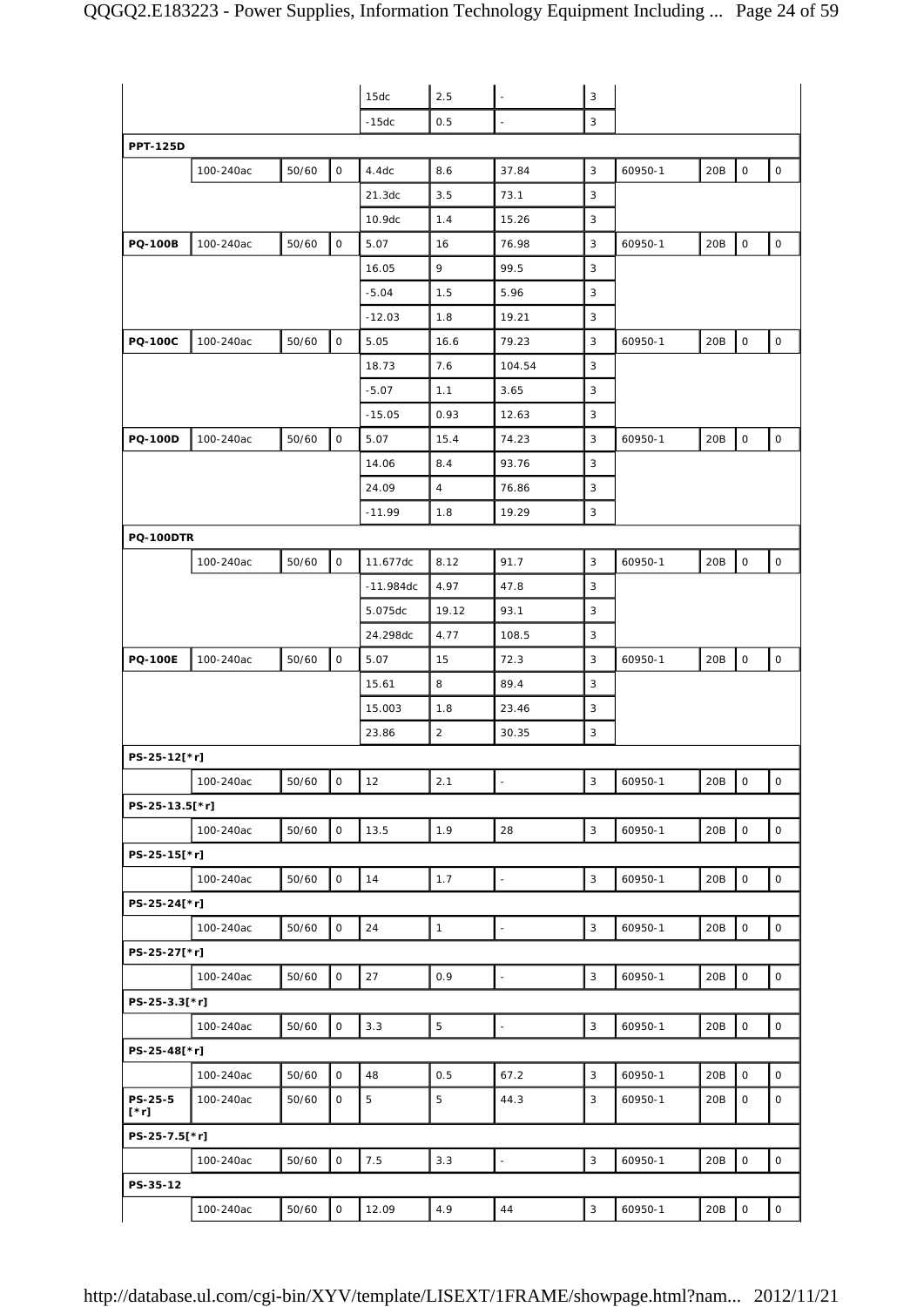| | | | | | | | | | | | |
|---|---|---|---|---|---|---|---|---|---|---|---|
| | | | | 15dc | 2.5 | - | 3 | | | | |
| | | | | -15dc | 0.5 | - | 3 | | | | |
| **PPT-125D** | | | | | | | | | | | |
| | 100-240ac | 50/60 | 0 | 4.4dc | 8.6 | 37.84 | 3 | 60950-1 | 20B | 0 | 0 |
| | | | | 21.3dc | 3.5 | 73.1 | 3 | | | | |
| | | | | 10.9dc | 1.4 | 15.26 | 3 | | | | |
| **PQ-100B** | 100-240ac | 50/60 | 0 | 5.07 | 16 | 76.98 | 3 | 60950-1 | 20B | 0 | 0 |
| | | | | 16.05 | 9 | 99.5 | 3 | | | | |
| | | | | -5.04 | 1.5 | 5.96 | 3 | | | | |
| | | | | -12.03 | 1.8 | 19.21 | 3 | | | | |
| **PQ-100C** | 100-240ac | 50/60 | 0 | 5.05 | 16.6 | 79.23 | 3 | 60950-1 | 20B | 0 | 0 |
| | | | | 18.73 | 7.6 | 104.54 | 3 | | | | |
| | | | | -5.07 | 1.1 | 3.65 | 3 | | | | |
| | | | | -15.05 | 0.93 | 12.63 | 3 | | | | |
| **PQ-100D** | 100-240ac | 50/60 | 0 | 5.07 | 15.4 | 74.23 | 3 | 60950-1 | 20B | 0 | 0 |
| | | | | 14.06 | 8.4 | 93.76 | 3 | | | | |
| | | | | 24.09 | 4 | 76.86 | 3 | | | | |
| | | | | -11.99 | 1.8 | 19.29 | 3 | | | | |
| **PQ-100DTR** | | | | | | | | | | | |
| | 100-240ac | 50/60 | 0 | 11.677dc | 8.12 | 91.7 | 3 | 60950-1 | 20B | 0 | 0 |
| | | | | -11.984dc | 4.97 | 47.8 | 3 | | | | |
| | | | | 5.075dc | 19.12 | 93.1 | 3 | | | | |
| | | | | 24.298dc | 4.77 | 108.5 | 3 | | | | |
| **PQ-100E** | 100-240ac | 50/60 | 0 | 5.07 | 15 | 72.3 | 3 | 60950-1 | 20B | 0 | 0 |
| | | | | 15.61 | 8 | 89.4 | 3 | | | | |
| | | | | 15.003 | 1.8 | 23.46 | 3 | | | | |
| | | | | 23.86 | 2 | 30.35 | 3 | | | | |
| **PS-25-12[*r]** | | | | | | | | | | | |
| | 100-240ac | 50/60 | 0 | 12 | 2.1 | - | 3 | 60950-1 | 20B | 0 | 0 |
| **PS-25-13.5[*r]** | | | | | | | | | | | |
| | 100-240ac | 50/60 | 0 | 13.5 | 1.9 | 28 | 3 | 60950-1 | 20B | 0 | 0 |
| **PS-25-15[*r]** | | | | | | | | | | | |
| | 100-240ac | 50/60 | 0 | 14 | 1.7 | - | 3 | 60950-1 | 20B | 0 | 0 |
| **PS-25-24[*r]** | | | | | | | | | | | |
| | 100-240ac | 50/60 | 0 | 24 | 1 | - | 3 | 60950-1 | 20B | 0 | 0 |
| **PS-25-27[*r]** | | | | | | | | | | | |
| | 100-240ac | 50/60 | 0 | 27 | 0.9 | - | 3 | 60950-1 | 20B | 0 | 0 |
| **PS-25-3.3[*r]** | | | | | | | | | | | |
| | 100-240ac | 50/60 | 0 | 3.3 | 5 | - | 3 | 60950-1 | 20B | 0 | 0 |
| **PS-25-48[*r]** | | | | | | | | | | | |
| | 100-240ac | 50/60 | 0 | 48 | 0.5 | 67.2 | 3 | 60950-1 | 20B | 0 | 0 |
| **PS-25-5 [*r]** | 100-240ac | 50/60 | 0 | 5 | 5 | 44.3 | 3 | 60950-1 | 20B | 0 | 0 |
| **PS-25-7.5[*r]** | | | | | | | | | | | |
| | 100-240ac | 50/60 | 0 | 7.5 | 3.3 | - | 3 | 60950-1 | 20B | 0 | 0 |
| **PS-35-12** | | | | | | | | | | | |
| | 100-240ac | 50/60 | 0 | 12.09 | 4.9 | 44 | 3 | 60950-1 | 20B | 0 | 0 |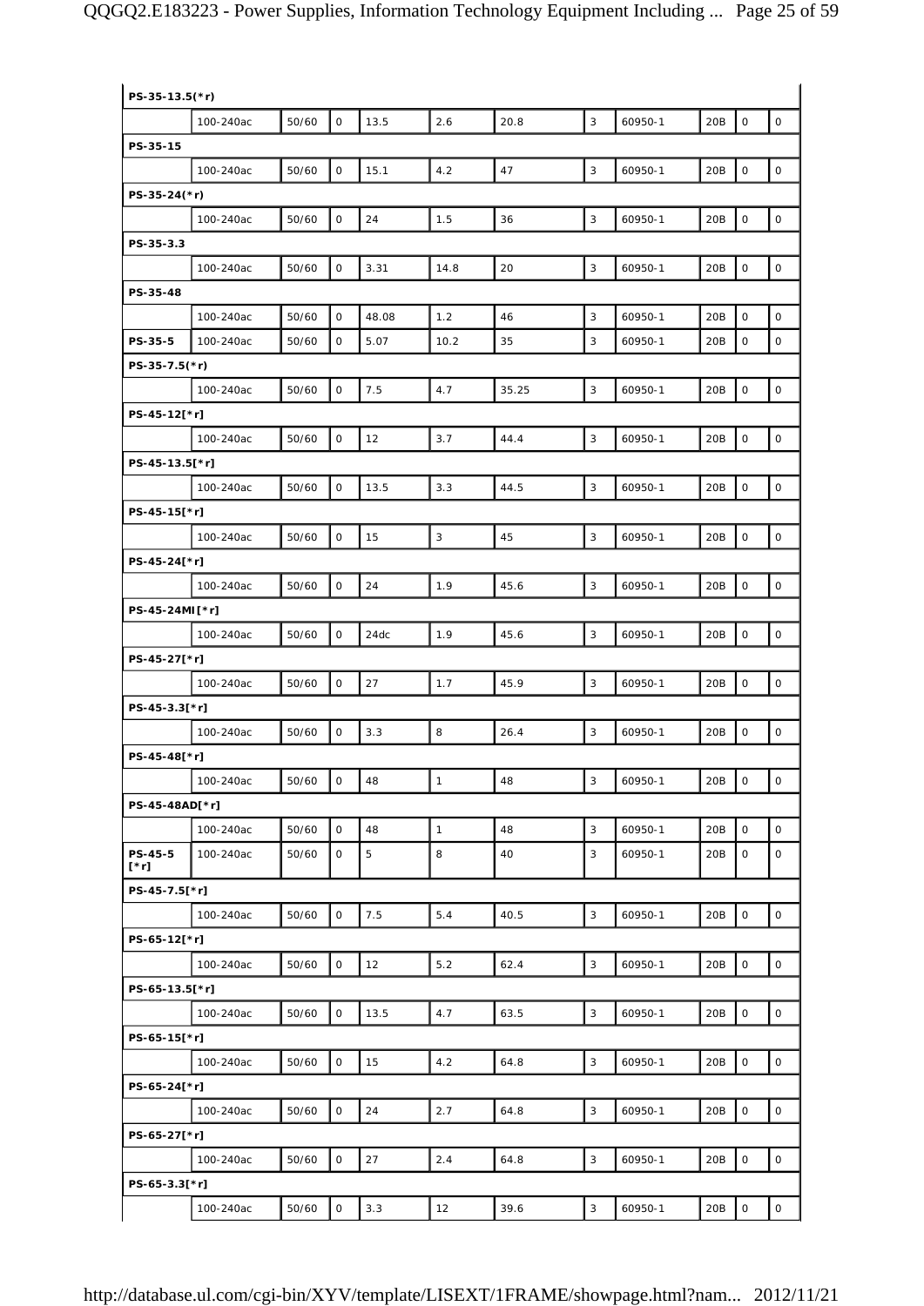| PS-35-13.5(*r) | | | | | | | | | | | |
|---|---|---|---|---|---|---|---|---|---|---|---|
| | 100-240ac | 50/60 | 0 | 13.5 | 2.6 | 20.8 | 3 | 60950-1 | 20B | 0 | 0 |
| PS-35-15 | | | | | | | | | | | |
| | 100-240ac | 50/60 | 0 | 15.1 | 4.2 | 47 | 3 | 60950-1 | 20B | 0 | 0 |
| PS-35-24(*r) | | | | | | | | | | | |
| | 100-240ac | 50/60 | 0 | 24 | 1.5 | 36 | 3 | 60950-1 | 20B | 0 | 0 |
| PS-35-3.3 | | | | | | | | | | | |
| | 100-240ac | 50/60 | 0 | 3.31 | 14.8 | 20 | 3 | 60950-1 | 20B | 0 | 0 |
| PS-35-48 | | | | | | | | | | | |
| | 100-240ac | 50/60 | 0 | 48.08 | 1.2 | 46 | 3 | 60950-1 | 20B | 0 | 0 |
| PS-35-5 | 100-240ac | 50/60 | 0 | 5.07 | 10.2 | 35 | 3 | 60950-1 | 20B | 0 | 0 |
| PS-35-7.5(*r) | | | | | | | | | | | |
| | 100-240ac | 50/60 | 0 | 7.5 | 4.7 | 35.25 | 3 | 60950-1 | 20B | 0 | 0 |
| PS-45-12[*r] | | | | | | | | | | | |
| | 100-240ac | 50/60 | 0 | 12 | 3.7 | 44.4 | 3 | 60950-1 | 20B | 0 | 0 |
| PS-45-13.5[*r] | | | | | | | | | | | |
| | 100-240ac | 50/60 | 0 | 13.5 | 3.3 | 44.5 | 3 | 60950-1 | 20B | 0 | 0 |
| PS-45-15[*r] | | | | | | | | | | | |
| | 100-240ac | 50/60 | 0 | 15 | 3 | 45 | 3 | 60950-1 | 20B | 0 | 0 |
| PS-45-24[*r] | | | | | | | | | | | |
| | 100-240ac | 50/60 | 0 | 24 | 1.9 | 45.6 | 3 | 60950-1 | 20B | 0 | 0 |
| PS-45-24MI[*r] | | | | | | | | | | | |
| | 100-240ac | 50/60 | 0 | 24dc | 1.9 | 45.6 | 3 | 60950-1 | 20B | 0 | 0 |
| PS-45-27[*r] | | | | | | | | | | | |
| | 100-240ac | 50/60 | 0 | 27 | 1.7 | 45.9 | 3 | 60950-1 | 20B | 0 | 0 |
| PS-45-3.3[*r] | | | | | | | | | | | |
| | 100-240ac | 50/60 | 0 | 3.3 | 8 | 26.4 | 3 | 60950-1 | 20B | 0 | 0 |
| PS-45-48[*r] | | | | | | | | | | | |
| | 100-240ac | 50/60 | 0 | 48 | 1 | 48 | 3 | 60950-1 | 20B | 0 | 0 |
| PS-45-48AD[*r] | | | | | | | | | | | |
| | 100-240ac | 50/60 | 0 | 48 | 1 | 48 | 3 | 60950-1 | 20B | 0 | 0 |
| PS-45-5 [*r] | 100-240ac | 50/60 | 0 | 5 | 8 | 40 | 3 | 60950-1 | 20B | 0 | 0 |
| PS-45-7.5[*r] | | | | | | | | | | | |
| | 100-240ac | 50/60 | 0 | 7.5 | 5.4 | 40.5 | 3 | 60950-1 | 20B | 0 | 0 |
| PS-65-12[*r] | | | | | | | | | | | |
| | 100-240ac | 50/60 | 0 | 12 | 5.2 | 62.4 | 3 | 60950-1 | 20B | 0 | 0 |
| PS-65-13.5[*r] | | | | | | | | | | | |
| | 100-240ac | 50/60 | 0 | 13.5 | 4.7 | 63.5 | 3 | 60950-1 | 20B | 0 | 0 |
| PS-65-15[*r] | | | | | | | | | | | |
| | 100-240ac | 50/60 | 0 | 15 | 4.2 | 64.8 | 3 | 60950-1 | 20B | 0 | 0 |
| PS-65-24[*r] | | | | | | | | | | | |
| | 100-240ac | 50/60 | 0 | 24 | 2.7 | 64.8 | 3 | 60950-1 | 20B | 0 | 0 |
| PS-65-27[*r] | | | | | | | | | | | |
| | 100-240ac | 50/60 | 0 | 27 | 2.4 | 64.8 | 3 | 60950-1 | 20B | 0 | 0 |
| PS-65-3.3[*r] | | | | | | | | | | | |
| | 100-240ac | 50/60 | 0 | 3.3 | 12 | 39.6 | 3 | 60950-1 | 20B | 0 | 0 |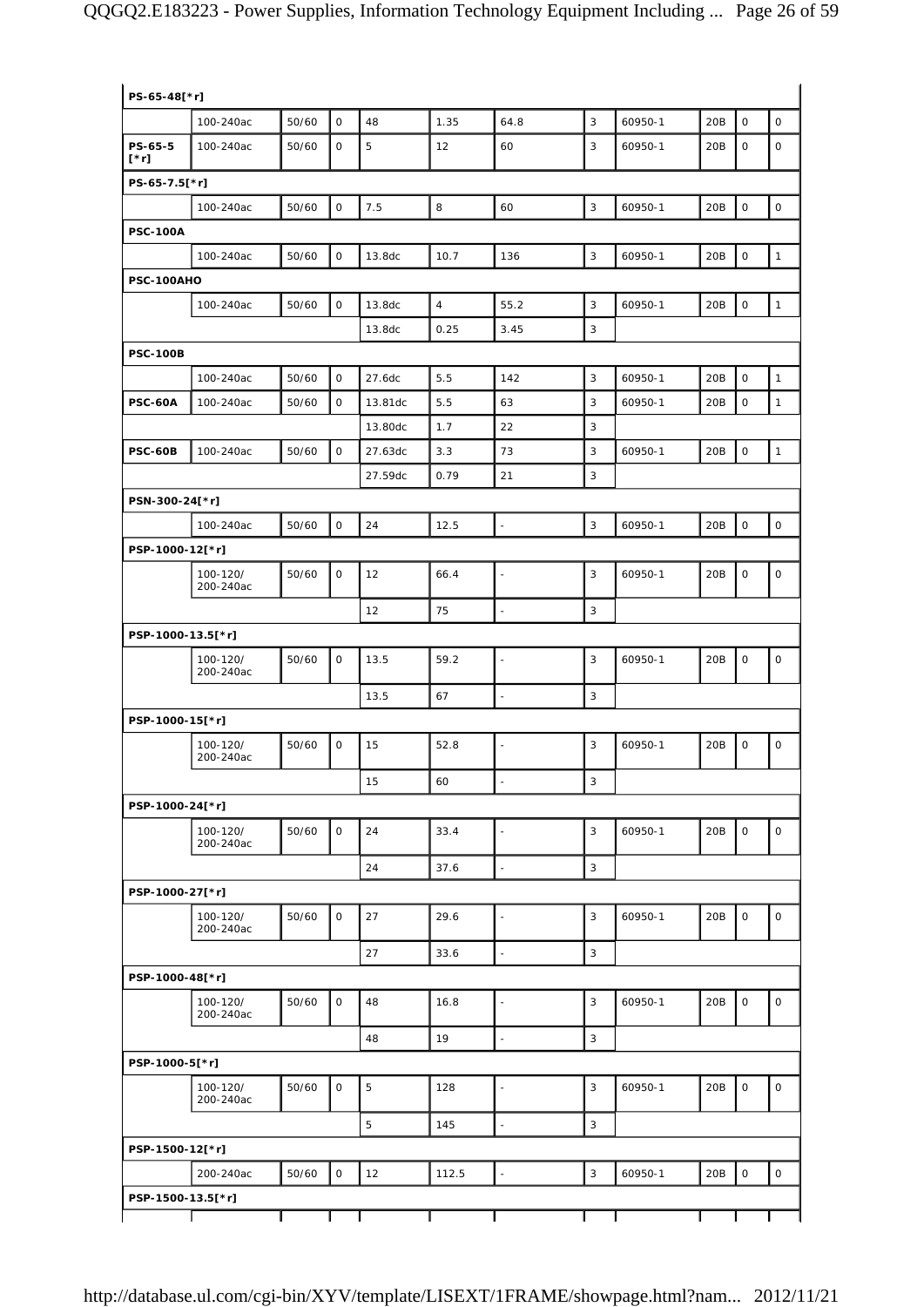| | | | | | | | | | | | |
|---|---|---|---|---|---|---|---|---|---|---|---|
| **PS-65-48[*r]** | | | | | | | | | | | |
| | 100-240ac | 50/60 | 0 | 48 | 1.35 | 64.8 | 3 | 60950-1 | 20B | 0 | 0 |
| **PS-65-5 [*r]** | 100-240ac | 50/60 | 0 | 5 | 12 | 60 | 3 | 60950-1 | 20B | 0 | 0 |
| **PS-65-7.5[*r]** | | | | | | | | | | | |
| | 100-240ac | 50/60 | 0 | 7.5 | 8 | 60 | 3 | 60950-1 | 20B | 0 | 0 |
| **PSC-100A** | | | | | | | | | | | |
| | 100-240ac | 50/60 | 0 | 13.8dc | 10.7 | 136 | 3 | 60950-1 | 20B | 0 | 1 |
| **PSC-100AHO** | | | | | | | | | | | |
| | 100-240ac | 50/60 | 0 | 13.8dc | 4 | 55.2 | 3 | 60950-1 | 20B | 0 | 1 |
| | | | | 13.8dc | 0.25 | 3.45 | 3 | | | | |
| **PSC-100B** | | | | | | | | | | | |
| | 100-240ac | 50/60 | 0 | 27.6dc | 5.5 | 142 | 3 | 60950-1 | 20B | 0 | 1 |
| **PSC-60A** | 100-240ac | 50/60 | 0 | 13.81dc | 5.5 | 63 | 3 | 60950-1 | 20B | 0 | 1 |
| | | | | 13.80dc | 1.7 | 22 | 3 | | | | |
| **PSC-60B** | 100-240ac | 50/60 | 0 | 27.63dc | 3.3 | 73 | 3 | 60950-1 | 20B | 0 | 1 |
| | | | | 27.59dc | 0.79 | 21 | 3 | | | | |
| **PSN-300-24[*r]** | | | | | | | | | | | |
| | 100-240ac | 50/60 | 0 | 24 | 12.5 | - | 3 | 60950-1 | 20B | 0 | 0 |
| **PSP-1000-12[*r]** | | | | | | | | | | | |
| | 100-120/ 200-240ac | 50/60 | 0 | 12 | 66.4 | - | 3 | 60950-1 | 20B | 0 | 0 |
| | | | | 12 | 75 | - | 3 | | | | |
| **PSP-1000-13.5[*r]** | | | | | | | | | | | |
| | 100-120/ 200-240ac | 50/60 | 0 | 13.5 | 59.2 | - | 3 | 60950-1 | 20B | 0 | 0 |
| | | | | 13.5 | 67 | - | 3 | | | | |
| **PSP-1000-15[*r]** | | | | | | | | | | | |
| | 100-120/ 200-240ac | 50/60 | 0 | 15 | 52.8 | - | 3 | 60950-1 | 20B | 0 | 0 |
| | | | | 15 | 60 | - | 3 | | | | |
| **PSP-1000-24[*r]** | | | | | | | | | | | |
| | 100-120/ 200-240ac | 50/60 | 0 | 24 | 33.4 | - | 3 | 60950-1 | 20B | 0 | 0 |
| | | | | 24 | 37.6 | - | 3 | | | | |
| **PSP-1000-27[*r]** | | | | | | | | | | | |
| | 100-120/ 200-240ac | 50/60 | 0 | 27 | 29.6 | - | 3 | 60950-1 | 20B | 0 | 0 |
| | | | | 27 | 33.6 | - | 3 | | | | |
| **PSP-1000-48[*r]** | | | | | | | | | | | |
| | 100-120/ 200-240ac | 50/60 | 0 | 48 | 16.8 | - | 3 | 60950-1 | 20B | 0 | 0 |
| | | | | 48 | 19 | - | 3 | | | | |
| **PSP-1000-5[*r]** | | | | | | | | | | | |
| | 100-120/ 200-240ac | 50/60 | 0 | 5 | 128 | - | 3 | 60950-1 | 20B | 0 | 0 |
| | | | | 5 | 145 | - | 3 | | | | |
| **PSP-1500-12[*r]** | | | | | | | | | | | |
| | 200-240ac | 50/60 | 0 | 12 | 112.5 | - | 3 | 60950-1 | 20B | 0 | 0 |
| **PSP-1500-13.5[*r]** | | | | | | | | | | | |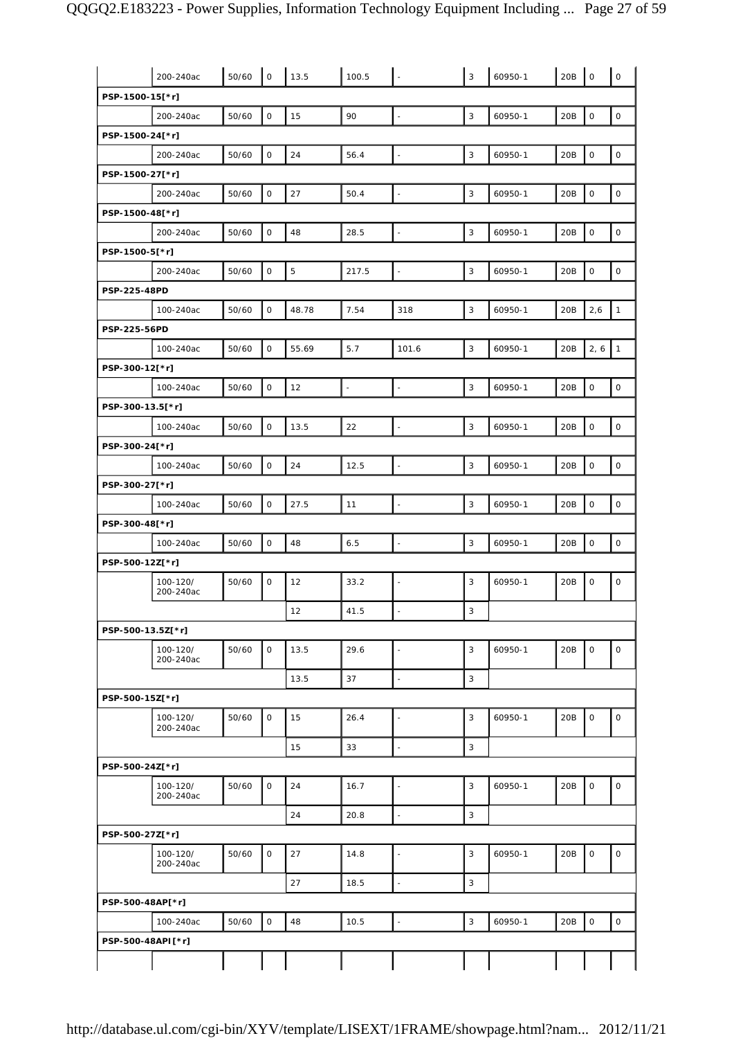| | | | | | | | | | | | |
|---|---|---|---|---|---|---|---|---|---|---|---|
| | 200-240ac | 50/60 | 0 | 13.5 | 100.5 | - | 3 | 60950-1 | 20B | 0 | 0 |
| **PSP-1500-15[*r]** | | | | | | | | | | | |
| | 200-240ac | 50/60 | 0 | 15 | 90 | - | 3 | 60950-1 | 20B | 0 | 0 |
| **PSP-1500-24[*r]** | | | | | | | | | | | |
| | 200-240ac | 50/60 | 0 | 24 | 56.4 | - | 3 | 60950-1 | 20B | 0 | 0 |
| **PSP-1500-27[*r]** | | | | | | | | | | | |
| | 200-240ac | 50/60 | 0 | 27 | 50.4 | - | 3 | 60950-1 | 20B | 0 | 0 |
| **PSP-1500-48[*r]** | | | | | | | | | | | |
| | 200-240ac | 50/60 | 0 | 48 | 28.5 | - | 3 | 60950-1 | 20B | 0 | 0 |
| **PSP-1500-5[*r]** | | | | | | | | | | | |
| | 200-240ac | 50/60 | 0 | 5 | 217.5 | - | 3 | 60950-1 | 20B | 0 | 0 |
| **PSP-225-48PD** | | | | | | | | | | | |
| | 100-240ac | 50/60 | 0 | 48.78 | 7.54 | 318 | 3 | 60950-1 | 20B | 2,6 | 1 |
| **PSP-225-56PD** | | | | | | | | | | | |
| | 100-240ac | 50/60 | 0 | 55.69 | 5.7 | 101.6 | 3 | 60950-1 | 20B | 2, 6 | 1 |
| **PSP-300-12[*r]** | | | | | | | | | | | |
| | 100-240ac | 50/60 | 0 | 12 | - | - | 3 | 60950-1 | 20B | 0 | 0 |
| **PSP-300-13.5[*r]** | | | | | | | | | | | |
| | 100-240ac | 50/60 | 0 | 13.5 | 22 | - | 3 | 60950-1 | 20B | 0 | 0 |
| **PSP-300-24[*r]** | | | | | | | | | | | |
| | 100-240ac | 50/60 | 0 | 24 | 12.5 | - | 3 | 60950-1 | 20B | 0 | 0 |
| **PSP-300-27[*r]** | | | | | | | | | | | |
| | 100-240ac | 50/60 | 0 | 27.5 | 11 | - | 3 | 60950-1 | 20B | 0 | 0 |
| **PSP-300-48[*r]** | | | | | | | | | | | |
| | 100-240ac | 50/60 | 0 | 48 | 6.5 | - | 3 | 60950-1 | 20B | 0 | 0 |
| **PSP-500-12Z[*r]** | | | | | | | | | | | |
| | 100-120/ 200-240ac | 50/60 | 0 | 12 | 33.2 | - | 3 | 60950-1 | 20B | 0 | 0 |
| | | | | 12 | 41.5 | - | 3 | | | | |
| **PSP-500-13.5Z[*r]** | | | | | | | | | | | |
| | 100-120/ 200-240ac | 50/60 | 0 | 13.5 | 29.6 | - | 3 | 60950-1 | 20B | 0 | 0 |
| | | | | 13.5 | 37 | - | 3 | | | | |
| **PSP-500-15Z[*r]** | | | | | | | | | | | |
| | 100-120/ 200-240ac | 50/60 | 0 | 15 | 26.4 | - | 3 | 60950-1 | 20B | 0 | 0 |
| | | | | 15 | 33 | - | 3 | | | | |
| **PSP-500-24Z[*r]** | | | | | | | | | | | |
| | 100-120/ 200-240ac | 50/60 | 0 | 24 | 16.7 | - | 3 | 60950-1 | 20B | 0 | 0 |
| | | | | 24 | 20.8 | - | 3 | | | | |
| **PSP-500-27Z[*r]** | | | | | | | | | | | |
| | 100-120/ 200-240ac | 50/60 | 0 | 27 | 14.8 | - | 3 | 60950-1 | 20B | 0 | 0 |
| | | | | 27 | 18.5 | - | 3 | | | | |
| **PSP-500-48AP[*r]** | | | | | | | | | | | |
| | 100-240ac | 50/60 | 0 | 48 | 10.5 | - | 3 | 60950-1 | 20B | 0 | 0 |
| **PSP-500-48API[*r]** | | | | | | | | | | | |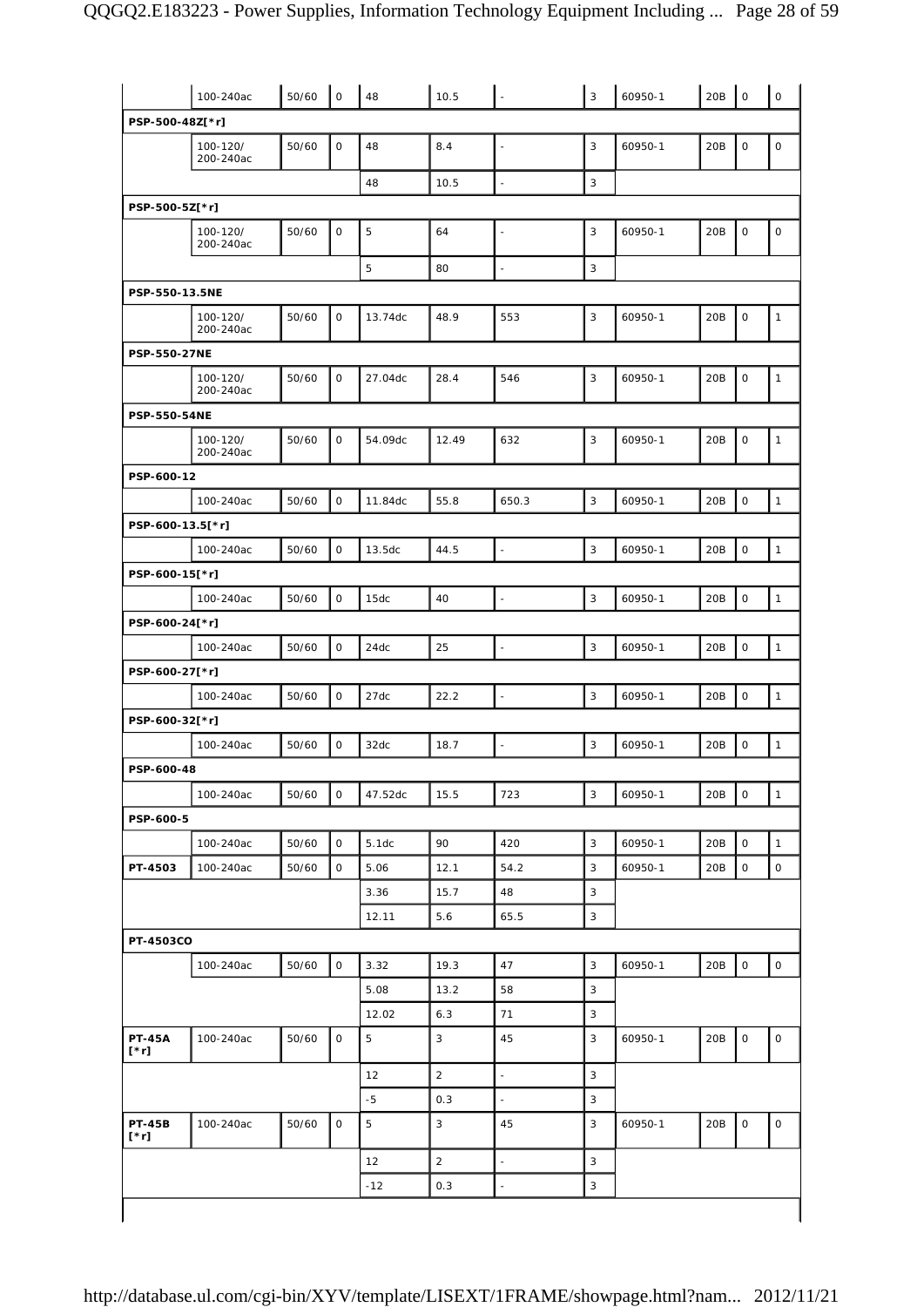| | | | | | | | | | | | |
|---|---|---|---|---|---|---|---|---|---|---|---|
| | 100-240ac | 50/60 | 0 | 48 | 10.5 | - | 3 | 60950-1 | 20B | 0 | 0 |
| **PSP-500-48Z[*r]** | | | | | | | | | | | |
| | 100-120/ 200-240ac | 50/60 | 0 | 48 | 8.4 | - | 3 | 60950-1 | 20B | 0 | 0 |
| | | | | 48 | 10.5 | - | 3 | | | | |
| **PSP-500-5Z[*r]** | | | | | | | | | | | |
| | 100-120/ 200-240ac | 50/60 | 0 | 5 | 64 | - | 3 | 60950-1 | 20B | 0 | 0 |
| | | | | 5 | 80 | - | 3 | | | | |
| **PSP-550-13.5NE** | | | | | | | | | | | |
| | 100-120/ 200-240ac | 50/60 | 0 | 13.74dc | 48.9 | 553 | 3 | 60950-1 | 20B | 0 | 1 |
| **PSP-550-27NE** | | | | | | | | | | | |
| | 100-120/ 200-240ac | 50/60 | 0 | 27.04dc | 28.4 | 546 | 3 | 60950-1 | 20B | 0 | 1 |
| **PSP-550-54NE** | | | | | | | | | | | |
| | 100-120/ 200-240ac | 50/60 | 0 | 54.09dc | 12.49 | 632 | 3 | 60950-1 | 20B | 0 | 1 |
| **PSP-600-12** | | | | | | | | | | | |
| | 100-240ac | 50/60 | 0 | 11.84dc | 55.8 | 650.3 | 3 | 60950-1 | 20B | 0 | 1 |
| **PSP-600-13.5[*r]** | | | | | | | | | | | |
| | 100-240ac | 50/60 | 0 | 13.5dc | 44.5 | - | 3 | 60950-1 | 20B | 0 | 1 |
| **PSP-600-15[*r]** | | | | | | | | | | | |
| | 100-240ac | 50/60 | 0 | 15dc | 40 | - | 3 | 60950-1 | 20B | 0 | 1 |
| **PSP-600-24[*r]** | | | | | | | | | | | |
| | 100-240ac | 50/60 | 0 | 24dc | 25 | - | 3 | 60950-1 | 20B | 0 | 1 |
| **PSP-600-27[*r]** | | | | | | | | | | | |
| | 100-240ac | 50/60 | 0 | 27dc | 22.2 | - | 3 | 60950-1 | 20B | 0 | 1 |
| **PSP-600-32[*r]** | | | | | | | | | | | |
| | 100-240ac | 50/60 | 0 | 32dc | 18.7 | - | 3 | 60950-1 | 20B | 0 | 1 |
| **PSP-600-48** | | | | | | | | | | | |
| | 100-240ac | 50/60 | 0 | 47.52dc | 15.5 | 723 | 3 | 60950-1 | 20B | 0 | 1 |
| **PSP-600-5** | | | | | | | | | | | |
| | 100-240ac | 50/60 | 0 | 5.1dc | 90 | 420 | 3 | 60950-1 | 20B | 0 | 1 |
| **PT-4503** | 100-240ac | 50/60 | 0 | 5.06 | 12.1 | 54.2 | 3 | 60950-1 | 20B | 0 | 0 |
| | | | | 3.36 | 15.7 | 48 | 3 | | | | |
| | | | | 12.11 | 5.6 | 65.5 | 3 | | | | |
| **PT-4503CO** | | | | | | | | | | | |
| | 100-240ac | 50/60 | 0 | 3.32 | 19.3 | 47 | 3 | 60950-1 | 20B | 0 | 0 |
| | | | | 5.08 | 13.2 | 58 | 3 | | | | |
| | | | | 12.02 | 6.3 | 71 | 3 | | | | |
| **PT-45A [*r]** | 100-240ac | 50/60 | 0 | 5 | 3 | 45 | 3 | 60950-1 | 20B | 0 | 0 |
| | | | | 12 | 2 | - | 3 | | | | |
| | | | | -5 | 0.3 | - | 3 | | | | |
| **PT-45B [*r]** | 100-240ac | 50/60 | 0 | 5 | 3 | 45 | 3 | 60950-1 | 20B | 0 | 0 |
| | | | | 12 | 2 | - | 3 | | | | |
| | | | | -12 | 0.3 | - | 3 | | | | |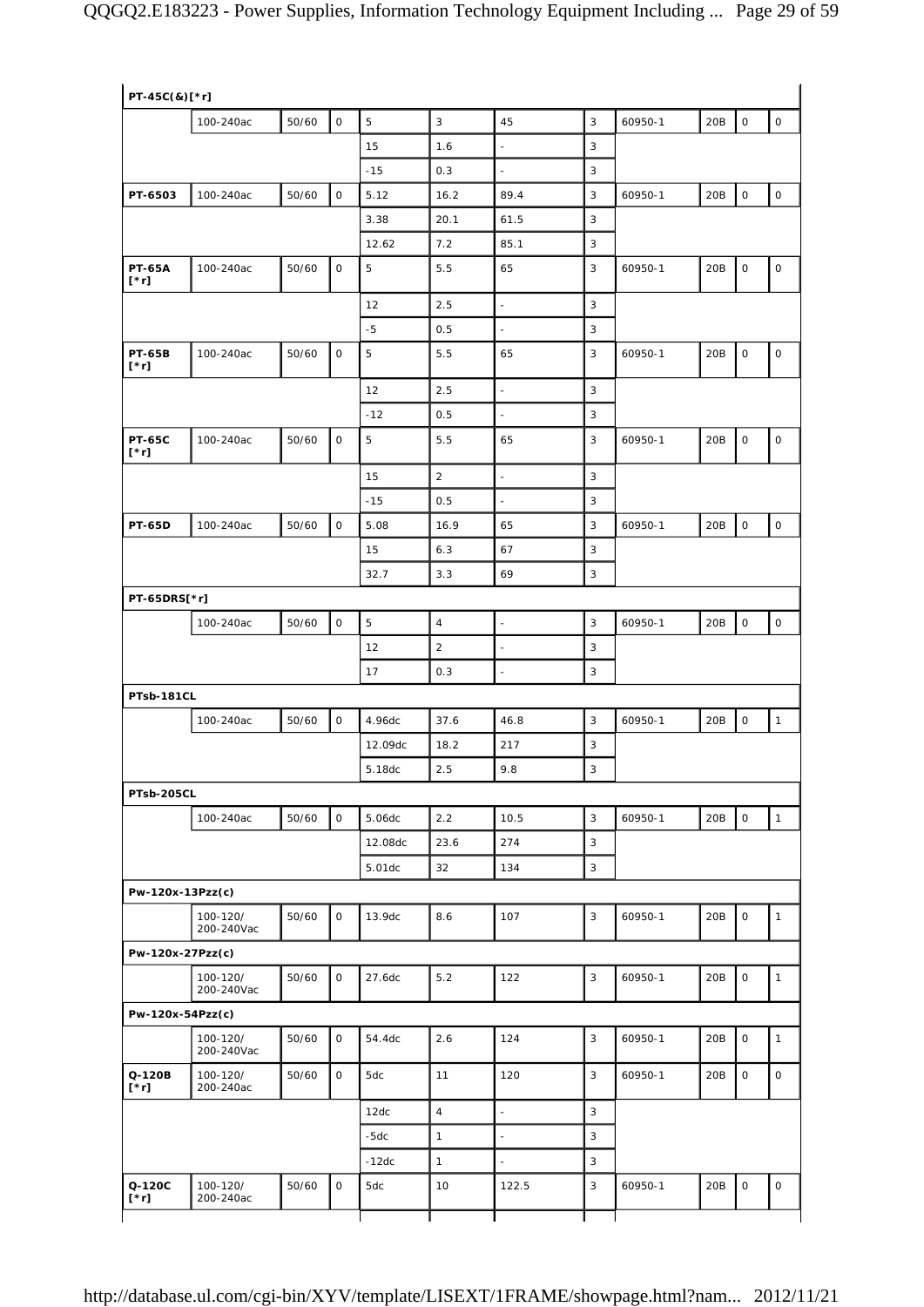| PT-45C(&)[*r] | | | | | | | | | | | |
|---|---|---|---|---|---|---|---|---|---|---|---|
| | 100-240ac | 50/60 | 0 | 5 | 3 | 45 | 3 | 60950-1 | 20B | 0 | 0 |
| | | | | 15 | 1.6 | - | 3 | | | | |
| | | | | -15 | 0.3 | - | 3 | | | | |
| **PT-6503** | 100-240ac | 50/60 | 0 | 5.12 | 16.2 | 89.4 | 3 | 60950-1 | 20B | 0 | 0 |
| | | | | 3.38 | 20.1 | 61.5 | 3 | | | | |
| | | | | 12.62 | 7.2 | 85.1 | 3 | | | | |
| **PT-65A [*r]** | 100-240ac | 50/60 | 0 | 5 | 5.5 | 65 | 3 | 60950-1 | 20B | 0 | 0 |
| | | | | 12 | 2.5 | - | 3 | | | | |
| | | | | -5 | 0.5 | - | 3 | | | | |
| **PT-65B [*r]** | 100-240ac | 50/60 | 0 | 5 | 5.5 | 65 | 3 | 60950-1 | 20B | 0 | 0 |
| | | | | 12 | 2.5 | - | 3 | | | | |
| | | | | -12 | 0.5 | - | 3 | | | | |
| **PT-65C [*r]** | 100-240ac | 50/60 | 0 | 5 | 5.5 | 65 | 3 | 60950-1 | 20B | 0 | 0 |
| | | | | 15 | 2 | - | 3 | | | | |
| | | | | -15 | 0.5 | - | 3 | | | | |
| **PT-65D** | 100-240ac | 50/60 | 0 | 5.08 | 16.9 | 65 | 3 | 60950-1 | 20B | 0 | 0 |
| | | | | 15 | 6.3 | 67 | 3 | | | | |
| | | | | 32.7 | 3.3 | 69 | 3 | | | | |
| **PT-65DRS[*r]** | | | | | | | | | | | |
| | 100-240ac | 50/60 | 0 | 5 | 4 | - | 3 | 60950-1 | 20B | 0 | 0 |
| | | | | 12 | 2 | - | 3 | | | | |
| | | | | 17 | 0.3 | - | 3 | | | | |
| **PTsb-181CL** | | | | | | | | | | | |
| | 100-240ac | 50/60 | 0 | 4.96dc | 37.6 | 46.8 | 3 | 60950-1 | 20B | 0 | 1 |
| | | | | 12.09dc | 18.2 | 217 | 3 | | | | |
| | | | | 5.18dc | 2.5 | 9.8 | 3 | | | | |
| **PTsb-205CL** | | | | | | | | | | | |
| | 100-240ac | 50/60 | 0 | 5.06dc | 2.2 | 10.5 | 3 | 60950-1 | 20B | 0 | 1 |
| | | | | 12.08dc | 23.6 | 274 | 3 | | | | |
| | | | | 5.01dc | 32 | 134 | 3 | | | | |
| **Pw-120x-13Pzz(c)** | | | | | | | | | | | |
| | 100-120/ 200-240Vac | 50/60 | 0 | 13.9dc | 8.6 | 107 | 3 | 60950-1 | 20B | 0 | 1 |
| **Pw-120x-27Pzz(c)** | | | | | | | | | | | |
| | 100-120/ 200-240Vac | 50/60 | 0 | 27.6dc | 5.2 | 122 | 3 | 60950-1 | 20B | 0 | 1 |
| **Pw-120x-54Pzz(c)** | | | | | | | | | | | |
| | 100-120/ 200-240Vac | 50/60 | 0 | 54.4dc | 2.6 | 124 | 3 | 60950-1 | 20B | 0 | 1 |
| **Q-120B [*r]** | 100-120/ 200-240ac | 50/60 | 0 | 5dc | 11 | 120 | 3 | 60950-1 | 20B | 0 | 0 |
| | | | | 12dc | 4 | - | 3 | | | | |
| | | | | -5dc | 1 | - | 3 | | | | |
| | | | | -12dc | 1 | - | 3 | | | | |
| **Q-120C [*r]** | 100-120/ 200-240ac | 50/60 | 0 | 5dc | 10 | 122.5 | 3 | 60950-1 | 20B | 0 | 0 |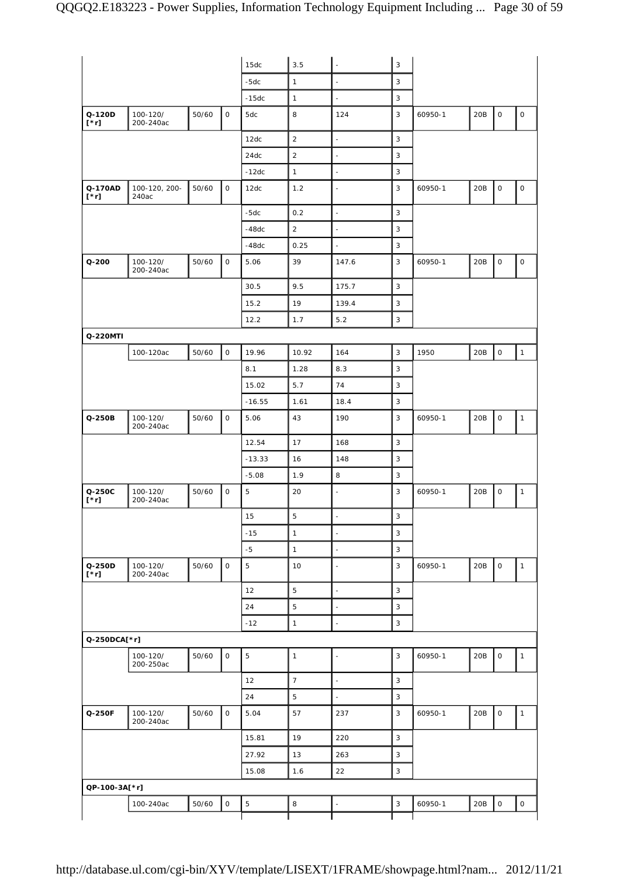| | | | | | | | | | | | |
|---|---|---|---|---|---|---|---|---|---|---|---|
| | | | | 15dc | 3.5 | - | 3 | | | | |
| | | | | -5dc | 1 | - | 3 | | | | |
| | | | | -15dc | 1 | - | 3 | | | | |
| **Q-120D [*r]** | 100-120/ 200-240ac | 50/60 | 0 | 5dc | 8 | 124 | 3 | 60950-1 | 20B | 0 | 0 |
| | | | | 12dc | 2 | - | 3 | | | | |
| | | | | 24dc | 2 | - | 3 | | | | |
| | | | | -12dc | 1 | - | 3 | | | | |
| **Q-170AD [*r]** | 100-120, 200-240ac | 50/60 | 0 | 12dc | 1.2 | - | 3 | 60950-1 | 20B | 0 | 0 |
| | | | | -5dc | 0.2 | - | 3 | | | | |
| | | | | -48dc | 2 | - | 3 | | | | |
| | | | | -48dc | 0.25 | - | 3 | | | | |
| **Q-200** | 100-120/ 200-240ac | 50/60 | 0 | 5.06 | 39 | 147.6 | 3 | 60950-1 | 20B | 0 | 0 |
| | | | | 30.5 | 9.5 | 175.7 | 3 | | | | |
| | | | | 15.2 | 19 | 139.4 | 3 | | | | |
| | | | | 12.2 | 1.7 | 5.2 | 3 | | | | |
| **Q-220MTI** | | | | | | | | | | | |
| | 100-120ac | 50/60 | 0 | 19.96 | 10.92 | 164 | 3 | 1950 | 20B | 0 | 1 |
| | | | | 8.1 | 1.28 | 8.3 | 3 | | | | |
| | | | | 15.02 | 5.7 | 74 | 3 | | | | |
| | | | | -16.55 | 1.61 | 18.4 | 3 | | | | |
| **Q-250B** | 100-120/ 200-240ac | 50/60 | 0 | 5.06 | 43 | 190 | 3 | 60950-1 | 20B | 0 | 1 |
| | | | | 12.54 | 17 | 168 | 3 | | | | |
| | | | | -13.33 | 16 | 148 | 3 | | | | |
| | | | | -5.08 | 1.9 | 8 | 3 | | | | |
| **Q-250C [*r]** | 100-120/ 200-240ac | 50/60 | 0 | 5 | 20 | - | 3 | 60950-1 | 20B | 0 | 1 |
| | | | | 15 | 5 | - | 3 | | | | |
| | | | | -15 | 1 | - | 3 | | | | |
| | | | | -5 | 1 | - | 3 | | | | |
| **Q-250D [*r]** | 100-120/ 200-240ac | 50/60 | 0 | 5 | 10 | - | 3 | 60950-1 | 20B | 0 | 1 |
| | | | | 12 | 5 | - | 3 | | | | |
| | | | | 24 | 5 | - | 3 | | | | |
| | | | | -12 | 1 | - | 3 | | | | |
| **Q-250DCA[*r]** | | | | | | | | | | | |
| | 100-120/ 200-250ac | 50/60 | 0 | 5 | 1 | - | 3 | 60950-1 | 20B | 0 | 1 |
| | | | | 12 | 7 | - | 3 | | | | |
| | | | | 24 | 5 | - | 3 | | | | |
| **Q-250F** | 100-120/ 200-240ac | 50/60 | 0 | 5.04 | 57 | 237 | 3 | 60950-1 | 20B | 0 | 1 |
| | | | | 15.81 | 19 | 220 | 3 | | | | |
| | | | | 27.92 | 13 | 263 | 3 | | | | |
| | | | | 15.08 | 1.6 | 22 | 3 | | | | |
| **QP-100-3A[*r]** | | | | | | | | | | | |
| | 100-240ac | 50/60 | 0 | 5 | 8 | - | 3 | 60950-1 | 20B | 0 | 0 |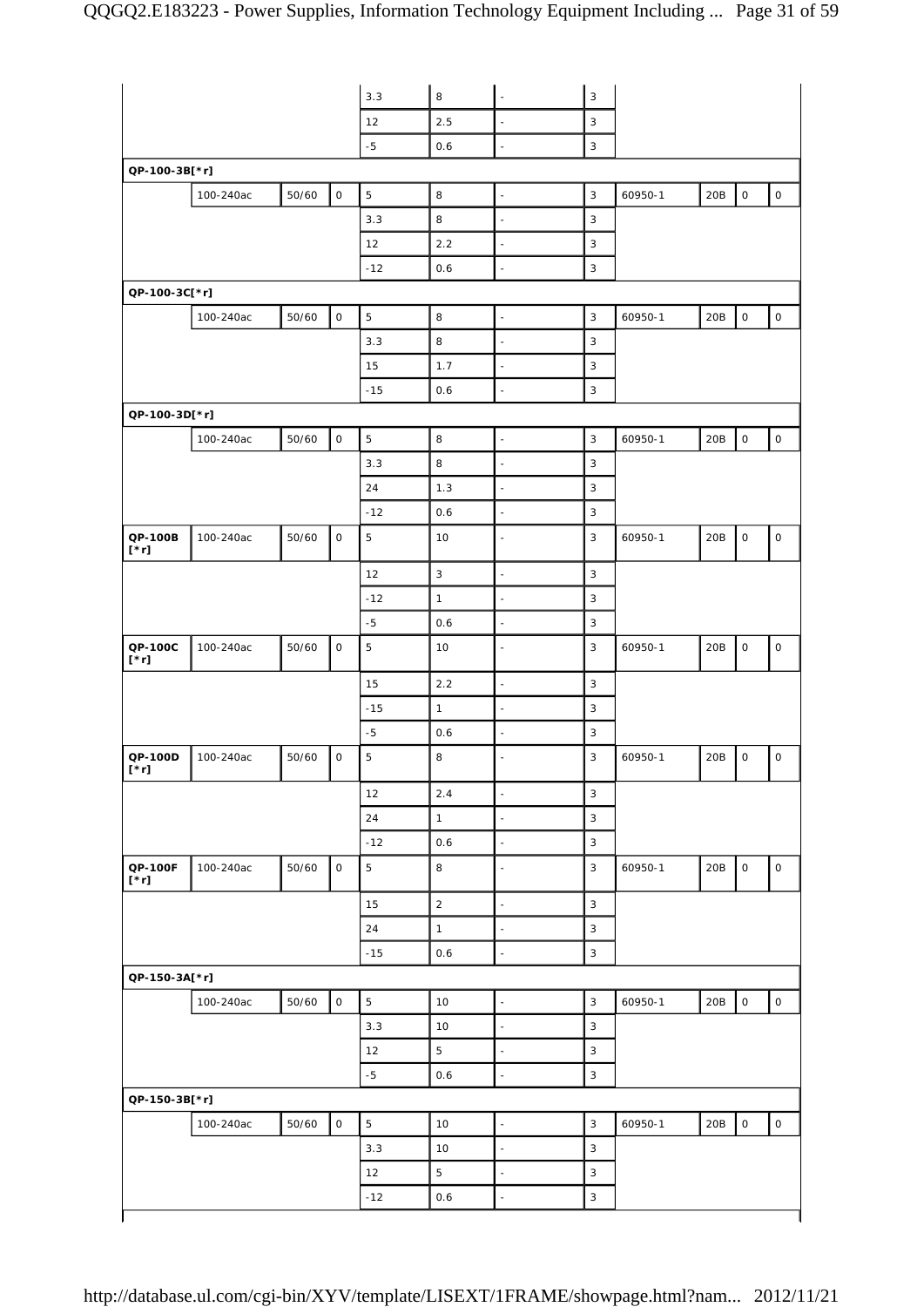| | | | | | | | | | | | |
|---|---|---|---|---|---|---|---|---|---|---|---|
| | | | | 3.3 | 8 | - | 3 | | | | |
| | | | | 12 | 2.5 | - | 3 | | | | |
| | | | | -5 | 0.6 | - | 3 | | | | |
| **QP-100-3B[*r]** | | | | | | | | | | | |
| | 100-240ac | 50/60 | 0 | 5 | 8 | - | 3 | 60950-1 | 20B | 0 | 0 |
| | | | | 3.3 | 8 | - | 3 | | | | |
| | | | | 12 | 2.2 | - | 3 | | | | |
| | | | | -12 | 0.6 | - | 3 | | | | |
| **QP-100-3C[*r]** | | | | | | | | | | | |
| | 100-240ac | 50/60 | 0 | 5 | 8 | - | 3 | 60950-1 | 20B | 0 | 0 |
| | | | | 3.3 | 8 | - | 3 | | | | |
| | | | | 15 | 1.7 | - | 3 | | | | |
| | | | | -15 | 0.6 | - | 3 | | | | |
| **QP-100-3D[*r]** | | | | | | | | | | | |
| | 100-240ac | 50/60 | 0 | 5 | 8 | - | 3 | 60950-1 | 20B | 0 | 0 |
| | | | | 3.3 | 8 | - | 3 | | | | |
| | | | | 24 | 1.3 | - | 3 | | | | |
| | | | | -12 | 0.6 | - | 3 | | | | |
| **QP-100B [*r]** | 100-240ac | 50/60 | 0 | 5 | 10 | - | 3 | 60950-1 | 20B | 0 | 0 |
| | | | | 12 | 3 | - | 3 | | | | |
| | | | | -12 | 1 | - | 3 | | | | |
| | | | | -5 | 0.6 | - | 3 | | | | |
| **QP-100C [*r]** | 100-240ac | 50/60 | 0 | 5 | 10 | - | 3 | 60950-1 | 20B | 0 | 0 |
| | | | | 15 | 2.2 | - | 3 | | | | |
| | | | | -15 | 1 | - | 3 | | | | |
| | | | | -5 | 0.6 | - | 3 | | | | |
| **QP-100D [*r]** | 100-240ac | 50/60 | 0 | 5 | 8 | - | 3 | 60950-1 | 20B | 0 | 0 |
| | | | | 12 | 2.4 | - | 3 | | | | |
| | | | | 24 | 1 | - | 3 | | | | |
| | | | | -12 | 0.6 | - | 3 | | | | |
| **QP-100F [*r]** | 100-240ac | 50/60 | 0 | 5 | 8 | - | 3 | 60950-1 | 20B | 0 | 0 |
| | | | | 15 | 2 | - | 3 | | | | |
| | | | | 24 | 1 | - | 3 | | | | |
| | | | | -15 | 0.6 | - | 3 | | | | |
| **QP-150-3A[*r]** | | | | | | | | | | | |
| | 100-240ac | 50/60 | 0 | 5 | 10 | - | 3 | 60950-1 | 20B | 0 | 0 |
| | | | | 3.3 | 10 | - | 3 | | | | |
| | | | | 12 | 5 | - | 3 | | | | |
| | | | | -5 | 0.6 | - | 3 | | | | |
| **QP-150-3B[*r]** | | | | | | | | | | | |
| | 100-240ac | 50/60 | 0 | 5 | 10 | - | 3 | 60950-1 | 20B | 0 | 0 |
| | | | | 3.3 | 10 | - | 3 | | | | |
| | | | | 12 | 5 | - | 3 | | | | |
| | | | | -12 | 0.6 | - | 3 | | | | |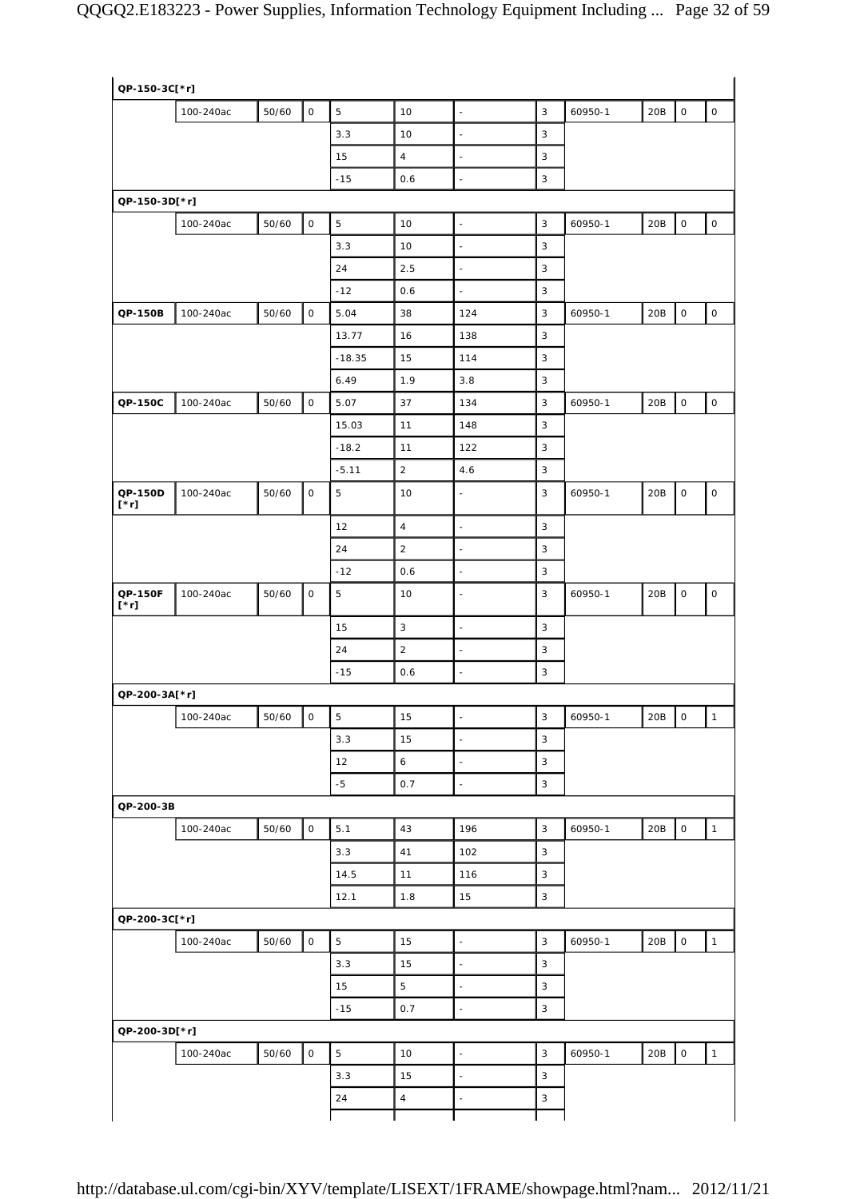| | | | | | | | | | | | |
|---|---|---|---|---|---|---|---|---|---|---|---|
| **QP-150-3C[*r]** | | | | | | | | | | | |
| | 100-240ac | 50/60 | 0 | 5 | 10 | - | 3 | 60950-1 | 20B | 0 | 0 |
| | | | | 3.3 | 10 | - | 3 | | | | |
| | | | | 15 | 4 | - | 3 | | | | |
| | | | | -15 | 0.6 | - | 3 | | | | |
| **QP-150-3D[*r]** | | | | | | | | | | | |
| | 100-240ac | 50/60 | 0 | 5 | 10 | - | 3 | 60950-1 | 20B | 0 | 0 |
| | | | | 3.3 | 10 | - | 3 | | | | |
| | | | | 24 | 2.5 | - | 3 | | | | |
| | | | | -12 | 0.6 | - | 3 | | | | |
| **QP-150B** | 100-240ac | 50/60 | 0 | 5.04 | 38 | 124 | 3 | 60950-1 | 20B | 0 | 0 |
| | | | | 13.77 | 16 | 138 | 3 | | | | |
| | | | | -18.35 | 15 | 114 | 3 | | | | |
| | | | | 6.49 | 1.9 | 3.8 | 3 | | | | |
| **QP-150C** | 100-240ac | 50/60 | 0 | 5.07 | 37 | 134 | 3 | 60950-1 | 20B | 0 | 0 |
| | | | | 15.03 | 11 | 148 | 3 | | | | |
| | | | | -18.2 | 11 | 122 | 3 | | | | |
| | | | | -5.11 | 2 | 4.6 | 3 | | | | |
| **QP-150D [*r]** | 100-240ac | 50/60 | 0 | 5 | 10 | - | 3 | 60950-1 | 20B | 0 | 0 |
| | | | | 12 | 4 | - | 3 | | | | |
| | | | | 24 | 2 | - | 3 | | | | |
| | | | | -12 | 0.6 | - | 3 | | | | |
| **QP-150F [*r]** | 100-240ac | 50/60 | 0 | 5 | 10 | - | 3 | 60950-1 | 20B | 0 | 0 |
| | | | | 15 | 3 | - | 3 | | | | |
| | | | | 24 | 2 | - | 3 | | | | |
| | | | | -15 | 0.6 | - | 3 | | | | |
| **QP-200-3A[*r]** | | | | | | | | | | | |
| | 100-240ac | 50/60 | 0 | 5 | 15 | - | 3 | 60950-1 | 20B | 0 | 1 |
| | | | | 3.3 | 15 | - | 3 | | | | |
| | | | | 12 | 6 | - | 3 | | | | |
| | | | | -5 | 0.7 | - | 3 | | | | |
| **QP-200-3B** | | | | | | | | | | | |
| | 100-240ac | 50/60 | 0 | 5.1 | 43 | 196 | 3 | 60950-1 | 20B | 0 | 1 |
| | | | | 3.3 | 41 | 102 | 3 | | | | |
| | | | | 14.5 | 11 | 116 | 3 | | | | |
| | | | | 12.1 | 1.8 | 15 | 3 | | | | |
| **QP-200-3C[*r]** | | | | | | | | | | | |
| | 100-240ac | 50/60 | 0 | 5 | 15 | - | 3 | 60950-1 | 20B | 0 | 1 |
| | | | | 3.3 | 15 | - | 3 | | | | |
| | | | | 15 | 5 | - | 3 | | | | |
| | | | | -15 | 0.7 | - | 3 | | | | |
| **QP-200-3D[*r]** | | | | | | | | | | | |
| | 100-240ac | 50/60 | 0 | 5 | 10 | - | 3 | 60950-1 | 20B | 0 | 1 |
| | | | | 3.3 | 15 | - | 3 | | | | |
| | | | | 24 | 4 | - | 3 | | | | |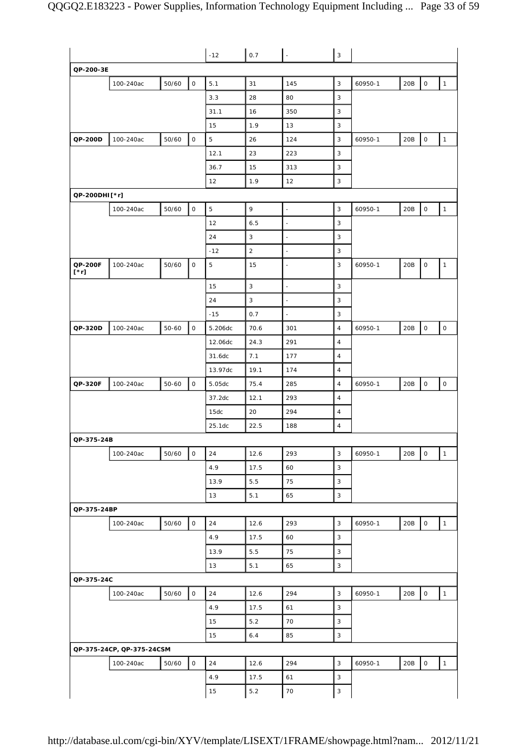| | | | | | | | | | | | |
|---|---|---|---|---|---|---|---|---|---|---|---|
| | | | | -12 | 0.7 | - | 3 | | | | |
| **QP-200-3E** | | | | | | | | | | | |
| | 100-240ac | 50/60 | 0 | 5.1 | 31 | 145 | 3 | 60950-1 | 20B | 0 | 1 |
| | | | | 3.3 | 28 | 80 | 3 | | | | |
| | | | | 31.1 | 16 | 350 | 3 | | | | |
| | | | | 15 | 1.9 | 13 | 3 | | | | |
| **QP-200D** | 100-240ac | 50/60 | 0 | 5 | 26 | 124 | 3 | 60950-1 | 20B | 0 | 1 |
| | | | | 12.1 | 23 | 223 | 3 | | | | |
| | | | | 36.7 | 15 | 313 | 3 | | | | |
| | | | | 12 | 1.9 | 12 | 3 | | | | |
| **QP-200DHI[*r]** | | | | | | | | | | | |
| | 100-240ac | 50/60 | 0 | 5 | 9 | - | 3 | 60950-1 | 20B | 0 | 1 |
| | | | | 12 | 6.5 | - | 3 | | | | |
| | | | | 24 | 3 | - | 3 | | | | |
| | | | | -12 | 2 | - | 3 | | | | |
| **QP-200F [*r]** | 100-240ac | 50/60 | 0 | 5 | 15 | - | 3 | 60950-1 | 20B | 0 | 1 |
| | | | | 15 | 3 | - | 3 | | | | |
| | | | | 24 | 3 | - | 3 | | | | |
| | | | | -15 | 0.7 | - | 3 | | | | |
| **QP-320D** | 100-240ac | 50-60 | 0 | 5.206dc | 70.6 | 301 | 4 | 60950-1 | 20B | 0 | 0 |
| | | | | 12.06dc | 24.3 | 291 | 4 | | | | |
| | | | | 31.6dc | 7.1 | 177 | 4 | | | | |
| | | | | 13.97dc | 19.1 | 174 | 4 | | | | |
| **QP-320F** | 100-240ac | 50-60 | 0 | 5.05dc | 75.4 | 285 | 4 | 60950-1 | 20B | 0 | 0 |
| | | | | 37.2dc | 12.1 | 293 | 4 | | | | |
| | | | | 15dc | 20 | 294 | 4 | | | | |
| | | | | 25.1dc | 22.5 | 188 | 4 | | | | |
| **QP-375-24B** | | | | | | | | | | | |
| | 100-240ac | 50/60 | 0 | 24 | 12.6 | 293 | 3 | 60950-1 | 20B | 0 | 1 |
| | | | | 4.9 | 17.5 | 60 | 3 | | | | |
| | | | | 13.9 | 5.5 | 75 | 3 | | | | |
| | | | | 13 | 5.1 | 65 | 3 | | | | |
| **QP-375-24BP** | | | | | | | | | | | |
| | 100-240ac | 50/60 | 0 | 24 | 12.6 | 293 | 3 | 60950-1 | 20B | 0 | 1 |
| | | | | 4.9 | 17.5 | 60 | 3 | | | | |
| | | | | 13.9 | 5.5 | 75 | 3 | | | | |
| | | | | 13 | 5.1 | 65 | 3 | | | | |
| **QP-375-24C** | | | | | | | | | | | |
| | 100-240ac | 50/60 | 0 | 24 | 12.6 | 294 | 3 | 60950-1 | 20B | 0 | 1 |
| | | | | 4.9 | 17.5 | 61 | 3 | | | | |
| | | | | 15 | 5.2 | 70 | 3 | | | | |
| | | | | 15 | 6.4 | 85 | 3 | | | | |
| **QP-375-24CP, QP-375-24CSM** | | | | | | | | | | | |
| | 100-240ac | 50/60 | 0 | 24 | 12.6 | 294 | 3 | 60950-1 | 20B | 0 | 1 |
| | | | | 4.9 | 17.5 | 61 | 3 | | | | |
| | | | | 15 | 5.2 | 70 | 3 | | | | |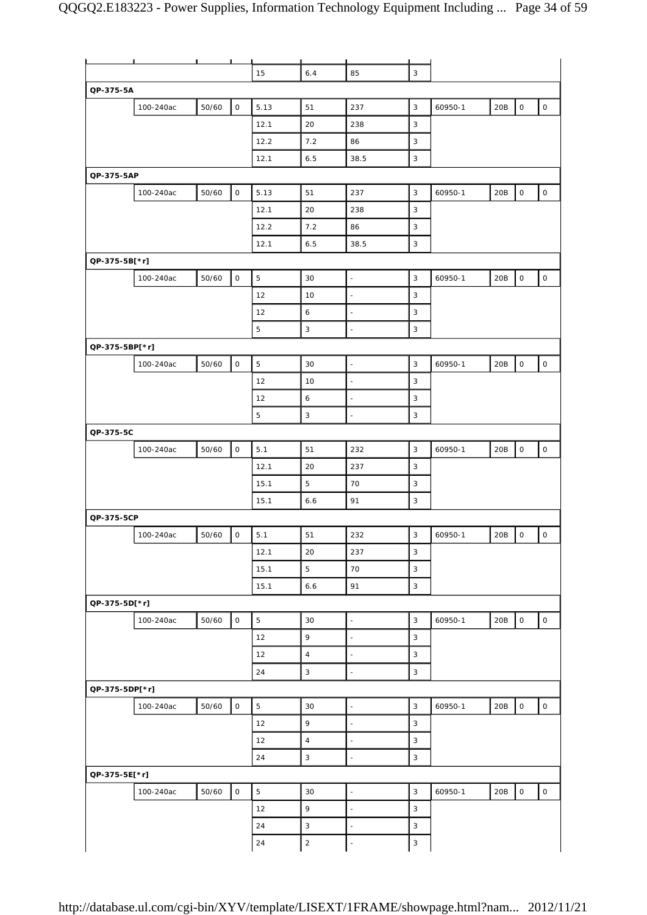| | | | | | | | | | | | |
|---|---|---|---|---|---|---|---|---|---|---|---|
| | | | | 15 | 6.4 | 85 | 3 | | | | |
| **QP-375-5A** | | | | | | | | | | | |
| | 100-240ac | 50/60 | 0 | 5.13 | 51 | 237 | 3 | 60950-1 | 20B | 0 | 0 |
| | | | | 12.1 | 20 | 238 | 3 | | | | |
| | | | | 12.2 | 7.2 | 86 | 3 | | | | |
| | | | | 12.1 | 6.5 | 38.5 | 3 | | | | |
| **QP-375-5AP** | | | | | | | | | | | |
| | 100-240ac | 50/60 | 0 | 5.13 | 51 | 237 | 3 | 60950-1 | 20B | 0 | 0 |
| | | | | 12.1 | 20 | 238 | 3 | | | | |
| | | | | 12.2 | 7.2 | 86 | 3 | | | | |
| | | | | 12.1 | 6.5 | 38.5 | 3 | | | | |
| **QP-375-5B[*r]** | | | | | | | | | | | |
| | 100-240ac | 50/60 | 0 | 5 | 30 | - | 3 | 60950-1 | 20B | 0 | 0 |
| | | | | 12 | 10 | - | 3 | | | | |
| | | | | 12 | 6 | - | 3 | | | | |
| | | | | 5 | 3 | - | 3 | | | | |
| **QP-375-5BP[*r]** | | | | | | | | | | | |
| | 100-240ac | 50/60 | 0 | 5 | 30 | - | 3 | 60950-1 | 20B | 0 | 0 |
| | | | | 12 | 10 | - | 3 | | | | |
| | | | | 12 | 6 | - | 3 | | | | |
| | | | | 5 | 3 | - | 3 | | | | |
| **QP-375-5C** | | | | | | | | | | | |
| | 100-240ac | 50/60 | 0 | 5.1 | 51 | 232 | 3 | 60950-1 | 20B | 0 | 0 |
| | | | | 12.1 | 20 | 237 | 3 | | | | |
| | | | | 15.1 | 5 | 70 | 3 | | | | |
| | | | | 15.1 | 6.6 | 91 | 3 | | | | |
| **QP-375-5CP** | | | | | | | | | | | |
| | 100-240ac | 50/60 | 0 | 5.1 | 51 | 232 | 3 | 60950-1 | 20B | 0 | 0 |
| | | | | 12.1 | 20 | 237 | 3 | | | | |
| | | | | 15.1 | 5 | 70 | 3 | | | | |
| | | | | 15.1 | 6.6 | 91 | 3 | | | | |
| **QP-375-5D[*r]** | | | | | | | | | | | |
| | 100-240ac | 50/60 | 0 | 5 | 30 | - | 3 | 60950-1 | 20B | 0 | 0 |
| | | | | 12 | 9 | - | 3 | | | | |
| | | | | 12 | 4 | - | 3 | | | | |
| | | | | 24 | 3 | - | 3 | | | | |
| **QP-375-5DP[*r]** | | | | | | | | | | | |
| | 100-240ac | 50/60 | 0 | 5 | 30 | - | 3 | 60950-1 | 20B | 0 | 0 |
| | | | | 12 | 9 | - | 3 | | | | |
| | | | | 12 | 4 | - | 3 | | | | |
| | | | | 24 | 3 | - | 3 | | | | |
| **QP-375-5E[*r]** | | | | | | | | | | | |
| | 100-240ac | 50/60 | 0 | 5 | 30 | - | 3 | 60950-1 | 20B | 0 | 0 |
| | | | | 12 | 9 | - | 3 | | | | |
| | | | | 24 | 3 | - | 3 | | | | |
| | | | | 24 | 2 | - | 3 | | | | |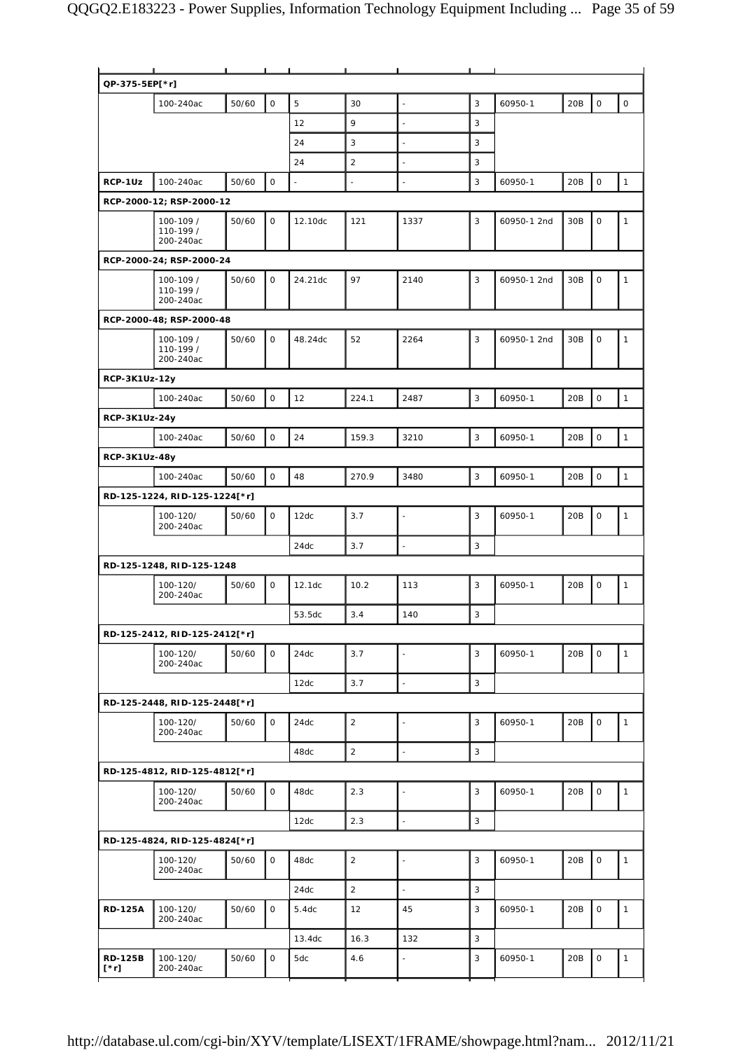| | | | | | | | | | | | |
|---|---|---|---|---|---|---|---|---|---|---|---|
| **QP-375-5EP[*r]** | | | | | | | | | | | |
| | 100-240ac | 50/60 | 0 | 5 | 30 | - | 3 | 60950-1 | 20B | 0 | 0 |
| | | | | 12 | 9 | - | 3 | | | | |
| | | | | 24 | 3 | - | 3 | | | | |
| | | | | 24 | 2 | - | 3 | | | | |
| **RCP-1Uz** | 100-240ac | 50/60 | 0 | - | - | - | 3 | 60950-1 | 20B | 0 | 1 |
| **RCP-2000-12; RSP-2000-12** | | | | | | | | | | | |
| | 100-109 / 110-199 / 200-240ac | 50/60 | 0 | 12.10dc | 121 | 1337 | 3 | 60950-1 2nd | 30B | 0 | 1 |
| **RCP-2000-24; RSP-2000-24** | | | | | | | | | | | |
| | 100-109 / 110-199 / 200-240ac | 50/60 | 0 | 24.21dc | 97 | 2140 | 3 | 60950-1 2nd | 30B | 0 | 1 |
| **RCP-2000-48; RSP-2000-48** | | | | | | | | | | | |
| | 100-109 / 110-199 / 200-240ac | 50/60 | 0 | 48.24dc | 52 | 2264 | 3 | 60950-1 2nd | 30B | 0 | 1 |
| **RCP-3K1Uz-12y** | | | | | | | | | | | |
| | 100-240ac | 50/60 | 0 | 12 | 224.1 | 2487 | 3 | 60950-1 | 20B | 0 | 1 |
| **RCP-3K1Uz-24y** | | | | | | | | | | | |
| | 100-240ac | 50/60 | 0 | 24 | 159.3 | 3210 | 3 | 60950-1 | 20B | 0 | 1 |
| **RCP-3K1Uz-48y** | | | | | | | | | | | |
| | 100-240ac | 50/60 | 0 | 48 | 270.9 | 3480 | 3 | 60950-1 | 20B | 0 | 1 |
| **RD-125-1224, RID-125-1224[*r]** | | | | | | | | | | | |
| | 100-120/ 200-240ac | 50/60 | 0 | 12dc | 3.7 | - | 3 | 60950-1 | 20B | 0 | 1 |
| | | | | 24dc | 3.7 | - | 3 | | | | |
| **RD-125-1248, RID-125-1248** | | | | | | | | | | | |
| | 100-120/ 200-240ac | 50/60 | 0 | 12.1dc | 10.2 | 113 | 3 | 60950-1 | 20B | 0 | 1 |
| | | | | 53.5dc | 3.4 | 140 | 3 | | | | |
| **RD-125-2412, RID-125-2412[*r]** | | | | | | | | | | | |
| | 100-120/ 200-240ac | 50/60 | 0 | 24dc | 3.7 | - | 3 | 60950-1 | 20B | 0 | 1 |
| | | | | 12dc | 3.7 | - | 3 | | | | |
| **RD-125-2448, RID-125-2448[*r]** | | | | | | | | | | | |
| | 100-120/ 200-240ac | 50/60 | 0 | 24dc | 2 | - | 3 | 60950-1 | 20B | 0 | 1 |
| | | | | 48dc | 2 | - | 3 | | | | |
| **RD-125-4812, RID-125-4812[*r]** | | | | | | | | | | | |
| | 100-120/ 200-240ac | 50/60 | 0 | 48dc | 2.3 | - | 3 | 60950-1 | 20B | 0 | 1 |
| | | | | 12dc | 2.3 | - | 3 | | | | |
| **RD-125-4824, RID-125-4824[*r]** | | | | | | | | | | | |
| | 100-120/ 200-240ac | 50/60 | 0 | 48dc | 2 | - | 3 | 60950-1 | 20B | 0 | 1 |
| | | | | 24dc | 2 | - | 3 | | | | |
| **RD-125A** | 100-120/ 200-240ac | 50/60 | 0 | 5.4dc | 12 | 45 | 3 | 60950-1 | 20B | 0 | 1 |
| | | | | 13.4dc | 16.3 | 132 | 3 | | | | |
| **RD-125B [*r]** | 100-120/ 200-240ac | 50/60 | 0 | 5dc | 4.6 | - | 3 | 60950-1 | 20B | 0 | 1 |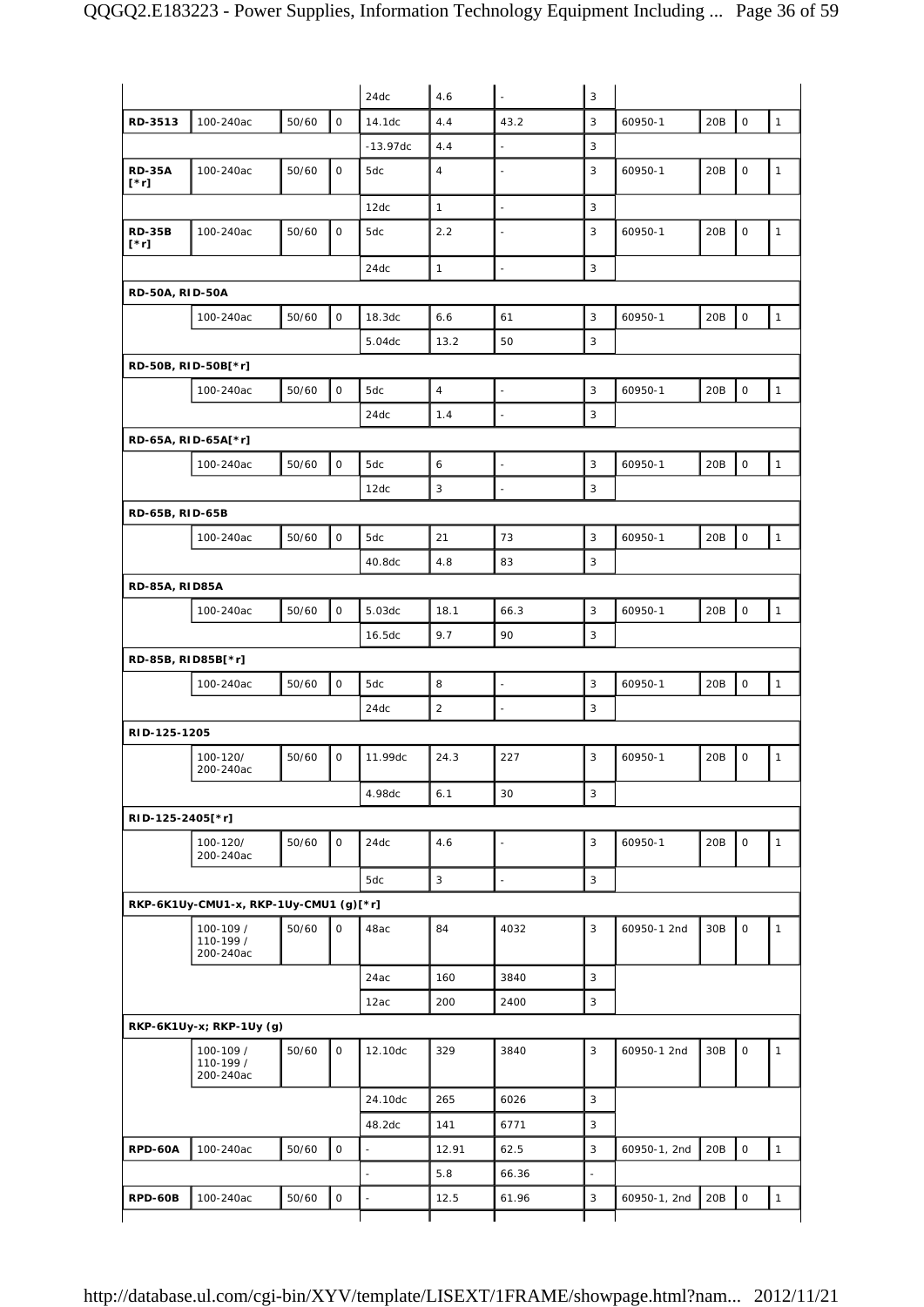| | | | | | | | | | | | |
|---|---|---|---|---|---|---|---|---|---|---|---|
| | | | | 24dc | 4.6 | - | 3 | | | | |
| **RD-3513** | 100-240ac | 50/60 | O | 14.1dc | 4.4 | 43.2 | 3 | 60950-1 | 20B | O | 1 |
| | | | | -13.97dc | 4.4 | - | 3 | | | | |
| **RD-35A [*r]** | 100-240ac | 50/60 | O | 5dc | 4 | - | 3 | 60950-1 | 20B | O | 1 |
| | | | | 12dc | 1 | - | 3 | | | | |
| **RD-35B [*r]** | 100-240ac | 50/60 | O | 5dc | 2.2 | - | 3 | 60950-1 | 20B | O | 1 |
| | | | | 24dc | 1 | - | 3 | | | | |
| **RD-50A, RID-50A** | | | | | | | | | | | |
| | 100-240ac | 50/60 | O | 18.3dc | 6.6 | 61 | 3 | 60950-1 | 20B | O | 1 |
| | | | | 5.04dc | 13.2 | 50 | 3 | | | | |
| **RD-50B, RID-50B[*r]** | | | | | | | | | | | |
| | 100-240ac | 50/60 | O | 5dc | 4 | - | 3 | 60950-1 | 20B | O | 1 |
| | | | | 24dc | 1.4 | - | 3 | | | | |
| **RD-65A, RID-65A[*r]** | | | | | | | | | | | |
| | 100-240ac | 50/60 | O | 5dc | 6 | - | 3 | 60950-1 | 20B | O | 1 |
| | | | | 12dc | 3 | - | 3 | | | | |
| **RD-65B, RID-65B** | | | | | | | | | | | |
| | 100-240ac | 50/60 | O | 5dc | 21 | 73 | 3 | 60950-1 | 20B | O | 1 |
| | | | | 40.8dc | 4.8 | 83 | 3 | | | | |
| **RD-85A, RID85A** | | | | | | | | | | | |
| | 100-240ac | 50/60 | O | 5.03dc | 18.1 | 66.3 | 3 | 60950-1 | 20B | O | 1 |
| | | | | 16.5dc | 9.7 | 90 | 3 | | | | |
| **RD-85B, RID85B[*r]** | | | | | | | | | | | |
| | 100-240ac | 50/60 | O | 5dc | 8 | - | 3 | 60950-1 | 20B | O | 1 |
| | | | | 24dc | 2 | - | 3 | | | | |
| **RID-125-1205** | | | | | | | | | | | |
| | 100-120/ 200-240ac | 50/60 | O | 11.99dc | 24.3 | 227 | 3 | 60950-1 | 20B | O | 1 |
| | | | | 4.98dc | 6.1 | 30 | 3 | | | | |
| **RID-125-2405[*r]** | | | | | | | | | | | |
| | 100-120/ 200-240ac | 50/60 | O | 24dc | 4.6 | - | 3 | 60950-1 | 20B | O | 1 |
| | | | | 5dc | 3 | - | 3 | | | | |
| **RKP-6K1Uy-CMU1-x, RKP-1Uy-CMU1 (g)[*r]** | | | | | | | | | | | |
| | 100-109 / 110-199 / 200-240ac | 50/60 | O | 48ac | 84 | 4032 | 3 | 60950-1 2nd | 30B | O | 1 |
| | | | | 24ac | 160 | 3840 | 3 | | | | |
| | | | | 12ac | 200 | 2400 | 3 | | | | |
| **RKP-6K1Uy-x; RKP-1Uy (g)** | | | | | | | | | | | |
| | 100-109 / 110-199 / 200-240ac | 50/60 | O | 12.10dc | 329 | 3840 | 3 | 60950-1 2nd | 30B | O | 1 |
| | | | | 24.10dc | 265 | 6026 | 3 | | | | |
| | | | | 48.2dc | 141 | 6771 | 3 | | | | |
| **RPD-60A** | 100-240ac | 50/60 | O | - | 12.91 | 62.5 | 3 | 60950-1, 2nd | 20B | O | 1 |
| | | | | - | 5.8 | 66.36 | - | | | | |
| **RPD-60B** | 100-240ac | 50/60 | O | - | 12.5 | 61.96 | 3 | 60950-1, 2nd | 20B | O | 1 |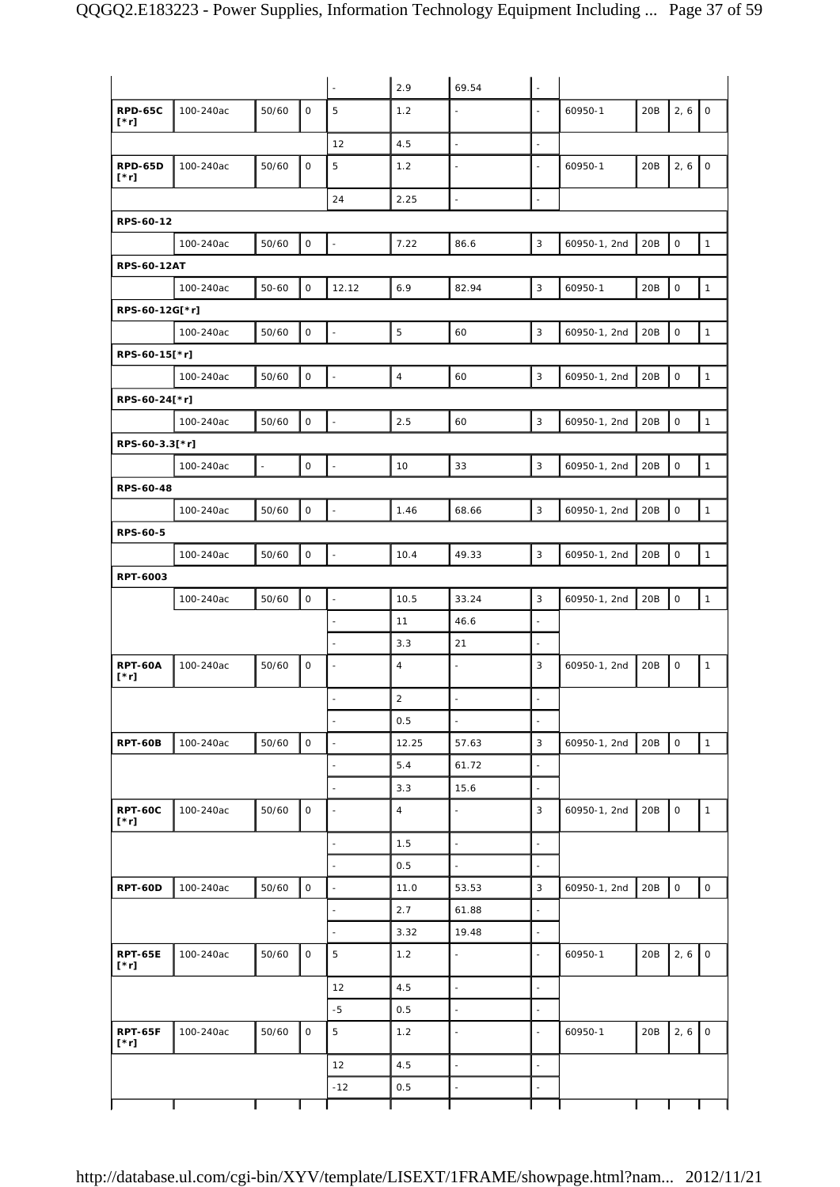| | | | | | | | | | | | |
|---|---|---|---|---|---|---|---|---|---|---|---|
| | | | | - | 2.9 | 69.54 | - | | | | |
| **RPD-65C [*r]** | 100-240ac | 50/60 | 0 | 5 | 1.2 | - | - | 60950-1 | 20B | 2, 6 | 0 |
| | | | | 12 | 4.5 | - | - | | | | |
| **RPD-65D [*r]** | 100-240ac | 50/60 | 0 | 5 | 1.2 | - | - | 60950-1 | 20B | 2, 6 | 0 |
| | | | | 24 | 2.25 | - | - | | | | |
| **RPS-60-12** | | | | | | | | | | | |
| | 100-240ac | 50/60 | 0 | - | 7.22 | 86.6 | 3 | 60950-1, 2nd | 20B | 0 | 1 |
| **RPS-60-12AT** | | | | | | | | | | | |
| | 100-240ac | 50-60 | 0 | 12.12 | 6.9 | 82.94 | 3 | 60950-1 | 20B | 0 | 1 |
| **RPS-60-12G[*r]** | | | | | | | | | | | |
| | 100-240ac | 50/60 | 0 | - | 5 | 60 | 3 | 60950-1, 2nd | 20B | 0 | 1 |
| **RPS-60-15[*r]** | | | | | | | | | | | |
| | 100-240ac | 50/60 | 0 | - | 4 | 60 | 3 | 60950-1, 2nd | 20B | 0 | 1 |
| **RPS-60-24[*r]** | | | | | | | | | | | |
| | 100-240ac | 50/60 | 0 | - | 2.5 | 60 | 3 | 60950-1, 2nd | 20B | 0 | 1 |
| **RPS-60-3.3[*r]** | | | | | | | | | | | |
| | 100-240ac | - | 0 | - | 10 | 33 | 3 | 60950-1, 2nd | 20B | 0 | 1 |
| **RPS-60-48** | | | | | | | | | | | |
| | 100-240ac | 50/60 | 0 | - | 1.46 | 68.66 | 3 | 60950-1, 2nd | 20B | 0 | 1 |
| **RPS-60-5** | | | | | | | | | | | |
| | 100-240ac | 50/60 | 0 | - | 10.4 | 49.33 | 3 | 60950-1, 2nd | 20B | 0 | 1 |
| **RPT-6003** | | | | | | | | | | | |
| | 100-240ac | 50/60 | 0 | - | 10.5 | 33.24 | 3 | 60950-1, 2nd | 20B | 0 | 1 |
| | | | | - | 11 | 46.6 | - | | | | |
| | | | | - | 3.3 | 21 | - | | | | |
| **RPT-60A [*r]** | 100-240ac | 50/60 | 0 | - | 4 | - | 3 | 60950-1, 2nd | 20B | 0 | 1 |
| | | | | - | 2 | - | - | | | | |
| | | | | - | 0.5 | - | - | | | | |
| **RPT-60B** | 100-240ac | 50/60 | 0 | - | 12.25 | 57.63 | 3 | 60950-1, 2nd | 20B | 0 | 1 |
| | | | | - | 5.4 | 61.72 | - | | | | |
| | | | | - | 3.3 | 15.6 | - | | | | |
| **RPT-60C [*r]** | 100-240ac | 50/60 | 0 | - | 4 | - | 3 | 60950-1, 2nd | 20B | 0 | 1 |
| | | | | - | 1.5 | - | - | | | | |
| | | | | - | 0.5 | - | - | | | | |
| **RPT-60D** | 100-240ac | 50/60 | 0 | - | 11.0 | 53.53 | 3 | 60950-1, 2nd | 20B | 0 | 0 |
| | | | | - | 2.7 | 61.88 | - | | | | |
| | | | | - | 3.32 | 19.48 | - | | | | |
| **RPT-65E [*r]** | 100-240ac | 50/60 | 0 | 5 | 1.2 | - | - | 60950-1 | 20B | 2, 6 | 0 |
| | | | | 12 | 4.5 | - | - | | | | |
| | | | | -5 | 0.5 | - | - | | | | |
| **RPT-65F [*r]** | 100-240ac | 50/60 | 0 | 5 | 1.2 | - | - | 60950-1 | 20B | 2, 6 | 0 |
| | | | | 12 | 4.5 | - | - | | | | |
| | | | | -12 | 0.5 | - | - | | | | |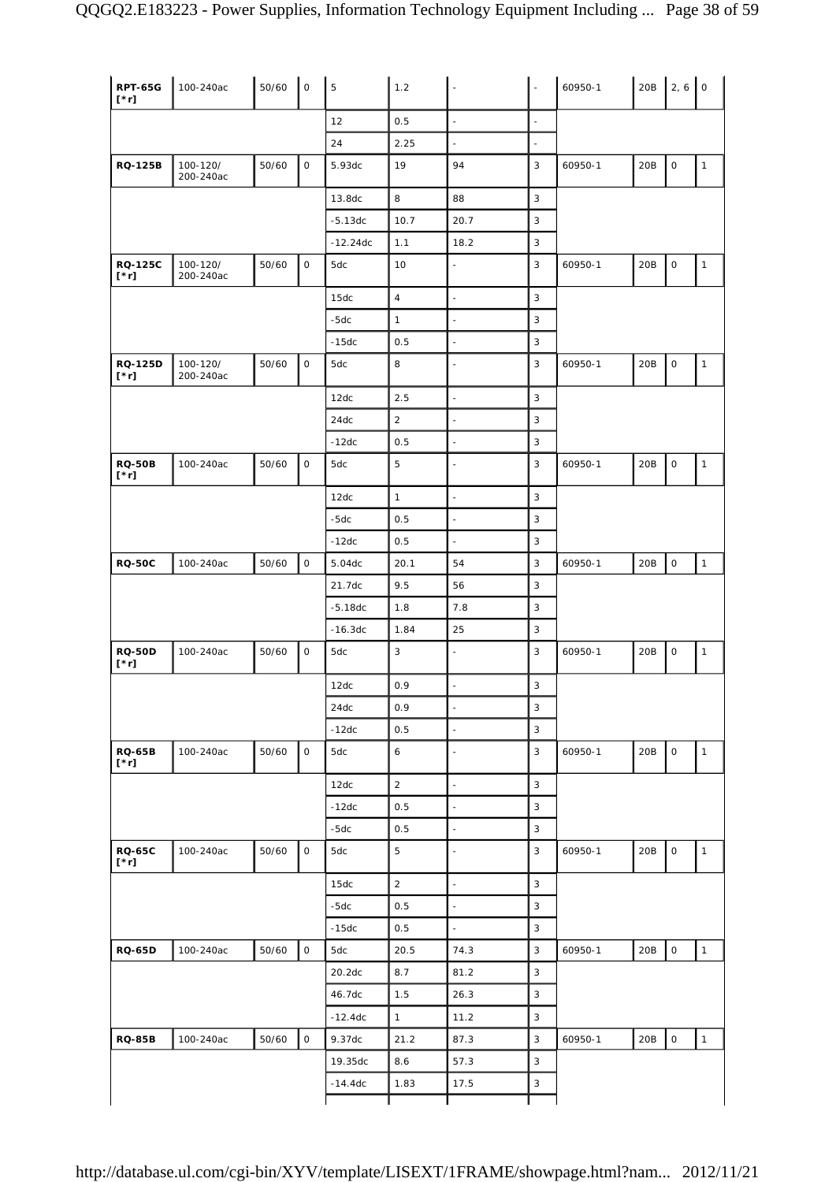| RPT-65G [*r] | 100-240ac | 50/60 | 0 | 5 | 1.2 | - | - | 60950-1 | 20B | 2, 6 | 0 |
|---|---|---|---|---|---|---|---|---|---|---|---|
| | | | | 12 | 0.5 | - | - | | | | |
| | | | | 24 | 2.25 | - | - | | | | |
| **RQ-125B** | 100-120/ 200-240ac | 50/60 | 0 | 5.93dc | 19 | 94 | 3 | 60950-1 | 20B | 0 | 1 |
| | | | | 13.8dc | 8 | 88 | 3 | | | | |
| | | | | -5.13dc | 10.7 | 20.7 | 3 | | | | |
| | | | | -12.24dc | 1.1 | 18.2 | 3 | | | | |
| **RQ-125C [*r]** | 100-120/ 200-240ac | 50/60 | 0 | 5dc | 10 | - | 3 | 60950-1 | 20B | 0 | 1 |
| | | | | 15dc | 4 | - | 3 | | | | |
| | | | | -5dc | 1 | - | 3 | | | | |
| | | | | -15dc | 0.5 | - | 3 | | | | |
| **RQ-125D [*r]** | 100-120/ 200-240ac | 50/60 | 0 | 5dc | 8 | - | 3 | 60950-1 | 20B | 0 | 1 |
| | | | | 12dc | 2.5 | - | 3 | | | | |
| | | | | 24dc | 2 | - | 3 | | | | |
| | | | | -12dc | 0.5 | - | 3 | | | | |
| **RQ-50B [*r]** | 100-240ac | 50/60 | 0 | 5dc | 5 | - | 3 | 60950-1 | 20B | 0 | 1 |
| | | | | 12dc | 1 | - | 3 | | | | |
| | | | | -5dc | 0.5 | - | 3 | | | | |
| | | | | -12dc | 0.5 | - | 3 | | | | |
| **RQ-50C** | 100-240ac | 50/60 | 0 | 5.04dc | 20.1 | 54 | 3 | 60950-1 | 20B | 0 | 1 |
| | | | | 21.7dc | 9.5 | 56 | 3 | | | | |
| | | | | -5.18dc | 1.8 | 7.8 | 3 | | | | |
| | | | | -16.3dc | 1.84 | 25 | 3 | | | | |
| **RQ-50D [*r]** | 100-240ac | 50/60 | 0 | 5dc | 3 | - | 3 | 60950-1 | 20B | 0 | 1 |
| | | | | 12dc | 0.9 | - | 3 | | | | |
| | | | | 24dc | 0.9 | - | 3 | | | | |
| | | | | -12dc | 0.5 | - | 3 | | | | |
| **RQ-65B [*r]** | 100-240ac | 50/60 | 0 | 5dc | 6 | - | 3 | 60950-1 | 20B | 0 | 1 |
| | | | | 12dc | 2 | - | 3 | | | | |
| | | | | -12dc | 0.5 | - | 3 | | | | |
| | | | | -5dc | 0.5 | - | 3 | | | | |
| **RQ-65C [*r]** | 100-240ac | 50/60 | 0 | 5dc | 5 | - | 3 | 60950-1 | 20B | 0 | 1 |
| | | | | 15dc | 2 | - | 3 | | | | |
| | | | | -5dc | 0.5 | - | 3 | | | | |
| | | | | -15dc | 0.5 | - | 3 | | | | |
| **RQ-65D** | 100-240ac | 50/60 | 0 | 5dc | 20.5 | 74.3 | 3 | 60950-1 | 20B | 0 | 1 |
| | | | | 20.2dc | 8.7 | 81.2 | 3 | | | | |
| | | | | 46.7dc | 1.5 | 26.3 | 3 | | | | |
| | | | | -12.4dc | 1 | 11.2 | 3 | | | | |
| **RQ-85B** | 100-240ac | 50/60 | 0 | 9.37dc | 21.2 | 87.3 | 3 | 60950-1 | 20B | 0 | 1 |
| | | | | 19.35dc | 8.6 | 57.3 | 3 | | | | |
| | | | | -14.4dc | 1.83 | 17.5 | 3 | | | | |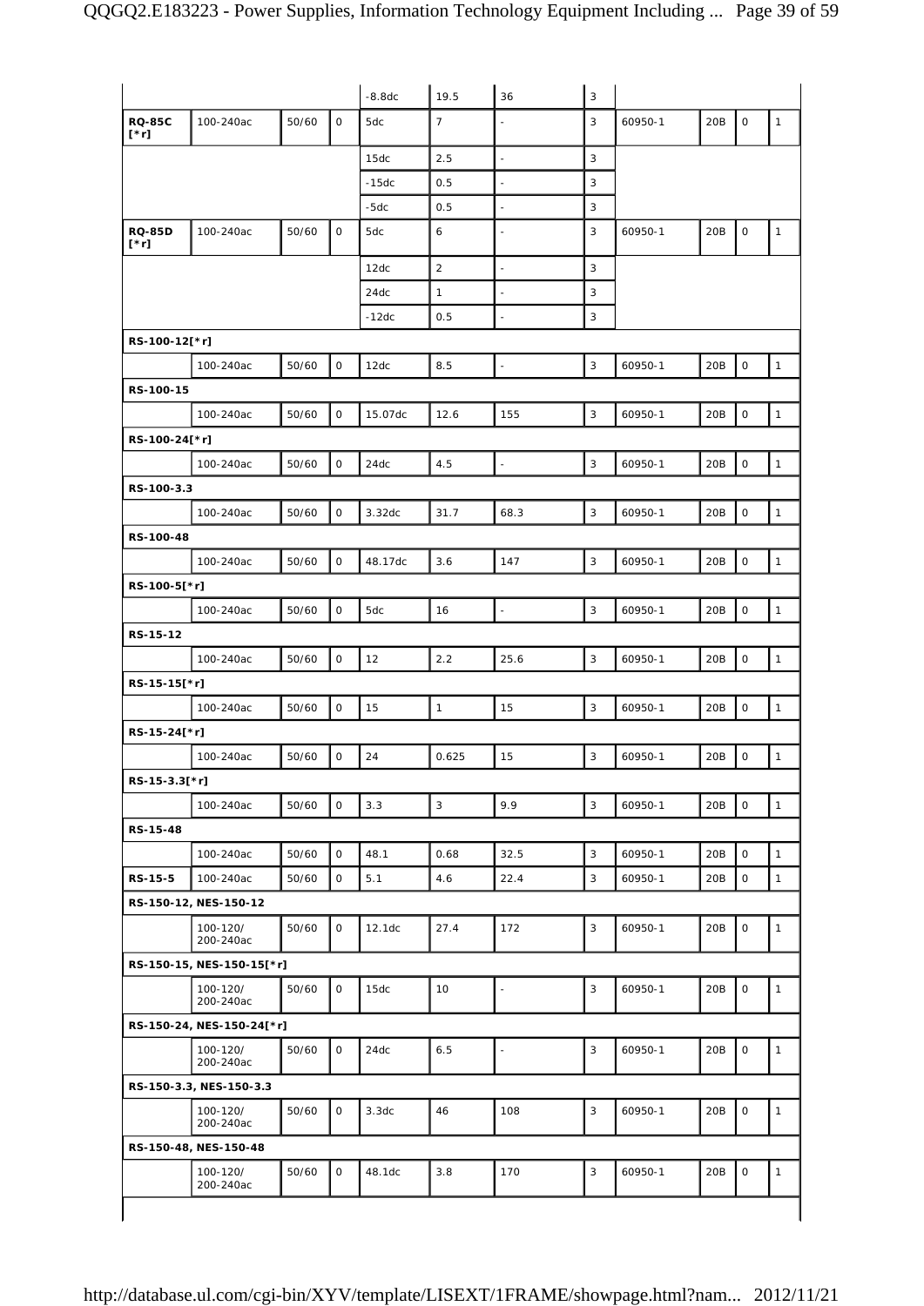| | | | | | | | | | | | |
|---|---|---|---|---|---|---|---|---|---|---|---|
| | | | | -8.8dc | 19.5 | 36 | 3 | | | | |
| **RQ-85C [*r]** | 100-240ac | 50/60 | 0 | 5dc | 7 | - | 3 | 60950-1 | 20B | 0 | 1 |
| | | | | 15dc | 2.5 | - | 3 | | | | |
| | | | | -15dc | 0.5 | - | 3 | | | | |
| | | | | -5dc | 0.5 | - | 3 | | | | |
| **RQ-85D [*r]** | 100-240ac | 50/60 | 0 | 5dc | 6 | - | 3 | 60950-1 | 20B | 0 | 1 |
| | | | | 12dc | 2 | - | 3 | | | | |
| | | | | 24dc | 1 | - | 3 | | | | |
| | | | | -12dc | 0.5 | - | 3 | | | | |
| **RS-100-12[*r]** | | | | | | | | | | | |
| | 100-240ac | 50/60 | 0 | 12dc | 8.5 | - | 3 | 60950-1 | 20B | 0 | 1 |
| **RS-100-15** | | | | | | | | | | | |
| | 100-240ac | 50/60 | 0 | 15.07dc | 12.6 | 155 | 3 | 60950-1 | 20B | 0 | 1 |
| **RS-100-24[*r]** | | | | | | | | | | | |
| | 100-240ac | 50/60 | 0 | 24dc | 4.5 | - | 3 | 60950-1 | 20B | 0 | 1 |
| **RS-100-3.3** | | | | | | | | | | | |
| | 100-240ac | 50/60 | 0 | 3.32dc | 31.7 | 68.3 | 3 | 60950-1 | 20B | 0 | 1 |
| **RS-100-48** | | | | | | | | | | | |
| | 100-240ac | 50/60 | 0 | 48.17dc | 3.6 | 147 | 3 | 60950-1 | 20B | 0 | 1 |
| **RS-100-5[*r]** | | | | | | | | | | | |
| | 100-240ac | 50/60 | 0 | 5dc | 16 | - | 3 | 60950-1 | 20B | 0 | 1 |
| **RS-15-12** | | | | | | | | | | | |
| | 100-240ac | 50/60 | 0 | 12 | 2.2 | 25.6 | 3 | 60950-1 | 20B | 0 | 1 |
| **RS-15-15[*r]** | | | | | | | | | | | |
| | 100-240ac | 50/60 | 0 | 15 | 1 | 15 | 3 | 60950-1 | 20B | 0 | 1 |
| **RS-15-24[*r]** | | | | | | | | | | | |
| | 100-240ac | 50/60 | 0 | 24 | 0.625 | 15 | 3 | 60950-1 | 20B | 0 | 1 |
| **RS-15-3.3[*r]** | | | | | | | | | | | |
| | 100-240ac | 50/60 | 0 | 3.3 | 3 | 9.9 | 3 | 60950-1 | 20B | 0 | 1 |
| **RS-15-48** | | | | | | | | | | | |
| | 100-240ac | 50/60 | 0 | 48.1 | 0.68 | 32.5 | 3 | 60950-1 | 20B | 0 | 1 |
| **RS-15-5** | 100-240ac | 50/60 | 0 | 5.1 | 4.6 | 22.4 | 3 | 60950-1 | 20B | 0 | 1 |
| **RS-150-12, NES-150-12** | | | | | | | | | | | |
| | 100-120/ 200-240ac | 50/60 | 0 | 12.1dc | 27.4 | 172 | 3 | 60950-1 | 20B | 0 | 1 |
| **RS-150-15, NES-150-15[*r]** | | | | | | | | | | | |
| | 100-120/ 200-240ac | 50/60 | 0 | 15dc | 10 | - | 3 | 60950-1 | 20B | 0 | 1 |
| **RS-150-24, NES-150-24[*r]** | | | | | | | | | | | |
| | 100-120/ 200-240ac | 50/60 | 0 | 24dc | 6.5 | - | 3 | 60950-1 | 20B | 0 | 1 |
| **RS-150-3.3, NES-150-3.3** | | | | | | | | | | | |
| | 100-120/ 200-240ac | 50/60 | 0 | 3.3dc | 46 | 108 | 3 | 60950-1 | 20B | 0 | 1 |
| **RS-150-48, NES-150-48** | | | | | | | | | | | |
| | 100-120/ 200-240ac | 50/60 | 0 | 48.1dc | 3.8 | 170 | 3 | 60950-1 | 20B | 0 | 1 |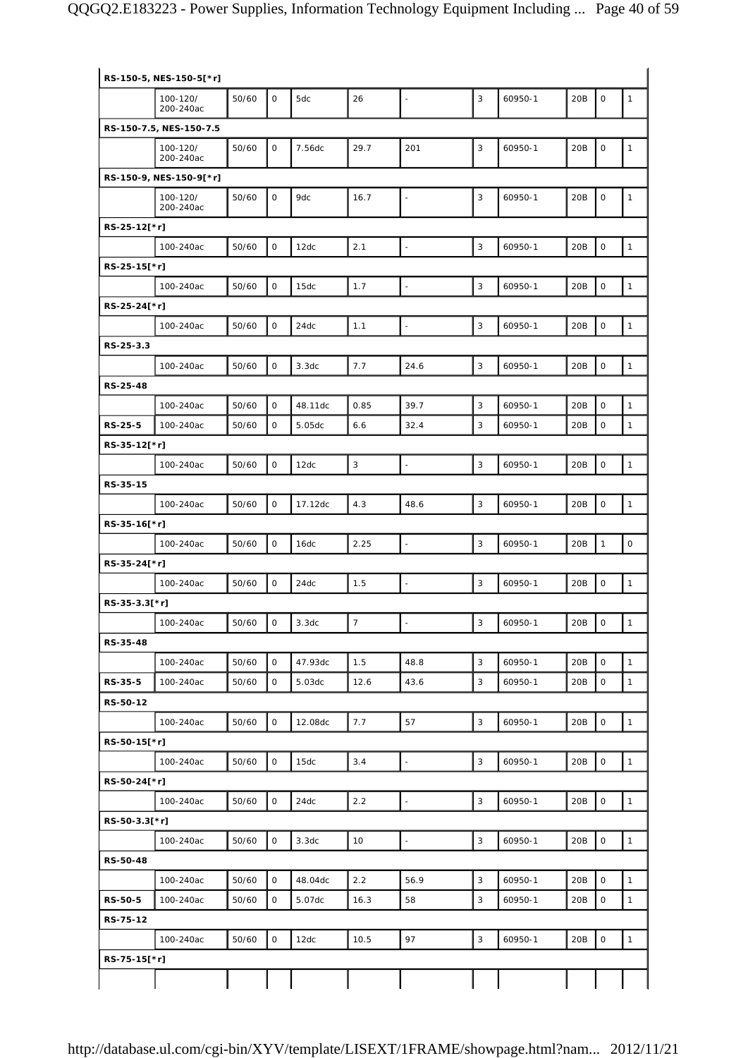| | | | | | | | | | | | |
|---|---|---|---|---|---|---|---|---|---|---|---|
| **RS-150-5, NES-150-5[*r]** | | | | | | | | | | | |
| | 100-120/ 200-240ac | 50/60 | 0 | 5dc | 26 | - | 3 | 60950-1 | 20B | 0 | 1 |
| **RS-150-7.5, NES-150-7.5** | | | | | | | | | | | |
| | 100-120/ 200-240ac | 50/60 | 0 | 7.56dc | 29.7 | 201 | 3 | 60950-1 | 20B | 0 | 1 |
| **RS-150-9, NES-150-9[*r]** | | | | | | | | | | | |
| | 100-120/ 200-240ac | 50/60 | 0 | 9dc | 16.7 | - | 3 | 60950-1 | 20B | 0 | 1 |
| **RS-25-12[*r]** | | | | | | | | | | | |
| | 100-240ac | 50/60 | 0 | 12dc | 2.1 | - | 3 | 60950-1 | 20B | 0 | 1 |
| **RS-25-15[*r]** | | | | | | | | | | | |
| | 100-240ac | 50/60 | 0 | 15dc | 1.7 | - | 3 | 60950-1 | 20B | 0 | 1 |
| **RS-25-24[*r]** | | | | | | | | | | | |
| | 100-240ac | 50/60 | 0 | 24dc | 1.1 | - | 3 | 60950-1 | 20B | 0 | 1 |
| **RS-25-3.3** | | | | | | | | | | | |
| | 100-240ac | 50/60 | 0 | 3.3dc | 7.7 | 24.6 | 3 | 60950-1 | 20B | 0 | 1 |
| **RS-25-48** | | | | | | | | | | | |
| | 100-240ac | 50/60 | 0 | 48.11dc | 0.85 | 39.7 | 3 | 60950-1 | 20B | 0 | 1 |
| **RS-25-5** | 100-240ac | 50/60 | 0 | 5.05dc | 6.6 | 32.4 | 3 | 60950-1 | 20B | 0 | 1 |
| **RS-35-12[*r]** | | | | | | | | | | | |
| | 100-240ac | 50/60 | 0 | 12dc | 3 | - | 3 | 60950-1 | 20B | 0 | 1 |
| **RS-35-15** | | | | | | | | | | | |
| | 100-240ac | 50/60 | 0 | 17.12dc | 4.3 | 48.6 | 3 | 60950-1 | 20B | 0 | 1 |
| **RS-35-16[*r]** | | | | | | | | | | | |
| | 100-240ac | 50/60 | 0 | 16dc | 2.25 | - | 3 | 60950-1 | 20B | 1 | 0 |
| **RS-35-24[*r]** | | | | | | | | | | | |
| | 100-240ac | 50/60 | 0 | 24dc | 1.5 | - | 3 | 60950-1 | 20B | 0 | 1 |
| **RS-35-3.3[*r]** | | | | | | | | | | | |
| | 100-240ac | 50/60 | 0 | 3.3dc | 7 | - | 3 | 60950-1 | 20B | 0 | 1 |
| **RS-35-48** | | | | | | | | | | | |
| | 100-240ac | 50/60 | 0 | 47.93dc | 1.5 | 48.8 | 3 | 60950-1 | 20B | 0 | 1 |
| **RS-35-5** | 100-240ac | 50/60 | 0 | 5.03dc | 12.6 | 43.6 | 3 | 60950-1 | 20B | 0 | 1 |
| **RS-50-12** | | | | | | | | | | | |
| | 100-240ac | 50/60 | 0 | 12.08dc | 7.7 | 57 | 3 | 60950-1 | 20B | 0 | 1 |
| **RS-50-15[*r]** | | | | | | | | | | | |
| | 100-240ac | 50/60 | 0 | 15dc | 3.4 | - | 3 | 60950-1 | 20B | 0 | 1 |
| **RS-50-24[*r]** | | | | | | | | | | | |
| | 100-240ac | 50/60 | 0 | 24dc | 2.2 | - | 3 | 60950-1 | 20B | 0 | 1 |
| **RS-50-3.3[*r]** | | | | | | | | | | | |
| | 100-240ac | 50/60 | 0 | 3.3dc | 10 | - | 3 | 60950-1 | 20B | 0 | 1 |
| **RS-50-48** | | | | | | | | | | | |
| | 100-240ac | 50/60 | 0 | 48.04dc | 2.2 | 56.9 | 3 | 60950-1 | 20B | 0 | 1 |
| **RS-50-5** | 100-240ac | 50/60 | 0 | 5.07dc | 16.3 | 58 | 3 | 60950-1 | 20B | 0 | 1 |
| **RS-75-12** | | | | | | | | | | | |
| | 100-240ac | 50/60 | 0 | 12dc | 10.5 | 97 | 3 | 60950-1 | 20B | 0 | 1 |
| **RS-75-15[*r]** | | | | | | | | | | | |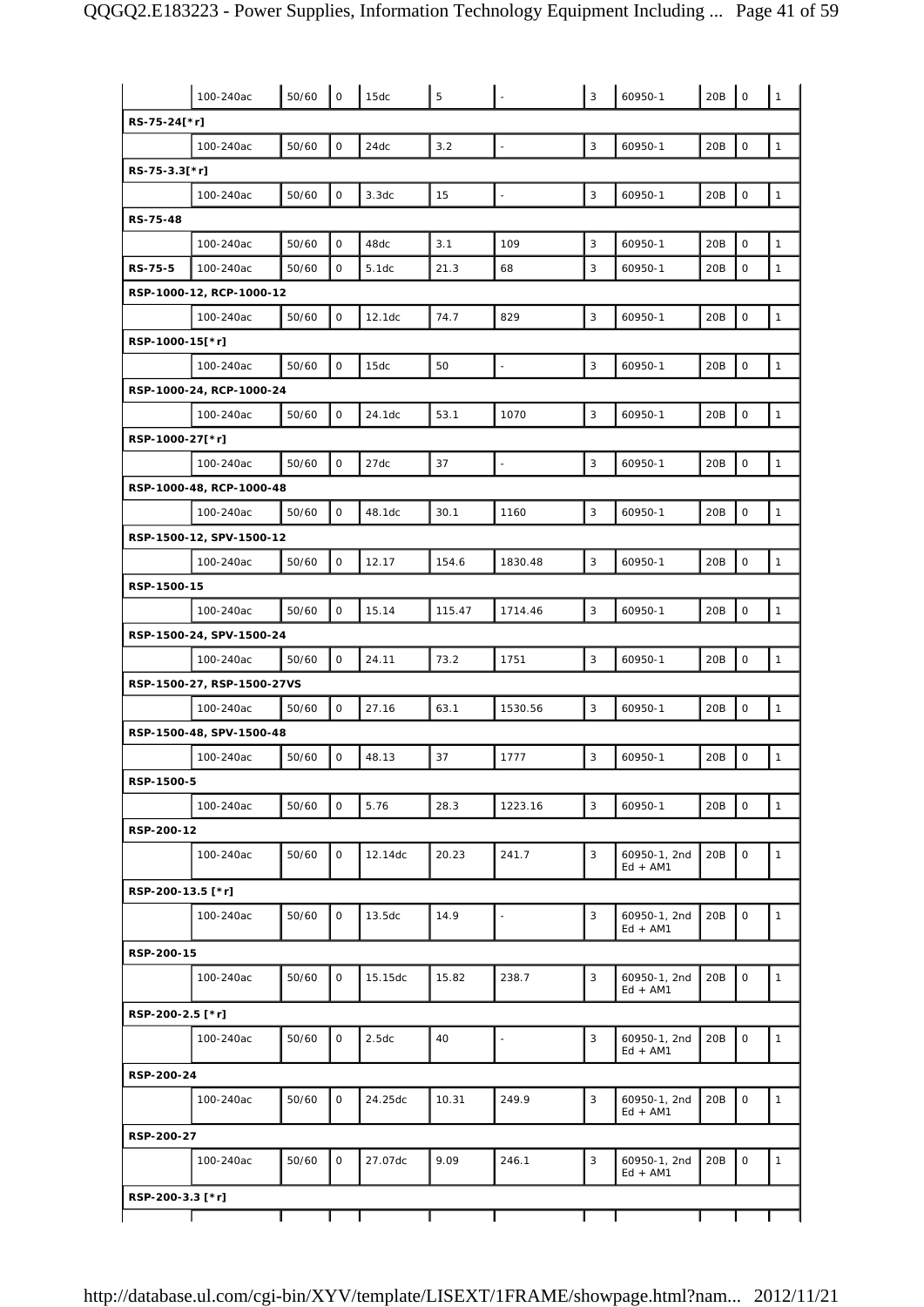| | | | | | | | | | | | |
|---|---|---|---|---|---|---|---|---|---|---|---|
| | 100-240ac | 50/60 | 0 | 15dc | 5 | - | 3 | 60950-1 | 20B | 0 | 1 |
| **RS-75-24[*r]** | | | | | | | | | | | |
| | 100-240ac | 50/60 | 0 | 24dc | 3.2 | - | 3 | 60950-1 | 20B | 0 | 1 |
| **RS-75-3.3[*r]** | | | | | | | | | | | |
| | 100-240ac | 50/60 | 0 | 3.3dc | 15 | - | 3 | 60950-1 | 20B | 0 | 1 |
| **RS-75-48** | | | | | | | | | | | |
| | 100-240ac | 50/60 | 0 | 48dc | 3.1 | 109 | 3 | 60950-1 | 20B | 0 | 1 |
| **RS-75-5** | 100-240ac | 50/60 | 0 | 5.1dc | 21.3 | 68 | 3 | 60950-1 | 20B | 0 | 1 |
| **RSP-1000-12, RCP-1000-12** | | | | | | | | | | | |
| | 100-240ac | 50/60 | 0 | 12.1dc | 74.7 | 829 | 3 | 60950-1 | 20B | 0 | 1 |
| **RSP-1000-15[*r]** | | | | | | | | | | | |
| | 100-240ac | 50/60 | 0 | 15dc | 50 | - | 3 | 60950-1 | 20B | 0 | 1 |
| **RSP-1000-24, RCP-1000-24** | | | | | | | | | | | |
| | 100-240ac | 50/60 | 0 | 24.1dc | 53.1 | 1070 | 3 | 60950-1 | 20B | 0 | 1 |
| **RSP-1000-27[*r]** | | | | | | | | | | | |
| | 100-240ac | 50/60 | 0 | 27dc | 37 | - | 3 | 60950-1 | 20B | 0 | 1 |
| **RSP-1000-48, RCP-1000-48** | | | | | | | | | | | |
| | 100-240ac | 50/60 | 0 | 48.1dc | 30.1 | 1160 | 3 | 60950-1 | 20B | 0 | 1 |
| **RSP-1500-12, SPV-1500-12** | | | | | | | | | | | |
| | 100-240ac | 50/60 | 0 | 12.17 | 154.6 | 1830.48 | 3 | 60950-1 | 20B | 0 | 1 |
| **RSP-1500-15** | | | | | | | | | | | |
| | 100-240ac | 50/60 | 0 | 15.14 | 115.47 | 1714.46 | 3 | 60950-1 | 20B | 0 | 1 |
| **RSP-1500-24, SPV-1500-24** | | | | | | | | | | | |
| | 100-240ac | 50/60 | 0 | 24.11 | 73.2 | 1751 | 3 | 60950-1 | 20B | 0 | 1 |
| **RSP-1500-27, RSP-1500-27VS** | | | | | | | | | | | |
| | 100-240ac | 50/60 | 0 | 27.16 | 63.1 | 1530.56 | 3 | 60950-1 | 20B | 0 | 1 |
| **RSP-1500-48, SPV-1500-48** | | | | | | | | | | | |
| | 100-240ac | 50/60 | 0 | 48.13 | 37 | 1777 | 3 | 60950-1 | 20B | 0 | 1 |
| **RSP-1500-5** | | | | | | | | | | | |
| | 100-240ac | 50/60 | 0 | 5.76 | 28.3 | 1223.16 | 3 | 60950-1 | 20B | 0 | 1 |
| **RSP-200-12** | | | | | | | | | | | |
| | 100-240ac | 50/60 | 0 | 12.14dc | 20.23 | 241.7 | 3 | 60950-1, 2nd Ed + AM1 | 20B | 0 | 1 |
| **RSP-200-13.5 [*r]** | | | | | | | | | | | |
| | 100-240ac | 50/60 | 0 | 13.5dc | 14.9 | - | 3 | 60950-1, 2nd Ed + AM1 | 20B | 0 | 1 |
| **RSP-200-15** | | | | | | | | | | | |
| | 100-240ac | 50/60 | 0 | 15.15dc | 15.82 | 238.7 | 3 | 60950-1, 2nd Ed + AM1 | 20B | 0 | 1 |
| **RSP-200-2.5 [*r]** | | | | | | | | | | | |
| | 100-240ac | 50/60 | 0 | 2.5dc | 40 | - | 3 | 60950-1, 2nd Ed + AM1 | 20B | 0 | 1 |
| **RSP-200-24** | | | | | | | | | | | |
| | 100-240ac | 50/60 | 0 | 24.25dc | 10.31 | 249.9 | 3 | 60950-1, 2nd Ed + AM1 | 20B | 0 | 1 |
| **RSP-200-27** | | | | | | | | | | | |
| | 100-240ac | 50/60 | 0 | 27.07dc | 9.09 | 246.1 | 3 | 60950-1, 2nd Ed + AM1 | 20B | 0 | 1 |
| **RSP-200-3.3 [*r]** | | | | | | | | | | | |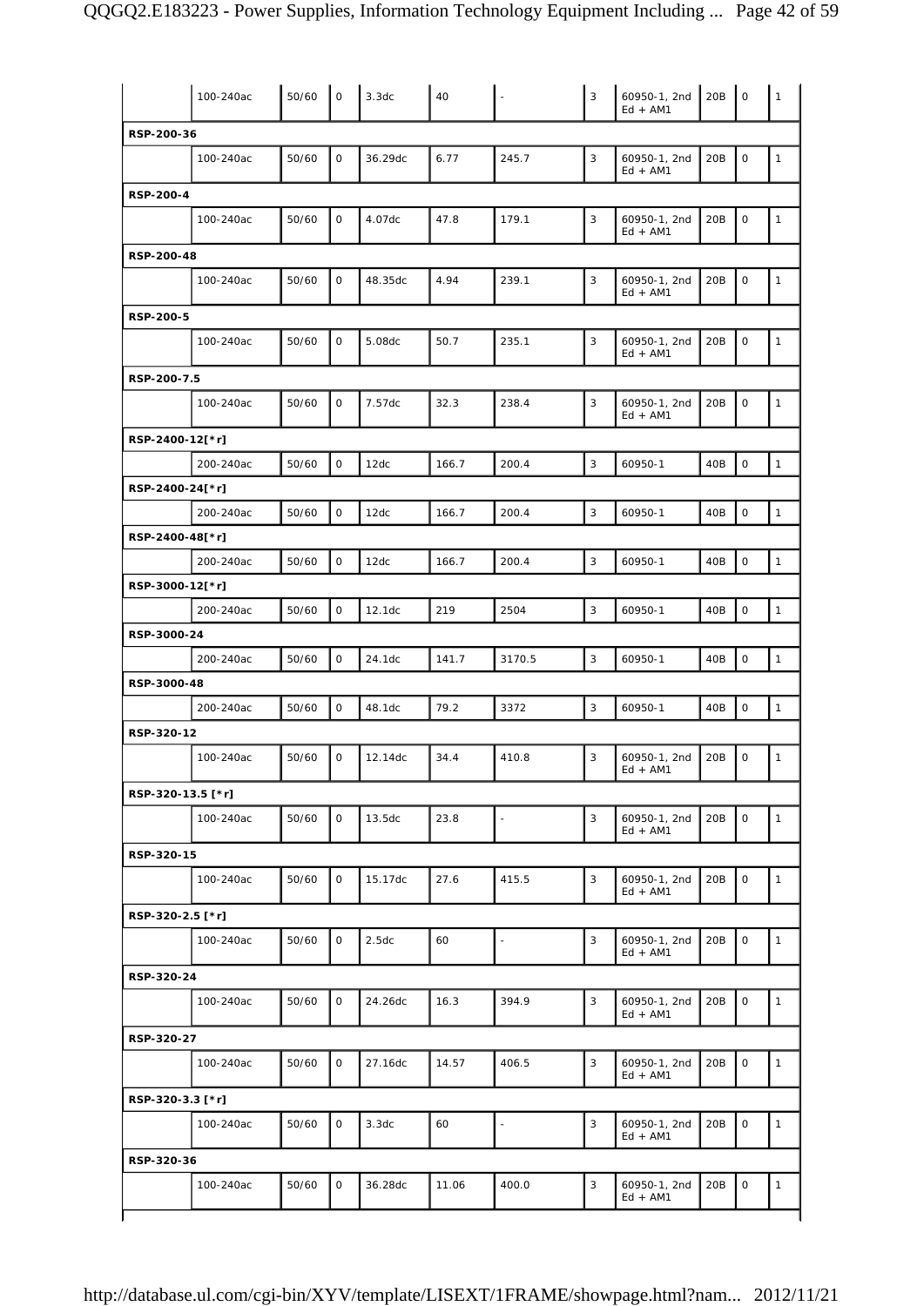| | | | | | | | | | | | |
|---|---|---|---|---|---|---|---|---|---|---|---|
| | 100-240ac | 50/60 | 0 | 3.3dc | 40 | - | 3 | 60950-1, 2nd Ed + AM1 | 20B | 0 | 1 |
| **RSP-200-36** | | | | | | | | | | | |
| | 100-240ac | 50/60 | 0 | 36.29dc | 6.77 | 245.7 | 3 | 60950-1, 2nd Ed + AM1 | 20B | 0 | 1 |
| **RSP-200-4** | | | | | | | | | | | |
| | 100-240ac | 50/60 | 0 | 4.07dc | 47.8 | 179.1 | 3 | 60950-1, 2nd Ed + AM1 | 20B | 0 | 1 |
| **RSP-200-48** | | | | | | | | | | | |
| | 100-240ac | 50/60 | 0 | 48.35dc | 4.94 | 239.1 | 3 | 60950-1, 2nd Ed + AM1 | 20B | 0 | 1 |
| **RSP-200-5** | | | | | | | | | | | |
| | 100-240ac | 50/60 | 0 | 5.08dc | 50.7 | 235.1 | 3 | 60950-1, 2nd Ed + AM1 | 20B | 0 | 1 |
| **RSP-200-7.5** | | | | | | | | | | | |
| | 100-240ac | 50/60 | 0 | 7.57dc | 32.3 | 238.4 | 3 | 60950-1, 2nd Ed + AM1 | 20B | 0 | 1 |
| **RSP-2400-12[*r]** | | | | | | | | | | | |
| | 200-240ac | 50/60 | 0 | 12dc | 166.7 | 200.4 | 3 | 60950-1 | 40B | 0 | 1 |
| **RSP-2400-24[*r]** | | | | | | | | | | | |
| | 200-240ac | 50/60 | 0 | 12dc | 166.7 | 200.4 | 3 | 60950-1 | 40B | 0 | 1 |
| **RSP-2400-48[*r]** | | | | | | | | | | | |
| | 200-240ac | 50/60 | 0 | 12dc | 166.7 | 200.4 | 3 | 60950-1 | 40B | 0 | 1 |
| **RSP-3000-12[*r]** | | | | | | | | | | | |
| | 200-240ac | 50/60 | 0 | 12.1dc | 219 | 2504 | 3 | 60950-1 | 40B | 0 | 1 |
| **RSP-3000-24** | | | | | | | | | | | |
| | 200-240ac | 50/60 | 0 | 24.1dc | 141.7 | 3170.5 | 3 | 60950-1 | 40B | 0 | 1 |
| **RSP-3000-48** | | | | | | | | | | | |
| | 200-240ac | 50/60 | 0 | 48.1dc | 79.2 | 3372 | 3 | 60950-1 | 40B | 0 | 1 |
| **RSP-320-12** | | | | | | | | | | | |
| | 100-240ac | 50/60 | 0 | 12.14dc | 34.4 | 410.8 | 3 | 60950-1, 2nd Ed + AM1 | 20B | 0 | 1 |
| **RSP-320-13.5 [*r]** | | | | | | | | | | | |
| | 100-240ac | 50/60 | 0 | 13.5dc | 23.8 | - | 3 | 60950-1, 2nd Ed + AM1 | 20B | 0 | 1 |
| **RSP-320-15** | | | | | | | | | | | |
| | 100-240ac | 50/60 | 0 | 15.17dc | 27.6 | 415.5 | 3 | 60950-1, 2nd Ed + AM1 | 20B | 0 | 1 |
| **RSP-320-2.5 [*r]** | | | | | | | | | | | |
| | 100-240ac | 50/60 | 0 | 2.5dc | 60 | - | 3 | 60950-1, 2nd Ed + AM1 | 20B | 0 | 1 |
| **RSP-320-24** | | | | | | | | | | | |
| | 100-240ac | 50/60 | 0 | 24.26dc | 16.3 | 394.9 | 3 | 60950-1, 2nd Ed + AM1 | 20B | 0 | 1 |
| **RSP-320-27** | | | | | | | | | | | |
| | 100-240ac | 50/60 | 0 | 27.16dc | 14.57 | 406.5 | 3 | 60950-1, 2nd Ed + AM1 | 20B | 0 | 1 |
| **RSP-320-3.3 [*r]** | | | | | | | | | | | |
| | 100-240ac | 50/60 | 0 | 3.3dc | 60 | - | 3 | 60950-1, 2nd Ed + AM1 | 20B | 0 | 1 |
| **RSP-320-36** | | | | | | | | | | | |
| | 100-240ac | 50/60 | 0 | 36.28dc | 11.06 | 400.0 | 3 | 60950-1, 2nd Ed + AM1 | 20B | 0 | 1 |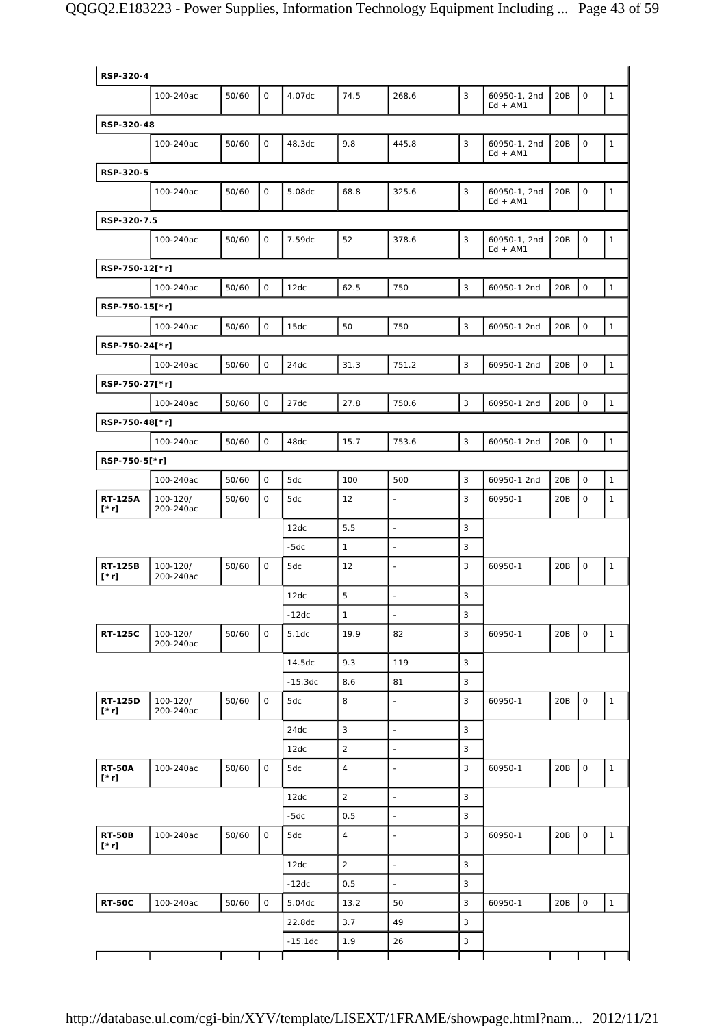| | | | | | | | | | | | |
|---|---|---|---|---|---|---|---|---|---|---|---|
| **RSP-320-4** | | | | | | | | | | | |
| | 100-240ac | 50/60 | 0 | 4.07dc | 74.5 | 268.6 | 3 | 60950-1, 2nd Ed + AM1 | 20B | 0 | 1 |
| **RSP-320-48** | | | | | | | | | | | |
| | 100-240ac | 50/60 | 0 | 48.3dc | 9.8 | 445.8 | 3 | 60950-1, 2nd Ed + AM1 | 20B | 0 | 1 |
| **RSP-320-5** | | | | | | | | | | | |
| | 100-240ac | 50/60 | 0 | 5.08dc | 68.8 | 325.6 | 3 | 60950-1, 2nd Ed + AM1 | 20B | 0 | 1 |
| **RSP-320-7.5** | | | | | | | | | | | |
| | 100-240ac | 50/60 | 0 | 7.59dc | 52 | 378.6 | 3 | 60950-1, 2nd Ed + AM1 | 20B | 0 | 1 |
| **RSP-750-12[*r]** | | | | | | | | | | | |
| | 100-240ac | 50/60 | 0 | 12dc | 62.5 | 750 | 3 | 60950-1 2nd | 20B | 0 | 1 |
| **RSP-750-15[*r]** | | | | | | | | | | | |
| | 100-240ac | 50/60 | 0 | 15dc | 50 | 750 | 3 | 60950-1 2nd | 20B | 0 | 1 |
| **RSP-750-24[*r]** | | | | | | | | | | | |
| | 100-240ac | 50/60 | 0 | 24dc | 31.3 | 751.2 | 3 | 60950-1 2nd | 20B | 0 | 1 |
| **RSP-750-27[*r]** | | | | | | | | | | | |
| | 100-240ac | 50/60 | 0 | 27dc | 27.8 | 750.6 | 3 | 60950-1 2nd | 20B | 0 | 1 |
| **RSP-750-48[*r]** | | | | | | | | | | | |
| | 100-240ac | 50/60 | 0 | 48dc | 15.7 | 753.6 | 3 | 60950-1 2nd | 20B | 0 | 1 |
| **RSP-750-5[*r]** | | | | | | | | | | | |
| | 100-240ac | 50/60 | 0 | 5dc | 100 | 500 | 3 | 60950-1 2nd | 20B | 0 | 1 |
| **RT-125A [*r]** | 100-120/ 200-240ac | 50/60 | 0 | 5dc | 12 | - | 3 | 60950-1 | 20B | 0 | 1 |
| | | | | 12dc | 5.5 | - | 3 | | | | |
| | | | | -5dc | 1 | - | 3 | | | | |
| **RT-125B [*r]** | 100-120/ 200-240ac | 50/60 | 0 | 5dc | 12 | - | 3 | 60950-1 | 20B | 0 | 1 |
| | | | | 12dc | 5 | - | 3 | | | | |
| | | | | -12dc | 1 | - | 3 | | | | |
| **RT-125C** | 100-120/ 200-240ac | 50/60 | 0 | 5.1dc | 19.9 | 82 | 3 | 60950-1 | 20B | 0 | 1 |
| | | | | 14.5dc | 9.3 | 119 | 3 | | | | |
| | | | | -15.3dc | 8.6 | 81 | 3 | | | | |
| **RT-125D [*r]** | 100-120/ 200-240ac | 50/60 | 0 | 5dc | 8 | - | 3 | 60950-1 | 20B | 0 | 1 |
| | | | | 24dc | 3 | - | 3 | | | | |
| | | | | 12dc | 2 | - | 3 | | | | |
| **RT-50A [*r]** | 100-240ac | 50/60 | 0 | 5dc | 4 | - | 3 | 60950-1 | 20B | 0 | 1 |
| | | | | 12dc | 2 | - | 3 | | | | |
| | | | | -5dc | 0.5 | - | 3 | | | | |
| **RT-50B [*r]** | 100-240ac | 50/60 | 0 | 5dc | 4 | - | 3 | 60950-1 | 20B | 0 | 1 |
| | | | | 12dc | 2 | - | 3 | | | | |
| | | | | -12dc | 0.5 | - | 3 | | | | |
| **RT-50C** | 100-240ac | 50/60 | 0 | 5.04dc | 13.2 | 50 | 3 | 60950-1 | 20B | 0 | 1 |
| | | | | 22.8dc | 3.7 | 49 | 3 | | | | |
| | | | | -15.1dc | 1.9 | 26 | 3 | | | | |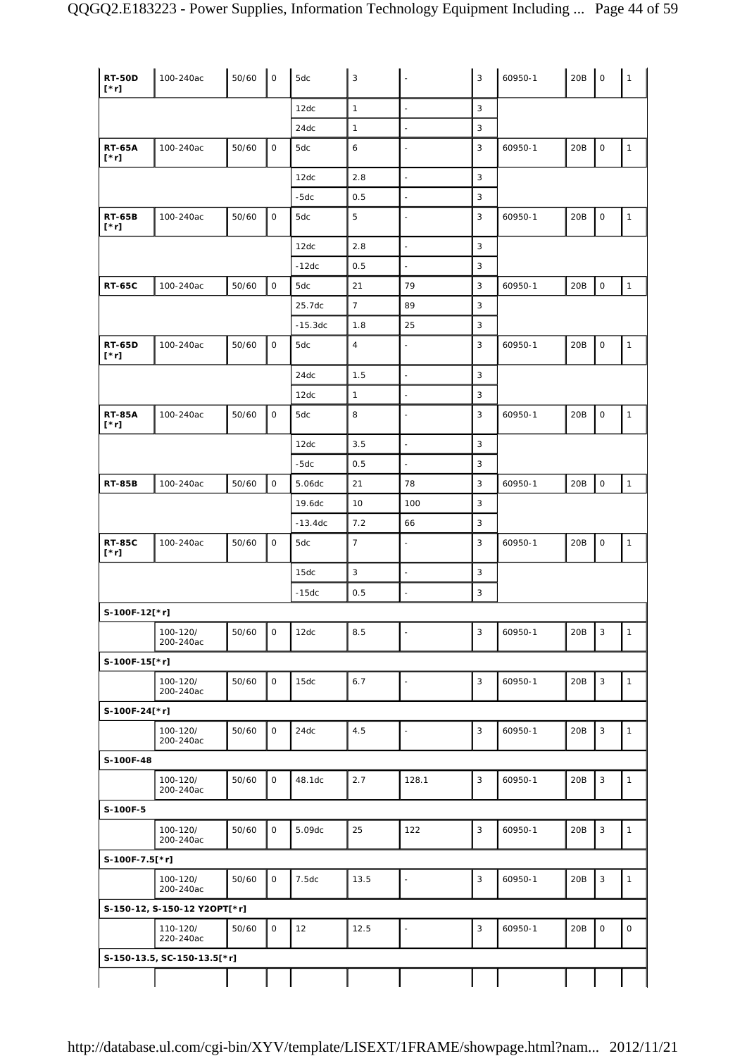| | | | | | | | | | | | |
|---|---|---|---|---|---|---|---|---|---|---|---|
| **RT-50D [*r]** | 100-240ac | 50/60 | 0 | 5dc | 3 | - | 3 | 60950-1 | 20B | 0 | 1 |
| | | | | 12dc | 1 | - | 3 | | | | |
| | | | | 24dc | 1 | - | 3 | | | | |
| **RT-65A [*r]** | 100-240ac | 50/60 | 0 | 5dc | 6 | - | 3 | 60950-1 | 20B | 0 | 1 |
| | | | | 12dc | 2.8 | - | 3 | | | | |
| | | | | -5dc | 0.5 | - | 3 | | | | |
| **RT-65B [*r]** | 100-240ac | 50/60 | 0 | 5dc | 5 | - | 3 | 60950-1 | 20B | 0 | 1 |
| | | | | 12dc | 2.8 | - | 3 | | | | |
| | | | | -12dc | 0.5 | - | 3 | | | | |
| **RT-65C** | 100-240ac | 50/60 | 0 | 5dc | 21 | 79 | 3 | 60950-1 | 20B | 0 | 1 |
| | | | | 25.7dc | 7 | 89 | 3 | | | | |
| | | | | -15.3dc | 1.8 | 25 | 3 | | | | |
| **RT-65D [*r]** | 100-240ac | 50/60 | 0 | 5dc | 4 | - | 3 | 60950-1 | 20B | 0 | 1 |
| | | | | 24dc | 1.5 | - | 3 | | | | |
| | | | | 12dc | 1 | - | 3 | | | | |
| **RT-85A [*r]** | 100-240ac | 50/60 | 0 | 5dc | 8 | - | 3 | 60950-1 | 20B | 0 | 1 |
| | | | | 12dc | 3.5 | - | 3 | | | | |
| | | | | -5dc | 0.5 | - | 3 | | | | |
| **RT-85B** | 100-240ac | 50/60 | 0 | 5.06dc | 21 | 78 | 3 | 60950-1 | 20B | 0 | 1 |
| | | | | 19.6dc | 10 | 100 | 3 | | | | |
| | | | | -13.4dc | 7.2 | 66 | 3 | | | | |
| **RT-85C [*r]** | 100-240ac | 50/60 | 0 | 5dc | 7 | - | 3 | 60950-1 | 20B | 0 | 1 |
| | | | | 15dc | 3 | - | 3 | | | | |
| | | | | -15dc | 0.5 | - | 3 | | | | |
| **S-100F-12[*r]** | | | | | | | | | | | |
| | 100-120/ 200-240ac | 50/60 | 0 | 12dc | 8.5 | - | 3 | 60950-1 | 20B | 3 | 1 |
| **S-100F-15[*r]** | | | | | | | | | | | |
| | 100-120/ 200-240ac | 50/60 | 0 | 15dc | 6.7 | - | 3 | 60950-1 | 20B | 3 | 1 |
| **S-100F-24[*r]** | | | | | | | | | | | |
| | 100-120/ 200-240ac | 50/60 | 0 | 24dc | 4.5 | - | 3 | 60950-1 | 20B | 3 | 1 |
| **S-100F-48** | | | | | | | | | | | |
| | 100-120/ 200-240ac | 50/60 | 0 | 48.1dc | 2.7 | 128.1 | 3 | 60950-1 | 20B | 3 | 1 |
| **S-100F-5** | | | | | | | | | | | |
| | 100-120/ 200-240ac | 50/60 | 0 | 5.09dc | 25 | 122 | 3 | 60950-1 | 20B | 3 | 1 |
| **S-100F-7.5[*r]** | | | | | | | | | | | |
| | 100-120/ 200-240ac | 50/60 | 0 | 7.5dc | 13.5 | - | 3 | 60950-1 | 20B | 3 | 1 |
| **S-150-12, S-150-12 Y2OPT[*r]** | | | | | | | | | | | |
| | 110-120/ 220-240ac | 50/60 | 0 | 12 | 12.5 | - | 3 | 60950-1 | 20B | 0 | 0 |
| **S-150-13.5, SC-150-13.5[*r]** | | | | | | | | | | | |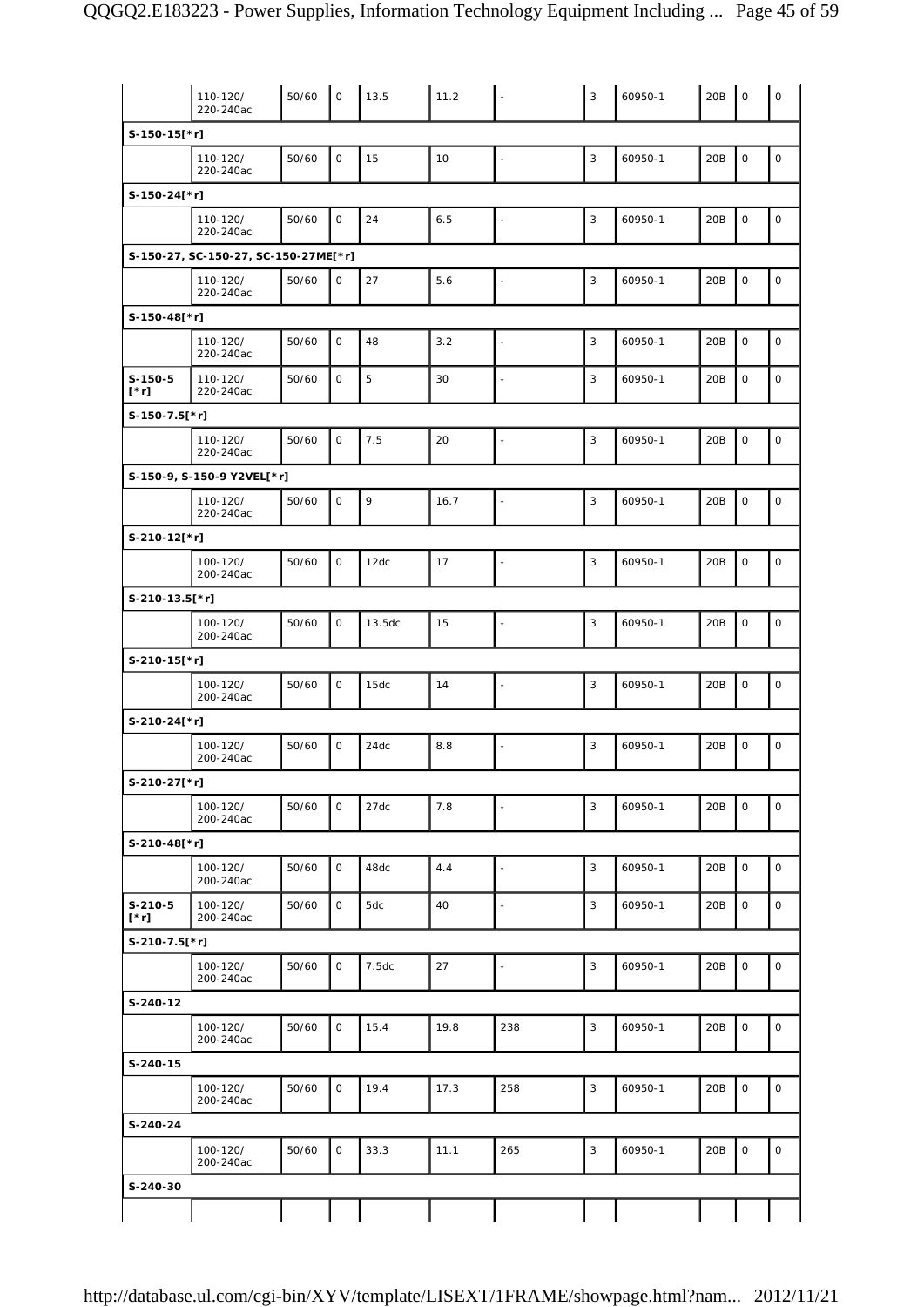| | | | | | | | | | | | |
|---|---|---|---|---|---|---|---|---|---|---|---|
| | 110-120/ 220-240ac | 50/60 | 0 | 13.5 | 11.2 | - | 3 | 60950-1 | 20B | 0 | 0 |
| S-150-15[*r] | | | | | | | | | | | |
| | 110-120/ 220-240ac | 50/60 | 0 | 15 | 10 | - | 3 | 60950-1 | 20B | 0 | 0 |
| S-150-24[*r] | | | | | | | | | | | |
| | 110-120/ 220-240ac | 50/60 | 0 | 24 | 6.5 | - | 3 | 60950-1 | 20B | 0 | 0 |
| S-150-27, SC-150-27, SC-150-27ME[*r] | | | | | | | | | | | |
| | 110-120/ 220-240ac | 50/60 | 0 | 27 | 5.6 | - | 3 | 60950-1 | 20B | 0 | 0 |
| S-150-48[*r] | | | | | | | | | | | |
| | 110-120/ 220-240ac | 50/60 | 0 | 48 | 3.2 | - | 3 | 60950-1 | 20B | 0 | 0 |
| S-150-5 [*r] | 110-120/ 220-240ac | 50/60 | 0 | 5 | 30 | - | 3 | 60950-1 | 20B | 0 | 0 |
| S-150-7.5[*r] | | | | | | | | | | | |
| | 110-120/ 220-240ac | 50/60 | 0 | 7.5 | 20 | - | 3 | 60950-1 | 20B | 0 | 0 |
| S-150-9, S-150-9 Y2VEL[*r] | | | | | | | | | | | |
| | 110-120/ 220-240ac | 50/60 | 0 | 9 | 16.7 | - | 3 | 60950-1 | 20B | 0 | 0 |
| S-210-12[*r] | | | | | | | | | | | |
| | 100-120/ 200-240ac | 50/60 | 0 | 12dc | 17 | - | 3 | 60950-1 | 20B | 0 | 0 |
| S-210-13.5[*r] | | | | | | | | | | | |
| | 100-120/ 200-240ac | 50/60 | 0 | 13.5dc | 15 | - | 3 | 60950-1 | 20B | 0 | 0 |
| S-210-15[*r] | | | | | | | | | | | |
| | 100-120/ 200-240ac | 50/60 | 0 | 15dc | 14 | - | 3 | 60950-1 | 20B | 0 | 0 |
| S-210-24[*r] | | | | | | | | | | | |
| | 100-120/ 200-240ac | 50/60 | 0 | 24dc | 8.8 | - | 3 | 60950-1 | 20B | 0 | 0 |
| S-210-27[*r] | | | | | | | | | | | |
| | 100-120/ 200-240ac | 50/60 | 0 | 27dc | 7.8 | - | 3 | 60950-1 | 20B | 0 | 0 |
| S-210-48[*r] | | | | | | | | | | | |
| | 100-120/ 200-240ac | 50/60 | 0 | 48dc | 4.4 | - | 3 | 60950-1 | 20B | 0 | 0 |
| S-210-5 [*r] | 100-120/ 200-240ac | 50/60 | 0 | 5dc | 40 | - | 3 | 60950-1 | 20B | 0 | 0 |
| S-210-7.5[*r] | | | | | | | | | | | |
| | 100-120/ 200-240ac | 50/60 | 0 | 7.5dc | 27 | - | 3 | 60950-1 | 20B | 0 | 0 |
| S-240-12 | | | | | | | | | | | |
| | 100-120/ 200-240ac | 50/60 | 0 | 15.4 | 19.8 | 238 | 3 | 60950-1 | 20B | 0 | 0 |
| S-240-15 | | | | | | | | | | | |
| | 100-120/ 200-240ac | 50/60 | 0 | 19.4 | 17.3 | 258 | 3 | 60950-1 | 20B | 0 | 0 |
| S-240-24 | | | | | | | | | | | |
| | 100-120/ 200-240ac | 50/60 | 0 | 33.3 | 11.1 | 265 | 3 | 60950-1 | 20B | 0 | 0 |
| S-240-30 | | | | | | | | | | | |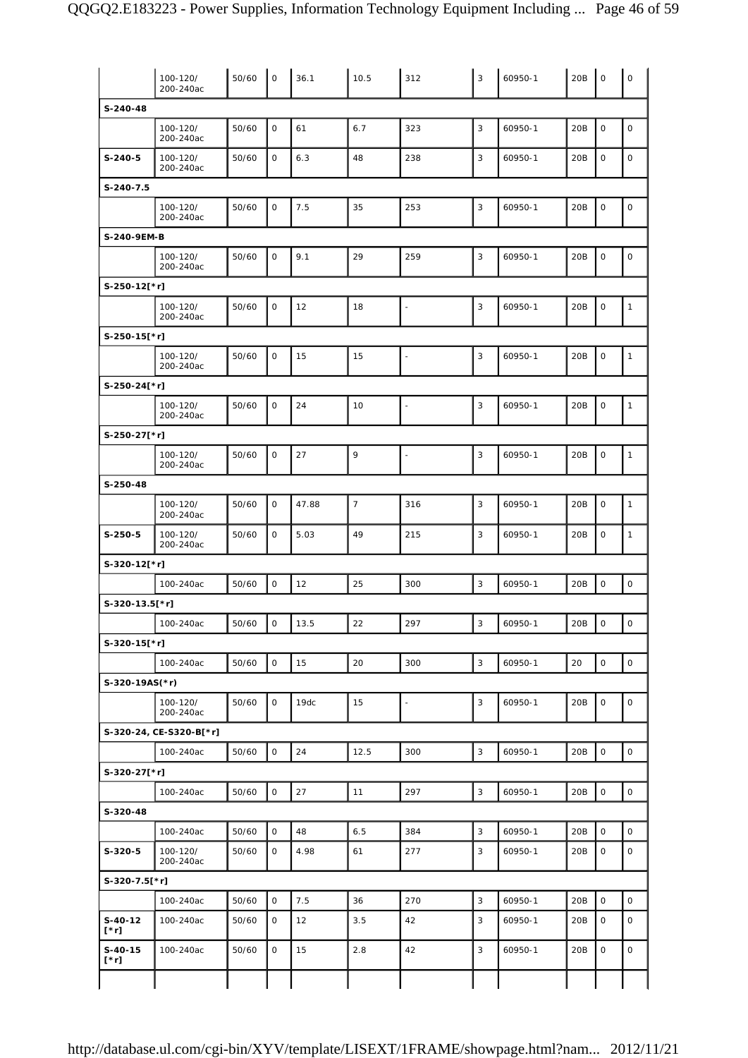| | | | | | | | | | | | |
|---|---|---|---|---|---|---|---|---|---|---|---|
| | 100-120/ 200-240ac | 50/60 | 0 | 36.1 | 10.5 | 312 | 3 | 60950-1 | 20B | 0 | 0 |
| **S-240-48** | | | | | | | | | | | |
| | 100-120/ 200-240ac | 50/60 | 0 | 61 | 6.7 | 323 | 3 | 60950-1 | 20B | 0 | 0 |
| **S-240-5** | 100-120/ 200-240ac | 50/60 | 0 | 6.3 | 48 | 238 | 3 | 60950-1 | 20B | 0 | 0 |
| **S-240-7.5** | | | | | | | | | | | |
| | 100-120/ 200-240ac | 50/60 | 0 | 7.5 | 35 | 253 | 3 | 60950-1 | 20B | 0 | 0 |
| **S-240-9EM-B** | | | | | | | | | | | |
| | 100-120/ 200-240ac | 50/60 | 0 | 9.1 | 29 | 259 | 3 | 60950-1 | 20B | 0 | 0 |
| **S-250-12[*r]** | | | | | | | | | | | |
| | 100-120/ 200-240ac | 50/60 | 0 | 12 | 18 | - | 3 | 60950-1 | 20B | 0 | 1 |
| **S-250-15[*r]** | | | | | | | | | | | |
| | 100-120/ 200-240ac | 50/60 | 0 | 15 | 15 | - | 3 | 60950-1 | 20B | 0 | 1 |
| **S-250-24[*r]** | | | | | | | | | | | |
| | 100-120/ 200-240ac | 50/60 | 0 | 24 | 10 | - | 3 | 60950-1 | 20B | 0 | 1 |
| **S-250-27[*r]** | | | | | | | | | | | |
| | 100-120/ 200-240ac | 50/60 | 0 | 27 | 9 | - | 3 | 60950-1 | 20B | 0 | 1 |
| **S-250-48** | | | | | | | | | | | |
| | 100-120/ 200-240ac | 50/60 | 0 | 47.88 | 7 | 316 | 3 | 60950-1 | 20B | 0 | 1 |
| **S-250-5** | 100-120/ 200-240ac | 50/60 | 0 | 5.03 | 49 | 215 | 3 | 60950-1 | 20B | 0 | 1 |
| **S-320-12[*r]** | | | | | | | | | | | |
| | 100-240ac | 50/60 | 0 | 12 | 25 | 300 | 3 | 60950-1 | 20B | 0 | 0 |
| **S-320-13.5[*r]** | | | | | | | | | | | |
| | 100-240ac | 50/60 | 0 | 13.5 | 22 | 297 | 3 | 60950-1 | 20B | 0 | 0 |
| **S-320-15[*r]** | | | | | | | | | | | |
| | 100-240ac | 50/60 | 0 | 15 | 20 | 300 | 3 | 60950-1 | 20 | 0 | 0 |
| **S-320-19AS(*r)** | | | | | | | | | | | |
| | 100-120/ 200-240ac | 50/60 | 0 | 19dc | 15 | - | 3 | 60950-1 | 20B | 0 | 0 |
| **S-320-24, CE-S320-B[*r]** | | | | | | | | | | | |
| | 100-240ac | 50/60 | 0 | 24 | 12.5 | 300 | 3 | 60950-1 | 20B | 0 | 0 |
| **S-320-27[*r]** | | | | | | | | | | | |
| | 100-240ac | 50/60 | 0 | 27 | 11 | 297 | 3 | 60950-1 | 20B | 0 | 0 |
| **S-320-48** | | | | | | | | | | | |
| | 100-240ac | 50/60 | 0 | 48 | 6.5 | 384 | 3 | 60950-1 | 20B | 0 | 0 |
| **S-320-5** | 100-120/ 200-240ac | 50/60 | 0 | 4.98 | 61 | 277 | 3 | 60950-1 | 20B | 0 | 0 |
| **S-320-7.5[*r]** | | | | | | | | | | | |
| | 100-240ac | 50/60 | 0 | 7.5 | 36 | 270 | 3 | 60950-1 | 20B | 0 | 0 |
| **S-40-12 [*r]** | 100-240ac | 50/60 | 0 | 12 | 3.5 | 42 | 3 | 60950-1 | 20B | 0 | 0 |
| **S-40-15 [*r]** | 100-240ac | 50/60 | 0 | 15 | 2.8 | 42 | 3 | 60950-1 | 20B | 0 | 0 |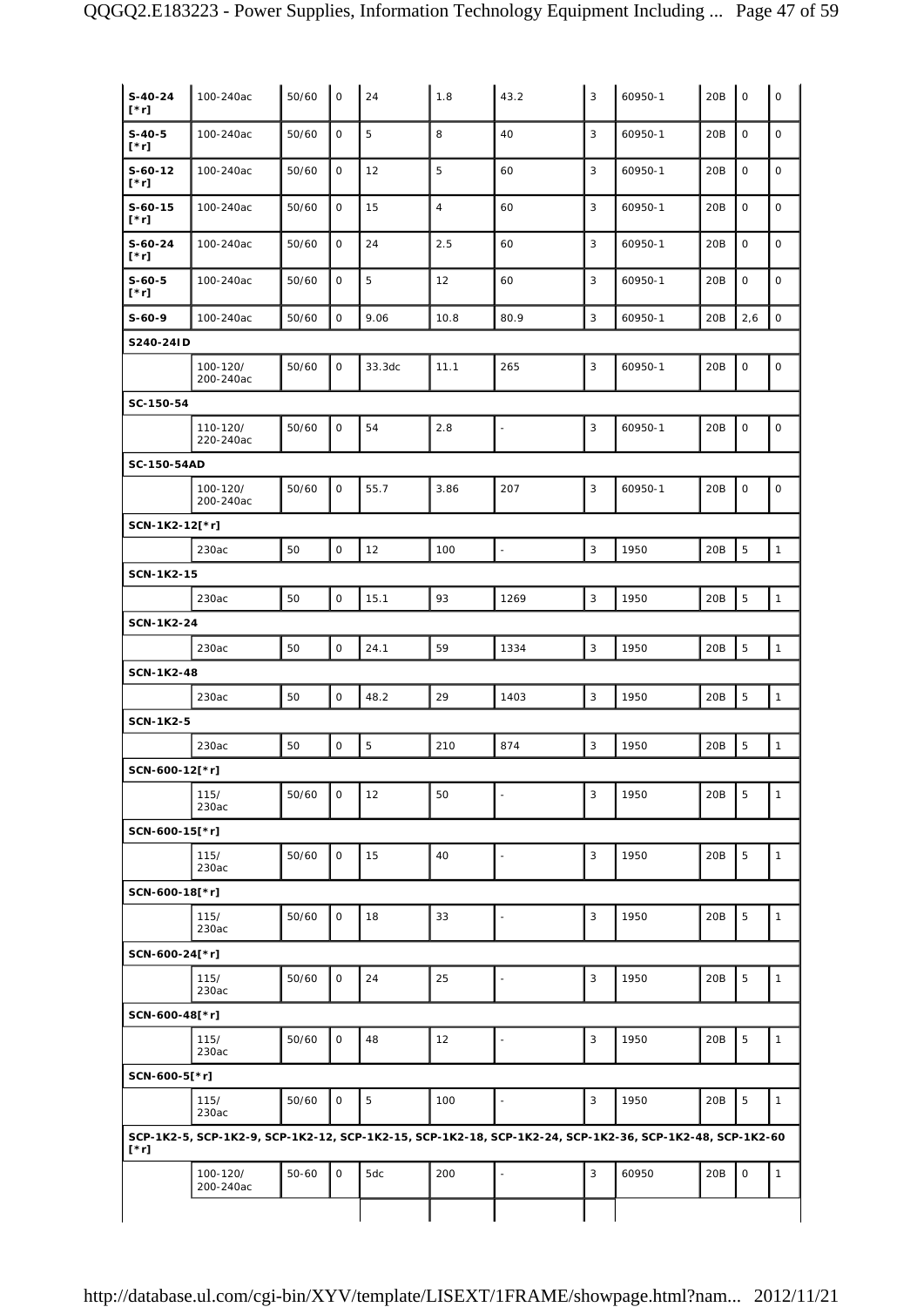| | | | | | | | | | | | |
|---|---|---|---|---|---|---|---|---|---|---|---|
| S-40-24 [*r] | 100-240ac | 50/60 | 0 | 24 | 1.8 | 43.2 | 3 | 60950-1 | 20B | 0 | 0 |
| S-40-5 [*r] | 100-240ac | 50/60 | 0 | 5 | 8 | 40 | 3 | 60950-1 | 20B | 0 | 0 |
| S-60-12 [*r] | 100-240ac | 50/60 | 0 | 12 | 5 | 60 | 3 | 60950-1 | 20B | 0 | 0 |
| S-60-15 [*r] | 100-240ac | 50/60 | 0 | 15 | 4 | 60 | 3 | 60950-1 | 20B | 0 | 0 |
| S-60-24 [*r] | 100-240ac | 50/60 | 0 | 24 | 2.5 | 60 | 3 | 60950-1 | 20B | 0 | 0 |
| S-60-5 [*r] | 100-240ac | 50/60 | 0 | 5 | 12 | 60 | 3 | 60950-1 | 20B | 0 | 0 |
| S-60-9 | 100-240ac | 50/60 | 0 | 9.06 | 10.8 | 80.9 | 3 | 60950-1 | 20B | 2,6 | 0 |
| **S240-24ID** | | | | | | | | | | | |
| | 100-120/ 200-240ac | 50/60 | 0 | 33.3dc | 11.1 | 265 | 3 | 60950-1 | 20B | 0 | 0 |
| **SC-150-54** | | | | | | | | | | | |
| | 110-120/ 220-240ac | 50/60 | 0 | 54 | 2.8 | - | 3 | 60950-1 | 20B | 0 | 0 |
| **SC-150-54AD** | | | | | | | | | | | |
| | 100-120/ 200-240ac | 50/60 | 0 | 55.7 | 3.86 | 207 | 3 | 60950-1 | 20B | 0 | 0 |
| **SCN-1K2-12[*r]** | | | | | | | | | | | |
| | 230ac | 50 | 0 | 12 | 100 | - | 3 | 1950 | 20B | 5 | 1 |
| **SCN-1K2-15** | | | | | | | | | | | |
| | 230ac | 50 | 0 | 15.1 | 93 | 1269 | 3 | 1950 | 20B | 5 | 1 |
| **SCN-1K2-24** | | | | | | | | | | | |
| | 230ac | 50 | 0 | 24.1 | 59 | 1334 | 3 | 1950 | 20B | 5 | 1 |
| **SCN-1K2-48** | | | | | | | | | | | |
| | 230ac | 50 | 0 | 48.2 | 29 | 1403 | 3 | 1950 | 20B | 5 | 1 |
| **SCN-1K2-5** | | | | | | | | | | | |
| | 230ac | 50 | 0 | 5 | 210 | 874 | 3 | 1950 | 20B | 5 | 1 |
| **SCN-600-12[*r]** | | | | | | | | | | | |
| | 115/ 230ac | 50/60 | 0 | 12 | 50 | - | 3 | 1950 | 20B | 5 | 1 |
| **SCN-600-15[*r]** | | | | | | | | | | | |
| | 115/ 230ac | 50/60 | 0 | 15 | 40 | - | 3 | 1950 | 20B | 5 | 1 |
| **SCN-600-18[*r]** | | | | | | | | | | | |
| | 115/ 230ac | 50/60 | 0 | 18 | 33 | - | 3 | 1950 | 20B | 5 | 1 |
| **SCN-600-24[*r]** | | | | | | | | | | | |
| | 115/ 230ac | 50/60 | 0 | 24 | 25 | - | 3 | 1950 | 20B | 5 | 1 |
| **SCN-600-48[*r]** | | | | | | | | | | | |
| | 115/ 230ac | 50/60 | 0 | 48 | 12 | - | 3 | 1950 | 20B | 5 | 1 |
| **SCN-600-5[*r]** | | | | | | | | | | | |
| | 115/ 230ac | 50/60 | 0 | 5 | 100 | - | 3 | 1950 | 20B | 5 | 1 |
| **SCP-1K2-5, SCP-1K2-9, SCP-1K2-12, SCP-1K2-15, SCP-1K2-18, SCP-1K2-24, SCP-1K2-36, SCP-1K2-48, SCP-1K2-60 [*r]** | | | | | | | | | | | |
| | 100-120/ 200-240ac | 50-60 | 0 | 5dc | 200 | - | 3 | 60950 | 20B | 0 | 1 |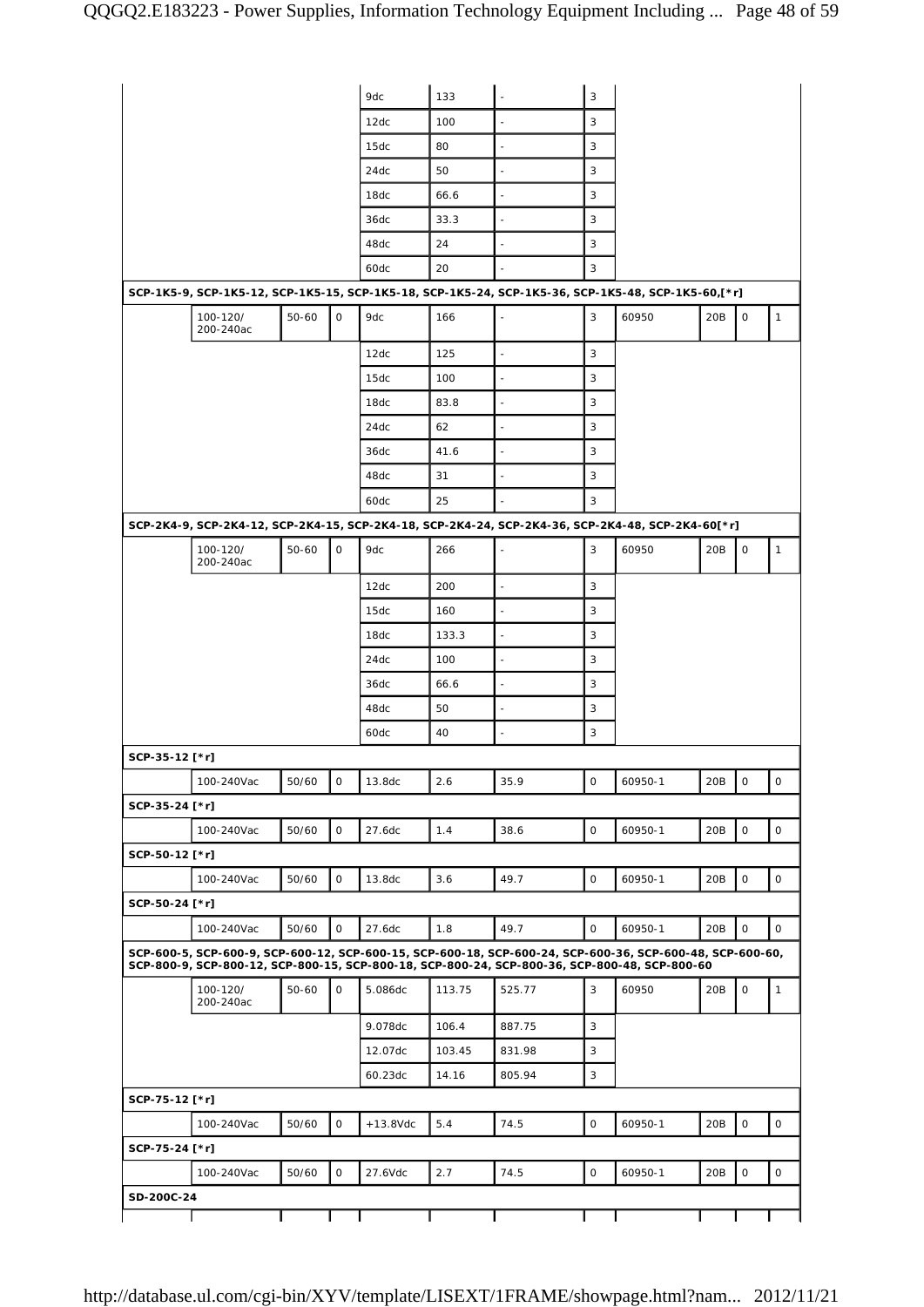| | | | | | | | | | | | |
|---|---|---|---|---|---|---|---|---|---|---|---|
| | | | | 9dc | 133 | - | 3 | | | | |
| | | | | 12dc | 100 | - | 3 | | | | |
| | | | | 15dc | 80 | - | 3 | | | | |
| | | | | 24dc | 50 | - | 3 | | | | |
| | | | | 18dc | 66.6 | - | 3 | | | | |
| | | | | 36dc | 33.3 | - | 3 | | | | |
| | | | | 48dc | 24 | - | 3 | | | | |
| | | | | 60dc | 20 | - | 3 | | | | |
| **SCP-1K5-9, SCP-1K5-12, SCP-1K5-15, SCP-1K5-18, SCP-1K5-24, SCP-1K5-36, SCP-1K5-48, SCP-1K5-60,[*r]** | | | | | | | | | | | |
| | 100-120/ 200-240ac | 50-60 | 0 | 9dc | 166 | - | 3 | 60950 | 20B | 0 | 1 |
| | | | | 12dc | 125 | - | 3 | | | | |
| | | | | 15dc | 100 | - | 3 | | | | |
| | | | | 18dc | 83.8 | - | 3 | | | | |
| | | | | 24dc | 62 | - | 3 | | | | |
| | | | | 36dc | 41.6 | - | 3 | | | | |
| | | | | 48dc | 31 | - | 3 | | | | |
| | | | | 60dc | 25 | - | 3 | | | | |
| **SCP-2K4-9, SCP-2K4-12, SCP-2K4-15, SCP-2K4-18, SCP-2K4-24, SCP-2K4-36, SCP-2K4-48, SCP-2K4-60[*r]** | | | | | | | | | | | |
| | 100-120/ 200-240ac | 50-60 | 0 | 9dc | 266 | - | 3 | 60950 | 20B | 0 | 1 |
| | | | | 12dc | 200 | - | 3 | | | | |
| | | | | 15dc | 160 | - | 3 | | | | |
| | | | | 18dc | 133.3 | - | 3 | | | | |
| | | | | 24dc | 100 | - | 3 | | | | |
| | | | | 36dc | 66.6 | - | 3 | | | | |
| | | | | 48dc | 50 | - | 3 | | | | |
| | | | | 60dc | 40 | - | 3 | | | | |
| **SCP-35-12 [*r]** | | | | | | | | | | | |
| | 100-240Vac | 50/60 | 0 | 13.8dc | 2.6 | 35.9 | 0 | 60950-1 | 20B | 0 | 0 |
| **SCP-35-24 [*r]** | | | | | | | | | | | |
| | 100-240Vac | 50/60 | 0 | 27.6dc | 1.4 | 38.6 | 0 | 60950-1 | 20B | 0 | 0 |
| **SCP-50-12 [*r]** | | | | | | | | | | | |
| | 100-240Vac | 50/60 | 0 | 13.8dc | 3.6 | 49.7 | 0 | 60950-1 | 20B | 0 | 0 |
| **SCP-50-24 [*r]** | | | | | | | | | | | |
| | 100-240Vac | 50/60 | 0 | 27.6dc | 1.8 | 49.7 | 0 | 60950-1 | 20B | 0 | 0 |
| **SCP-600-5, SCP-600-9, SCP-600-12, SCP-600-15, SCP-600-18, SCP-600-24, SCP-600-36, SCP-600-48, SCP-600-60, SCP-800-9, SCP-800-12, SCP-800-15, SCP-800-18, SCP-800-24, SCP-800-36, SCP-800-48, SCP-800-60** | | | | | | | | | | | |
| | 100-120/ 200-240ac | 50-60 | 0 | 5.086dc | 113.75 | 525.77 | 3 | 60950 | 20B | 0 | 1 |
| | | | | 9.078dc | 106.4 | 887.75 | 3 | | | | |
| | | | | 12.07dc | 103.45 | 831.98 | 3 | | | | |
| | | | | 60.23dc | 14.16 | 805.94 | 3 | | | | |
| **SCP-75-12 [*r]** | | | | | | | | | | | |
| | 100-240Vac | 50/60 | 0 | +13.8Vdc | 5.4 | 74.5 | 0 | 60950-1 | 20B | 0 | 0 |
| **SCP-75-24 [*r]** | | | | | | | | | | | |
| | 100-240Vac | 50/60 | 0 | 27.6Vdc | 2.7 | 74.5 | 0 | 60950-1 | 20B | 0 | 0 |
| **SD-200C-24** | | | | | | | | | | | |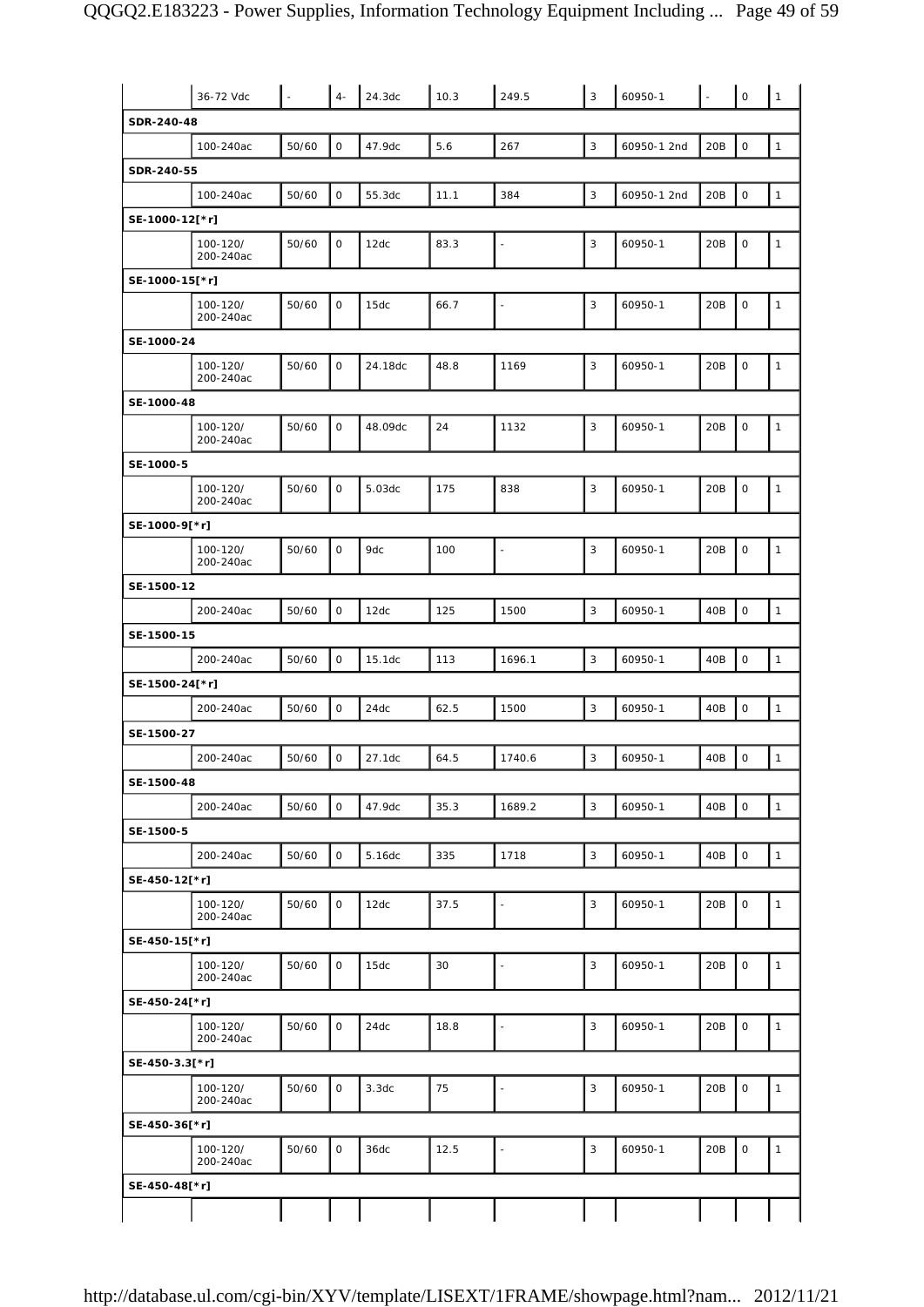| | | | | | | | | | | | |
|---|---|---|---|---|---|---|---|---|---|---|---|
| | 36-72 Vdc | - | 4- | 24.3dc | 10.3 | 249.5 | 3 | 60950-1 | - | 0 | 1 |
| **SDR-240-48** | | | | | | | | | | | |
| | 100-240ac | 50/60 | 0 | 47.9dc | 5.6 | 267 | 3 | 60950-1 2nd | 20B | 0 | 1 |
| **SDR-240-55** | | | | | | | | | | | |
| | 100-240ac | 50/60 | 0 | 55.3dc | 11.1 | 384 | 3 | 60950-1 2nd | 20B | 0 | 1 |
| **SE-1000-12[*r]** | | | | | | | | | | | |
| | 100-120/ 200-240ac | 50/60 | 0 | 12dc | 83.3 | - | 3 | 60950-1 | 20B | 0 | 1 |
| **SE-1000-15[*r]** | | | | | | | | | | | |
| | 100-120/ 200-240ac | 50/60 | 0 | 15dc | 66.7 | - | 3 | 60950-1 | 20B | 0 | 1 |
| **SE-1000-24** | | | | | | | | | | | |
| | 100-120/ 200-240ac | 50/60 | 0 | 24.18dc | 48.8 | 1169 | 3 | 60950-1 | 20B | 0 | 1 |
| **SE-1000-48** | | | | | | | | | | | |
| | 100-120/ 200-240ac | 50/60 | 0 | 48.09dc | 24 | 1132 | 3 | 60950-1 | 20B | 0 | 1 |
| **SE-1000-5** | | | | | | | | | | | |
| | 100-120/ 200-240ac | 50/60 | 0 | 5.03dc | 175 | 838 | 3 | 60950-1 | 20B | 0 | 1 |
| **SE-1000-9[*r]** | | | | | | | | | | | |
| | 100-120/ 200-240ac | 50/60 | 0 | 9dc | 100 | - | 3 | 60950-1 | 20B | 0 | 1 |
| **SE-1500-12** | | | | | | | | | | | |
| | 200-240ac | 50/60 | 0 | 12dc | 125 | 1500 | 3 | 60950-1 | 40B | 0 | 1 |
| **SE-1500-15** | | | | | | | | | | | |
| | 200-240ac | 50/60 | 0 | 15.1dc | 113 | 1696.1 | 3 | 60950-1 | 40B | 0 | 1 |
| **SE-1500-24[*r]** | | | | | | | | | | | |
| | 200-240ac | 50/60 | 0 | 24dc | 62.5 | 1500 | 3 | 60950-1 | 40B | 0 | 1 |
| **SE-1500-27** | | | | | | | | | | | |
| | 200-240ac | 50/60 | 0 | 27.1dc | 64.5 | 1740.6 | 3 | 60950-1 | 40B | 0 | 1 |
| **SE-1500-48** | | | | | | | | | | | |
| | 200-240ac | 50/60 | 0 | 47.9dc | 35.3 | 1689.2 | 3 | 60950-1 | 40B | 0 | 1 |
| **SE-1500-5** | | | | | | | | | | | |
| | 200-240ac | 50/60 | 0 | 5.16dc | 335 | 1718 | 3 | 60950-1 | 40B | 0 | 1 |
| **SE-450-12[*r]** | | | | | | | | | | | |
| | 100-120/ 200-240ac | 50/60 | 0 | 12dc | 37.5 | - | 3 | 60950-1 | 20B | 0 | 1 |
| **SE-450-15[*r]** | | | | | | | | | | | |
| | 100-120/ 200-240ac | 50/60 | 0 | 15dc | 30 | - | 3 | 60950-1 | 20B | 0 | 1 |
| **SE-450-24[*r]** | | | | | | | | | | | |
| | 100-120/ 200-240ac | 50/60 | 0 | 24dc | 18.8 | - | 3 | 60950-1 | 20B | 0 | 1 |
| **SE-450-3.3[*r]** | | | | | | | | | | | |
| | 100-120/ 200-240ac | 50/60 | 0 | 3.3dc | 75 | - | 3 | 60950-1 | 20B | 0 | 1 |
| **SE-450-36[*r]** | | | | | | | | | | | |
| | 100-120/ 200-240ac | 50/60 | 0 | 36dc | 12.5 | - | 3 | 60950-1 | 20B | 0 | 1 |
| **SE-450-48[*r]** | | | | | | | | | | | |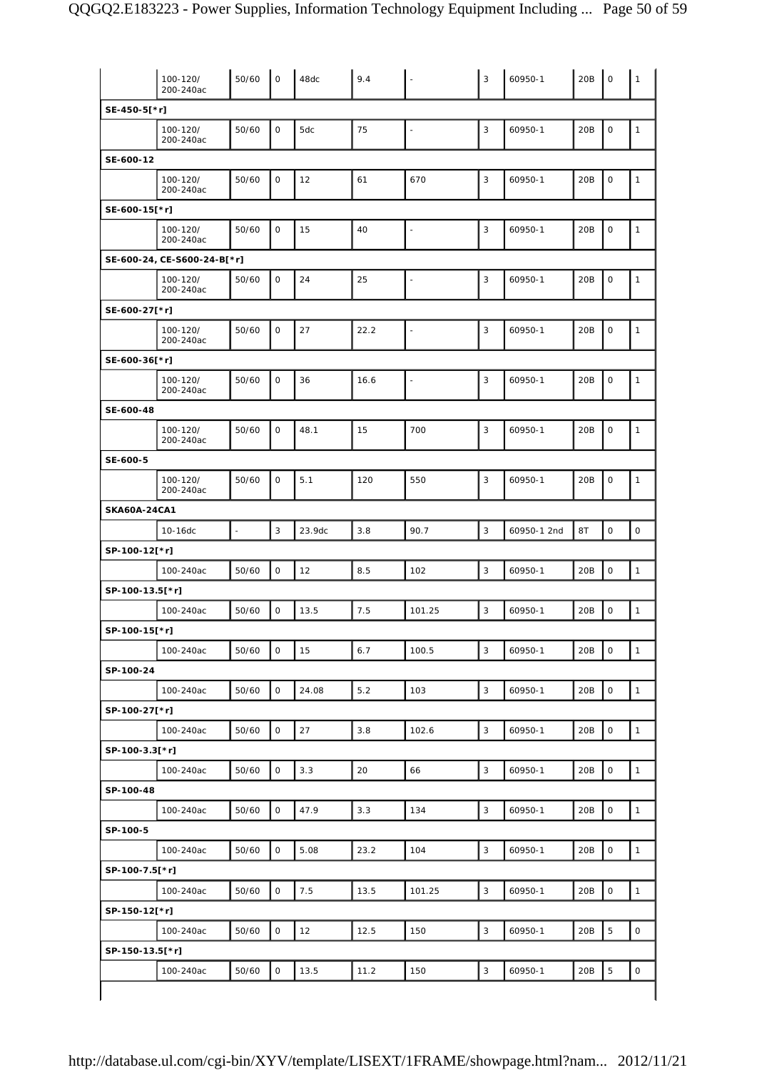| | | | | | | | | | | | |
|---|---|---|---|---|---|---|---|---|---|---|---|
| | 100-120/ 200-240ac | 50/60 | 0 | 48dc | 9.4 | - | 3 | 60950-1 | 20B | 0 | 1 |
| **SE-450-5[*r]** | | | | | | | | | | | |
| | 100-120/ 200-240ac | 50/60 | 0 | 5dc | 75 | - | 3 | 60950-1 | 20B | 0 | 1 |
| **SE-600-12** | | | | | | | | | | | |
| | 100-120/ 200-240ac | 50/60 | 0 | 12 | 61 | 670 | 3 | 60950-1 | 20B | 0 | 1 |
| **SE-600-15[*r]** | | | | | | | | | | | |
| | 100-120/ 200-240ac | 50/60 | 0 | 15 | 40 | - | 3 | 60950-1 | 20B | 0 | 1 |
| **SE-600-24, CE-S600-24-B[*r]** | | | | | | | | | | | |
| | 100-120/ 200-240ac | 50/60 | 0 | 24 | 25 | - | 3 | 60950-1 | 20B | 0 | 1 |
| **SE-600-27[*r]** | | | | | | | | | | | |
| | 100-120/ 200-240ac | 50/60 | 0 | 27 | 22.2 | - | 3 | 60950-1 | 20B | 0 | 1 |
| **SE-600-36[*r]** | | | | | | | | | | | |
| | 100-120/ 200-240ac | 50/60 | 0 | 36 | 16.6 | - | 3 | 60950-1 | 20B | 0 | 1 |
| **SE-600-48** | | | | | | | | | | | |
| | 100-120/ 200-240ac | 50/60 | 0 | 48.1 | 15 | 700 | 3 | 60950-1 | 20B | 0 | 1 |
| **SE-600-5** | | | | | | | | | | | |
| | 100-120/ 200-240ac | 50/60 | 0 | 5.1 | 120 | 550 | 3 | 60950-1 | 20B | 0 | 1 |
| **SKA60A-24CA1** | | | | | | | | | | | |
| | 10-16dc | - | 3 | 23.9dc | 3.8 | 90.7 | 3 | 60950-1 2nd | 8T | 0 | 0 |
| **SP-100-12[*r]** | | | | | | | | | | | |
| | 100-240ac | 50/60 | 0 | 12 | 8.5 | 102 | 3 | 60950-1 | 20B | 0 | 1 |
| **SP-100-13.5[*r]** | | | | | | | | | | | |
| | 100-240ac | 50/60 | 0 | 13.5 | 7.5 | 101.25 | 3 | 60950-1 | 20B | 0 | 1 |
| **SP-100-15[*r]** | | | | | | | | | | | |
| | 100-240ac | 50/60 | 0 | 15 | 6.7 | 100.5 | 3 | 60950-1 | 20B | 0 | 1 |
| **SP-100-24** | | | | | | | | | | | |
| | 100-240ac | 50/60 | 0 | 24.08 | 5.2 | 103 | 3 | 60950-1 | 20B | 0 | 1 |
| **SP-100-27[*r]** | | | | | | | | | | | |
| | 100-240ac | 50/60 | 0 | 27 | 3.8 | 102.6 | 3 | 60950-1 | 20B | 0 | 1 |
| **SP-100-3.3[*r]** | | | | | | | | | | | |
| | 100-240ac | 50/60 | 0 | 3.3 | 20 | 66 | 3 | 60950-1 | 20B | 0 | 1 |
| **SP-100-48** | | | | | | | | | | | |
| | 100-240ac | 50/60 | 0 | 47.9 | 3.3 | 134 | 3 | 60950-1 | 20B | 0 | 1 |
| **SP-100-5** | | | | | | | | | | | |
| | 100-240ac | 50/60 | 0 | 5.08 | 23.2 | 104 | 3 | 60950-1 | 20B | 0 | 1 |
| **SP-100-7.5[*r]** | | | | | | | | | | | |
| | 100-240ac | 50/60 | 0 | 7.5 | 13.5 | 101.25 | 3 | 60950-1 | 20B | 0 | 1 |
| **SP-150-12[*r]** | | | | | | | | | | | |
| | 100-240ac | 50/60 | 0 | 12 | 12.5 | 150 | 3 | 60950-1 | 20B | 5 | 0 |
| **SP-150-13.5[*r]** | | | | | | | | | | | |
| | 100-240ac | 50/60 | 0 | 13.5 | 11.2 | 150 | 3 | 60950-1 | 20B | 5 | 0 |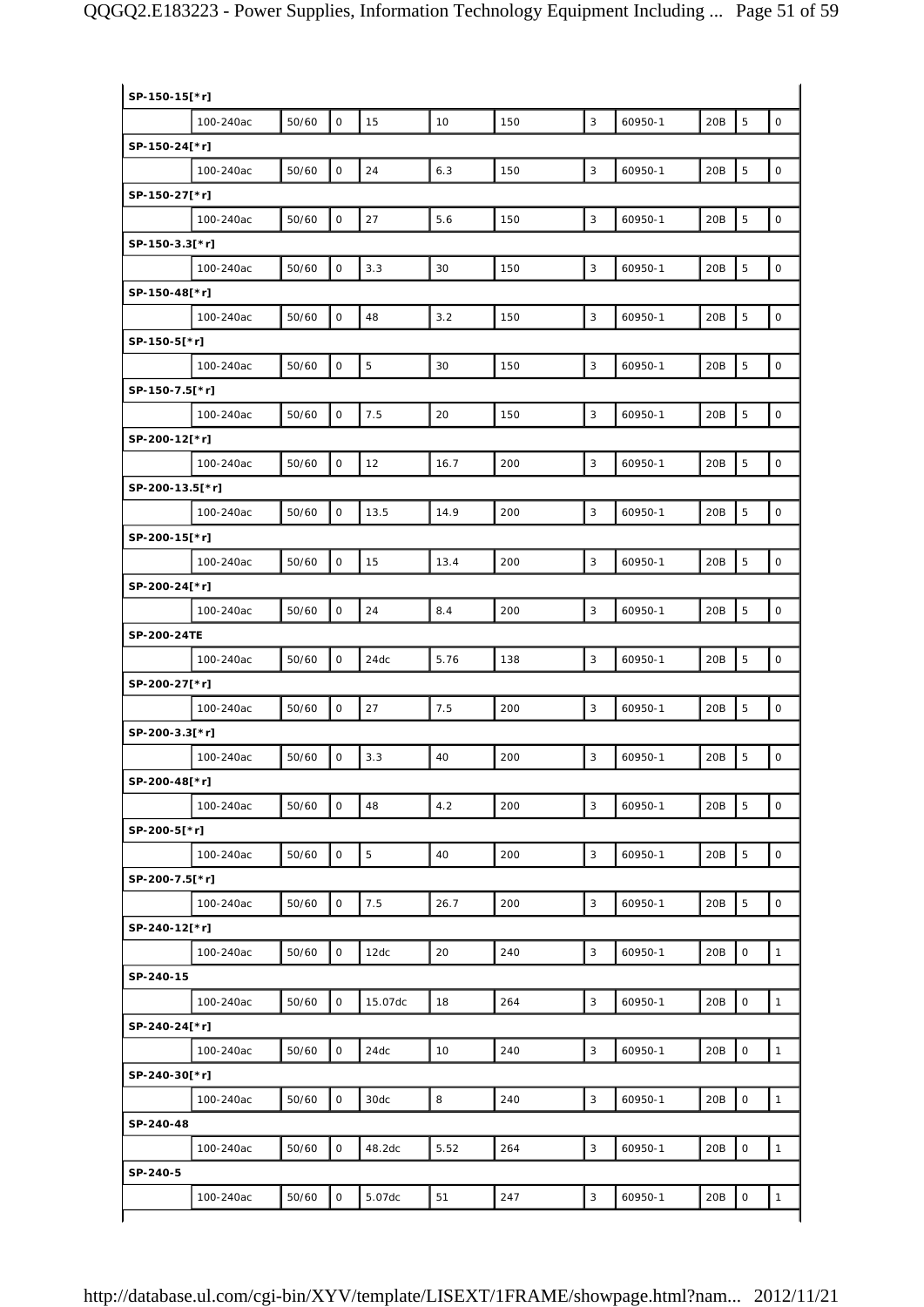| SP-150-15[*r] | | | | | | | | | | | | |
|---|---|---|---|---|---|---|---|---|---|---|---|---|
| | 100-240ac | 50/60 | 0 | 15 | 10 | 150 | 3 | 60950-1 | 20B | 5 | 0 |
| **SP-150-24[*r]** | | | | | | | | | | | | |
| | 100-240ac | 50/60 | 0 | 24 | 6.3 | 150 | 3 | 60950-1 | 20B | 5 | 0 |
| **SP-150-27[*r]** | | | | | | | | | | | | |
| | 100-240ac | 50/60 | 0 | 27 | 5.6 | 150 | 3 | 60950-1 | 20B | 5 | 0 |
| **SP-150-3.3[*r]** | | | | | | | | | | | | |
| | 100-240ac | 50/60 | 0 | 3.3 | 30 | 150 | 3 | 60950-1 | 20B | 5 | 0 |
| **SP-150-48[*r]** | | | | | | | | | | | | |
| | 100-240ac | 50/60 | 0 | 48 | 3.2 | 150 | 3 | 60950-1 | 20B | 5 | 0 |
| **SP-150-5[*r]** | | | | | | | | | | | | |
| | 100-240ac | 50/60 | 0 | 5 | 30 | 150 | 3 | 60950-1 | 20B | 5 | 0 |
| **SP-150-7.5[*r]** | | | | | | | | | | | | |
| | 100-240ac | 50/60 | 0 | 7.5 | 20 | 150 | 3 | 60950-1 | 20B | 5 | 0 |
| **SP-200-12[*r]** | | | | | | | | | | | | |
| | 100-240ac | 50/60 | 0 | 12 | 16.7 | 200 | 3 | 60950-1 | 20B | 5 | 0 |
| **SP-200-13.5[*r]** | | | | | | | | | | | | |
| | 100-240ac | 50/60 | 0 | 13.5 | 14.9 | 200 | 3 | 60950-1 | 20B | 5 | 0 |
| **SP-200-15[*r]** | | | | | | | | | | | | |
| | 100-240ac | 50/60 | 0 | 15 | 13.4 | 200 | 3 | 60950-1 | 20B | 5 | 0 |
| **SP-200-24[*r]** | | | | | | | | | | | | |
| | 100-240ac | 50/60 | 0 | 24 | 8.4 | 200 | 3 | 60950-1 | 20B | 5 | 0 |
| **SP-200-24TE** | | | | | | | | | | | | |
| | 100-240ac | 50/60 | 0 | 24dc | 5.76 | 138 | 3 | 60950-1 | 20B | 5 | 0 |
| **SP-200-27[*r]** | | | | | | | | | | | | |
| | 100-240ac | 50/60 | 0 | 27 | 7.5 | 200 | 3 | 60950-1 | 20B | 5 | 0 |
| **SP-200-3.3[*r]** | | | | | | | | | | | | |
| | 100-240ac | 50/60 | 0 | 3.3 | 40 | 200 | 3 | 60950-1 | 20B | 5 | 0 |
| **SP-200-48[*r]** | | | | | | | | | | | | |
| | 100-240ac | 50/60 | 0 | 48 | 4.2 | 200 | 3 | 60950-1 | 20B | 5 | 0 |
| **SP-200-5[*r]** | | | | | | | | | | | | |
| | 100-240ac | 50/60 | 0 | 5 | 40 | 200 | 3 | 60950-1 | 20B | 5 | 0 |
| **SP-200-7.5[*r]** | | | | | | | | | | | | |
| | 100-240ac | 50/60 | 0 | 7.5 | 26.7 | 200 | 3 | 60950-1 | 20B | 5 | 0 |
| **SP-240-12[*r]** | | | | | | | | | | | | |
| | 100-240ac | 50/60 | 0 | 12dc | 20 | 240 | 3 | 60950-1 | 20B | 0 | 1 |
| **SP-240-15** | | | | | | | | | | | | |
| | 100-240ac | 50/60 | 0 | 15.07dc | 18 | 264 | 3 | 60950-1 | 20B | 0 | 1 |
| **SP-240-24[*r]** | | | | | | | | | | | | |
| | 100-240ac | 50/60 | 0 | 24dc | 10 | 240 | 3 | 60950-1 | 20B | 0 | 1 |
| **SP-240-30[*r]** | | | | | | | | | | | | |
| | 100-240ac | 50/60 | 0 | 30dc | 8 | 240 | 3 | 60950-1 | 20B | 0 | 1 |
| **SP-240-48** | | | | | | | | | | | | |
| | 100-240ac | 50/60 | 0 | 48.2dc | 5.52 | 264 | 3 | 60950-1 | 20B | 0 | 1 |
| **SP-240-5** | | | | | | | | | | | | |
| | 100-240ac | 50/60 | 0 | 5.07dc | 51 | 247 | 3 | 60950-1 | 20B | 0 | 1 |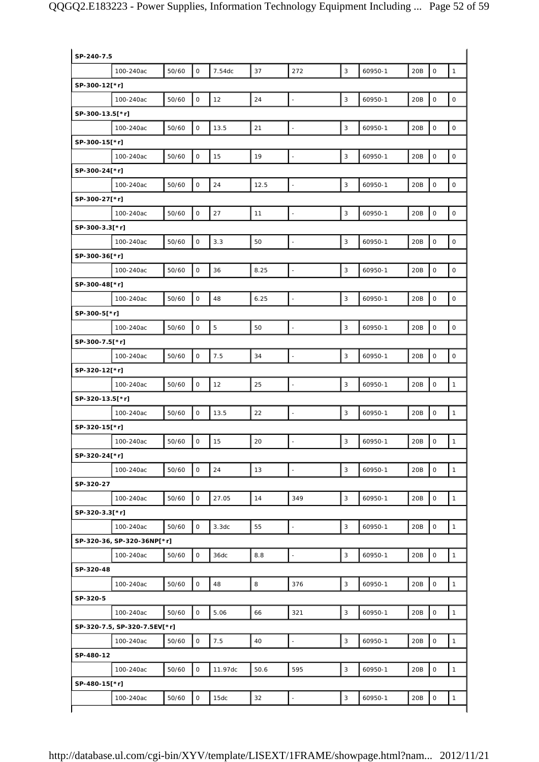| | | | | | | | | | | | |
|---|---|---|---|---|---|---|---|---|---|---|---|
| **SP-240-7.5** | | | | | | | | | | | |
| | 100-240ac | 50/60 | 0 | 7.54dc | 37 | 272 | 3 | 60950-1 | 20B | 0 | 1 |
| **SP-300-12[*r]** | | | | | | | | | | | |
| | 100-240ac | 50/60 | 0 | 12 | 24 | - | 3 | 60950-1 | 20B | 0 | 0 |
| **SP-300-13.5[*r]** | | | | | | | | | | | |
| | 100-240ac | 50/60 | 0 | 13.5 | 21 | - | 3 | 60950-1 | 20B | 0 | 0 |
| **SP-300-15[*r]** | | | | | | | | | | | |
| | 100-240ac | 50/60 | 0 | 15 | 19 | - | 3 | 60950-1 | 20B | 0 | 0 |
| **SP-300-24[*r]** | | | | | | | | | | | |
| | 100-240ac | 50/60 | 0 | 24 | 12.5 | - | 3 | 60950-1 | 20B | 0 | 0 |
| **SP-300-27[*r]** | | | | | | | | | | | |
| | 100-240ac | 50/60 | 0 | 27 | 11 | - | 3 | 60950-1 | 20B | 0 | 0 |
| **SP-300-3.3[*r]** | | | | | | | | | | | |
| | 100-240ac | 50/60 | 0 | 3.3 | 50 | - | 3 | 60950-1 | 20B | 0 | 0 |
| **SP-300-36[*r]** | | | | | | | | | | | |
| | 100-240ac | 50/60 | 0 | 36 | 8.25 | - | 3 | 60950-1 | 20B | 0 | 0 |
| **SP-300-48[*r]** | | | | | | | | | | | |
| | 100-240ac | 50/60 | 0 | 48 | 6.25 | - | 3 | 60950-1 | 20B | 0 | 0 |
| **SP-300-5[*r]** | | | | | | | | | | | |
| | 100-240ac | 50/60 | 0 | 5 | 50 | - | 3 | 60950-1 | 20B | 0 | 0 |
| **SP-300-7.5[*r]** | | | | | | | | | | | |
| | 100-240ac | 50/60 | 0 | 7.5 | 34 | - | 3 | 60950-1 | 20B | 0 | 0 |
| **SP-320-12[*r]** | | | | | | | | | | | |
| | 100-240ac | 50/60 | 0 | 12 | 25 | - | 3 | 60950-1 | 20B | 0 | 1 |
| **SP-320-13.5[*r]** | | | | | | | | | | | |
| | 100-240ac | 50/60 | 0 | 13.5 | 22 | - | 3 | 60950-1 | 20B | 0 | 1 |
| **SP-320-15[*r]** | | | | | | | | | | | |
| | 100-240ac | 50/60 | 0 | 15 | 20 | - | 3 | 60950-1 | 20B | 0 | 1 |
| **SP-320-24[*r]** | | | | | | | | | | | |
| | 100-240ac | 50/60 | 0 | 24 | 13 | - | 3 | 60950-1 | 20B | 0 | 1 |
| **SP-320-27** | | | | | | | | | | | |
| | 100-240ac | 50/60 | 0 | 27.05 | 14 | 349 | 3 | 60950-1 | 20B | 0 | 1 |
| **SP-320-3.3[*r]** | | | | | | | | | | | |
| | 100-240ac | 50/60 | 0 | 3.3dc | 55 | - | 3 | 60950-1 | 20B | 0 | 1 |
| **SP-320-36, SP-320-36NP[*r]** | | | | | | | | | | | |
| | 100-240ac | 50/60 | 0 | 36dc | 8.8 | - | 3 | 60950-1 | 20B | 0 | 1 |
| **SP-320-48** | | | | | | | | | | | |
| | 100-240ac | 50/60 | 0 | 48 | 8 | 376 | 3 | 60950-1 | 20B | 0 | 1 |
| **SP-320-5** | | | | | | | | | | | |
| | 100-240ac | 50/60 | 0 | 5.06 | 66 | 321 | 3 | 60950-1 | 20B | 0 | 1 |
| **SP-320-7.5, SP-320-7.5EV[*r]** | | | | | | | | | | | |
| | 100-240ac | 50/60 | 0 | 7.5 | 40 | - | 3 | 60950-1 | 20B | 0 | 1 |
| **SP-480-12** | | | | | | | | | | | |
| | 100-240ac | 50/60 | 0 | 11.97dc | 50.6 | 595 | 3 | 60950-1 | 20B | 0 | 1 |
| **SP-480-15[*r]** | | | | | | | | | | | |
| | 100-240ac | 50/60 | 0 | 15dc | 32 | - | 3 | 60950-1 | 20B | 0 | 1 |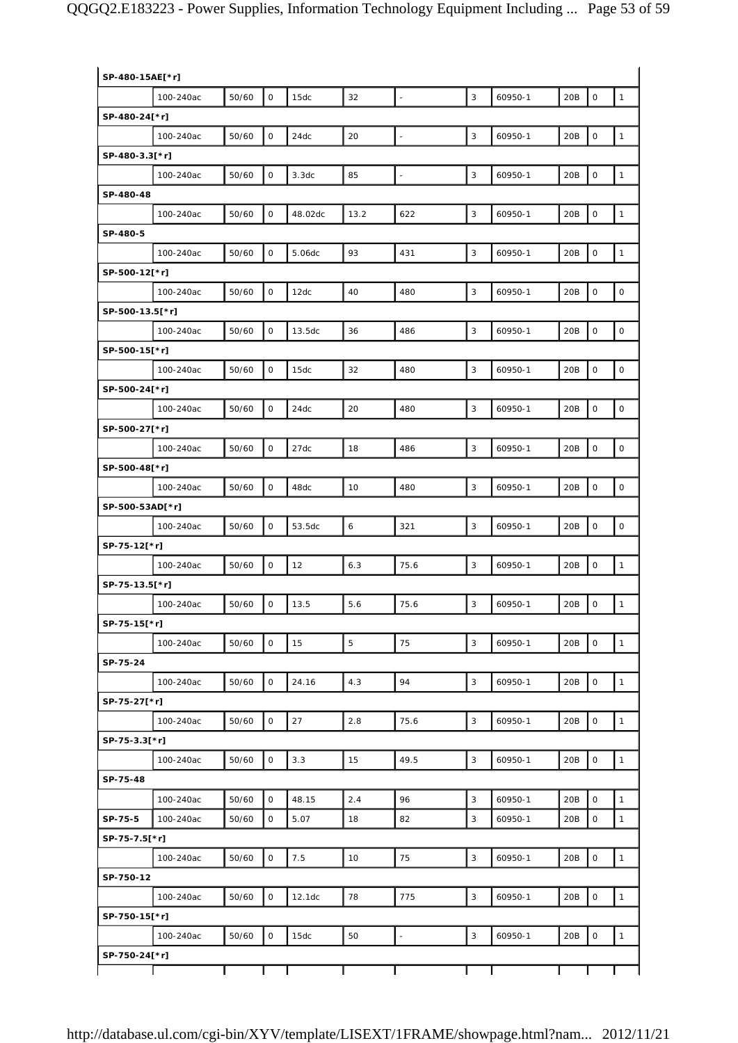| SP-480-15AE[*r] | | | | | | | | | | | |
|---|---|---|---|---|---|---|---|---|---|---|---|
| | 100-240ac | 50/60 | 0 | 15dc | 32 | - | 3 | 60950-1 | 20B | 0 | 1 |
| **SP-480-24[*r]** | | | | | | | | | | | |
| | 100-240ac | 50/60 | 0 | 24dc | 20 | - | 3 | 60950-1 | 20B | 0 | 1 |
| **SP-480-3.3[*r]** | | | | | | | | | | | |
| | 100-240ac | 50/60 | 0 | 3.3dc | 85 | - | 3 | 60950-1 | 20B | 0 | 1 |
| **SP-480-48** | | | | | | | | | | | |
| | 100-240ac | 50/60 | 0 | 48.02dc | 13.2 | 622 | 3 | 60950-1 | 20B | 0 | 1 |
| **SP-480-5** | | | | | | | | | | | |
| | 100-240ac | 50/60 | 0 | 5.06dc | 93 | 431 | 3 | 60950-1 | 20B | 0 | 1 |
| **SP-500-12[*r]** | | | | | | | | | | | |
| | 100-240ac | 50/60 | 0 | 12dc | 40 | 480 | 3 | 60950-1 | 20B | 0 | 0 |
| **SP-500-13.5[*r]** | | | | | | | | | | | |
| | 100-240ac | 50/60 | 0 | 13.5dc | 36 | 486 | 3 | 60950-1 | 20B | 0 | 0 |
| **SP-500-15[*r]** | | | | | | | | | | | |
| | 100-240ac | 50/60 | 0 | 15dc | 32 | 480 | 3 | 60950-1 | 20B | 0 | 0 |
| **SP-500-24[*r]** | | | | | | | | | | | |
| | 100-240ac | 50/60 | 0 | 24dc | 20 | 480 | 3 | 60950-1 | 20B | 0 | 0 |
| **SP-500-27[*r]** | | | | | | | | | | | |
| | 100-240ac | 50/60 | 0 | 27dc | 18 | 486 | 3 | 60950-1 | 20B | 0 | 0 |
| **SP-500-48[*r]** | | | | | | | | | | | |
| | 100-240ac | 50/60 | 0 | 48dc | 10 | 480 | 3 | 60950-1 | 20B | 0 | 0 |
| **SP-500-53AD[*r]** | | | | | | | | | | | |
| | 100-240ac | 50/60 | 0 | 53.5dc | 6 | 321 | 3 | 60950-1 | 20B | 0 | 0 |
| **SP-75-12[*r]** | | | | | | | | | | | |
| | 100-240ac | 50/60 | 0 | 12 | 6.3 | 75.6 | 3 | 60950-1 | 20B | 0 | 1 |
| **SP-75-13.5[*r]** | | | | | | | | | | | |
| | 100-240ac | 50/60 | 0 | 13.5 | 5.6 | 75.6 | 3 | 60950-1 | 20B | 0 | 1 |
| **SP-75-15[*r]** | | | | | | | | | | | |
| | 100-240ac | 50/60 | 0 | 15 | 5 | 75 | 3 | 60950-1 | 20B | 0 | 1 |
| **SP-75-24** | | | | | | | | | | | |
| | 100-240ac | 50/60 | 0 | 24.16 | 4.3 | 94 | 3 | 60950-1 | 20B | 0 | 1 |
| **SP-75-27[*r]** | | | | | | | | | | | |
| | 100-240ac | 50/60 | 0 | 27 | 2.8 | 75.6 | 3 | 60950-1 | 20B | 0 | 1 |
| **SP-75-3.3[*r]** | | | | | | | | | | | |
| | 100-240ac | 50/60 | 0 | 3.3 | 15 | 49.5 | 3 | 60950-1 | 20B | 0 | 1 |
| **SP-75-48** | | | | | | | | | | | |
| | 100-240ac | 50/60 | 0 | 48.15 | 2.4 | 96 | 3 | 60950-1 | 20B | 0 | 1 |
| **SP-75-5** | 100-240ac | 50/60 | 0 | 5.07 | 18 | 82 | 3 | 60950-1 | 20B | 0 | 1 |
| **SP-75-7.5[*r]** | | | | | | | | | | | |
| | 100-240ac | 50/60 | 0 | 7.5 | 10 | 75 | 3 | 60950-1 | 20B | 0 | 1 |
| **SP-750-12** | | | | | | | | | | | |
| | 100-240ac | 50/60 | 0 | 12.1dc | 78 | 775 | 3 | 60950-1 | 20B | 0 | 1 |
| **SP-750-15[*r]** | | | | | | | | | | | |
| | 100-240ac | 50/60 | 0 | 15dc | 50 | - | 3 | 60950-1 | 20B | 0 | 1 |
| **SP-750-24[*r]** | | | | | | | | | | | |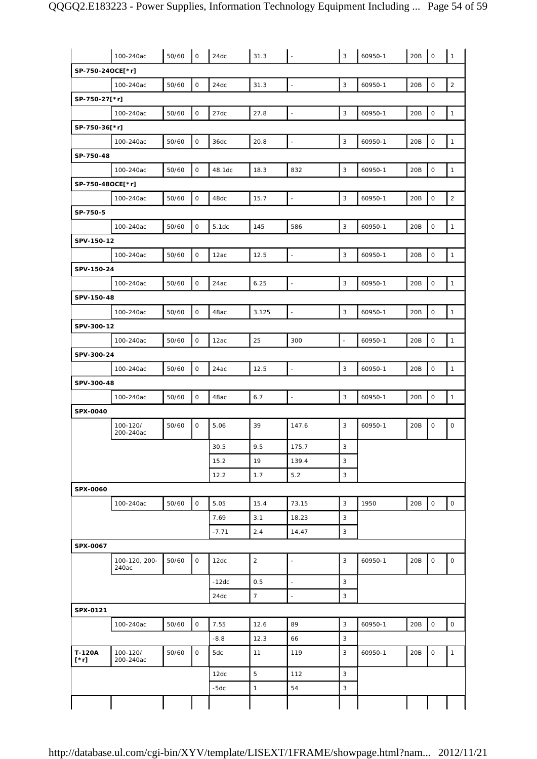| | | | | | | | | | | | |
|---|---|---|---|---|---|---|---|---|---|---|---|
| | 100-240ac | 50/60 | 0 | 24dc | 31.3 | - | 3 | 60950-1 | 20B | 0 | 1 |
| **SP-750-24OCE[*r]** | | | | | | | | | | | |
| | 100-240ac | 50/60 | 0 | 24dc | 31.3 | - | 3 | 60950-1 | 20B | 0 | 2 |
| **SP-750-27[*r]** | | | | | | | | | | | |
| | 100-240ac | 50/60 | 0 | 27dc | 27.8 | - | 3 | 60950-1 | 20B | 0 | 1 |
| **SP-750-36[*r]** | | | | | | | | | | | |
| | 100-240ac | 50/60 | 0 | 36dc | 20.8 | - | 3 | 60950-1 | 20B | 0 | 1 |
| **SP-750-48** | | | | | | | | | | | |
| | 100-240ac | 50/60 | 0 | 48.1dc | 18.3 | 832 | 3 | 60950-1 | 20B | 0 | 1 |
| **SP-750-48OCE[*r]** | | | | | | | | | | | |
| | 100-240ac | 50/60 | 0 | 48dc | 15.7 | - | 3 | 60950-1 | 20B | 0 | 2 |
| **SP-750-5** | | | | | | | | | | | |
| | 100-240ac | 50/60 | 0 | 5.1dc | 145 | 586 | 3 | 60950-1 | 20B | 0 | 1 |
| **SPV-150-12** | | | | | | | | | | | |
| | 100-240ac | 50/60 | 0 | 12ac | 12.5 | - | 3 | 60950-1 | 20B | 0 | 1 |
| **SPV-150-24** | | | | | | | | | | | |
| | 100-240ac | 50/60 | 0 | 24ac | 6.25 | - | 3 | 60950-1 | 20B | 0 | 1 |
| **SPV-150-48** | | | | | | | | | | | |
| | 100-240ac | 50/60 | 0 | 48ac | 3.125 | - | 3 | 60950-1 | 20B | 0 | 1 |
| **SPV-300-12** | | | | | | | | | | | |
| | 100-240ac | 50/60 | 0 | 12ac | 25 | 300 | - | 60950-1 | 20B | 0 | 1 |
| **SPV-300-24** | | | | | | | | | | | |
| | 100-240ac | 50/60 | 0 | 24ac | 12.5 | - | 3 | 60950-1 | 20B | 0 | 1 |
| **SPV-300-48** | | | | | | | | | | | |
| | 100-240ac | 50/60 | 0 | 48ac | 6.7 | - | 3 | 60950-1 | 20B | 0 | 1 |
| **SPX-0040** | | | | | | | | | | | |
| | 100-120/ 200-240ac | 50/60 | 0 | 5.06 | 39 | 147.6 | 3 | 60950-1 | 20B | 0 | 0 |
| | | | | 30.5 | 9.5 | 175.7 | 3 | | | | |
| | | | | 15.2 | 19 | 139.4 | 3 | | | | |
| | | | | 12.2 | 1.7 | 5.2 | 3 | | | | |
| **SPX-0060** | | | | | | | | | | | |
| | 100-240ac | 50/60 | 0 | 5.05 | 15.4 | 73.15 | 3 | 1950 | 20B | 0 | 0 |
| | | | | 7.69 | 3.1 | 18.23 | 3 | | | | |
| | | | | -7.71 | 2.4 | 14.47 | 3 | | | | |
| **SPX-0067** | | | | | | | | | | | |
| | 100-120, 200-240ac | 50/60 | 0 | 12dc | 2 | - | 3 | 60950-1 | 20B | 0 | 0 |
| | | | | -12dc | 0.5 | - | 3 | | | | |
| | | | | 24dc | 7 | - | 3 | | | | |
| **SPX-0121** | | | | | | | | | | | |
| | 100-240ac | 50/60 | 0 | 7.55 | 12.6 | 89 | 3 | 60950-1 | 20B | 0 | 0 |
| | | | | -8.8 | 12.3 | 66 | 3 | | | | |
| **T-120A [*r]** | 100-120/ 200-240ac | 50/60 | 0 | 5dc | 11 | 119 | 3 | 60950-1 | 20B | 0 | 1 |
| | | | | 12dc | 5 | 112 | 3 | | | | |
| | | | | -5dc | 1 | 54 | 3 | | | | |
| | | | | | | | | | | | |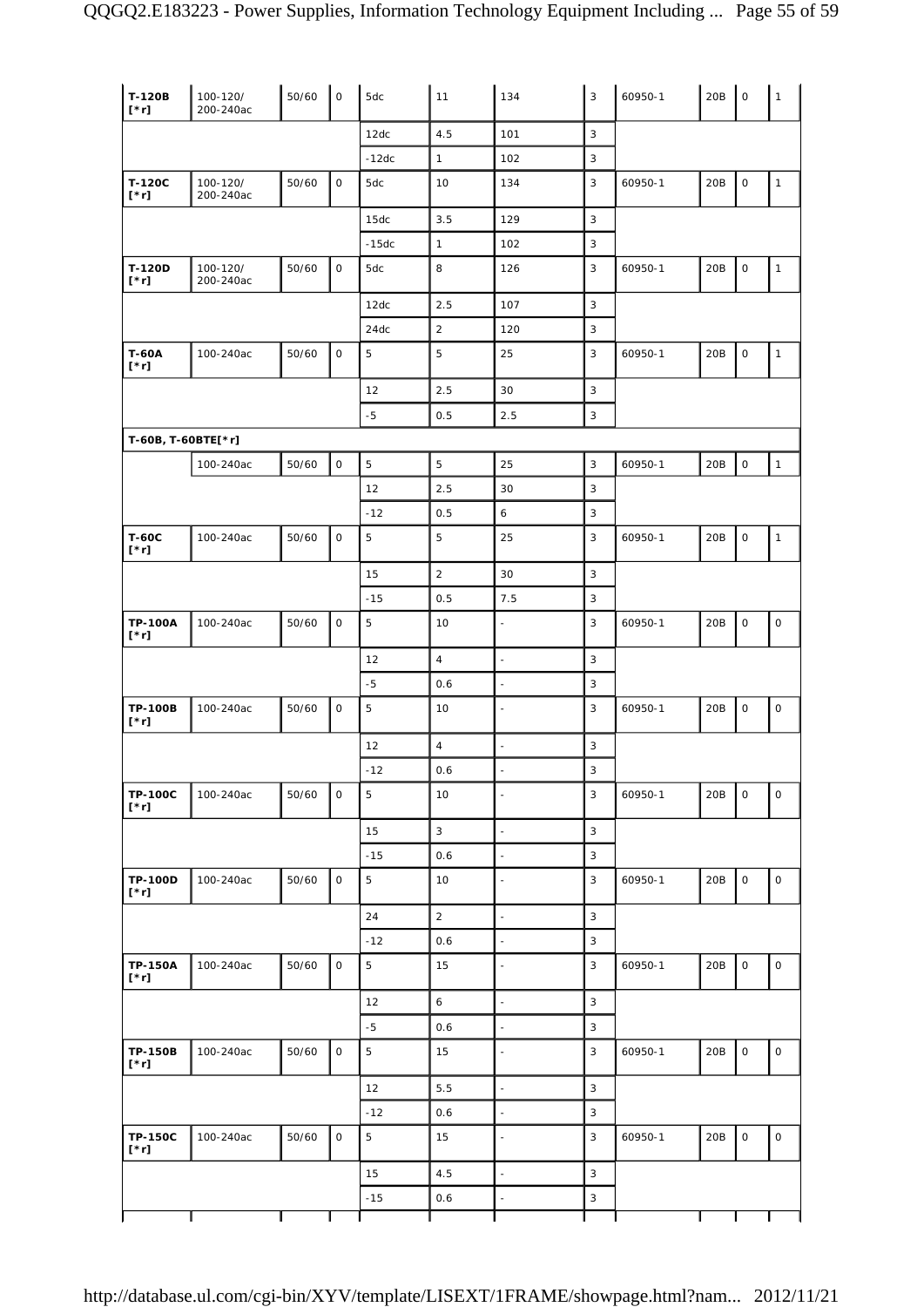| T-120B [*r] | 100-120/ 200-240ac | 50/60 | 0 | 5dc | 11 | 134 | 3 | 60950-1 | 20B | 0 | 1 |
|---|---|---|---|---|---|---|---|---|---|---|---|
| | | | | 12dc | 4.5 | 101 | 3 | | | | |
| | | | | -12dc | 1 | 102 | 3 | | | | |
| **T-120C [*r]** | 100-120/ 200-240ac | 50/60 | 0 | 5dc | 10 | 134 | 3 | 60950-1 | 20B | 0 | 1 |
| | | | | 15dc | 3.5 | 129 | 3 | | | | |
| | | | | -15dc | 1 | 102 | 3 | | | | |
| **T-120D [*r]** | 100-120/ 200-240ac | 50/60 | 0 | 5dc | 8 | 126 | 3 | 60950-1 | 20B | 0 | 1 |
| | | | | 12dc | 2.5 | 107 | 3 | | | | |
| | | | | 24dc | 2 | 120 | 3 | | | | |
| **T-60A [*r]** | 100-240ac | 50/60 | 0 | 5 | 5 | 25 | 3 | 60950-1 | 20B | 0 | 1 |
| | | | | 12 | 2.5 | 30 | 3 | | | | |
| | | | | -5 | 0.5 | 2.5 | 3 | | | | |
| **T-60B, T-60BTE[*r]** | | | | | | | | | | | |
| | 100-240ac | 50/60 | 0 | 5 | 5 | 25 | 3 | 60950-1 | 20B | 0 | 1 |
| | | | | 12 | 2.5 | 30 | 3 | | | | |
| | | | | -12 | 0.5 | 6 | 3 | | | | |
| **T-60C [*r]** | 100-240ac | 50/60 | 0 | 5 | 5 | 25 | 3 | 60950-1 | 20B | 0 | 1 |
| | | | | 15 | 2 | 30 | 3 | | | | |
| | | | | -15 | 0.5 | 7.5 | 3 | | | | |
| **TP-100A [*r]** | 100-240ac | 50/60 | 0 | 5 | 10 | - | 3 | 60950-1 | 20B | 0 | 0 |
| | | | | 12 | 4 | - | 3 | | | | |
| | | | | -5 | 0.6 | - | 3 | | | | |
| **TP-100B [*r]** | 100-240ac | 50/60 | 0 | 5 | 10 | - | 3 | 60950-1 | 20B | 0 | 0 |
| | | | | 12 | 4 | - | 3 | | | | |
| | | | | -12 | 0.6 | - | 3 | | | | |
| **TP-100C [*r]** | 100-240ac | 50/60 | 0 | 5 | 10 | - | 3 | 60950-1 | 20B | 0 | 0 |
| | | | | 15 | 3 | - | 3 | | | | |
| | | | | -15 | 0.6 | - | 3 | | | | |
| **TP-100D [*r]** | 100-240ac | 50/60 | 0 | 5 | 10 | - | 3 | 60950-1 | 20B | 0 | 0 |
| | | | | 24 | 2 | - | 3 | | | | |
| | | | | -12 | 0.6 | - | 3 | | | | |
| **TP-150A [*r]** | 100-240ac | 50/60 | 0 | 5 | 15 | - | 3 | 60950-1 | 20B | 0 | 0 |
| | | | | 12 | 6 | - | 3 | | | | |
| | | | | -5 | 0.6 | - | 3 | | | | |
| **TP-150B [*r]** | 100-240ac | 50/60 | 0 | 5 | 15 | - | 3 | 60950-1 | 20B | 0 | 0 |
| | | | | 12 | 5.5 | - | 3 | | | | |
| | | | | -12 | 0.6 | - | 3 | | | | |
| **TP-150C [*r]** | 100-240ac | 50/60 | 0 | 5 | 15 | - | 3 | 60950-1 | 20B | 0 | 0 |
| | | | | 15 | 4.5 | - | 3 | | | | |
| | | | | -15 | 0.6 | - | 3 | | | | |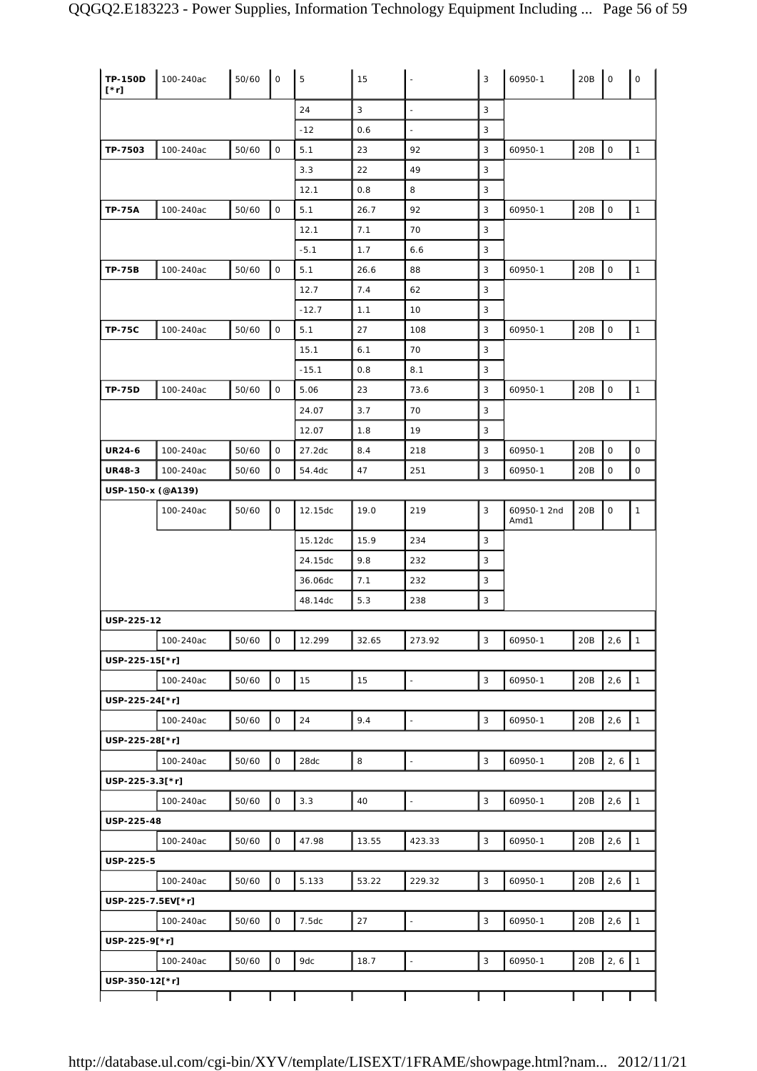| | | | | | | | | | | | |
|---|---|---|---|---|---|---|---|---|---|---|---|
| **TP-150D [*r]** | 100-240ac | 50/60 | 0 | 5 | 15 | - | 3 | 60950-1 | 20B | 0 | 0 |
| | | | | 24 | 3 | - | 3 | | | | |
| | | | | -12 | 0.6 | - | 3 | | | | |
| **TP-7503** | 100-240ac | 50/60 | 0 | 5.1 | 23 | 92 | 3 | 60950-1 | 20B | 0 | 1 |
| | | | | 3.3 | 22 | 49 | 3 | | | | |
| | | | | 12.1 | 0.8 | 8 | 3 | | | | |
| **TP-75A** | 100-240ac | 50/60 | 0 | 5.1 | 26.7 | 92 | 3 | 60950-1 | 20B | 0 | 1 |
| | | | | 12.1 | 7.1 | 70 | 3 | | | | |
| | | | | -5.1 | 1.7 | 6.6 | 3 | | | | |
| **TP-75B** | 100-240ac | 50/60 | 0 | 5.1 | 26.6 | 88 | 3 | 60950-1 | 20B | 0 | 1 |
| | | | | 12.7 | 7.4 | 62 | 3 | | | | |
| | | | | -12.7 | 1.1 | 10 | 3 | | | | |
| **TP-75C** | 100-240ac | 50/60 | 0 | 5.1 | 27 | 108 | 3 | 60950-1 | 20B | 0 | 1 |
| | | | | 15.1 | 6.1 | 70 | 3 | | | | |
| | | | | -15.1 | 0.8 | 8.1 | 3 | | | | |
| **TP-75D** | 100-240ac | 50/60 | 0 | 5.06 | 23 | 73.6 | 3 | 60950-1 | 20B | 0 | 1 |
| | | | | 24.07 | 3.7 | 70 | 3 | | | | |
| | | | | 12.07 | 1.8 | 19 | 3 | | | | |
| **UR24-6** | 100-240ac | 50/60 | 0 | 27.2dc | 8.4 | 218 | 3 | 60950-1 | 20B | 0 | 0 |
| **UR48-3** | 100-240ac | 50/60 | 0 | 54.4dc | 47 | 251 | 3 | 60950-1 | 20B | 0 | 0 |
| **USP-150-x (@A139)** | | | | | | | | | | | |
| | 100-240ac | 50/60 | 0 | 12.15dc | 19.0 | 219 | 3 | 60950-1 2nd Amd1 | 20B | 0 | 1 |
| | | | | 15.12dc | 15.9 | 234 | 3 | | | | |
| | | | | 24.15dc | 9.8 | 232 | 3 | | | | |
| | | | | 36.06dc | 7.1 | 232 | 3 | | | | |
| | | | | 48.14dc | 5.3 | 238 | 3 | | | | |
| **USP-225-12** | | | | | | | | | | | |
| | 100-240ac | 50/60 | 0 | 12.299 | 32.65 | 273.92 | 3 | 60950-1 | 20B | 2,6 | 1 |
| **USP-225-15[*r]** | | | | | | | | | | | |
| | 100-240ac | 50/60 | 0 | 15 | 15 | - | 3 | 60950-1 | 20B | 2,6 | 1 |
| **USP-225-24[*r]** | | | | | | | | | | | |
| | 100-240ac | 50/60 | 0 | 24 | 9.4 | - | 3 | 60950-1 | 20B | 2,6 | 1 |
| **USP-225-28[*r]** | | | | | | | | | | | |
| | 100-240ac | 50/60 | 0 | 28dc | 8 | - | 3 | 60950-1 | 20B | 2, 6 | 1 |
| **USP-225-3.3[*r]** | | | | | | | | | | | |
| | 100-240ac | 50/60 | 0 | 3.3 | 40 | - | 3 | 60950-1 | 20B | 2,6 | 1 |
| **USP-225-48** | | | | | | | | | | | |
| | 100-240ac | 50/60 | 0 | 47.98 | 13.55 | 423.33 | 3 | 60950-1 | 20B | 2,6 | 1 |
| **USP-225-5** | | | | | | | | | | | |
| | 100-240ac | 50/60 | 0 | 5.133 | 53.22 | 229.32 | 3 | 60950-1 | 20B | 2,6 | 1 |
| **USP-225-7.5EV[*r]** | | | | | | | | | | | |
| | 100-240ac | 50/60 | 0 | 7.5dc | 27 | - | 3 | 60950-1 | 20B | 2,6 | 1 |
| **USP-225-9[*r]** | | | | | | | | | | | |
| | 100-240ac | 50/60 | 0 | 9dc | 18.7 | - | 3 | 60950-1 | 20B | 2, 6 | 1 |
| **USP-350-12[*r]** | | | | | | | | | | | |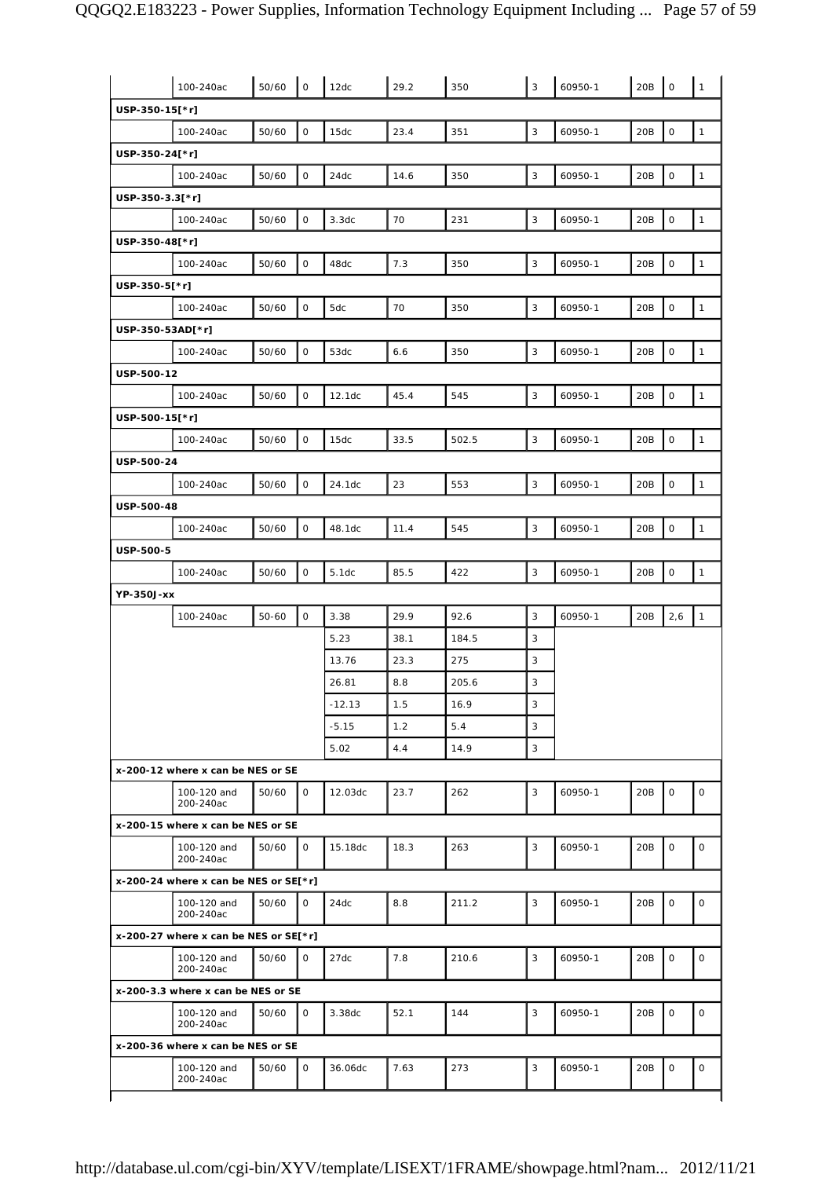| | | | | | | | | | | | |
|---|---|---|---|---|---|---|---|---|---|---|---|
| | 100-240ac | 50/60 | 0 | 12dc | 29.2 | 350 | 3 | 60950-1 | 20B | 0 | 1 |
| **USP-350-15[*r]** | | | | | | | | | | | |
| | 100-240ac | 50/60 | 0 | 15dc | 23.4 | 351 | 3 | 60950-1 | 20B | 0 | 1 |
| **USP-350-24[*r]** | | | | | | | | | | | |
| | 100-240ac | 50/60 | 0 | 24dc | 14.6 | 350 | 3 | 60950-1 | 20B | 0 | 1 |
| **USP-350-3.3[*r]** | | | | | | | | | | | |
| | 100-240ac | 50/60 | 0 | 3.3dc | 70 | 231 | 3 | 60950-1 | 20B | 0 | 1 |
| **USP-350-48[*r]** | | | | | | | | | | | |
| | 100-240ac | 50/60 | 0 | 48dc | 7.3 | 350 | 3 | 60950-1 | 20B | 0 | 1 |
| **USP-350-5[*r]** | | | | | | | | | | | |
| | 100-240ac | 50/60 | 0 | 5dc | 70 | 350 | 3 | 60950-1 | 20B | 0 | 1 |
| **USP-350-53AD[*r]** | | | | | | | | | | | |
| | 100-240ac | 50/60 | 0 | 53dc | 6.6 | 350 | 3 | 60950-1 | 20B | 0 | 1 |
| **USP-500-12** | | | | | | | | | | | |
| | 100-240ac | 50/60 | 0 | 12.1dc | 45.4 | 545 | 3 | 60950-1 | 20B | 0 | 1 |
| **USP-500-15[*r]** | | | | | | | | | | | |
| | 100-240ac | 50/60 | 0 | 15dc | 33.5 | 502.5 | 3 | 60950-1 | 20B | 0 | 1 |
| **USP-500-24** | | | | | | | | | | | |
| | 100-240ac | 50/60 | 0 | 24.1dc | 23 | 553 | 3 | 60950-1 | 20B | 0 | 1 |
| **USP-500-48** | | | | | | | | | | | |
| | 100-240ac | 50/60 | 0 | 48.1dc | 11.4 | 545 | 3 | 60950-1 | 20B | 0 | 1 |
| **USP-500-5** | | | | | | | | | | | |
| | 100-240ac | 50/60 | 0 | 5.1dc | 85.5 | 422 | 3 | 60950-1 | 20B | 0 | 1 |
| **YP-350J-xx** | | | | | | | | | | | |
| | 100-240ac | 50-60 | 0 | 3.38 | 29.9 | 92.6 | 3 | 60950-1 | 20B | 2,6 | 1 |
| | | | | 5.23 | 38.1 | 184.5 | 3 | | | | |
| | | | | 13.76 | 23.3 | 275 | 3 | | | | |
| | | | | 26.81 | 8.8 | 205.6 | 3 | | | | |
| | | | | -12.13 | 1.5 | 16.9 | 3 | | | | |
| | | | | -5.15 | 1.2 | 5.4 | 3 | | | | |
| | | | | 5.02 | 4.4 | 14.9 | 3 | | | | |
| **x-200-12 where x can be NES or SE** | | | | | | | | | | | |
| | 100-120 and 200-240ac | 50/60 | 0 | 12.03dc | 23.7 | 262 | 3 | 60950-1 | 20B | 0 | 0 |
| **x-200-15 where x can be NES or SE** | | | | | | | | | | | |
| | 100-120 and 200-240ac | 50/60 | 0 | 15.18dc | 18.3 | 263 | 3 | 60950-1 | 20B | 0 | 0 |
| **x-200-24 where x can be NES or SE[*r]** | | | | | | | | | | | |
| | 100-120 and 200-240ac | 50/60 | 0 | 24dc | 8.8 | 211.2 | 3 | 60950-1 | 20B | 0 | 0 |
| **x-200-27 where x can be NES or SE[*r]** | | | | | | | | | | | |
| | 100-120 and 200-240ac | 50/60 | 0 | 27dc | 7.8 | 210.6 | 3 | 60950-1 | 20B | 0 | 0 |
| **x-200-3.3 where x can be NES or SE** | | | | | | | | | | | |
| | 100-120 and 200-240ac | 50/60 | 0 | 3.38dc | 52.1 | 144 | 3 | 60950-1 | 20B | 0 | 0 |
| **x-200-36 where x can be NES or SE** | | | | | | | | | | | |
| | 100-120 and 200-240ac | 50/60 | 0 | 36.06dc | 7.63 | 273 | 3 | 60950-1 | 20B | 0 | 0 |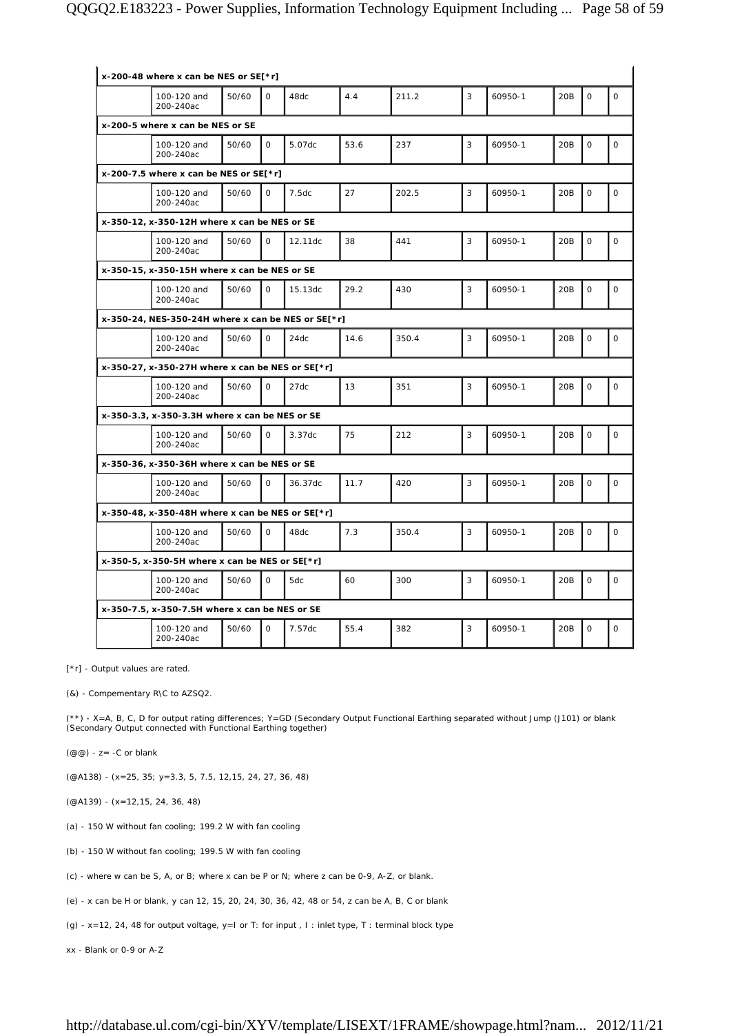| | | | | | | | | | | | |
|---|---|---|---|---|---|---|---|---|---|---|---|
| **x-200-48 where x can be NES or SE[*r]** | | | | | | | | | | | |
| | 100-120 and 200-240ac | 50/60 | 0 | 48dc | 4.4 | 211.2 | 3 | 60950-1 | 20B | 0 | 0 |
| **x-200-5 where x can be NES or SE** | | | | | | | | | | | |
| | 100-120 and 200-240ac | 50/60 | 0 | 5.07dc | 53.6 | 237 | 3 | 60950-1 | 20B | 0 | 0 |
| **x-200-7.5 where x can be NES or SE[*r]** | | | | | | | | | | | |
| | 100-120 and 200-240ac | 50/60 | 0 | 7.5dc | 27 | 202.5 | 3 | 60950-1 | 20B | 0 | 0 |
| **x-350-12, x-350-12H where x can be NES or SE** | | | | | | | | | | | |
| | 100-120 and 200-240ac | 50/60 | 0 | 12.11dc | 38 | 441 | 3 | 60950-1 | 20B | 0 | 0 |
| **x-350-15, x-350-15H where x can be NES or SE** | | | | | | | | | | | |
| | 100-120 and 200-240ac | 50/60 | 0 | 15.13dc | 29.2 | 430 | 3 | 60950-1 | 20B | 0 | 0 |
| **x-350-24, NES-350-24H where x can be NES or SE[*r]** | | | | | | | | | | | |
| | 100-120 and 200-240ac | 50/60 | 0 | 24dc | 14.6 | 350.4 | 3 | 60950-1 | 20B | 0 | 0 |
| **x-350-27, x-350-27H where x can be NES or SE[*r]** | | | | | | | | | | | |
| | 100-120 and 200-240ac | 50/60 | 0 | 27dc | 13 | 351 | 3 | 60950-1 | 20B | 0 | 0 |
| **x-350-3.3, x-350-3.3H where x can be NES or SE** | | | | | | | | | | | |
| | 100-120 and 200-240ac | 50/60 | 0 | 3.37dc | 75 | 212 | 3 | 60950-1 | 20B | 0 | 0 |
| **x-350-36, x-350-36H where x can be NES or SE** | | | | | | | | | | | |
| | 100-120 and 200-240ac | 50/60 | 0 | 36.37dc | 11.7 | 420 | 3 | 60950-1 | 20B | 0 | 0 |
| **x-350-48, x-350-48H where x can be NES or SE[*r]** | | | | | | | | | | | |
| | 100-120 and 200-240ac | 50/60 | 0 | 48dc | 7.3 | 350.4 | 3 | 60950-1 | 20B | 0 | 0 |
| **x-350-5, x-350-5H where x can be NES or SE[*r]** | | | | | | | | | | | |
| | 100-120 and 200-240ac | 50/60 | 0 | 5dc | 60 | 300 | 3 | 60950-1 | 20B | 0 | 0 |
| **x-350-7.5, x-350-7.5H where x can be NES or SE** | | | | | | | | | | | |
| | 100-120 and 200-240ac | 50/60 | 0 | 7.57dc | 55.4 | 382 | 3 | 60950-1 | 20B | 0 | 0 |

[*r] - Output values are rated.

(&) - Compementary R\C to AZSQ2.

(**) - X=A, B, C, D for output rating differences; Y=GD (Secondary Output Functional Earthing separated without Jump (J101) or blank (Secondary Output connected with Functional Earthing together)

(@@) - z= -C or blank

(@A138) - (x=25, 35; y=3.3, 5, 7.5, 12,15, 24, 27, 36, 48)

(@A139) - (x=12,15, 24, 36, 48)

(a) - 150 W without fan cooling; 199.2 W with fan cooling

(b) - 150 W without fan cooling; 199.5 W with fan cooling

(c) - where w can be S, A, or B; where x can be P or N; where z can be 0-9, A-Z, or blank.

(e) - x can be H or blank, y can 12, 15, 20, 24, 30, 36, 42, 48 or 54, z can be A, B, C or blank

(g) - x=12, 24, 48 for output voltage, y=I or T: for input , I : inlet type, T : terminal block type

xx - Blank or 0-9 or A-Z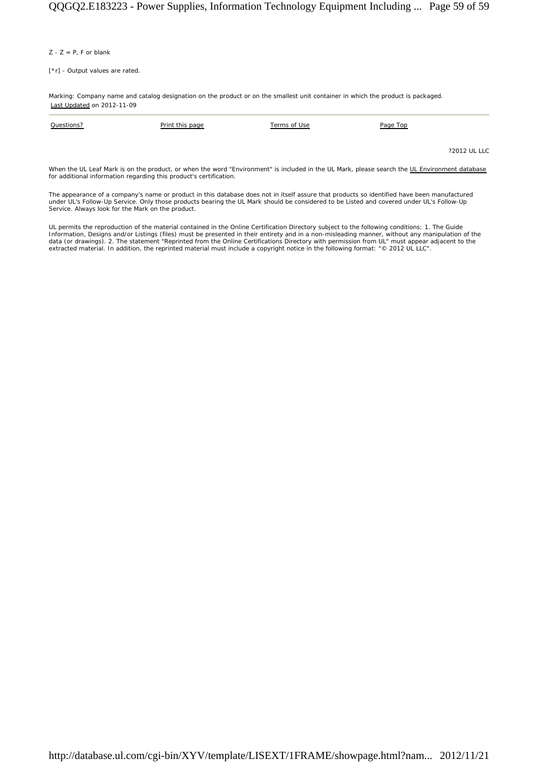Z - Z = P, F or blank

[*r] - Output values are rated.

Marking: Company name and catalog designation on the product or on the smallest unit container in which the product is packaged.
Last Updated on 2012-11-09

---

Questions? Print this page Terms of Use Page Top

?2012 UL LLC

When the UL Leaf Mark is on the product, or when the word "Environment" is included in the UL Mark, please search the UL Environment database for additional information regarding this product's certification.

The appearance of a company's name or product in this database does not in itself assure that products so identified have been manufactured under UL's Follow-Up Service. Only those products bearing the UL Mark should be considered to be Listed and covered under UL's Follow-Up Service. Always look for the Mark on the product.

UL permits the reproduction of the material contained in the Online Certification Directory subject to the following conditions: 1. The Guide Information, Designs and/or Listings (files) must be presented in their entirety and in a non-misleading manner, without any manipulation of the data (or drawings). 2. The statement "Reprinted from the Online Certifications Directory with permission from UL" must appear adjacent to the extracted material. In addition, the reprinted material must include a copyright notice in the following format: "© 2012 UL LLC".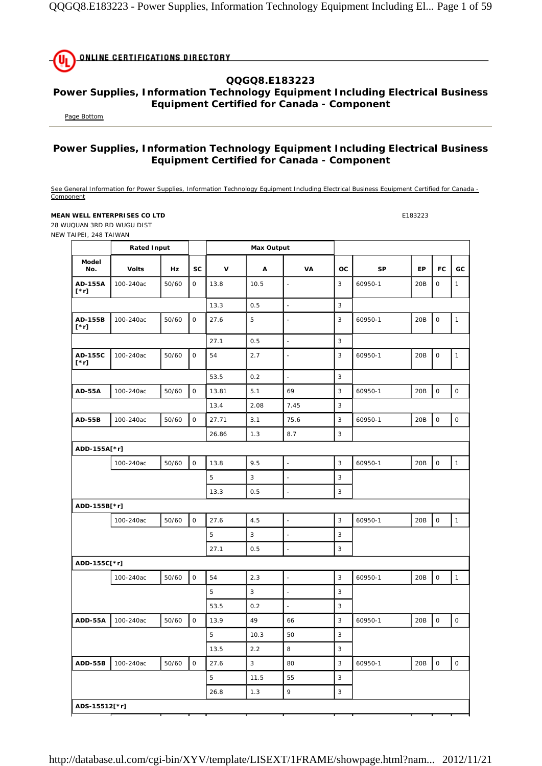# QQGQ8.E183223

## Power Supplies, Information Technology Equipment Including Electrical Business Equipment Certified for Canada - Component

Page Bottom

## Power Supplies, Information Technology Equipment Including Electrical Business Equipment Certified for Canada - Component

See General Information for Power Supplies, Information Technology Equipment Including Electrical Business Equipment Certified for Canada - Component

**MEAN WELL ENTERPRISES CO LTD** E183223

28 WUQUAN 3RD RD WUGU DIST
NEW TAIPEI, 248 TAIWAN

| | Rated Input | | | Max Output | | | | | | | |
|---|---|---|---|---|---|---|---|---|---|---|---|
| **Model No.** | **Volts** | **Hz** | **SC** | **V** | **A** | **VA** | **OC** | **SP** | **EP** | **FC** | **GC** |
| **AD-155A [*r]** | 100-240ac | 50/60 | 0 | 13.8 | 10.5 | - | 3 | 60950-1 | 20B | 0 | 1 |
| | | | | 13.3 | 0.5 | - | 3 | | | | |
| **AD-155B [*r]** | 100-240ac | 50/60 | 0 | 27.6 | 5 | - | 3 | 60950-1 | 20B | 0 | 1 |
| | | | | 27.1 | 0.5 | - | 3 | | | | |
| **AD-155C [*r]** | 100-240ac | 50/60 | 0 | 54 | 2.7 | - | 3 | 60950-1 | 20B | 0 | 1 |
| | | | | 53.5 | 0.2 | - | 3 | | | | |
| **AD-55A** | 100-240ac | 50/60 | 0 | 13.81 | 5.1 | 69 | 3 | 60950-1 | 20B | 0 | 0 |
| | | | | 13.4 | 2.08 | 7.45 | 3 | | | | |
| **AD-55B** | 100-240ac | 50/60 | 0 | 27.71 | 3.1 | 75.6 | 3 | 60950-1 | 20B | 0 | 0 |
| | | | | 26.86 | 1.3 | 8.7 | 3 | | | | |
| **ADD-155A[*r]** | | | | | | | | | | | |
| | 100-240ac | 50/60 | 0 | 13.8 | 9.5 | - | 3 | 60950-1 | 20B | 0 | 1 |
| | | | | 5 | 3 | - | 3 | | | | |
| | | | | 13.3 | 0.5 | - | 3 | | | | |
| **ADD-155B[*r]** | | | | | | | | | | | |
| | 100-240ac | 50/60 | 0 | 27.6 | 4.5 | - | 3 | 60950-1 | 20B | 0 | 1 |
| | | | | 5 | 3 | - | 3 | | | | |
| | | | | 27.1 | 0.5 | - | 3 | | | | |
| **ADD-155C[*r]** | | | | | | | | | | | |
| | 100-240ac | 50/60 | 0 | 54 | 2.3 | - | 3 | 60950-1 | 20B | 0 | 1 |
| | | | | 5 | 3 | - | 3 | | | | |
| | | | | 53.5 | 0.2 | - | 3 | | | | |
| **ADD-55A** | 100-240ac | 50/60 | 0 | 13.9 | 49 | 66 | 3 | 60950-1 | 20B | 0 | 0 |
| | | | | 5 | 10.3 | 50 | 3 | | | | |
| | | | | 13.5 | 2.2 | 8 | 3 | | | | |
| **ADD-55B** | 100-240ac | 50/60 | 0 | 27.6 | 3 | 80 | 3 | 60950-1 | 20B | 0 | 0 |
| | | | | 5 | 11.5 | 55 | 3 | | | | |
| | | | | 26.8 | 1.3 | 9 | 3 | | | | |
| **ADS-15512[*r]** | | | | | | | | | | | |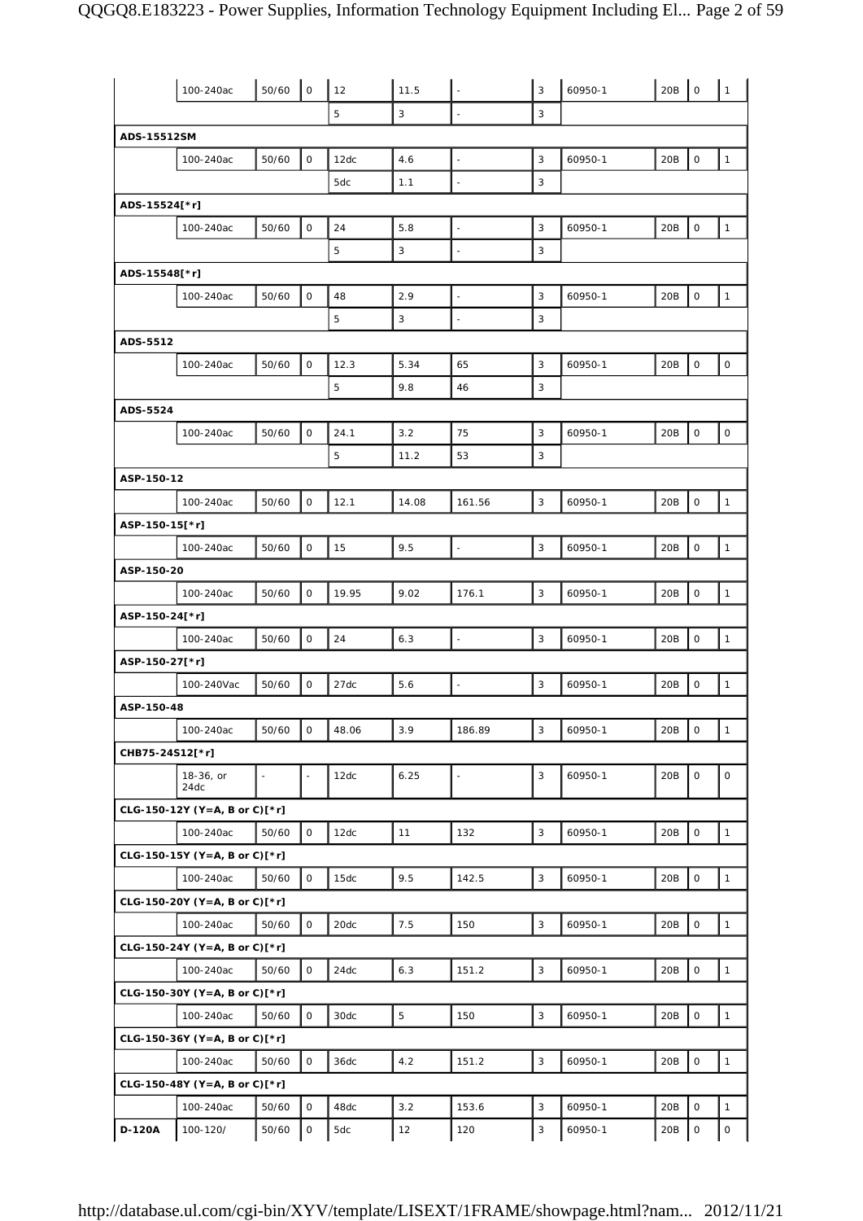| | | | | | | | | | | | |
|---|---|---|---|---|---|---|---|---|---|---|---|
| | 100-240ac | 50/60 | 0 | 12 | 11.5 | - | 3 | 60950-1 | 20B | 0 | 1 |
| | | | | 5 | 3 | - | 3 | | | | |
| **ADS-15512SM** | | | | | | | | | | | |
| | 100-240ac | 50/60 | 0 | 12dc | 4.6 | - | 3 | 60950-1 | 20B | 0 | 1 |
| | | | | 5dc | 1.1 | - | 3 | | | | |
| **ADS-15524[*r]** | | | | | | | | | | | |
| | 100-240ac | 50/60 | 0 | 24 | 5.8 | - | 3 | 60950-1 | 20B | 0 | 1 |
| | | | | 5 | 3 | - | 3 | | | | |
| **ADS-15548[*r]** | | | | | | | | | | | |
| | 100-240ac | 50/60 | 0 | 48 | 2.9 | - | 3 | 60950-1 | 20B | 0 | 1 |
| | | | | 5 | 3 | - | 3 | | | | |
| **ADS-5512** | | | | | | | | | | | |
| | 100-240ac | 50/60 | 0 | 12.3 | 5.34 | 65 | 3 | 60950-1 | 20B | 0 | 0 |
| | | | | 5 | 9.8 | 46 | 3 | | | | |
| **ADS-5524** | | | | | | | | | | | |
| | 100-240ac | 50/60 | 0 | 24.1 | 3.2 | 75 | 3 | 60950-1 | 20B | 0 | 0 |
| | | | | 5 | 11.2 | 53 | 3 | | | | |
| **ASP-150-12** | | | | | | | | | | | |
| | 100-240ac | 50/60 | 0 | 12.1 | 14.08 | 161.56 | 3 | 60950-1 | 20B | 0 | 1 |
| **ASP-150-15[*r]** | | | | | | | | | | | |
| | 100-240ac | 50/60 | 0 | 15 | 9.5 | - | 3 | 60950-1 | 20B | 0 | 1 |
| **ASP-150-20** | | | | | | | | | | | |
| | 100-240ac | 50/60 | 0 | 19.95 | 9.02 | 176.1 | 3 | 60950-1 | 20B | 0 | 1 |
| **ASP-150-24[*r]** | | | | | | | | | | | |
| | 100-240ac | 50/60 | 0 | 24 | 6.3 | - | 3 | 60950-1 | 20B | 0 | 1 |
| **ASP-150-27[*r]** | | | | | | | | | | | |
| | 100-240Vac | 50/60 | 0 | 27dc | 5.6 | - | 3 | 60950-1 | 20B | 0 | 1 |
| **ASP-150-48** | | | | | | | | | | | |
| | 100-240ac | 50/60 | 0 | 48.06 | 3.9 | 186.89 | 3 | 60950-1 | 20B | 0 | 1 |
| **CHB75-24S12[*r]** | | | | | | | | | | | |
| | 18-36, or 24dc | - | - | 12dc | 6.25 | - | 3 | 60950-1 | 20B | 0 | 0 |
| **CLG-150-12Y (Y=A, B or C)[*r]** | | | | | | | | | | | |
| | 100-240ac | 50/60 | 0 | 12dc | 11 | 132 | 3 | 60950-1 | 20B | 0 | 1 |
| **CLG-150-15Y (Y=A, B or C)[*r]** | | | | | | | | | | | |
| | 100-240ac | 50/60 | 0 | 15dc | 9.5 | 142.5 | 3 | 60950-1 | 20B | 0 | 1 |
| **CLG-150-20Y (Y=A, B or C)[*r]** | | | | | | | | | | | |
| | 100-240ac | 50/60 | 0 | 20dc | 7.5 | 150 | 3 | 60950-1 | 20B | 0 | 1 |
| **CLG-150-24Y (Y=A, B or C)[*r]** | | | | | | | | | | | |
| | 100-240ac | 50/60 | 0 | 24dc | 6.3 | 151.2 | 3 | 60950-1 | 20B | 0 | 1 |
| **CLG-150-30Y (Y=A, B or C)[*r]** | | | | | | | | | | | |
| | 100-240ac | 50/60 | 0 | 30dc | 5 | 150 | 3 | 60950-1 | 20B | 0 | 1 |
| **CLG-150-36Y (Y=A, B or C)[*r]** | | | | | | | | | | | |
| | 100-240ac | 50/60 | 0 | 36dc | 4.2 | 151.2 | 3 | 60950-1 | 20B | 0 | 1 |
| **CLG-150-48Y (Y=A, B or C)[*r]** | | | | | | | | | | | |
| | 100-240ac | 50/60 | 0 | 48dc | 3.2 | 153.6 | 3 | 60950-1 | 20B | 0 | 1 |
| **D-120A** | 100-120/ | 50/60 | 0 | 5dc | 12 | 120 | 3 | 60950-1 | 20B | 0 | 0 |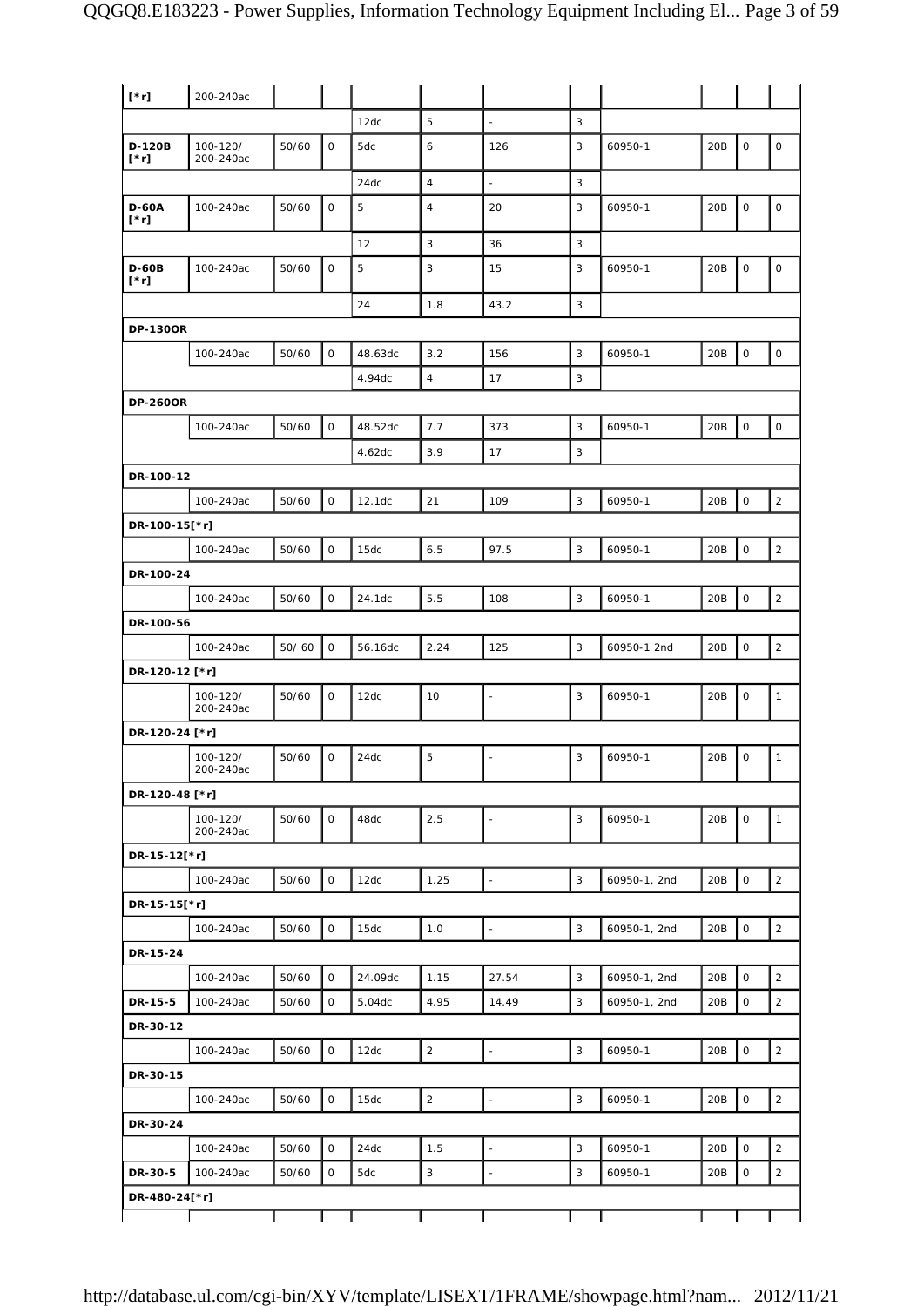| | | | | | | | | | | | |
|---|---|---|---|---|---|---|---|---|---|---|---|
| [*r] | 200-240ac | | | | | | | | | | |
| | | | | 12dc | 5 | - | 3 | | | | |
| D-120B [*r] | 100-120/ 200-240ac | 50/60 | 0 | 5dc | 6 | 126 | 3 | 60950-1 | 20B | 0 | 0 |
| | | | | 24dc | 4 | - | 3 | | | | |
| D-60A [*r] | 100-240ac | 50/60 | 0 | 5 | 4 | 20 | 3 | 60950-1 | 20B | 0 | 0 |
| | | | | 12 | 3 | 36 | 3 | | | | |
| D-60B [*r] | 100-240ac | 50/60 | 0 | 5 | 3 | 15 | 3 | 60950-1 | 20B | 0 | 0 |
| | | | | 24 | 1.8 | 43.2 | 3 | | | | |
| **DP-130OR** | | | | | | | | | | | |
| | 100-240ac | 50/60 | 0 | 48.63dc | 3.2 | 156 | 3 | 60950-1 | 20B | 0 | 0 |
| | | | | 4.94dc | 4 | 17 | 3 | | | | |
| **DP-260OR** | | | | | | | | | | | |
| | 100-240ac | 50/60 | 0 | 48.52dc | 7.7 | 373 | 3 | 60950-1 | 20B | 0 | 0 |
| | | | | 4.62dc | 3.9 | 17 | 3 | | | | |
| **DR-100-12** | | | | | | | | | | | |
| | 100-240ac | 50/60 | 0 | 12.1dc | 21 | 109 | 3 | 60950-1 | 20B | 0 | 2 |
| **DR-100-15[*r]** | | | | | | | | | | | |
| | 100-240ac | 50/60 | 0 | 15dc | 6.5 | 97.5 | 3 | 60950-1 | 20B | 0 | 2 |
| **DR-100-24** | | | | | | | | | | | |
| | 100-240ac | 50/60 | 0 | 24.1dc | 5.5 | 108 | 3 | 60950-1 | 20B | 0 | 2 |
| **DR-100-56** | | | | | | | | | | | |
| | 100-240ac | 50/ 60 | 0 | 56.16dc | 2.24 | 125 | 3 | 60950-1 2nd | 20B | 0 | 2 |
| **DR-120-12 [*r]** | | | | | | | | | | | |
| | 100-120/ 200-240ac | 50/60 | 0 | 12dc | 10 | - | 3 | 60950-1 | 20B | 0 | 1 |
| **DR-120-24 [*r]** | | | | | | | | | | | |
| | 100-120/ 200-240ac | 50/60 | 0 | 24dc | 5 | - | 3 | 60950-1 | 20B | 0 | 1 |
| **DR-120-48 [*r]** | | | | | | | | | | | |
| | 100-120/ 200-240ac | 50/60 | 0 | 48dc | 2.5 | - | 3 | 60950-1 | 20B | 0 | 1 |
| **DR-15-12[*r]** | | | | | | | | | | | |
| | 100-240ac | 50/60 | 0 | 12dc | 1.25 | - | 3 | 60950-1, 2nd | 20B | 0 | 2 |
| **DR-15-15[*r]** | | | | | | | | | | | |
| | 100-240ac | 50/60 | 0 | 15dc | 1.0 | - | 3 | 60950-1, 2nd | 20B | 0 | 2 |
| **DR-15-24** | | | | | | | | | | | |
| | 100-240ac | 50/60 | 0 | 24.09dc | 1.15 | 27.54 | 3 | 60950-1, 2nd | 20B | 0 | 2 |
| DR-15-5 | 100-240ac | 50/60 | 0 | 5.04dc | 4.95 | 14.49 | 3 | 60950-1, 2nd | 20B | 0 | 2 |
| **DR-30-12** | | | | | | | | | | | |
| | 100-240ac | 50/60 | 0 | 12dc | 2 | - | 3 | 60950-1 | 20B | 0 | 2 |
| **DR-30-15** | | | | | | | | | | | |
| | 100-240ac | 50/60 | 0 | 15dc | 2 | - | 3 | 60950-1 | 20B | 0 | 2 |
| **DR-30-24** | | | | | | | | | | | |
| | 100-240ac | 50/60 | 0 | 24dc | 1.5 | - | 3 | 60950-1 | 20B | 0 | 2 |
| DR-30-5 | 100-240ac | 50/60 | 0 | 5dc | 3 | - | 3 | 60950-1 | 20B | 0 | 2 |
| **DR-480-24[*r]** | | | | | | | | | | | |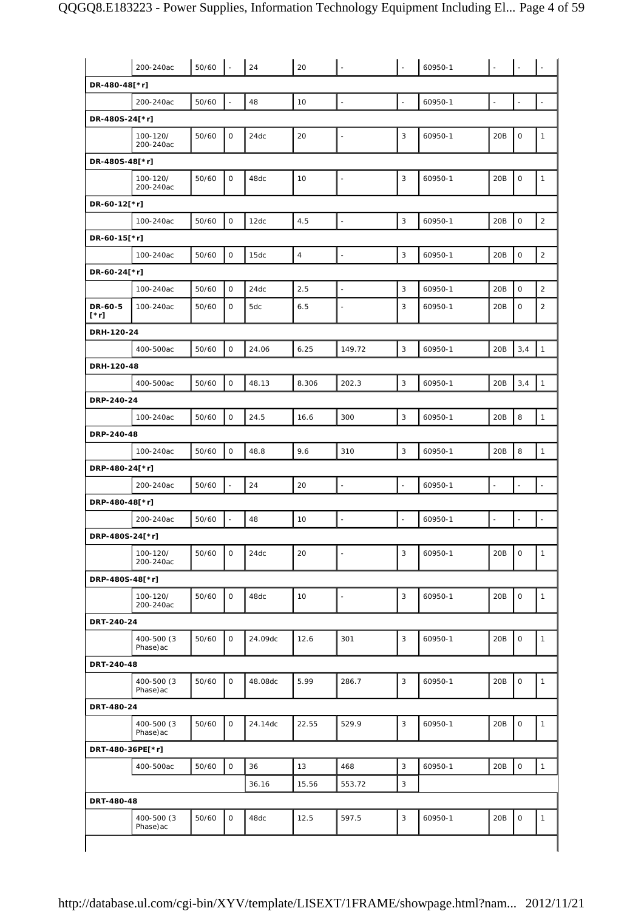| | | | | | | | | | | | |
|---|---|---|---|---|---|---|---|---|---|---|---|
| | 200-240ac | 50/60 | - | 24 | 20 | - | - | 60950-1 | - | - | - |
| **DR-480-48[*r]** | | | | | | | | | | | |
| | 200-240ac | 50/60 | - | 48 | 10 | - | - | 60950-1 | - | - | - |
| **DR-480S-24[*r]** | | | | | | | | | | | |
| | 100-120/ 200-240ac | 50/60 | 0 | 24dc | 20 | - | 3 | 60950-1 | 20B | 0 | 1 |
| **DR-480S-48[*r]** | | | | | | | | | | | |
| | 100-120/ 200-240ac | 50/60 | 0 | 48dc | 10 | - | 3 | 60950-1 | 20B | 0 | 1 |
| **DR-60-12[*r]** | | | | | | | | | | | |
| | 100-240ac | 50/60 | 0 | 12dc | 4.5 | - | 3 | 60950-1 | 20B | 0 | 2 |
| **DR-60-15[*r]** | | | | | | | | | | | |
| | 100-240ac | 50/60 | 0 | 15dc | 4 | - | 3 | 60950-1 | 20B | 0 | 2 |
| **DR-60-24[*r]** | | | | | | | | | | | |
| | 100-240ac | 50/60 | 0 | 24dc | 2.5 | - | 3 | 60950-1 | 20B | 0 | 2 |
| **DR-60-5 [*r]** | 100-240ac | 50/60 | 0 | 5dc | 6.5 | - | 3 | 60950-1 | 20B | 0 | 2 |
| **DRH-120-24** | | | | | | | | | | | |
| | 400-500ac | 50/60 | 0 | 24.06 | 6.25 | 149.72 | 3 | 60950-1 | 20B | 3,4 | 1 |
| **DRH-120-48** | | | | | | | | | | | |
| | 400-500ac | 50/60 | 0 | 48.13 | 8.306 | 202.3 | 3 | 60950-1 | 20B | 3,4 | 1 |
| **DRP-240-24** | | | | | | | | | | | |
| | 100-240ac | 50/60 | 0 | 24.5 | 16.6 | 300 | 3 | 60950-1 | 20B | 8 | 1 |
| **DRP-240-48** | | | | | | | | | | | |
| | 100-240ac | 50/60 | 0 | 48.8 | 9.6 | 310 | 3 | 60950-1 | 20B | 8 | 1 |
| **DRP-480-24[*r]** | | | | | | | | | | | |
| | 200-240ac | 50/60 | - | 24 | 20 | - | - | 60950-1 | - | - | - |
| **DRP-480-48[*r]** | | | | | | | | | | | |
| | 200-240ac | 50/60 | - | 48 | 10 | - | - | 60950-1 | - | - | - |
| **DRP-480S-24[*r]** | | | | | | | | | | | |
| | 100-120/ 200-240ac | 50/60 | 0 | 24dc | 20 | - | 3 | 60950-1 | 20B | 0 | 1 |
| **DRP-480S-48[*r]** | | | | | | | | | | | |
| | 100-120/ 200-240ac | 50/60 | 0 | 48dc | 10 | - | 3 | 60950-1 | 20B | 0 | 1 |
| **DRT-240-24** | | | | | | | | | | | |
| | 400-500 (3 Phase)ac | 50/60 | 0 | 24.09dc | 12.6 | 301 | 3 | 60950-1 | 20B | 0 | 1 |
| **DRT-240-48** | | | | | | | | | | | |
| | 400-500 (3 Phase)ac | 50/60 | 0 | 48.08dc | 5.99 | 286.7 | 3 | 60950-1 | 20B | 0 | 1 |
| **DRT-480-24** | | | | | | | | | | | |
| | 400-500 (3 Phase)ac | 50/60 | 0 | 24.14dc | 22.55 | 529.9 | 3 | 60950-1 | 20B | 0 | 1 |
| **DRT-480-36PE[*r]** | | | | | | | | | | | |
| | 400-500ac | 50/60 | 0 | 36 | 13 | 468 | 3 | 60950-1 | 20B | 0 | 1 |
| | | | | 36.16 | 15.56 | 553.72 | 3 | | | | |
| **DRT-480-48** | | | | | | | | | | | |
| | 400-500 (3 Phase)ac | 50/60 | 0 | 48dc | 12.5 | 597.5 | 3 | 60950-1 | 20B | 0 | 1 |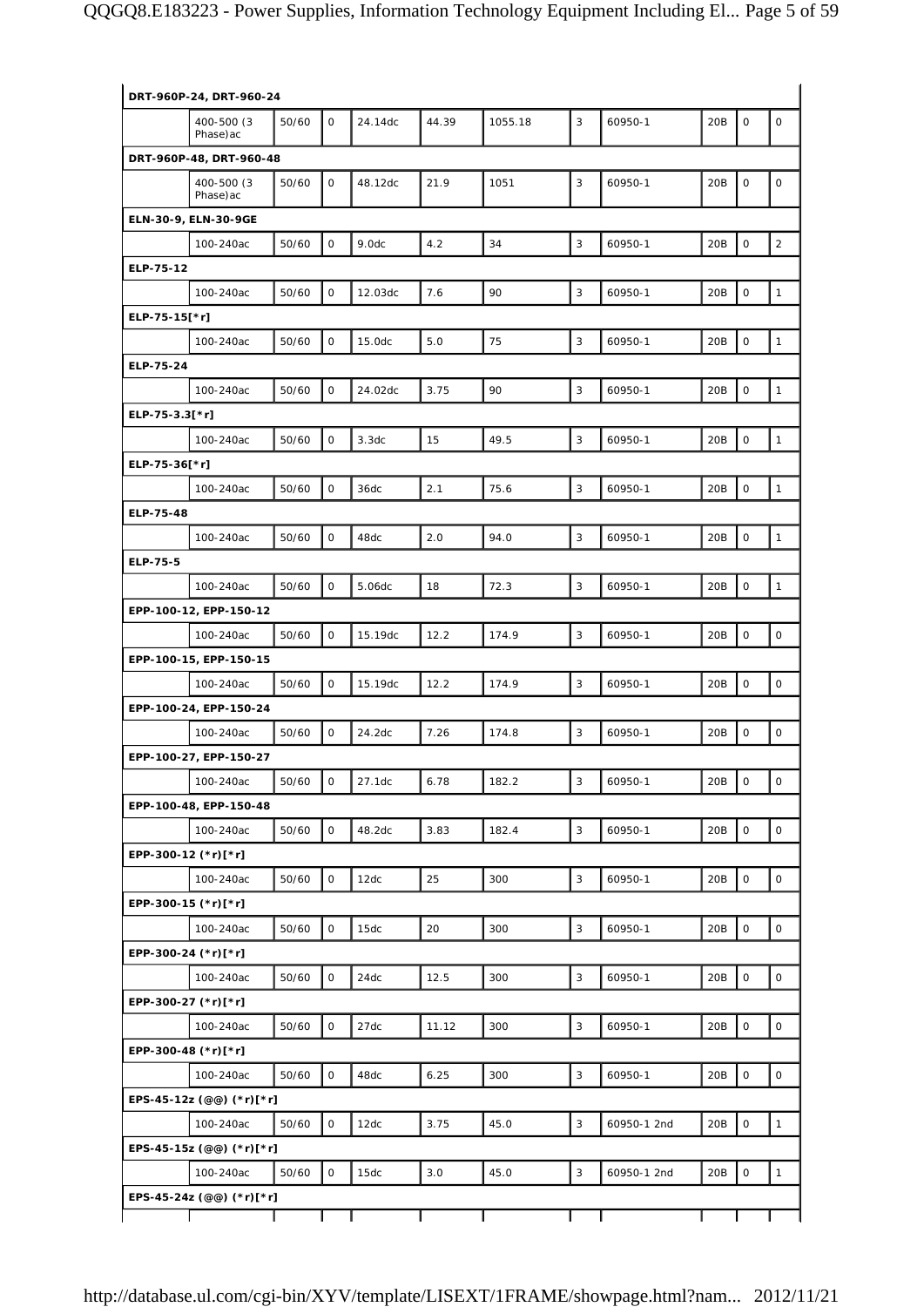| | | | | | | | | | | | |
|---|---|---|---|---|---|---|---|---|---|---|---|
| **DRT-960P-24, DRT-960-24** | | | | | | | | | | | |
| | 400-500 (3 Phase)ac | 50/60 | 0 | 24.14dc | 44.39 | 1055.18 | 3 | 60950-1 | 20B | 0 | 0 |
| **DRT-960P-48, DRT-960-48** | | | | | | | | | | | |
| | 400-500 (3 Phase)ac | 50/60 | 0 | 48.12dc | 21.9 | 1051 | 3 | 60950-1 | 20B | 0 | 0 |
| **ELN-30-9, ELN-30-9GE** | | | | | | | | | | | |
| | 100-240ac | 50/60 | 0 | 9.0dc | 4.2 | 34 | 3 | 60950-1 | 20B | 0 | 2 |
| **ELP-75-12** | | | | | | | | | | | |
| | 100-240ac | 50/60 | 0 | 12.03dc | 7.6 | 90 | 3 | 60950-1 | 20B | 0 | 1 |
| **ELP-75-15[*r]** | | | | | | | | | | | |
| | 100-240ac | 50/60 | 0 | 15.0dc | 5.0 | 75 | 3 | 60950-1 | 20B | 0 | 1 |
| **ELP-75-24** | | | | | | | | | | | |
| | 100-240ac | 50/60 | 0 | 24.02dc | 3.75 | 90 | 3 | 60950-1 | 20B | 0 | 1 |
| **ELP-75-3.3[*r]** | | | | | | | | | | | |
| | 100-240ac | 50/60 | 0 | 3.3dc | 15 | 49.5 | 3 | 60950-1 | 20B | 0 | 1 |
| **ELP-75-36[*r]** | | | | | | | | | | | |
| | 100-240ac | 50/60 | 0 | 36dc | 2.1 | 75.6 | 3 | 60950-1 | 20B | 0 | 1 |
| **ELP-75-48** | | | | | | | | | | | |
| | 100-240ac | 50/60 | 0 | 48dc | 2.0 | 94.0 | 3 | 60950-1 | 20B | 0 | 1 |
| **ELP-75-5** | | | | | | | | | | | |
| | 100-240ac | 50/60 | 0 | 5.06dc | 18 | 72.3 | 3 | 60950-1 | 20B | 0 | 1 |
| **EPP-100-12, EPP-150-12** | | | | | | | | | | | |
| | 100-240ac | 50/60 | 0 | 15.19dc | 12.2 | 174.9 | 3 | 60950-1 | 20B | 0 | 0 |
| **EPP-100-15, EPP-150-15** | | | | | | | | | | | |
| | 100-240ac | 50/60 | 0 | 15.19dc | 12.2 | 174.9 | 3 | 60950-1 | 20B | 0 | 0 |
| **EPP-100-24, EPP-150-24** | | | | | | | | | | | |
| | 100-240ac | 50/60 | 0 | 24.2dc | 7.26 | 174.8 | 3 | 60950-1 | 20B | 0 | 0 |
| **EPP-100-27, EPP-150-27** | | | | | | | | | | | |
| | 100-240ac | 50/60 | 0 | 27.1dc | 6.78 | 182.2 | 3 | 60950-1 | 20B | 0 | 0 |
| **EPP-100-48, EPP-150-48** | | | | | | | | | | | |
| | 100-240ac | 50/60 | 0 | 48.2dc | 3.83 | 182.4 | 3 | 60950-1 | 20B | 0 | 0 |
| **EPP-300-12 (*r)[*r]** | | | | | | | | | | | |
| | 100-240ac | 50/60 | 0 | 12dc | 25 | 300 | 3 | 60950-1 | 20B | 0 | 0 |
| **EPP-300-15 (*r)[*r]** | | | | | | | | | | | |
| | 100-240ac | 50/60 | 0 | 15dc | 20 | 300 | 3 | 60950-1 | 20B | 0 | 0 |
| **EPP-300-24 (*r)[*r]** | | | | | | | | | | | |
| | 100-240ac | 50/60 | 0 | 24dc | 12.5 | 300 | 3 | 60950-1 | 20B | 0 | 0 |
| **EPP-300-27 (*r)[*r]** | | | | | | | | | | | |
| | 100-240ac | 50/60 | 0 | 27dc | 11.12 | 300 | 3 | 60950-1 | 20B | 0 | 0 |
| **EPP-300-48 (*r)[*r]** | | | | | | | | | | | |
| | 100-240ac | 50/60 | 0 | 48dc | 6.25 | 300 | 3 | 60950-1 | 20B | 0 | 0 |
| **EPS-45-12z (@@) (*r)[*r]** | | | | | | | | | | | |
| | 100-240ac | 50/60 | 0 | 12dc | 3.75 | 45.0 | 3 | 60950-1 2nd | 20B | 0 | 1 |
| **EPS-45-15z (@@) (*r)[*r]** | | | | | | | | | | | |
| | 100-240ac | 50/60 | 0 | 15dc | 3.0 | 45.0 | 3 | 60950-1 2nd | 20B | 0 | 1 |
| **EPS-45-24z (@@) (*r)[*r]** | | | | | | | | | | | |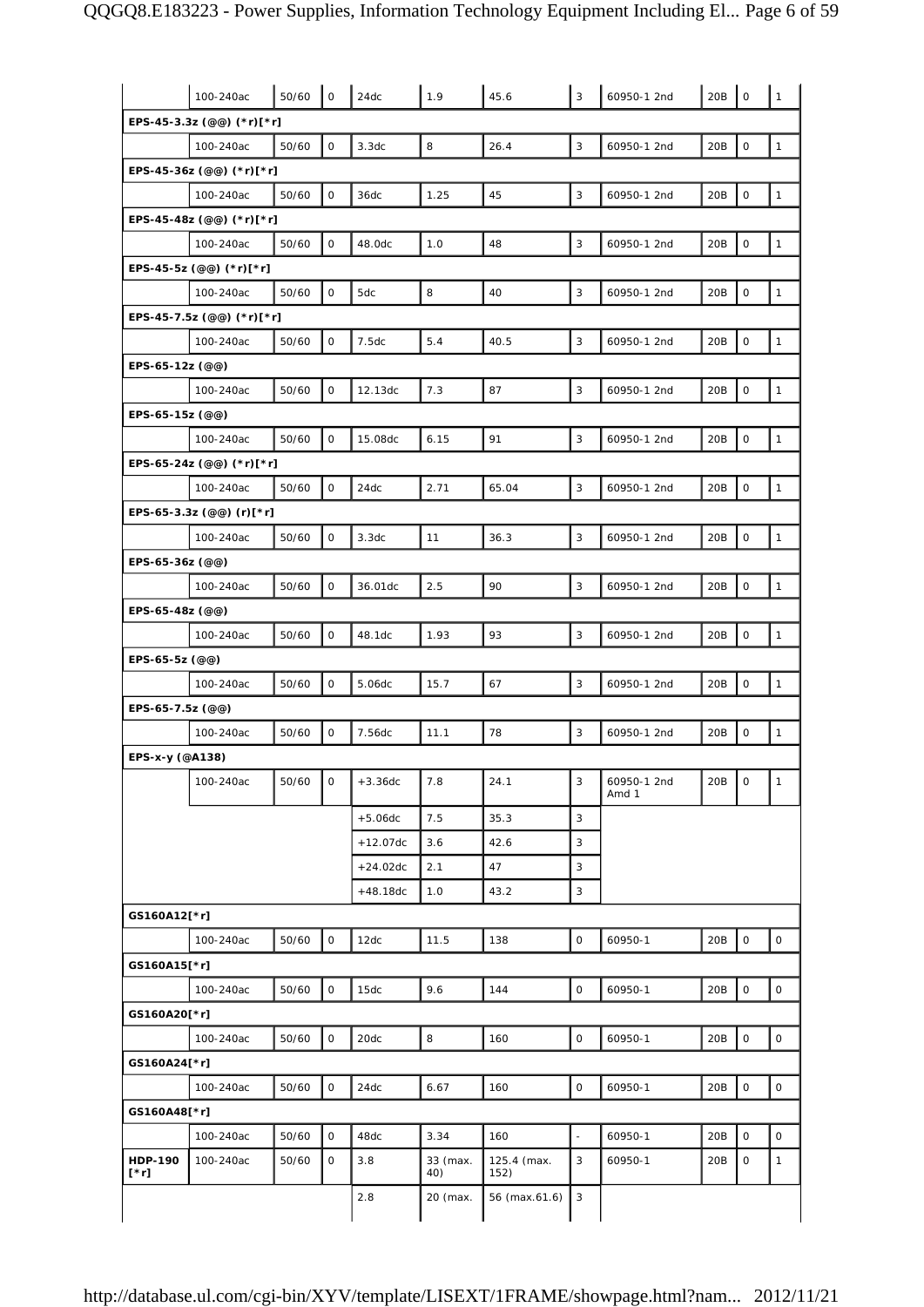| | | | | | | | | | | | |
|---|---|---|---|---|---|---|---|---|---|---|---|
| | 100-240ac | 50/60 | 0 | 24dc | 1.9 | 45.6 | 3 | 60950-1 2nd | 20B | 0 | 1 |
| **EPS-45-3.3z (@@) (*r)[*r]** | | | | | | | | | | | |
| | 100-240ac | 50/60 | 0 | 3.3dc | 8 | 26.4 | 3 | 60950-1 2nd | 20B | 0 | 1 |
| **EPS-45-36z (@@) (*r)[*r]** | | | | | | | | | | | |
| | 100-240ac | 50/60 | 0 | 36dc | 1.25 | 45 | 3 | 60950-1 2nd | 20B | 0 | 1 |
| **EPS-45-48z (@@) (*r)[*r]** | | | | | | | | | | | |
| | 100-240ac | 50/60 | 0 | 48.0dc | 1.0 | 48 | 3 | 60950-1 2nd | 20B | 0 | 1 |
| **EPS-45-5z (@@) (*r)[*r]** | | | | | | | | | | | |
| | 100-240ac | 50/60 | 0 | 5dc | 8 | 40 | 3 | 60950-1 2nd | 20B | 0 | 1 |
| **EPS-45-7.5z (@@) (*r)[*r]** | | | | | | | | | | | |
| | 100-240ac | 50/60 | 0 | 7.5dc | 5.4 | 40.5 | 3 | 60950-1 2nd | 20B | 0 | 1 |
| **EPS-65-12z (@@)** | | | | | | | | | | | |
| | 100-240ac | 50/60 | 0 | 12.13dc | 7.3 | 87 | 3 | 60950-1 2nd | 20B | 0 | 1 |
| **EPS-65-15z (@@)** | | | | | | | | | | | |
| | 100-240ac | 50/60 | 0 | 15.08dc | 6.15 | 91 | 3 | 60950-1 2nd | 20B | 0 | 1 |
| **EPS-65-24z (@@) (*r)[*r]** | | | | | | | | | | | |
| | 100-240ac | 50/60 | 0 | 24dc | 2.71 | 65.04 | 3 | 60950-1 2nd | 20B | 0 | 1 |
| **EPS-65-3.3z (@@) (r)[*r]** | | | | | | | | | | | |
| | 100-240ac | 50/60 | 0 | 3.3dc | 11 | 36.3 | 3 | 60950-1 2nd | 20B | 0 | 1 |
| **EPS-65-36z (@@)** | | | | | | | | | | | |
| | 100-240ac | 50/60 | 0 | 36.01dc | 2.5 | 90 | 3 | 60950-1 2nd | 20B | 0 | 1 |
| **EPS-65-48z (@@)** | | | | | | | | | | | |
| | 100-240ac | 50/60 | 0 | 48.1dc | 1.93 | 93 | 3 | 60950-1 2nd | 20B | 0 | 1 |
| **EPS-65-5z (@@)** | | | | | | | | | | | |
| | 100-240ac | 50/60 | 0 | 5.06dc | 15.7 | 67 | 3 | 60950-1 2nd | 20B | 0 | 1 |
| **EPS-65-7.5z (@@)** | | | | | | | | | | | |
| | 100-240ac | 50/60 | 0 | 7.56dc | 11.1 | 78 | 3 | 60950-1 2nd | 20B | 0 | 1 |
| **EPS-x-y (@A138)** | | | | | | | | | | | |
| | 100-240ac | 50/60 | 0 | +3.36dc | 7.8 | 24.1 | 3 | 60950-1 2nd Amd 1 | 20B | 0 | 1 |
| | | | | +5.06dc | 7.5 | 35.3 | 3 | | | | |
| | | | | +12.07dc | 3.6 | 42.6 | 3 | | | | |
| | | | | +24.02dc | 2.1 | 47 | 3 | | | | |
| | | | | +48.18dc | 1.0 | 43.2 | 3 | | | | |
| **GS160A12[*r]** | | | | | | | | | | | |
| | 100-240ac | 50/60 | 0 | 12dc | 11.5 | 138 | 0 | 60950-1 | 20B | 0 | 0 |
| **GS160A15[*r]** | | | | | | | | | | | |
| | 100-240ac | 50/60 | 0 | 15dc | 9.6 | 144 | 0 | 60950-1 | 20B | 0 | 0 |
| **GS160A20[*r]** | | | | | | | | | | | |
| | 100-240ac | 50/60 | 0 | 20dc | 8 | 160 | 0 | 60950-1 | 20B | 0 | 0 |
| **GS160A24[*r]** | | | | | | | | | | | |
| | 100-240ac | 50/60 | 0 | 24dc | 6.67 | 160 | 0 | 60950-1 | 20B | 0 | 0 |
| **GS160A48[*r]** | | | | | | | | | | | |
| | 100-240ac | 50/60 | 0 | 48dc | 3.34 | 160 | - | 60950-1 | 20B | 0 | 0 |
| **HDP-190 [*r]** | 100-240ac | 50/60 | 0 | 3.8 | 33 (max. 40) | 125.4 (max. 152) | 3 | 60950-1 | 20B | 0 | 1 |
| | | | | 2.8 | 20 (max. | 56 (max.61.6) | 3 | | | | |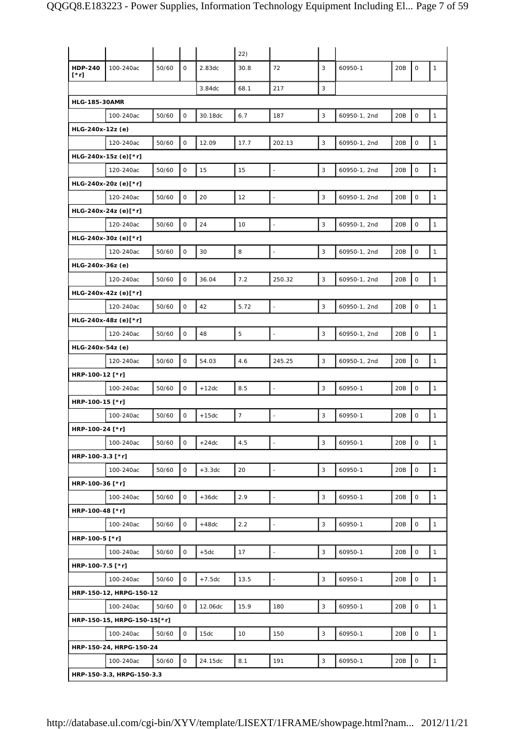| | | | | | 22) | | | | | | |
|---|---|---|---|---|---|---|---|---|---|---|---|
| **HDP-240 [*r]** | 100-240ac | 50/60 | 0 | 2.83dc | 30.8 | 72 | 3 | 60950-1 | 20B | 0 | 1 |
| | | | | 3.84dc | 68.1 | 217 | 3 | | | | |
| **HLG-185-30AMR** | | | | | | | | | | | |
| | 100-240ac | 50/60 | 0 | 30.18dc | 6.7 | 187 | 3 | 60950-1, 2nd | 20B | 0 | 1 |
| **HLG-240x-12z (e)** | | | | | | | | | | | |
| | 120-240ac | 50/60 | 0 | 12.09 | 17.7 | 202.13 | 3 | 60950-1, 2nd | 20B | 0 | 1 |
| **HLG-240x-15z (e)[*r]** | | | | | | | | | | | |
| | 120-240ac | 50/60 | 0 | 15 | 15 | - | 3 | 60950-1, 2nd | 20B | 0 | 1 |
| **HLG-240x-20z (e)[*r]** | | | | | | | | | | | |
| | 120-240ac | 50/60 | 0 | 20 | 12 | - | 3 | 60950-1, 2nd | 20B | 0 | 1 |
| **HLG-240x-24z (e)[*r]** | | | | | | | | | | | |
| | 120-240ac | 50/60 | 0 | 24 | 10 | - | 3 | 60950-1, 2nd | 20B | 0 | 1 |
| **HLG-240x-30z (e)[*r]** | | | | | | | | | | | |
| | 120-240ac | 50/60 | 0 | 30 | 8 | - | 3 | 60950-1, 2nd | 20B | 0 | 1 |
| **HLG-240x-36z (e)** | | | | | | | | | | | |
| | 120-240ac | 50/60 | 0 | 36.04 | 7.2 | 250.32 | 3 | 60950-1, 2nd | 20B | 0 | 1 |
| **HLG-240x-42z (e)[*r]** | | | | | | | | | | | |
| | 120-240ac | 50/60 | 0 | 42 | 5.72 | - | 3 | 60950-1, 2nd | 20B | 0 | 1 |
| **HLG-240x-48z (e)[*r]** | | | | | | | | | | | |
| | 120-240ac | 50/60 | 0 | 48 | 5 | - | 3 | 60950-1, 2nd | 20B | 0 | 1 |
| **HLG-240x-54z (e)** | | | | | | | | | | | |
| | 120-240ac | 50/60 | 0 | 54.03 | 4.6 | 245.25 | 3 | 60950-1, 2nd | 20B | 0 | 1 |
| **HRP-100-12 [*r]** | | | | | | | | | | | |
| | 100-240ac | 50/60 | 0 | +12dc | 8.5 | - | 3 | 60950-1 | 20B | 0 | 1 |
| **HRP-100-15 [*r]** | | | | | | | | | | | |
| | 100-240ac | 50/60 | 0 | +15dc | 7 | - | 3 | 60950-1 | 20B | 0 | 1 |
| **HRP-100-24 [*r]** | | | | | | | | | | | |
| | 100-240ac | 50/60 | 0 | +24dc | 4.5 | - | 3 | 60950-1 | 20B | 0 | 1 |
| **HRP-100-3.3 [*r]** | | | | | | | | | | | |
| | 100-240ac | 50/60 | 0 | +3.3dc | 20 | - | 3 | 60950-1 | 20B | 0 | 1 |
| **HRP-100-36 [*r]** | | | | | | | | | | | |
| | 100-240ac | 50/60 | 0 | +36dc | 2.9 | - | 3 | 60950-1 | 20B | 0 | 1 |
| **HRP-100-48 [*r]** | | | | | | | | | | | |
| | 100-240ac | 50/60 | 0 | +48dc | 2.2 | - | 3 | 60950-1 | 20B | 0 | 1 |
| **HRP-100-5 [*r]** | | | | | | | | | | | |
| | 100-240ac | 50/60 | 0 | +5dc | 17 | - | 3 | 60950-1 | 20B | 0 | 1 |
| **HRP-100-7.5 [*r]** | | | | | | | | | | | |
| | 100-240ac | 50/60 | 0 | +7.5dc | 13.5 | - | 3 | 60950-1 | 20B | 0 | 1 |
| **HRP-150-12, HRPG-150-12** | | | | | | | | | | | |
| | 100-240ac | 50/60 | 0 | 12.06dc | 15.9 | 180 | 3 | 60950-1 | 20B | 0 | 1 |
| **HRP-150-15, HRPG-150-15[*r]** | | | | | | | | | | | |
| | 100-240ac | 50/60 | 0 | 15dc | 10 | 150 | 3 | 60950-1 | 20B | 0 | 1 |
| **HRP-150-24, HRPG-150-24** | | | | | | | | | | | |
| | 100-240ac | 50/60 | 0 | 24.15dc | 8.1 | 191 | 3 | 60950-1 | 20B | 0 | 1 |
| **HRP-150-3.3, HRPG-150-3.3** | | | | | | | | | | | |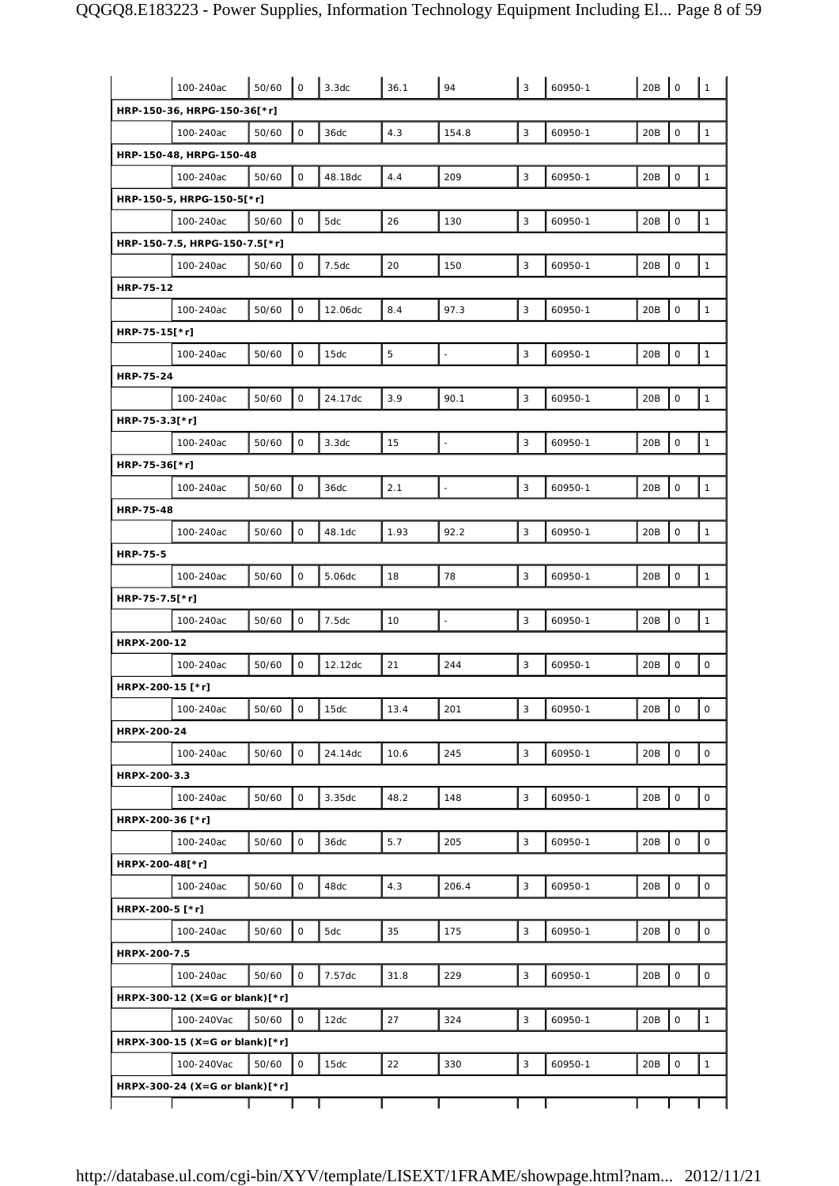| | | | | | | | | | | |
|---|---|---|---|---|---|---|---|---|---|---|
| | 100-240ac | 50/60 | 0 | 3.3dc | 36.1 | 94 | 3 | 60950-1 | 20B | 0 | 1 |
| **HRP-150-36, HRPG-150-36[*r]** | | | | | | | | | | | |
| | 100-240ac | 50/60 | 0 | 36dc | 4.3 | 154.8 | 3 | 60950-1 | 20B | 0 | 1 |
| **HRP-150-48, HRPG-150-48** | | | | | | | | | | | |
| | 100-240ac | 50/60 | 0 | 48.18dc | 4.4 | 209 | 3 | 60950-1 | 20B | 0 | 1 |
| **HRP-150-5, HRPG-150-5[*r]** | | | | | | | | | | | |
| | 100-240ac | 50/60 | 0 | 5dc | 26 | 130 | 3 | 60950-1 | 20B | 0 | 1 |
| **HRP-150-7.5, HRPG-150-7.5[*r]** | | | | | | | | | | | |
| | 100-240ac | 50/60 | 0 | 7.5dc | 20 | 150 | 3 | 60950-1 | 20B | 0 | 1 |
| **HRP-75-12** | | | | | | | | | | | |
| | 100-240ac | 50/60 | 0 | 12.06dc | 8.4 | 97.3 | 3 | 60950-1 | 20B | 0 | 1 |
| **HRP-75-15[*r]** | | | | | | | | | | | |
| | 100-240ac | 50/60 | 0 | 15dc | 5 | - | 3 | 60950-1 | 20B | 0 | 1 |
| **HRP-75-24** | | | | | | | | | | | |
| | 100-240ac | 50/60 | 0 | 24.17dc | 3.9 | 90.1 | 3 | 60950-1 | 20B | 0 | 1 |
| **HRP-75-3.3[*r]** | | | | | | | | | | | |
| | 100-240ac | 50/60 | 0 | 3.3dc | 15 | - | 3 | 60950-1 | 20B | 0 | 1 |
| **HRP-75-36[*r]** | | | | | | | | | | | |
| | 100-240ac | 50/60 | 0 | 36dc | 2.1 | - | 3 | 60950-1 | 20B | 0 | 1 |
| **HRP-75-48** | | | | | | | | | | | |
| | 100-240ac | 50/60 | 0 | 48.1dc | 1.93 | 92.2 | 3 | 60950-1 | 20B | 0 | 1 |
| **HRP-75-5** | | | | | | | | | | | |
| | 100-240ac | 50/60 | 0 | 5.06dc | 18 | 78 | 3 | 60950-1 | 20B | 0 | 1 |
| **HRP-75-7.5[*r]** | | | | | | | | | | | |
| | 100-240ac | 50/60 | 0 | 7.5dc | 10 | - | 3 | 60950-1 | 20B | 0 | 1 |
| **HRPX-200-12** | | | | | | | | | | | |
| | 100-240ac | 50/60 | 0 | 12.12dc | 21 | 244 | 3 | 60950-1 | 20B | 0 | 0 |
| **HRPX-200-15 [*r]** | | | | | | | | | | | |
| | 100-240ac | 50/60 | 0 | 15dc | 13.4 | 201 | 3 | 60950-1 | 20B | 0 | 0 |
| **HRPX-200-24** | | | | | | | | | | | |
| | 100-240ac | 50/60 | 0 | 24.14dc | 10.6 | 245 | 3 | 60950-1 | 20B | 0 | 0 |
| **HRPX-200-3.3** | | | | | | | | | | | |
| | 100-240ac | 50/60 | 0 | 3.35dc | 48.2 | 148 | 3 | 60950-1 | 20B | 0 | 0 |
| **HRPX-200-36 [*r]** | | | | | | | | | | | |
| | 100-240ac | 50/60 | 0 | 36dc | 5.7 | 205 | 3 | 60950-1 | 20B | 0 | 0 |
| **HRPX-200-48[*r]** | | | | | | | | | | | |
| | 100-240ac | 50/60 | 0 | 48dc | 4.3 | 206.4 | 3 | 60950-1 | 20B | 0 | 0 |
| **HRPX-200-5 [*r]** | | | | | | | | | | | |
| | 100-240ac | 50/60 | 0 | 5dc | 35 | 175 | 3 | 60950-1 | 20B | 0 | 0 |
| **HRPX-200-7.5** | | | | | | | | | | | |
| | 100-240ac | 50/60 | 0 | 7.57dc | 31.8 | 229 | 3 | 60950-1 | 20B | 0 | 0 |
| **HRPX-300-12 (X=G or blank)[*r]** | | | | | | | | | | | |
| | 100-240Vac | 50/60 | 0 | 12dc | 27 | 324 | 3 | 60950-1 | 20B | 0 | 1 |
| **HRPX-300-15 (X=G or blank)[*r]** | | | | | | | | | | | |
| | 100-240Vac | 50/60 | 0 | 15dc | 22 | 330 | 3 | 60950-1 | 20B | 0 | 1 |
| **HRPX-300-24 (X=G or blank)[*r]** | | | | | | | | | | | |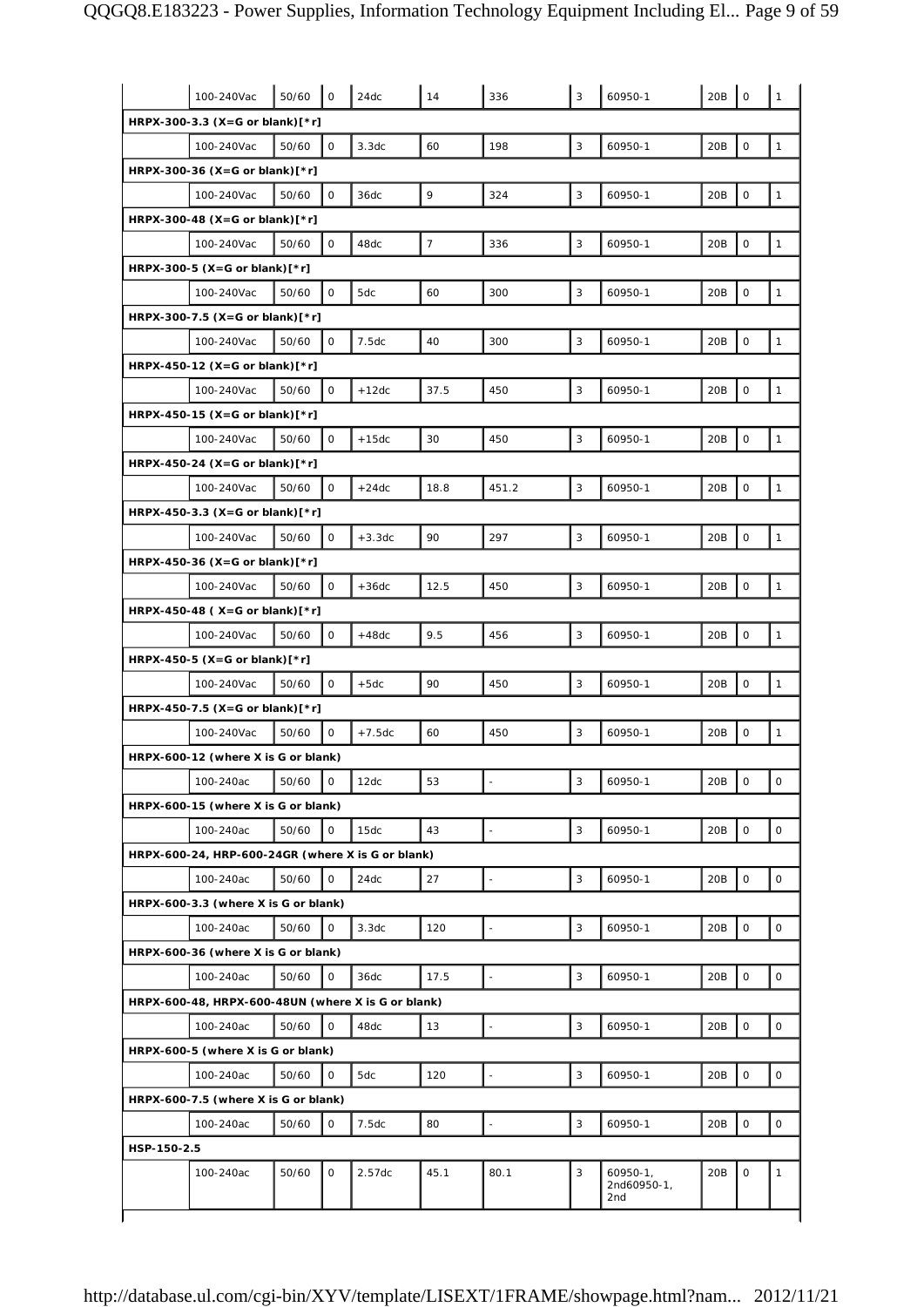| | | | | | | | | | | |
|---|---|---|---|---|---|---|---|---|---|---|
| | 100-240Vac | 50/60 | 0 | 24dc | 14 | 336 | 3 | 60950-1 | 20B | 0 | 1 |
| **HRPX-300-3.3 (X=G or blank)[*r]** | | | | | | | | | | | |
| | 100-240Vac | 50/60 | 0 | 3.3dc | 60 | 198 | 3 | 60950-1 | 20B | 0 | 1 |
| **HRPX-300-36 (X=G or blank)[*r]** | | | | | | | | | | | |
| | 100-240Vac | 50/60 | 0 | 36dc | 9 | 324 | 3 | 60950-1 | 20B | 0 | 1 |
| **HRPX-300-48 (X=G or blank)[*r]** | | | | | | | | | | | |
| | 100-240Vac | 50/60 | 0 | 48dc | 7 | 336 | 3 | 60950-1 | 20B | 0 | 1 |
| **HRPX-300-5 (X=G or blank)[*r]** | | | | | | | | | | | |
| | 100-240Vac | 50/60 | 0 | 5dc | 60 | 300 | 3 | 60950-1 | 20B | 0 | 1 |
| **HRPX-300-7.5 (X=G or blank)[*r]** | | | | | | | | | | | |
| | 100-240Vac | 50/60 | 0 | 7.5dc | 40 | 300 | 3 | 60950-1 | 20B | 0 | 1 |
| **HRPX-450-12 (X=G or blank)[*r]** | | | | | | | | | | | |
| | 100-240Vac | 50/60 | 0 | +12dc | 37.5 | 450 | 3 | 60950-1 | 20B | 0 | 1 |
| **HRPX-450-15 (X=G or blank)[*r]** | | | | | | | | | | | |
| | 100-240Vac | 50/60 | 0 | +15dc | 30 | 450 | 3 | 60950-1 | 20B | 0 | 1 |
| **HRPX-450-24 (X=G or blank)[*r]** | | | | | | | | | | | |
| | 100-240Vac | 50/60 | 0 | +24dc | 18.8 | 451.2 | 3 | 60950-1 | 20B | 0 | 1 |
| **HRPX-450-3.3 (X=G or blank)[*r]** | | | | | | | | | | | |
| | 100-240Vac | 50/60 | 0 | +3.3dc | 90 | 297 | 3 | 60950-1 | 20B | 0 | 1 |
| **HRPX-450-36 (X=G or blank)[*r]** | | | | | | | | | | | |
| | 100-240Vac | 50/60 | 0 | +36dc | 12.5 | 450 | 3 | 60950-1 | 20B | 0 | 1 |
| **HRPX-450-48 ( X=G or blank)[*r]** | | | | | | | | | | | |
| | 100-240Vac | 50/60 | 0 | +48dc | 9.5 | 456 | 3 | 60950-1 | 20B | 0 | 1 |
| **HRPX-450-5 (X=G or blank)[*r]** | | | | | | | | | | | |
| | 100-240Vac | 50/60 | 0 | +5dc | 90 | 450 | 3 | 60950-1 | 20B | 0 | 1 |
| **HRPX-450-7.5 (X=G or blank)[*r]** | | | | | | | | | | | |
| | 100-240Vac | 50/60 | 0 | +7.5dc | 60 | 450 | 3 | 60950-1 | 20B | 0 | 1 |
| **HRPX-600-12 (where X is G or blank)** | | | | | | | | | | | |
| | 100-240ac | 50/60 | 0 | 12dc | 53 | - | 3 | 60950-1 | 20B | 0 | 0 |
| **HRPX-600-15 (where X is G or blank)** | | | | | | | | | | | |
| | 100-240ac | 50/60 | 0 | 15dc | 43 | - | 3 | 60950-1 | 20B | 0 | 0 |
| **HRPX-600-24, HRP-600-24GR (where X is G or blank)** | | | | | | | | | | | |
| | 100-240ac | 50/60 | 0 | 24dc | 27 | - | 3 | 60950-1 | 20B | 0 | 0 |
| **HRPX-600-3.3 (where X is G or blank)** | | | | | | | | | | | |
| | 100-240ac | 50/60 | 0 | 3.3dc | 120 | - | 3 | 60950-1 | 20B | 0 | 0 |
| **HRPX-600-36 (where X is G or blank)** | | | | | | | | | | | |
| | 100-240ac | 50/60 | 0 | 36dc | 17.5 | - | 3 | 60950-1 | 20B | 0 | 0 |
| **HRPX-600-48, HRPX-600-48UN (where X is G or blank)** | | | | | | | | | | | |
| | 100-240ac | 50/60 | 0 | 48dc | 13 | - | 3 | 60950-1 | 20B | 0 | 0 |
| **HRPX-600-5 (where X is G or blank)** | | | | | | | | | | | |
| | 100-240ac | 50/60 | 0 | 5dc | 120 | - | 3 | 60950-1 | 20B | 0 | 0 |
| **HRPX-600-7.5 (where X is G or blank)** | | | | | | | | | | | |
| | 100-240ac | 50/60 | 0 | 7.5dc | 80 | - | 3 | 60950-1 | 20B | 0 | 0 |
| **HSP-150-2.5** | | | | | | | | | | | |
| | 100-240ac | 50/60 | 0 | 2.57dc | 45.1 | 80.1 | 3 | 60950-1, 2nd60950-1, 2nd | 20B | 0 | 1 |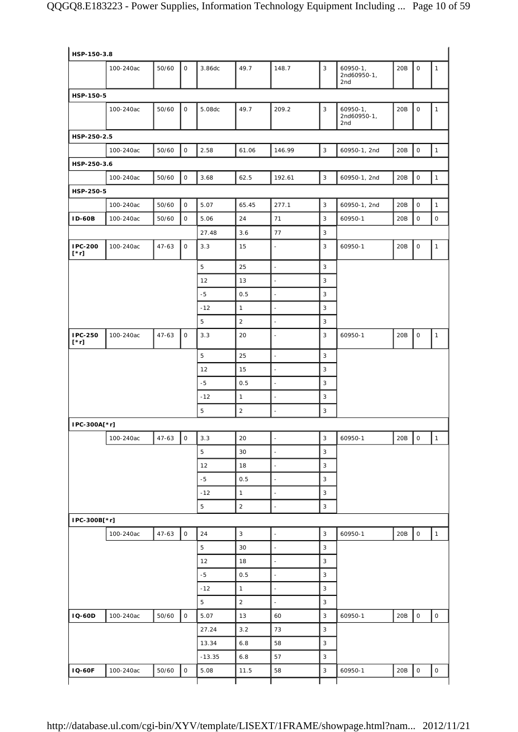| | | | | | | | | | | | |
|---|---|---|---|---|---|---|---|---|---|---|---|
| **HSP-150-3.8** | | | | | | | | | | | |
| | 100-240ac | 50/60 | 0 | 3.86dc | 49.7 | 148.7 | 3 | 60950-1, 2nd60950-1, 2nd | 20B | 0 | 1 |
| **HSP-150-5** | | | | | | | | | | | |
| | 100-240ac | 50/60 | 0 | 5.08dc | 49.7 | 209.2 | 3 | 60950-1, 2nd60950-1, 2nd | 20B | 0 | 1 |
| **HSP-250-2.5** | | | | | | | | | | | |
| | 100-240ac | 50/60 | 0 | 2.58 | 61.06 | 146.99 | 3 | 60950-1, 2nd | 20B | 0 | 1 |
| **HSP-250-3.6** | | | | | | | | | | | |
| | 100-240ac | 50/60 | 0 | 3.68 | 62.5 | 192.61 | 3 | 60950-1, 2nd | 20B | 0 | 1 |
| **HSP-250-5** | | | | | | | | | | | |
| | 100-240ac | 50/60 | 0 | 5.07 | 65.45 | 277.1 | 3 | 60950-1, 2nd | 20B | 0 | 1 |
| **ID-60B** | 100-240ac | 50/60 | 0 | 5.06 | 24 | 71 | 3 | 60950-1 | 20B | 0 | 0 |
| | | | | 27.48 | 3.6 | 77 | 3 | | | | |
| **IPC-200 [*r]** | 100-240ac | 47-63 | 0 | 3.3 | 15 | - | 3 | 60950-1 | 20B | 0 | 1 |
| | | | | 5 | 25 | - | 3 | | | | |
| | | | | 12 | 13 | - | 3 | | | | |
| | | | | -5 | 0.5 | - | 3 | | | | |
| | | | | -12 | 1 | - | 3 | | | | |
| | | | | 5 | 2 | - | 3 | | | | |
| **IPC-250 [*r]** | 100-240ac | 47-63 | 0 | 3.3 | 20 | - | 3 | 60950-1 | 20B | 0 | 1 |
| | | | | 5 | 25 | - | 3 | | | | |
| | | | | 12 | 15 | - | 3 | | | | |
| | | | | -5 | 0.5 | - | 3 | | | | |
| | | | | -12 | 1 | - | 3 | | | | |
| | | | | 5 | 2 | - | 3 | | | | |
| **IPC-300A[*r]** | | | | | | | | | | | |
| | 100-240ac | 47-63 | 0 | 3.3 | 20 | - | 3 | 60950-1 | 20B | 0 | 1 |
| | | | | 5 | 30 | - | 3 | | | | |
| | | | | 12 | 18 | - | 3 | | | | |
| | | | | -5 | 0.5 | - | 3 | | | | |
| | | | | -12 | 1 | - | 3 | | | | |
| | | | | 5 | 2 | - | 3 | | | | |
| **IPC-300B[*r]** | | | | | | | | | | | |
| | 100-240ac | 47-63 | 0 | 24 | 3 | - | 3 | 60950-1 | 20B | 0 | 1 |
| | | | | 5 | 30 | - | 3 | | | | |
| | | | | 12 | 18 | - | 3 | | | | |
| | | | | -5 | 0.5 | - | 3 | | | | |
| | | | | -12 | 1 | - | 3 | | | | |
| | | | | 5 | 2 | - | 3 | | | | |
| **IQ-60D** | 100-240ac | 50/60 | 0 | 5.07 | 13 | 60 | 3 | 60950-1 | 20B | 0 | 0 |
| | | | | 27.24 | 3.2 | 73 | 3 | | | | |
| | | | | 13.34 | 6.8 | 58 | 3 | | | | |
| | | | | -13.35 | 6.8 | 57 | 3 | | | | |
| **IQ-60F** | 100-240ac | 50/60 | 0 | 5.08 | 11.5 | 58 | 3 | 60950-1 | 20B | 0 | 0 |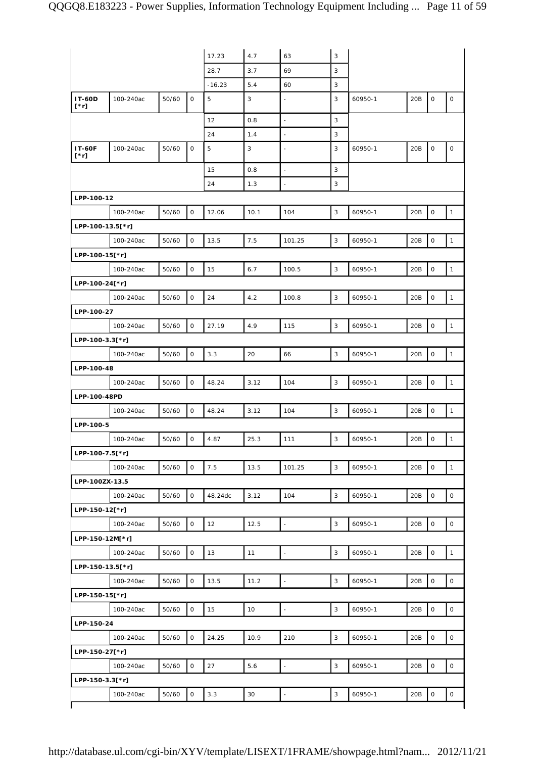| | | | | | | | | | | | |
|---|---|---|---|---|---|---|---|---|---|---|---|
| | | | | 17.23 | 4.7 | 63 | 3 | | | | |
| | | | | 28.7 | 3.7 | 69 | 3 | | | | |
| | | | | -16.23 | 5.4 | 60 | 3 | | | | |
| **IT-60D [*r]** | 100-240ac | 50/60 | 0 | 5 | 3 | - | 3 | 60950-1 | 20B | 0 | 0 |
| | | | | 12 | 0.8 | - | 3 | | | | |
| | | | | 24 | 1.4 | - | 3 | | | | |
| **IT-60F [*r]** | 100-240ac | 50/60 | 0 | 5 | 3 | - | 3 | 60950-1 | 20B | 0 | 0 |
| | | | | 15 | 0.8 | - | 3 | | | | |
| | | | | 24 | 1.3 | - | 3 | | | | |
| **LPP-100-12** | | | | | | | | | | | |
| | 100-240ac | 50/60 | 0 | 12.06 | 10.1 | 104 | 3 | 60950-1 | 20B | 0 | 1 |
| **LPP-100-13.5[*r]** | | | | | | | | | | | |
| | 100-240ac | 50/60 | 0 | 13.5 | 7.5 | 101.25 | 3 | 60950-1 | 20B | 0 | 1 |
| **LPP-100-15[*r]** | | | | | | | | | | | |
| | 100-240ac | 50/60 | 0 | 15 | 6.7 | 100.5 | 3 | 60950-1 | 20B | 0 | 1 |
| **LPP-100-24[*r]** | | | | | | | | | | | |
| | 100-240ac | 50/60 | 0 | 24 | 4.2 | 100.8 | 3 | 60950-1 | 20B | 0 | 1 |
| **LPP-100-27** | | | | | | | | | | | |
| | 100-240ac | 50/60 | 0 | 27.19 | 4.9 | 115 | 3 | 60950-1 | 20B | 0 | 1 |
| **LPP-100-3.3[*r]** | | | | | | | | | | | |
| | 100-240ac | 50/60 | 0 | 3.3 | 20 | 66 | 3 | 60950-1 | 20B | 0 | 1 |
| **LPP-100-48** | | | | | | | | | | | |
| | 100-240ac | 50/60 | 0 | 48.24 | 3.12 | 104 | 3 | 60950-1 | 20B | 0 | 1 |
| **LPP-100-48PD** | | | | | | | | | | | |
| | 100-240ac | 50/60 | 0 | 48.24 | 3.12 | 104 | 3 | 60950-1 | 20B | 0 | 1 |
| **LPP-100-5** | | | | | | | | | | | |
| | 100-240ac | 50/60 | 0 | 4.87 | 25.3 | 111 | 3 | 60950-1 | 20B | 0 | 1 |
| **LPP-100-7.5[*r]** | | | | | | | | | | | |
| | 100-240ac | 50/60 | 0 | 7.5 | 13.5 | 101.25 | 3 | 60950-1 | 20B | 0 | 1 |
| **LPP-100ZX-13.5** | | | | | | | | | | | |
| | 100-240ac | 50/60 | 0 | 48.24dc | 3.12 | 104 | 3 | 60950-1 | 20B | 0 | 0 |
| **LPP-150-12[*r]** | | | | | | | | | | | |
| | 100-240ac | 50/60 | 0 | 12 | 12.5 | - | 3 | 60950-1 | 20B | 0 | 0 |
| **LPP-150-12M[*r]** | | | | | | | | | | | |
| | 100-240ac | 50/60 | 0 | 13 | 11 | - | 3 | 60950-1 | 20B | 0 | 1 |
| **LPP-150-13.5[*r]** | | | | | | | | | | | |
| | 100-240ac | 50/60 | 0 | 13.5 | 11.2 | - | 3 | 60950-1 | 20B | 0 | 0 |
| **LPP-150-15[*r]** | | | | | | | | | | | |
| | 100-240ac | 50/60 | 0 | 15 | 10 | - | 3 | 60950-1 | 20B | 0 | 0 |
| **LPP-150-24** | | | | | | | | | | | |
| | 100-240ac | 50/60 | 0 | 24.25 | 10.9 | 210 | 3 | 60950-1 | 20B | 0 | 0 |
| **LPP-150-27[*r]** | | | | | | | | | | | |
| | 100-240ac | 50/60 | 0 | 27 | 5.6 | - | 3 | 60950-1 | 20B | 0 | 0 |
| **LPP-150-3.3[*r]** | | | | | | | | | | | |
| | 100-240ac | 50/60 | 0 | 3.3 | 30 | - | 3 | 60950-1 | 20B | 0 | 0 |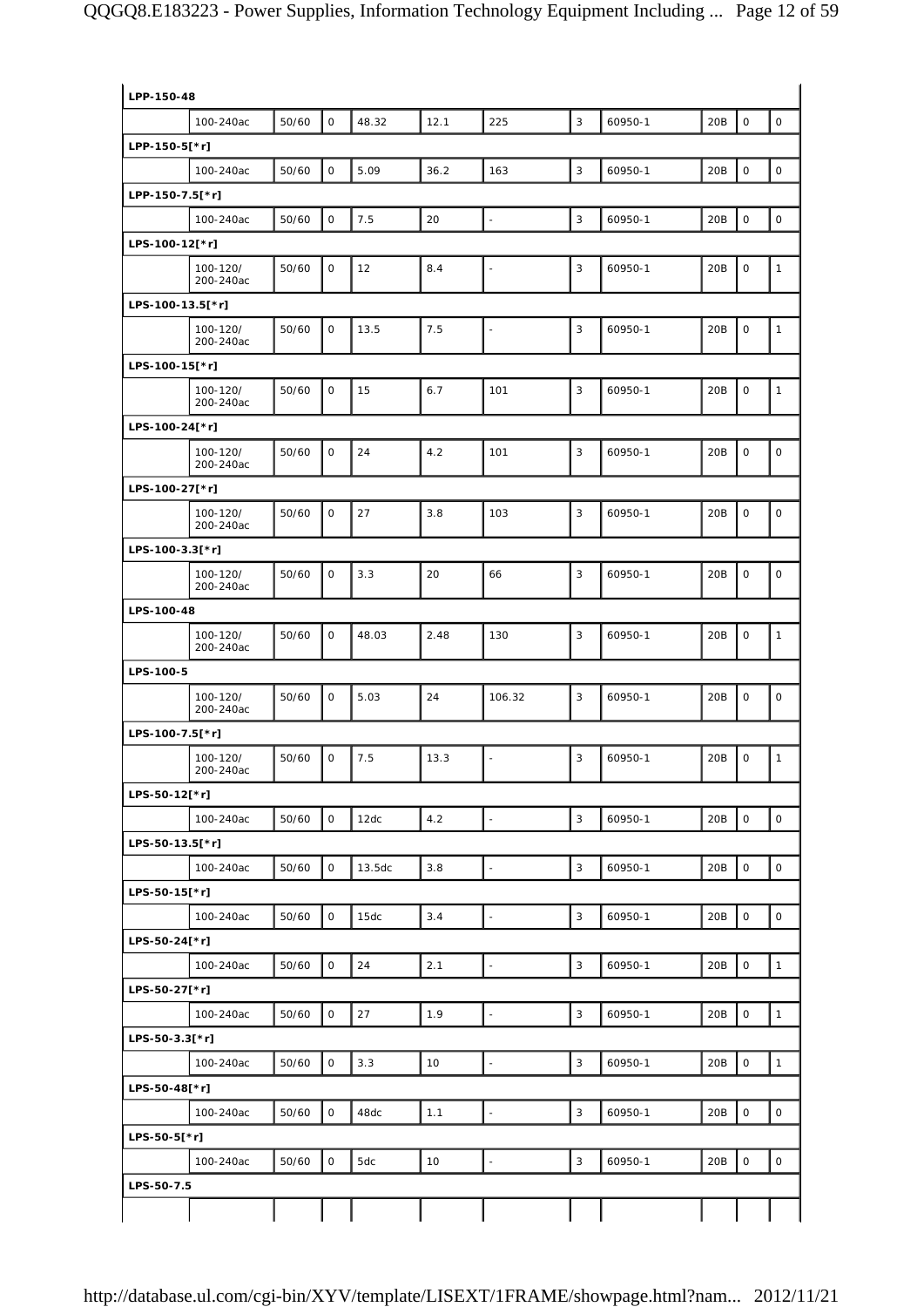| | | | | | | | | | | | |
|---|---|---|---|---|---|---|---|---|---|---|---|
| **LPP-150-48** | | | | | | | | | | | |
| | 100-240ac | 50/60 | 0 | 48.32 | 12.1 | 225 | 3 | 60950-1 | 20B | 0 | 0 |
| **LPP-150-5[*r]** | | | | | | | | | | | |
| | 100-240ac | 50/60 | 0 | 5.09 | 36.2 | 163 | 3 | 60950-1 | 20B | 0 | 0 |
| **LPP-150-7.5[*r]** | | | | | | | | | | | |
| | 100-240ac | 50/60 | 0 | 7.5 | 20 | - | 3 | 60950-1 | 20B | 0 | 0 |
| **LPS-100-12[*r]** | | | | | | | | | | | |
| | 100-120/ 200-240ac | 50/60 | 0 | 12 | 8.4 | - | 3 | 60950-1 | 20B | 0 | 1 |
| **LPS-100-13.5[*r]** | | | | | | | | | | | |
| | 100-120/ 200-240ac | 50/60 | 0 | 13.5 | 7.5 | - | 3 | 60950-1 | 20B | 0 | 1 |
| **LPS-100-15[*r]** | | | | | | | | | | | |
| | 100-120/ 200-240ac | 50/60 | 0 | 15 | 6.7 | 101 | 3 | 60950-1 | 20B | 0 | 1 |
| **LPS-100-24[*r]** | | | | | | | | | | | |
| | 100-120/ 200-240ac | 50/60 | 0 | 24 | 4.2 | 101 | 3 | 60950-1 | 20B | 0 | 0 |
| **LPS-100-27[*r]** | | | | | | | | | | | |
| | 100-120/ 200-240ac | 50/60 | 0 | 27 | 3.8 | 103 | 3 | 60950-1 | 20B | 0 | 0 |
| **LPS-100-3.3[*r]** | | | | | | | | | | | |
| | 100-120/ 200-240ac | 50/60 | 0 | 3.3 | 20 | 66 | 3 | 60950-1 | 20B | 0 | 0 |
| **LPS-100-48** | | | | | | | | | | | |
| | 100-120/ 200-240ac | 50/60 | 0 | 48.03 | 2.48 | 130 | 3 | 60950-1 | 20B | 0 | 1 |
| **LPS-100-5** | | | | | | | | | | | |
| | 100-120/ 200-240ac | 50/60 | 0 | 5.03 | 24 | 106.32 | 3 | 60950-1 | 20B | 0 | 0 |
| **LPS-100-7.5[*r]** | | | | | | | | | | | |
| | 100-120/ 200-240ac | 50/60 | 0 | 7.5 | 13.3 | - | 3 | 60950-1 | 20B | 0 | 1 |
| **LPS-50-12[*r]** | | | | | | | | | | | |
| | 100-240ac | 50/60 | 0 | 12dc | 4.2 | - | 3 | 60950-1 | 20B | 0 | 0 |
| **LPS-50-13.5[*r]** | | | | | | | | | | | |
| | 100-240ac | 50/60 | 0 | 13.5dc | 3.8 | - | 3 | 60950-1 | 20B | 0 | 0 |
| **LPS-50-15[*r]** | | | | | | | | | | | |
| | 100-240ac | 50/60 | 0 | 15dc | 3.4 | - | 3 | 60950-1 | 20B | 0 | 0 |
| **LPS-50-24[*r]** | | | | | | | | | | | |
| | 100-240ac | 50/60 | 0 | 24 | 2.1 | - | 3 | 60950-1 | 20B | 0 | 1 |
| **LPS-50-27[*r]** | | | | | | | | | | | |
| | 100-240ac | 50/60 | 0 | 27 | 1.9 | - | 3 | 60950-1 | 20B | 0 | 1 |
| **LPS-50-3.3[*r]** | | | | | | | | | | | |
| | 100-240ac | 50/60 | 0 | 3.3 | 10 | - | 3 | 60950-1 | 20B | 0 | 1 |
| **LPS-50-48[*r]** | | | | | | | | | | | |
| | 100-240ac | 50/60 | 0 | 48dc | 1.1 | - | 3 | 60950-1 | 20B | 0 | 0 |
| **LPS-50-5[*r]** | | | | | | | | | | | |
| | 100-240ac | 50/60 | 0 | 5dc | 10 | - | 3 | 60950-1 | 20B | 0 | 0 |
| **LPS-50-7.5** | | | | | | | | | | | |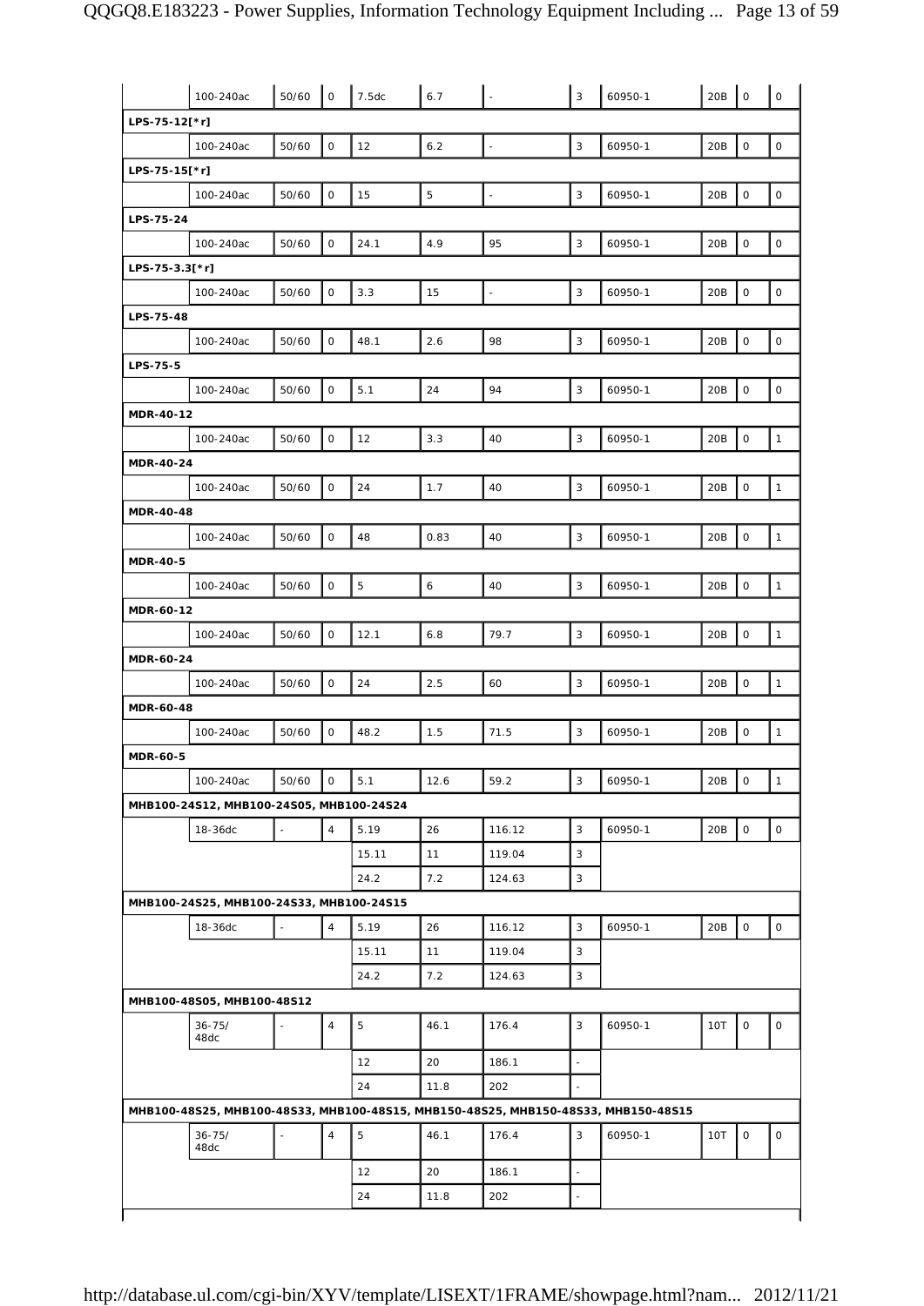| | | | | | | | | | | | |
|---|---|---|---|---|---|---|---|---|---|---|---|
| | 100-240ac | 50/60 | 0 | 7.5dc | 6.7 | - | 3 | 60950-1 | 20B | 0 | 0 |
| **LPS-75-12[*r]** | | | | | | | | | | | |
| | 100-240ac | 50/60 | 0 | 12 | 6.2 | - | 3 | 60950-1 | 20B | 0 | 0 |
| **LPS-75-15[*r]** | | | | | | | | | | | |
| | 100-240ac | 50/60 | 0 | 15 | 5 | - | 3 | 60950-1 | 20B | 0 | 0 |
| **LPS-75-24** | | | | | | | | | | | |
| | 100-240ac | 50/60 | 0 | 24.1 | 4.9 | 95 | 3 | 60950-1 | 20B | 0 | 0 |
| **LPS-75-3.3[*r]** | | | | | | | | | | | |
| | 100-240ac | 50/60 | 0 | 3.3 | 15 | - | 3 | 60950-1 | 20B | 0 | 0 |
| **LPS-75-48** | | | | | | | | | | | |
| | 100-240ac | 50/60 | 0 | 48.1 | 2.6 | 98 | 3 | 60950-1 | 20B | 0 | 0 |
| **LPS-75-5** | | | | | | | | | | | |
| | 100-240ac | 50/60 | 0 | 5.1 | 24 | 94 | 3 | 60950-1 | 20B | 0 | 0 |
| **MDR-40-12** | | | | | | | | | | | |
| | 100-240ac | 50/60 | 0 | 12 | 3.3 | 40 | 3 | 60950-1 | 20B | 0 | 1 |
| **MDR-40-24** | | | | | | | | | | | |
| | 100-240ac | 50/60 | 0 | 24 | 1.7 | 40 | 3 | 60950-1 | 20B | 0 | 1 |
| **MDR-40-48** | | | | | | | | | | | |
| | 100-240ac | 50/60 | 0 | 48 | 0.83 | 40 | 3 | 60950-1 | 20B | 0 | 1 |
| **MDR-40-5** | | | | | | | | | | | |
| | 100-240ac | 50/60 | 0 | 5 | 6 | 40 | 3 | 60950-1 | 20B | 0 | 1 |
| **MDR-60-12** | | | | | | | | | | | |
| | 100-240ac | 50/60 | 0 | 12.1 | 6.8 | 79.7 | 3 | 60950-1 | 20B | 0 | 1 |
| **MDR-60-24** | | | | | | | | | | | |
| | 100-240ac | 50/60 | 0 | 24 | 2.5 | 60 | 3 | 60950-1 | 20B | 0 | 1 |
| **MDR-60-48** | | | | | | | | | | | |
| | 100-240ac | 50/60 | 0 | 48.2 | 1.5 | 71.5 | 3 | 60950-1 | 20B | 0 | 1 |
| **MDR-60-5** | | | | | | | | | | | |
| | 100-240ac | 50/60 | 0 | 5.1 | 12.6 | 59.2 | 3 | 60950-1 | 20B | 0 | 1 |
| **MHB100-24S12, MHB100-24S05, MHB100-24S24** | | | | | | | | | | | |
| | 18-36dc | - | 4 | 5.19 | 26 | 116.12 | 3 | 60950-1 | 20B | 0 | 0 |
| | | | | 15.11 | 11 | 119.04 | 3 | | | | |
| | | | | 24.2 | 7.2 | 124.63 | 3 | | | | |
| **MHB100-24S25, MHB100-24S33, MHB100-24S15** | | | | | | | | | | | |
| | 18-36dc | - | 4 | 5.19 | 26 | 116.12 | 3 | 60950-1 | 20B | 0 | 0 |
| | | | | 15.11 | 11 | 119.04 | 3 | | | | |
| | | | | 24.2 | 7.2 | 124.63 | 3 | | | | |
| **MHB100-48S05, MHB100-48S12** | | | | | | | | | | | |
| | 36-75/ 48dc | - | 4 | 5 | 46.1 | 176.4 | 3 | 60950-1 | 10T | 0 | 0 |
| | | | | 12 | 20 | 186.1 | - | | | | |
| | | | | 24 | 11.8 | 202 | - | | | | |
| **MHB100-48S25, MHB100-48S33, MHB100-48S15, MHB150-48S25, MHB150-48S33, MHB150-48S15** | | | | | | | | | | | |
| | 36-75/ 48dc | - | 4 | 5 | 46.1 | 176.4 | 3 | 60950-1 | 10T | 0 | 0 |
| | | | | 12 | 20 | 186.1 | - | | | | |
| | | | | 24 | 11.8 | 202 | - | | | | |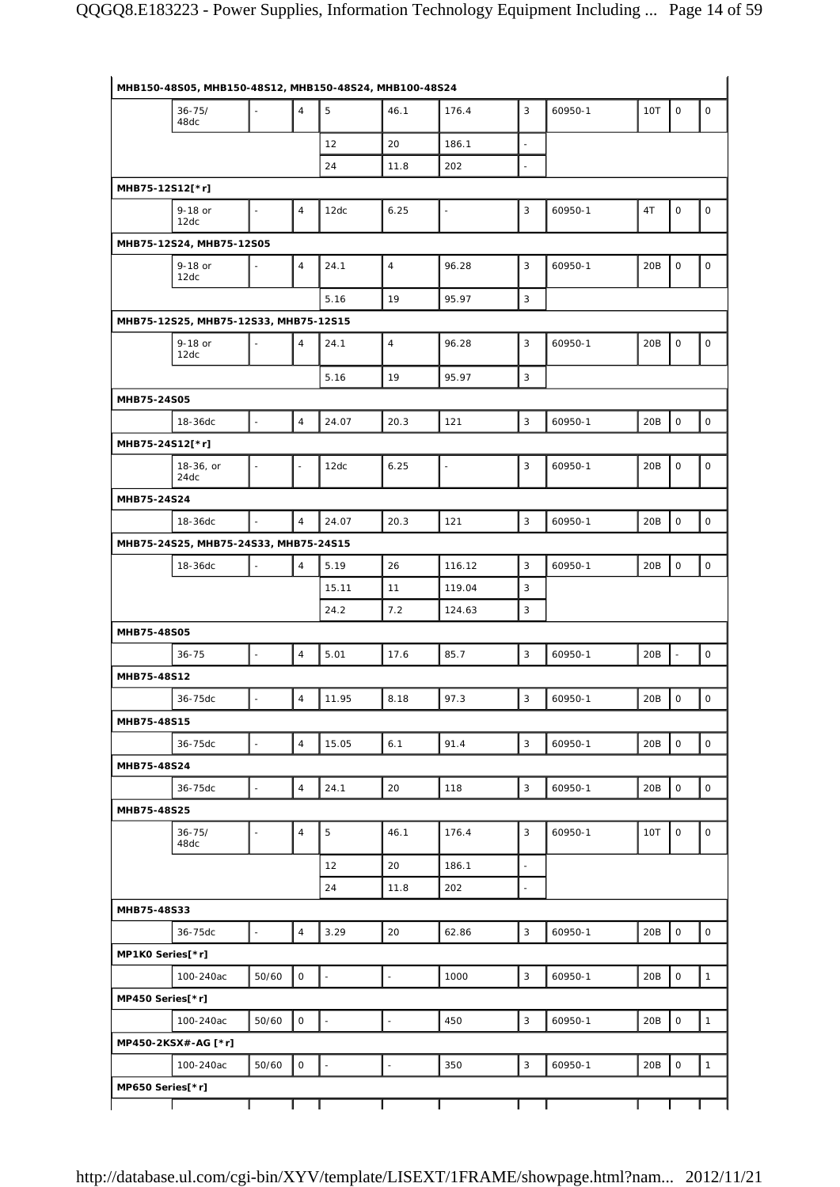| | | | | | | | | | | | |
|---|---|---|---|---|---|---|---|---|---|---|---|
| **MHB150-48S05, MHB150-48S12, MHB150-48S24, MHB100-48S24** | | | | | | | | | | | |
| | 36-75/ 48dc | - | 4 | 5 | 46.1 | 176.4 | 3 | 60950-1 | 10T | 0 | 0 |
| | | | | 12 | 20 | 186.1 | - | | | | |
| | | | | 24 | 11.8 | 202 | - | | | | |
| **MHB75-12S12[*r]** | | | | | | | | | | | |
| | 9-18 or 12dc | - | 4 | 12dc | 6.25 | - | 3 | 60950-1 | 4T | 0 | 0 |
| **MHB75-12S24, MHB75-12S05** | | | | | | | | | | | |
| | 9-18 or 12dc | - | 4 | 24.1 | 4 | 96.28 | 3 | 60950-1 | 20B | 0 | 0 |
| | | | | 5.16 | 19 | 95.97 | 3 | | | | |
| **MHB75-12S25, MHB75-12S33, MHB75-12S15** | | | | | | | | | | | |
| | 9-18 or 12dc | - | 4 | 24.1 | 4 | 96.28 | 3 | 60950-1 | 20B | 0 | 0 |
| | | | | 5.16 | 19 | 95.97 | 3 | | | | |
| **MHB75-24S05** | | | | | | | | | | | |
| | 18-36dc | - | 4 | 24.07 | 20.3 | 121 | 3 | 60950-1 | 20B | 0 | 0 |
| **MHB75-24S12[*r]** | | | | | | | | | | | |
| | 18-36, or 24dc | - | - | 12dc | 6.25 | - | 3 | 60950-1 | 20B | 0 | 0 |
| **MHB75-24S24** | | | | | | | | | | | |
| | 18-36dc | - | 4 | 24.07 | 20.3 | 121 | 3 | 60950-1 | 20B | 0 | 0 |
| **MHB75-24S25, MHB75-24S33, MHB75-24S15** | | | | | | | | | | | |
| | 18-36dc | - | 4 | 5.19 | 26 | 116.12 | 3 | 60950-1 | 20B | 0 | 0 |
| | | | | 15.11 | 11 | 119.04 | 3 | | | | |
| | | | | 24.2 | 7.2 | 124.63 | 3 | | | | |
| **MHB75-48S05** | | | | | | | | | | | |
| | 36-75 | - | 4 | 5.01 | 17.6 | 85.7 | 3 | 60950-1 | 20B | - | 0 |
| **MHB75-48S12** | | | | | | | | | | | |
| | 36-75dc | - | 4 | 11.95 | 8.18 | 97.3 | 3 | 60950-1 | 20B | 0 | 0 |
| **MHB75-48S15** | | | | | | | | | | | |
| | 36-75dc | - | 4 | 15.05 | 6.1 | 91.4 | 3 | 60950-1 | 20B | 0 | 0 |
| **MHB75-48S24** | | | | | | | | | | | |
| | 36-75dc | - | 4 | 24.1 | 20 | 118 | 3 | 60950-1 | 20B | 0 | 0 |
| **MHB75-48S25** | | | | | | | | | | | |
| | 36-75/ 48dc | - | 4 | 5 | 46.1 | 176.4 | 3 | 60950-1 | 10T | 0 | 0 |
| | | | | 12 | 20 | 186.1 | - | | | | |
| | | | | 24 | 11.8 | 202 | - | | | | |
| **MHB75-48S33** | | | | | | | | | | | |
| | 36-75dc | - | 4 | 3.29 | 20 | 62.86 | 3 | 60950-1 | 20B | 0 | 0 |
| **MP1K0 Series[*r]** | | | | | | | | | | | |
| | 100-240ac | 50/60 | 0 | - | - | 1000 | 3 | 60950-1 | 20B | 0 | 1 |
| **MP450 Series[*r]** | | | | | | | | | | | |
| | 100-240ac | 50/60 | 0 | - | - | 450 | 3 | 60950-1 | 20B | 0 | 1 |
| **MP450-2KSX#-AG [*r]** | | | | | | | | | | | |
| | 100-240ac | 50/60 | 0 | - | - | 350 | 3 | 60950-1 | 20B | 0 | 1 |
| **MP650 Series[*r]** | | | | | | | | | | | |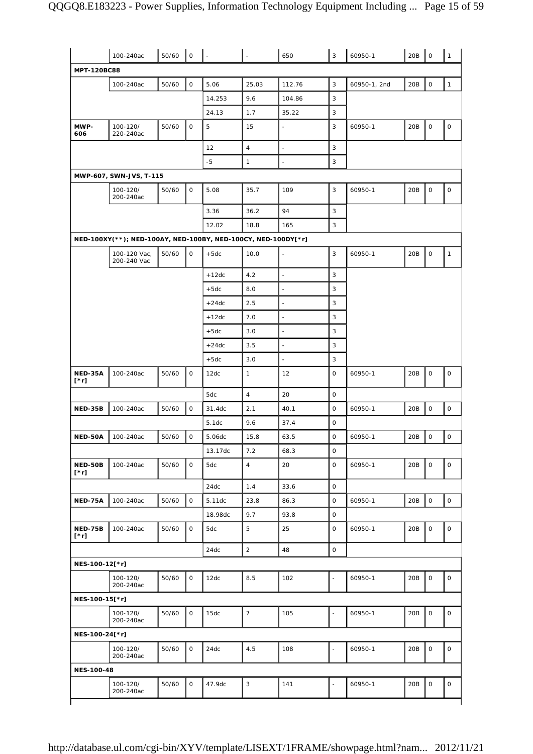| | | | | | | | | | | | |
|---|---|---|---|---|---|---|---|---|---|---|---|
| | 100-240ac | 50/60 | 0 | - | - | 650 | 3 | 60950-1 | 20B | 0 | 1 |
| **MPT-120BC88** | | | | | | | | | | | |
| | 100-240ac | 50/60 | 0 | 5.06 | 25.03 | 112.76 | 3 | 60950-1, 2nd | 20B | 0 | 1 |
| | | | | 14.253 | 9.6 | 104.86 | 3 | | | | |
| | | | | 24.13 | 1.7 | 35.22 | 3 | | | | |
| **MWP-606** | 100-120/ 220-240ac | 50/60 | 0 | 5 | 15 | - | 3 | 60950-1 | 20B | 0 | 0 |
| | | | | 12 | 4 | - | 3 | | | | |
| | | | | -5 | 1 | - | 3 | | | | |
| **MWP-607, SWN-JVS, T-115** | | | | | | | | | | | |
| | 100-120/ 200-240ac | 50/60 | 0 | 5.08 | 35.7 | 109 | 3 | 60950-1 | 20B | 0 | 0 |
| | | | | 3.36 | 36.2 | 94 | 3 | | | | |
| | | | | 12.02 | 18.8 | 165 | 3 | | | | |
| **NED-100XY(**); NED-100AY, NED-100BY, NED-100CY, NED-100DY[*r]** | | | | | | | | | | | |
| | 100-120 Vac, 200-240 Vac | 50/60 | 0 | +5dc | 10.0 | - | 3 | 60950-1 | 20B | 0 | 1 |
| | | | | +12dc | 4.2 | - | 3 | | | | |
| | | | | +5dc | 8.0 | - | 3 | | | | |
| | | | | +24dc | 2.5 | - | 3 | | | | |
| | | | | +12dc | 7.0 | - | 3 | | | | |
| | | | | +5dc | 3.0 | - | 3 | | | | |
| | | | | +24dc | 3.5 | - | 3 | | | | |
| | | | | +5dc | 3.0 | - | 3 | | | | |
| **NED-35A [*r]** | 100-240ac | 50/60 | 0 | 12dc | 1 | 12 | 0 | 60950-1 | 20B | 0 | 0 |
| | | | | 5dc | 4 | 20 | 0 | | | | |
| **NED-35B** | 100-240ac | 50/60 | 0 | 31.4dc | 2.1 | 40.1 | 0 | 60950-1 | 20B | 0 | 0 |
| | | | | 5.1dc | 9.6 | 37.4 | 0 | | | | |
| **NED-50A** | 100-240ac | 50/60 | 0 | 5.06dc | 15.8 | 63.5 | 0 | 60950-1 | 20B | 0 | 0 |
| | | | | 13.17dc | 7.2 | 68.3 | 0 | | | | |
| **NED-50B [*r]** | 100-240ac | 50/60 | 0 | 5dc | 4 | 20 | 0 | 60950-1 | 20B | 0 | 0 |
| | | | | 24dc | 1.4 | 33.6 | 0 | | | | |
| **NED-75A** | 100-240ac | 50/60 | 0 | 5.11dc | 23.8 | 86.3 | 0 | 60950-1 | 20B | 0 | 0 |
| | | | | 18.98dc | 9.7 | 93.8 | 0 | | | | |
| **NED-75B [*r]** | 100-240ac | 50/60 | 0 | 5dc | 5 | 25 | 0 | 60950-1 | 20B | 0 | 0 |
| | | | | 24dc | 2 | 48 | 0 | | | | |
| **NES-100-12[*r]** | | | | | | | | | | | |
| | 100-120/ 200-240ac | 50/60 | 0 | 12dc | 8.5 | 102 | - | 60950-1 | 20B | 0 | 0 |
| **NES-100-15[*r]** | | | | | | | | | | | |
| | 100-120/ 200-240ac | 50/60 | 0 | 15dc | 7 | 105 | - | 60950-1 | 20B | 0 | 0 |
| **NES-100-24[*r]** | | | | | | | | | | | |
| | 100-120/ 200-240ac | 50/60 | 0 | 24dc | 4.5 | 108 | - | 60950-1 | 20B | 0 | 0 |
| **NES-100-48** | | | | | | | | | | | |
| | 100-120/ 200-240ac | 50/60 | 0 | 47.9dc | 3 | 141 | - | 60950-1 | 20B | 0 | 0 |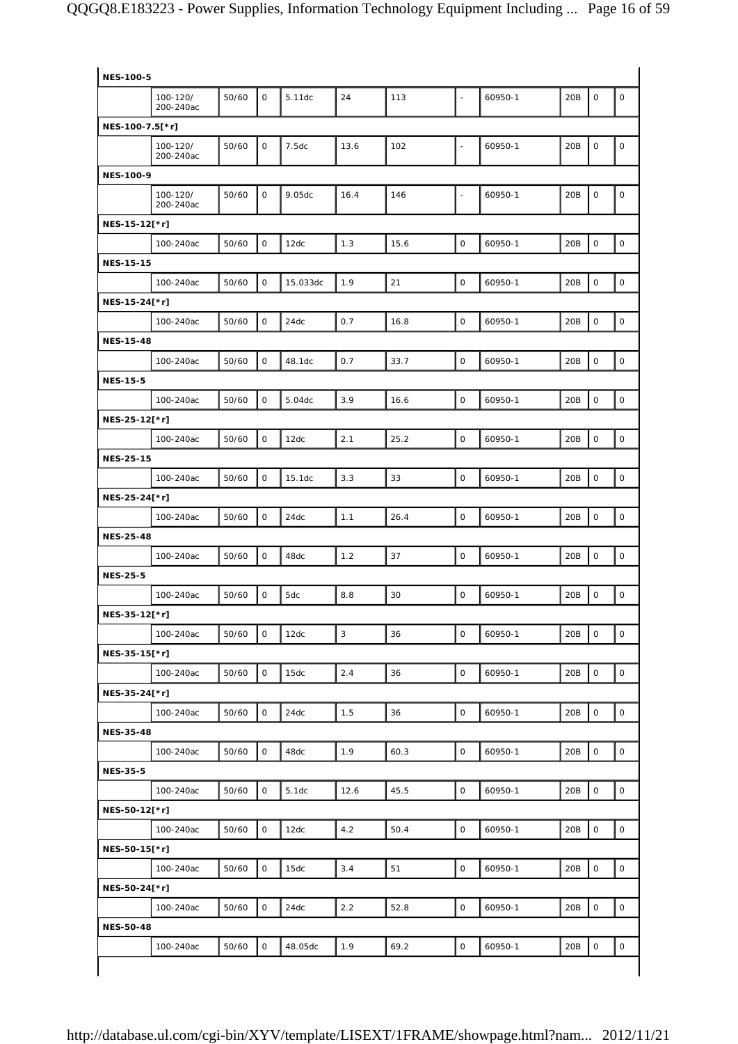| | | | | | | | | | | | |
|---|---|---|---|---|---|---|---|---|---|---|---|
| **NES-100-5** | | | | | | | | | | | |
| | 100-120/ 200-240ac | 50/60 | 0 | 5.11dc | 24 | 113 | - | 60950-1 | 20B | 0 | 0 |
| **NES-100-7.5[*r]** | | | | | | | | | | | |
| | 100-120/ 200-240ac | 50/60 | 0 | 7.5dc | 13.6 | 102 | - | 60950-1 | 20B | 0 | 0 |
| **NES-100-9** | | | | | | | | | | | |
| | 100-120/ 200-240ac | 50/60 | 0 | 9.05dc | 16.4 | 146 | - | 60950-1 | 20B | 0 | 0 |
| **NES-15-12[*r]** | | | | | | | | | | | |
| | 100-240ac | 50/60 | 0 | 12dc | 1.3 | 15.6 | 0 | 60950-1 | 20B | 0 | 0 |
| **NES-15-15** | | | | | | | | | | | |
| | 100-240ac | 50/60 | 0 | 15.033dc | 1.9 | 21 | 0 | 60950-1 | 20B | 0 | 0 |
| **NES-15-24[*r]** | | | | | | | | | | | |
| | 100-240ac | 50/60 | 0 | 24dc | 0.7 | 16.8 | 0 | 60950-1 | 20B | 0 | 0 |
| **NES-15-48** | | | | | | | | | | | |
| | 100-240ac | 50/60 | 0 | 48.1dc | 0.7 | 33.7 | 0 | 60950-1 | 20B | 0 | 0 |
| **NES-15-5** | | | | | | | | | | | |
| | 100-240ac | 50/60 | 0 | 5.04dc | 3.9 | 16.6 | 0 | 60950-1 | 20B | 0 | 0 |
| **NES-25-12[*r]** | | | | | | | | | | | |
| | 100-240ac | 50/60 | 0 | 12dc | 2.1 | 25.2 | 0 | 60950-1 | 20B | 0 | 0 |
| **NES-25-15** | | | | | | | | | | | |
| | 100-240ac | 50/60 | 0 | 15.1dc | 3.3 | 33 | 0 | 60950-1 | 20B | 0 | 0 |
| **NES-25-24[*r]** | | | | | | | | | | | |
| | 100-240ac | 50/60 | 0 | 24dc | 1.1 | 26.4 | 0 | 60950-1 | 20B | 0 | 0 |
| **NES-25-48** | | | | | | | | | | | |
| | 100-240ac | 50/60 | 0 | 48dc | 1.2 | 37 | 0 | 60950-1 | 20B | 0 | 0 |
| **NES-25-5** | | | | | | | | | | | |
| | 100-240ac | 50/60 | 0 | 5dc | 8.8 | 30 | 0 | 60950-1 | 20B | 0 | 0 |
| **NES-35-12[*r]** | | | | | | | | | | | |
| | 100-240ac | 50/60 | 0 | 12dc | 3 | 36 | 0 | 60950-1 | 20B | 0 | 0 |
| **NES-35-15[*r]** | | | | | | | | | | | |
| | 100-240ac | 50/60 | 0 | 15dc | 2.4 | 36 | 0 | 60950-1 | 20B | 0 | 0 |
| **NES-35-24[*r]** | | | | | | | | | | | |
| | 100-240ac | 50/60 | 0 | 24dc | 1.5 | 36 | 0 | 60950-1 | 20B | 0 | 0 |
| **NES-35-48** | | | | | | | | | | | |
| | 100-240ac | 50/60 | 0 | 48dc | 1.9 | 60.3 | 0 | 60950-1 | 20B | 0 | 0 |
| **NES-35-5** | | | | | | | | | | | |
| | 100-240ac | 50/60 | 0 | 5.1dc | 12.6 | 45.5 | 0 | 60950-1 | 20B | 0 | 0 |
| **NES-50-12[*r]** | | | | | | | | | | | |
| | 100-240ac | 50/60 | 0 | 12dc | 4.2 | 50.4 | 0 | 60950-1 | 20B | 0 | 0 |
| **NES-50-15[*r]** | | | | | | | | | | | |
| | 100-240ac | 50/60 | 0 | 15dc | 3.4 | 51 | 0 | 60950-1 | 20B | 0 | 0 |
| **NES-50-24[*r]** | | | | | | | | | | | |
| | 100-240ac | 50/60 | 0 | 24dc | 2.2 | 52.8 | 0 | 60950-1 | 20B | 0 | 0 |
| **NES-50-48** | | | | | | | | | | | |
| | 100-240ac | 50/60 | 0 | 48.05dc | 1.9 | 69.2 | 0 | 60950-1 | 20B | 0 | 0 |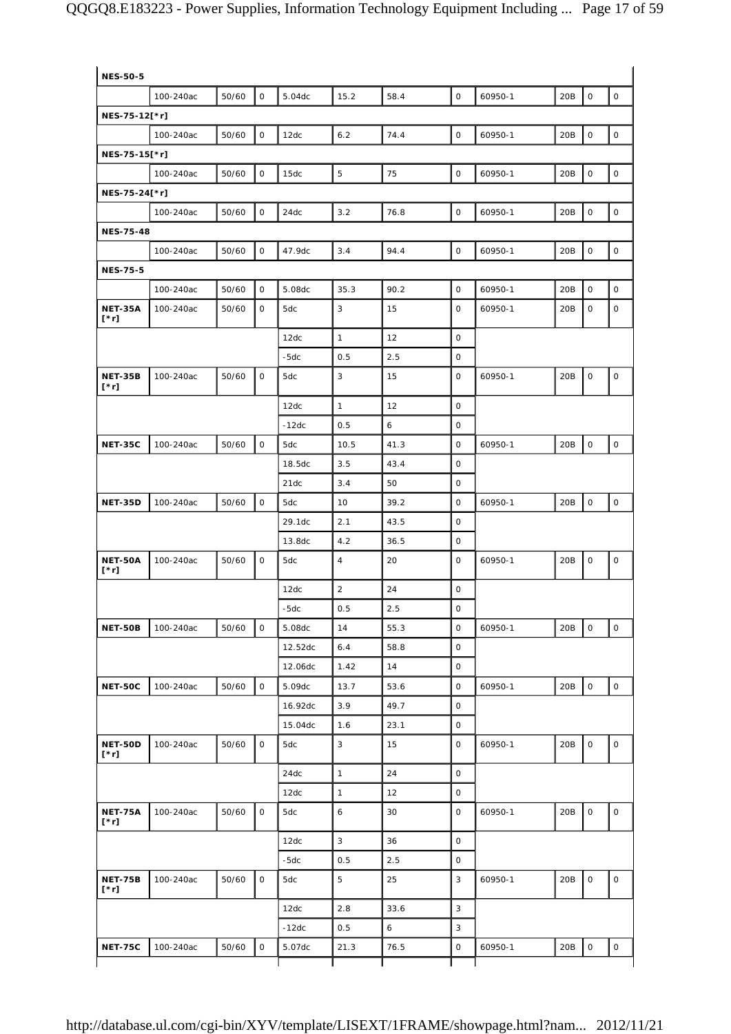| | | | | | | | | | | | |
|---|---|---|---|---|---|---|---|---|---|---|---|
| **NES-50-5** | | | | | | | | | | | |
| | 100-240ac | 50/60 | 0 | 5.04dc | 15.2 | 58.4 | 0 | 60950-1 | 20B | 0 | 0 |
| **NES-75-12[*r]** | | | | | | | | | | | |
| | 100-240ac | 50/60 | 0 | 12dc | 6.2 | 74.4 | 0 | 60950-1 | 20B | 0 | 0 |
| **NES-75-15[*r]** | | | | | | | | | | | |
| | 100-240ac | 50/60 | 0 | 15dc | 5 | 75 | 0 | 60950-1 | 20B | 0 | 0 |
| **NES-75-24[*r]** | | | | | | | | | | | |
| | 100-240ac | 50/60 | 0 | 24dc | 3.2 | 76.8 | 0 | 60950-1 | 20B | 0 | 0 |
| **NES-75-48** | | | | | | | | | | | |
| | 100-240ac | 50/60 | 0 | 47.9dc | 3.4 | 94.4 | 0 | 60950-1 | 20B | 0 | 0 |
| **NES-75-5** | | | | | | | | | | | |
| | 100-240ac | 50/60 | 0 | 5.08dc | 35.3 | 90.2 | 0 | 60950-1 | 20B | 0 | 0 |
| **NET-35A [*r]** | 100-240ac | 50/60 | 0 | 5dc | 3 | 15 | 0 | 60950-1 | 20B | 0 | 0 |
| | | | | 12dc | 1 | 12 | 0 | | | | |
| | | | | -5dc | 0.5 | 2.5 | 0 | | | | |
| **NET-35B [*r]** | 100-240ac | 50/60 | 0 | 5dc | 3 | 15 | 0 | 60950-1 | 20B | 0 | 0 |
| | | | | 12dc | 1 | 12 | 0 | | | | |
| | | | | -12dc | 0.5 | 6 | 0 | | | | |
| **NET-35C** | 100-240ac | 50/60 | 0 | 5dc | 10.5 | 41.3 | 0 | 60950-1 | 20B | 0 | 0 |
| | | | | 18.5dc | 3.5 | 43.4 | 0 | | | | |
| | | | | 21dc | 3.4 | 50 | 0 | | | | |
| **NET-35D** | 100-240ac | 50/60 | 0 | 5dc | 10 | 39.2 | 0 | 60950-1 | 20B | 0 | 0 |
| | | | | 29.1dc | 2.1 | 43.5 | 0 | | | | |
| | | | | 13.8dc | 4.2 | 36.5 | 0 | | | | |
| **NET-50A [*r]** | 100-240ac | 50/60 | 0 | 5dc | 4 | 20 | 0 | 60950-1 | 20B | 0 | 0 |
| | | | | 12dc | 2 | 24 | 0 | | | | |
| | | | | -5dc | 0.5 | 2.5 | 0 | | | | |
| **NET-50B** | 100-240ac | 50/60 | 0 | 5.08dc | 14 | 55.3 | 0 | 60950-1 | 20B | 0 | 0 |
| | | | | 12.52dc | 6.4 | 58.8 | 0 | | | | |
| | | | | 12.06dc | 1.42 | 14 | 0 | | | | |
| **NET-50C** | 100-240ac | 50/60 | 0 | 5.09dc | 13.7 | 53.6 | 0 | 60950-1 | 20B | 0 | 0 |
| | | | | 16.92dc | 3.9 | 49.7 | 0 | | | | |
| | | | | 15.04dc | 1.6 | 23.1 | 0 | | | | |
| **NET-50D [*r]** | 100-240ac | 50/60 | 0 | 5dc | 3 | 15 | 0 | 60950-1 | 20B | 0 | 0 |
| | | | | 24dc | 1 | 24 | 0 | | | | |
| | | | | 12dc | 1 | 12 | 0 | | | | |
| **NET-75A [*r]** | 100-240ac | 50/60 | 0 | 5dc | 6 | 30 | 0 | 60950-1 | 20B | 0 | 0 |
| | | | | 12dc | 3 | 36 | 0 | | | | |
| | | | | -5dc | 0.5 | 2.5 | 0 | | | | |
| **NET-75B [*r]** | 100-240ac | 50/60 | 0 | 5dc | 5 | 25 | 3 | 60950-1 | 20B | 0 | 0 |
| | | | | 12dc | 2.8 | 33.6 | 3 | | | | |
| | | | | -12dc | 0.5 | 6 | 3 | | | | |
| **NET-75C** | 100-240ac | 50/60 | 0 | 5.07dc | 21.3 | 76.5 | 0 | 60950-1 | 20B | 0 | 0 |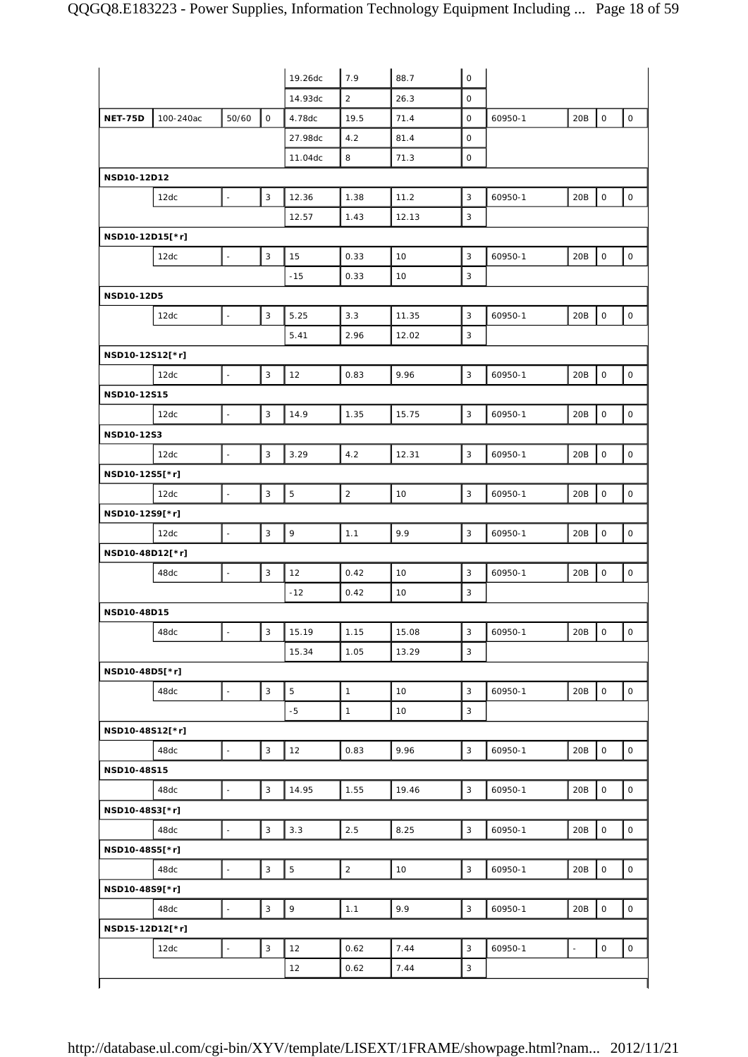| | | | | | | | | | | | |
|---|---|---|---|---|---|---|---|---|---|---|---|
| | | | | 19.26dc | 7.9 | 88.7 | 0 | | | | |
| | | | | 14.93dc | 2 | 26.3 | 0 | | | | |
| **NET-75D** | 100-240ac | 50/60 | 0 | 4.78dc | 19.5 | 71.4 | 0 | 60950-1 | 20B | 0 | 0 |
| | | | | 27.98dc | 4.2 | 81.4 | 0 | | | | |
| | | | | 11.04dc | 8 | 71.3 | 0 | | | | |
| **NSD10-12D12** | | | | | | | | | | | |
| | 12dc | - | 3 | 12.36 | 1.38 | 11.2 | 3 | 60950-1 | 20B | 0 | 0 |
| | | | | 12.57 | 1.43 | 12.13 | 3 | | | | |
| **NSD10-12D15[*r]** | | | | | | | | | | | |
| | 12dc | - | 3 | 15 | 0.33 | 10 | 3 | 60950-1 | 20B | 0 | 0 |
| | | | | -15 | 0.33 | 10 | 3 | | | | |
| **NSD10-12D5** | | | | | | | | | | | |
| | 12dc | - | 3 | 5.25 | 3.3 | 11.35 | 3 | 60950-1 | 20B | 0 | 0 |
| | | | | 5.41 | 2.96 | 12.02 | 3 | | | | |
| **NSD10-12S12[*r]** | | | | | | | | | | | |
| | 12dc | - | 3 | 12 | 0.83 | 9.96 | 3 | 60950-1 | 20B | 0 | 0 |
| **NSD10-12S15** | | | | | | | | | | | |
| | 12dc | - | 3 | 14.9 | 1.35 | 15.75 | 3 | 60950-1 | 20B | 0 | 0 |
| **NSD10-12S3** | | | | | | | | | | | |
| | 12dc | - | 3 | 3.29 | 4.2 | 12.31 | 3 | 60950-1 | 20B | 0 | 0 |
| **NSD10-12S5[*r]** | | | | | | | | | | | |
| | 12dc | - | 3 | 5 | 2 | 10 | 3 | 60950-1 | 20B | 0 | 0 |
| **NSD10-12S9[*r]** | | | | | | | | | | | |
| | 12dc | - | 3 | 9 | 1.1 | 9.9 | 3 | 60950-1 | 20B | 0 | 0 |
| **NSD10-48D12[*r]** | | | | | | | | | | | |
| | 48dc | - | 3 | 12 | 0.42 | 10 | 3 | 60950-1 | 20B | 0 | 0 |
| | | | | -12 | 0.42 | 10 | 3 | | | | |
| **NSD10-48D15** | | | | | | | | | | | |
| | 48dc | - | 3 | 15.19 | 1.15 | 15.08 | 3 | 60950-1 | 20B | 0 | 0 |
| | | | | 15.34 | 1.05 | 13.29 | 3 | | | | |
| **NSD10-48D5[*r]** | | | | | | | | | | | |
| | 48dc | - | 3 | 5 | 1 | 10 | 3 | 60950-1 | 20B | 0 | 0 |
| | | | | -5 | 1 | 10 | 3 | | | | |
| **NSD10-48S12[*r]** | | | | | | | | | | | |
| | 48dc | - | 3 | 12 | 0.83 | 9.96 | 3 | 60950-1 | 20B | 0 | 0 |
| **NSD10-48S15** | | | | | | | | | | | |
| | 48dc | - | 3 | 14.95 | 1.55 | 19.46 | 3 | 60950-1 | 20B | 0 | 0 |
| **NSD10-48S3[*r]** | | | | | | | | | | | |
| | 48dc | - | 3 | 3.3 | 2.5 | 8.25 | 3 | 60950-1 | 20B | 0 | 0 |
| **NSD10-48S5[*r]** | | | | | | | | | | | |
| | 48dc | - | 3 | 5 | 2 | 10 | 3 | 60950-1 | 20B | 0 | 0 |
| **NSD10-48S9[*r]** | | | | | | | | | | | |
| | 48dc | - | 3 | 9 | 1.1 | 9.9 | 3 | 60950-1 | 20B | 0 | 0 |
| **NSD15-12D12[*r]** | | | | | | | | | | | |
| | 12dc | - | 3 | 12 | 0.62 | 7.44 | 3 | 60950-1 | - | 0 | 0 |
| | | | | 12 | 0.62 | 7.44 | 3 | | | | |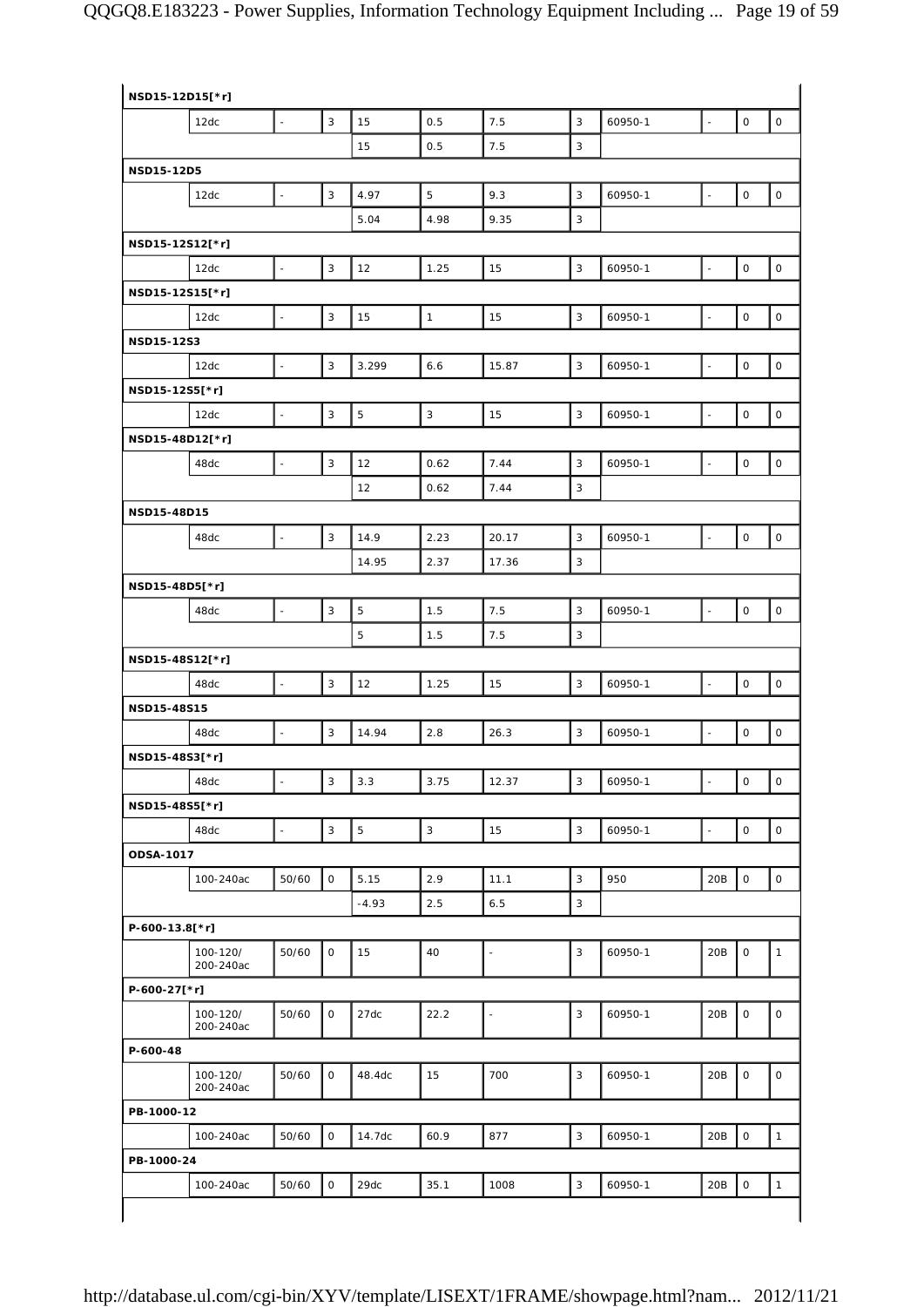| | | | | | | | | | | | |
|---|---|---|---|---|---|---|---|---|---|---|---|
| **NSD15-12D15[*r]** | | | | | | | | | | | |
| | 12dc | - | 3 | 15 | 0.5 | 7.5 | 3 | 60950-1 | - | 0 | 0 |
| | | | | 15 | 0.5 | 7.5 | 3 | | | | |
| **NSD15-12D5** | | | | | | | | | | | |
| | 12dc | - | 3 | 4.97 | 5 | 9.3 | 3 | 60950-1 | - | 0 | 0 |
| | | | | 5.04 | 4.98 | 9.35 | 3 | | | | |
| **NSD15-12S12[*r]** | | | | | | | | | | | |
| | 12dc | - | 3 | 12 | 1.25 | 15 | 3 | 60950-1 | - | 0 | 0 |
| **NSD15-12S15[*r]** | | | | | | | | | | | |
| | 12dc | - | 3 | 15 | 1 | 15 | 3 | 60950-1 | - | 0 | 0 |
| **NSD15-12S3** | | | | | | | | | | | |
| | 12dc | - | 3 | 3.299 | 6.6 | 15.87 | 3 | 60950-1 | - | 0 | 0 |
| **NSD15-12S5[*r]** | | | | | | | | | | | |
| | 12dc | - | 3 | 5 | 3 | 15 | 3 | 60950-1 | - | 0 | 0 |
| **NSD15-48D12[*r]** | | | | | | | | | | | |
| | 48dc | - | 3 | 12 | 0.62 | 7.44 | 3 | 60950-1 | - | 0 | 0 |
| | | | | 12 | 0.62 | 7.44 | 3 | | | | |
| **NSD15-48D15** | | | | | | | | | | | |
| | 48dc | - | 3 | 14.9 | 2.23 | 20.17 | 3 | 60950-1 | - | 0 | 0 |
| | | | | 14.95 | 2.37 | 17.36 | 3 | | | | |
| **NSD15-48D5[*r]** | | | | | | | | | | | |
| | 48dc | - | 3 | 5 | 1.5 | 7.5 | 3 | 60950-1 | - | 0 | 0 |
| | | | | 5 | 1.5 | 7.5 | 3 | | | | |
| **NSD15-48S12[*r]** | | | | | | | | | | | |
| | 48dc | - | 3 | 12 | 1.25 | 15 | 3 | 60950-1 | - | 0 | 0 |
| **NSD15-48S15** | | | | | | | | | | | |
| | 48dc | - | 3 | 14.94 | 2.8 | 26.3 | 3 | 60950-1 | - | 0 | 0 |
| **NSD15-48S3[*r]** | | | | | | | | | | | |
| | 48dc | - | 3 | 3.3 | 3.75 | 12.37 | 3 | 60950-1 | - | 0 | 0 |
| **NSD15-48S5[*r]** | | | | | | | | | | | |
| | 48dc | - | 3 | 5 | 3 | 15 | 3 | 60950-1 | - | 0 | 0 |
| **ODSA-1017** | | | | | | | | | | | |
| | 100-240ac | 50/60 | 0 | 5.15 | 2.9 | 11.1 | 3 | 950 | 20B | 0 | 0 |
| | | | | -4.93 | 2.5 | 6.5 | 3 | | | | |
| **P-600-13.8[*r]** | | | | | | | | | | | |
| | 100-120/ 200-240ac | 50/60 | 0 | 15 | 40 | - | 3 | 60950-1 | 20B | 0 | 1 |
| **P-600-27[*r]** | | | | | | | | | | | |
| | 100-120/ 200-240ac | 50/60 | 0 | 27dc | 22.2 | - | 3 | 60950-1 | 20B | 0 | 0 |
| **P-600-48** | | | | | | | | | | | |
| | 100-120/ 200-240ac | 50/60 | 0 | 48.4dc | 15 | 700 | 3 | 60950-1 | 20B | 0 | 0 |
| **PB-1000-12** | | | | | | | | | | | |
| | 100-240ac | 50/60 | 0 | 14.7dc | 60.9 | 877 | 3 | 60950-1 | 20B | 0 | 1 |
| **PB-1000-24** | | | | | | | | | | | |
| | 100-240ac | 50/60 | 0 | 29dc | 35.1 | 1008 | 3 | 60950-1 | 20B | 0 | 1 |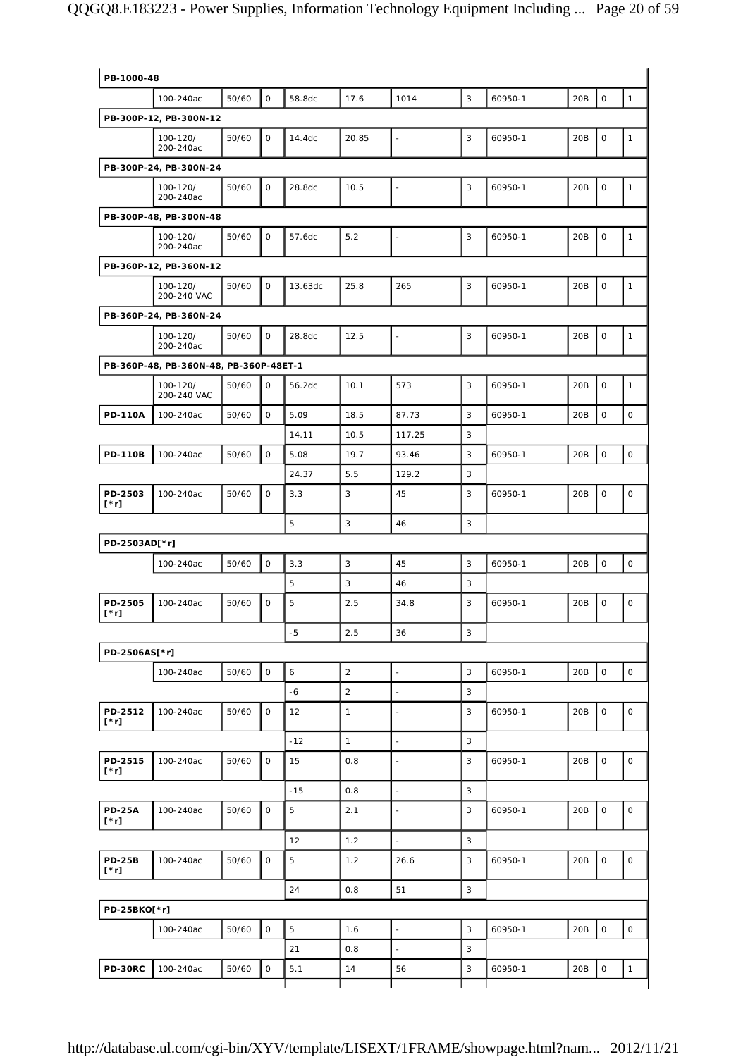| PB-1000-48 | | | | | | | | | | | |
|---|---|---|---|---|---|---|---|---|---|---|---|
| | 100-240ac | 50/60 | 0 | 58.8dc | 17.6 | 1014 | 3 | 60950-1 | 20B | 0 | 1 |
| **PB-300P-12, PB-300N-12** | | | | | | | | | | | |
| | 100-120/ 200-240ac | 50/60 | 0 | 14.4dc | 20.85 | - | 3 | 60950-1 | 20B | 0 | 1 |
| **PB-300P-24, PB-300N-24** | | | | | | | | | | | |
| | 100-120/ 200-240ac | 50/60 | 0 | 28.8dc | 10.5 | - | 3 | 60950-1 | 20B | 0 | 1 |
| **PB-300P-48, PB-300N-48** | | | | | | | | | | | |
| | 100-120/ 200-240ac | 50/60 | 0 | 57.6dc | 5.2 | - | 3 | 60950-1 | 20B | 0 | 1 |
| **PB-360P-12, PB-360N-12** | | | | | | | | | | | |
| | 100-120/ 200-240 VAC | 50/60 | 0 | 13.63dc | 25.8 | 265 | 3 | 60950-1 | 20B | 0 | 1 |
| **PB-360P-24, PB-360N-24** | | | | | | | | | | | |
| | 100-120/ 200-240ac | 50/60 | 0 | 28.8dc | 12.5 | - | 3 | 60950-1 | 20B | 0 | 1 |
| **PB-360P-48, PB-360N-48, PB-360P-48ET-1** | | | | | | | | | | | |
| | 100-120/ 200-240 VAC | 50/60 | 0 | 56.2dc | 10.1 | 573 | 3 | 60950-1 | 20B | 0 | 1 |
| **PD-110A** | 100-240ac | 50/60 | 0 | 5.09 | 18.5 | 87.73 | 3 | 60950-1 | 20B | 0 | 0 |
| | | | | 14.11 | 10.5 | 117.25 | 3 | | | | |
| **PD-110B** | 100-240ac | 50/60 | 0 | 5.08 | 19.7 | 93.46 | 3 | 60950-1 | 20B | 0 | 0 |
| | | | | 24.37 | 5.5 | 129.2 | 3 | | | | |
| **PD-2503 [*r]** | 100-240ac | 50/60 | 0 | 3.3 | 3 | 45 | 3 | 60950-1 | 20B | 0 | 0 |
| | | | | 5 | 3 | 46 | 3 | | | | |
| **PD-2503AD[*r]** | | | | | | | | | | | |
| | 100-240ac | 50/60 | 0 | 3.3 | 3 | 45 | 3 | 60950-1 | 20B | 0 | 0 |
| | | | | 5 | 3 | 46 | 3 | | | | |
| **PD-2505 [*r]** | 100-240ac | 50/60 | 0 | 5 | 2.5 | 34.8 | 3 | 60950-1 | 20B | 0 | 0 |
| | | | | -5 | 2.5 | 36 | 3 | | | | |
| **PD-2506AS[*r]** | | | | | | | | | | | |
| | 100-240ac | 50/60 | 0 | 6 | 2 | - | 3 | 60950-1 | 20B | 0 | 0 |
| | | | | -6 | 2 | - | 3 | | | | |
| **PD-2512 [*r]** | 100-240ac | 50/60 | 0 | 12 | 1 | - | 3 | 60950-1 | 20B | 0 | 0 |
| | | | | -12 | 1 | - | 3 | | | | |
| **PD-2515 [*r]** | 100-240ac | 50/60 | 0 | 15 | 0.8 | - | 3 | 60950-1 | 20B | 0 | 0 |
| | | | | -15 | 0.8 | - | 3 | | | | |
| **PD-25A [*r]** | 100-240ac | 50/60 | 0 | 5 | 2.1 | - | 3 | 60950-1 | 20B | 0 | 0 |
| | | | | 12 | 1.2 | - | 3 | | | | |
| **PD-25B [*r]** | 100-240ac | 50/60 | 0 | 5 | 1.2 | 26.6 | 3 | 60950-1 | 20B | 0 | 0 |
| | | | | 24 | 0.8 | 51 | 3 | | | | |
| **PD-25BKO[*r]** | | | | | | | | | | | |
| | 100-240ac | 50/60 | 0 | 5 | 1.6 | - | 3 | 60950-1 | 20B | 0 | 0 |
| | | | | 21 | 0.8 | - | 3 | | | | |
| **PD-30RC** | 100-240ac | 50/60 | 0 | 5.1 | 14 | 56 | 3 | 60950-1 | 20B | 0 | 1 |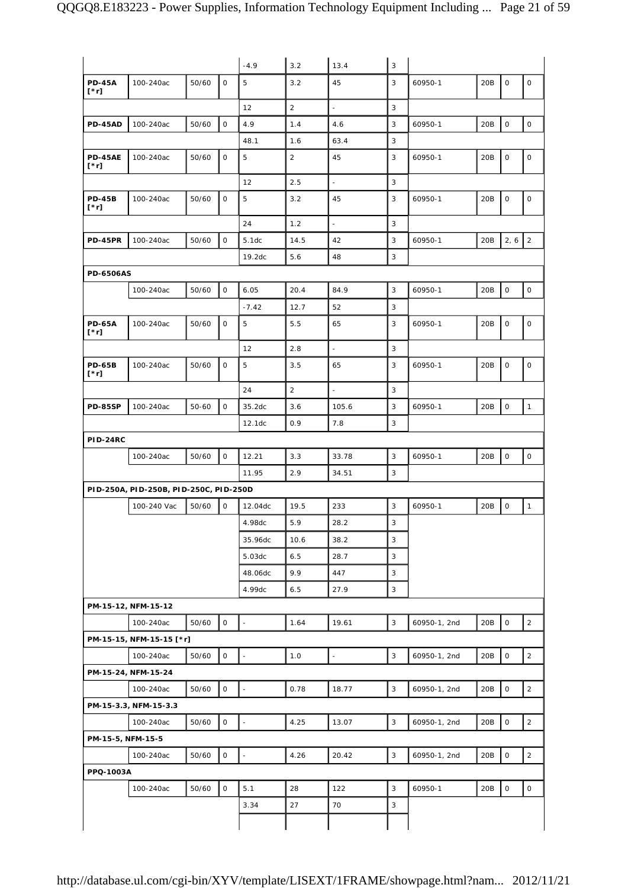| | | | | | | | | | | | |
|---|---|---|---|---|---|---|---|---|---|---|---|
| | | | | -4.9 | 3.2 | 13.4 | 3 | | | | |
| **PD-45A [*r]** | 100-240ac | 50/60 | 0 | 5 | 3.2 | 45 | 3 | 60950-1 | 20B | 0 | 0 |
| | | | | 12 | 2 | - | 3 | | | | |
| **PD-45AD** | 100-240ac | 50/60 | 0 | 4.9 | 1.4 | 4.6 | 3 | 60950-1 | 20B | 0 | 0 |
| | | | | 48.1 | 1.6 | 63.4 | 3 | | | | |
| **PD-45AE [*r]** | 100-240ac | 50/60 | 0 | 5 | 2 | 45 | 3 | 60950-1 | 20B | 0 | 0 |
| | | | | 12 | 2.5 | - | 3 | | | | |
| **PD-45B [*r]** | 100-240ac | 50/60 | 0 | 5 | 3.2 | 45 | 3 | 60950-1 | 20B | 0 | 0 |
| | | | | 24 | 1.2 | - | 3 | | | | |
| **PD-45PR** | 100-240ac | 50/60 | 0 | 5.1dc | 14.5 | 42 | 3 | 60950-1 | 20B | 2, 6 | 2 |
| | | | | 19.2dc | 5.6 | 48 | 3 | | | | |
| **PD-6506AS** | | | | | | | | | | | |
| | 100-240ac | 50/60 | 0 | 6.05 | 20.4 | 84.9 | 3 | 60950-1 | 20B | 0 | 0 |
| | | | | -7.42 | 12.7 | 52 | 3 | | | | |
| **PD-65A [*r]** | 100-240ac | 50/60 | 0 | 5 | 5.5 | 65 | 3 | 60950-1 | 20B | 0 | 0 |
| | | | | 12 | 2.8 | - | 3 | | | | |
| **PD-65B [*r]** | 100-240ac | 50/60 | 0 | 5 | 3.5 | 65 | 3 | 60950-1 | 20B | 0 | 0 |
| | | | | 24 | 2 | - | 3 | | | | |
| **PD-85SP** | 100-240ac | 50-60 | 0 | 35.2dc | 3.6 | 105.6 | 3 | 60950-1 | 20B | 0 | 1 |
| | | | | 12.1dc | 0.9 | 7.8 | 3 | | | | |
| **PID-24RC** | | | | | | | | | | | |
| | 100-240ac | 50/60 | 0 | 12.21 | 3.3 | 33.78 | 3 | 60950-1 | 20B | 0 | 0 |
| | | | | 11.95 | 2.9 | 34.51 | 3 | | | | |
| **PID-250A, PID-250B, PID-250C, PID-250D** | | | | | | | | | | | |
| | 100-240 Vac | 50/60 | 0 | 12.04dc | 19.5 | 233 | 3 | 60950-1 | 20B | 0 | 1 |
| | | | | 4.98dc | 5.9 | 28.2 | 3 | | | | |
| | | | | 35.96dc | 10.6 | 38.2 | 3 | | | | |
| | | | | 5.03dc | 6.5 | 28.7 | 3 | | | | |
| | | | | 48.06dc | 9.9 | 447 | 3 | | | | |
| | | | | 4.99dc | 6.5 | 27.9 | 3 | | | | |
| **PM-15-12, NFM-15-12** | | | | | | | | | | | |
| | 100-240ac | 50/60 | 0 | - | 1.64 | 19.61 | 3 | 60950-1, 2nd | 20B | 0 | 2 |
| **PM-15-15, NFM-15-15 [*r]** | | | | | | | | | | | |
| | 100-240ac | 50/60 | 0 | - | 1.0 | - | 3 | 60950-1, 2nd | 20B | 0 | 2 |
| **PM-15-24, NFM-15-24** | | | | | | | | | | | |
| | 100-240ac | 50/60 | 0 | - | 0.78 | 18.77 | 3 | 60950-1, 2nd | 20B | 0 | 2 |
| **PM-15-3.3, NFM-15-3.3** | | | | | | | | | | | |
| | 100-240ac | 50/60 | 0 | - | 4.25 | 13.07 | 3 | 60950-1, 2nd | 20B | 0 | 2 |
| **PM-15-5, NFM-15-5** | | | | | | | | | | | |
| | 100-240ac | 50/60 | 0 | - | 4.26 | 20.42 | 3 | 60950-1, 2nd | 20B | 0 | 2 |
| **PPQ-1003A** | | | | | | | | | | | |
| | 100-240ac | 50/60 | 0 | 5.1 | 28 | 122 | 3 | 60950-1 | 20B | 0 | 0 |
| | | | | 3.34 | 27 | 70 | 3 | | | | |
| | | | | | | | | | | | |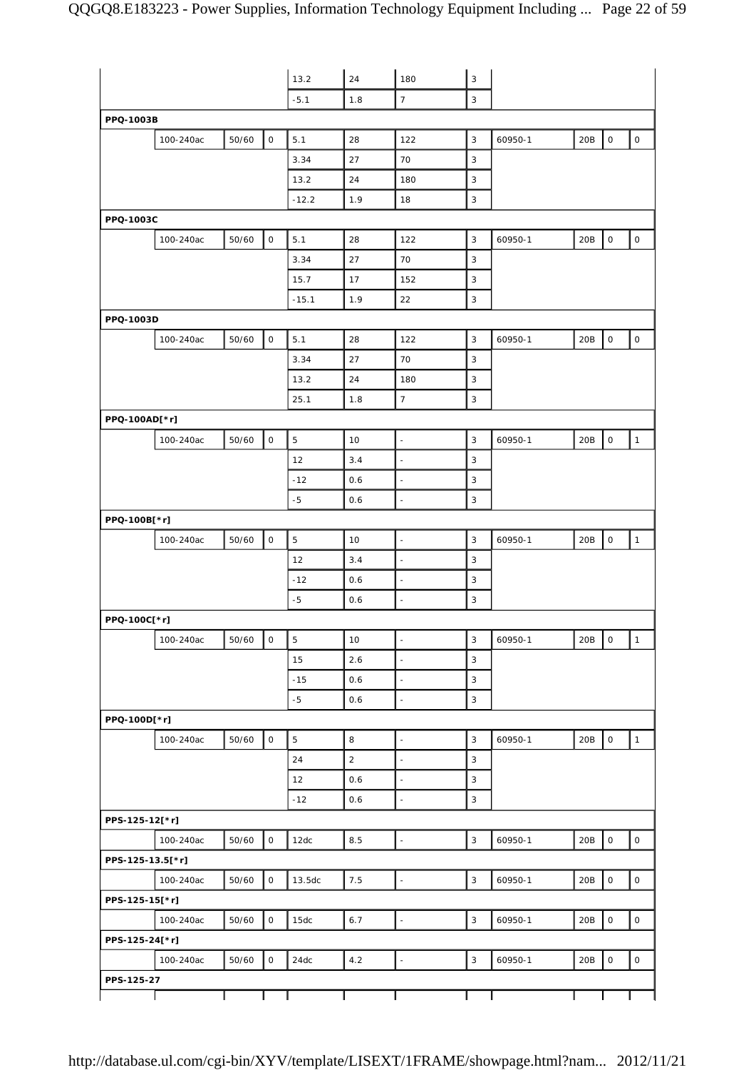| | | | | | | | | | | | |
|---|---|---|---|---|---|---|---|---|---|---|---|
| | | | | 13.2 | 24 | 180 | 3 | | | | |
| | | | | -5.1 | 1.8 | 7 | 3 | | | | |
| **PPQ-1003B** | | | | | | | | | | | |
| | 100-240ac | 50/60 | 0 | 5.1 | 28 | 122 | 3 | 60950-1 | 20B | 0 | 0 |
| | | | | 3.34 | 27 | 70 | 3 | | | | |
| | | | | 13.2 | 24 | 180 | 3 | | | | |
| | | | | -12.2 | 1.9 | 18 | 3 | | | | |
| **PPQ-1003C** | | | | | | | | | | | |
| | 100-240ac | 50/60 | 0 | 5.1 | 28 | 122 | 3 | 60950-1 | 20B | 0 | 0 |
| | | | | 3.34 | 27 | 70 | 3 | | | | |
| | | | | 15.7 | 17 | 152 | 3 | | | | |
| | | | | -15.1 | 1.9 | 22 | 3 | | | | |
| **PPQ-1003D** | | | | | | | | | | | |
| | 100-240ac | 50/60 | 0 | 5.1 | 28 | 122 | 3 | 60950-1 | 20B | 0 | 0 |
| | | | | 3.34 | 27 | 70 | 3 | | | | |
| | | | | 13.2 | 24 | 180 | 3 | | | | |
| | | | | 25.1 | 1.8 | 7 | 3 | | | | |
| **PPQ-100AD[*r]** | | | | | | | | | | | |
| | 100-240ac | 50/60 | 0 | 5 | 10 | - | 3 | 60950-1 | 20B | 0 | 1 |
| | | | | 12 | 3.4 | - | 3 | | | | |
| | | | | -12 | 0.6 | - | 3 | | | | |
| | | | | -5 | 0.6 | - | 3 | | | | |
| **PPQ-100B[*r]** | | | | | | | | | | | |
| | 100-240ac | 50/60 | 0 | 5 | 10 | - | 3 | 60950-1 | 20B | 0 | 1 |
| | | | | 12 | 3.4 | - | 3 | | | | |
| | | | | -12 | 0.6 | - | 3 | | | | |
| | | | | -5 | 0.6 | - | 3 | | | | |
| **PPQ-100C[*r]** | | | | | | | | | | | |
| | 100-240ac | 50/60 | 0 | 5 | 10 | - | 3 | 60950-1 | 20B | 0 | 1 |
| | | | | 15 | 2.6 | - | 3 | | | | |
| | | | | -15 | 0.6 | - | 3 | | | | |
| | | | | -5 | 0.6 | - | 3 | | | | |
| **PPQ-100D[*r]** | | | | | | | | | | | |
| | 100-240ac | 50/60 | 0 | 5 | 8 | - | 3 | 60950-1 | 20B | 0 | 1 |
| | | | | 24 | 2 | - | 3 | | | | |
| | | | | 12 | 0.6 | - | 3 | | | | |
| | | | | -12 | 0.6 | - | 3 | | | | |
| **PPS-125-12[*r]** | | | | | | | | | | | |
| | 100-240ac | 50/60 | 0 | 12dc | 8.5 | - | 3 | 60950-1 | 20B | 0 | 0 |
| **PPS-125-13.5[*r]** | | | | | | | | | | | |
| | 100-240ac | 50/60 | 0 | 13.5dc | 7.5 | - | 3 | 60950-1 | 20B | 0 | 0 |
| **PPS-125-15[*r]** | | | | | | | | | | | |
| | 100-240ac | 50/60 | 0 | 15dc | 6.7 | - | 3 | 60950-1 | 20B | 0 | 0 |
| **PPS-125-24[*r]** | | | | | | | | | | | |
| | 100-240ac | 50/60 | 0 | 24dc | 4.2 | - | 3 | 60950-1 | 20B | 0 | 0 |
| **PPS-125-27** | | | | | | | | | | | |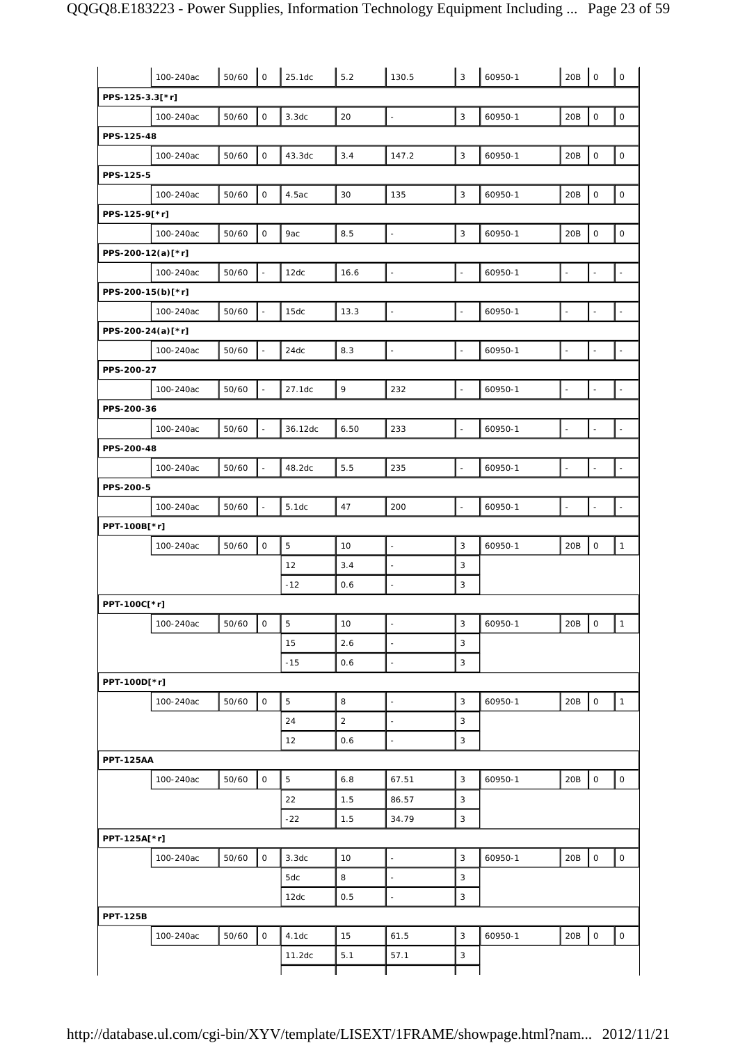| | | | | | | | | | | | |
|---|---|---|---|---|---|---|---|---|---|---|---|
| | 100-240ac | 50/60 | 0 | 25.1dc | 5.2 | 130.5 | 3 | 60950-1 | 20B | 0 | 0 |
| **PPS-125-3.3[*r]** | | | | | | | | | | | |
| | 100-240ac | 50/60 | 0 | 3.3dc | 20 | - | 3 | 60950-1 | 20B | 0 | 0 |
| **PPS-125-48** | | | | | | | | | | | |
| | 100-240ac | 50/60 | 0 | 43.3dc | 3.4 | 147.2 | 3 | 60950-1 | 20B | 0 | 0 |
| **PPS-125-5** | | | | | | | | | | | |
| | 100-240ac | 50/60 | 0 | 4.5ac | 30 | 135 | 3 | 60950-1 | 20B | 0 | 0 |
| **PPS-125-9[*r]** | | | | | | | | | | | |
| | 100-240ac | 50/60 | 0 | 9ac | 8.5 | - | 3 | 60950-1 | 20B | 0 | 0 |
| **PPS-200-12(a)[*r]** | | | | | | | | | | | |
| | 100-240ac | 50/60 | - | 12dc | 16.6 | - | - | 60950-1 | - | - | - |
| **PPS-200-15(b)[*r]** | | | | | | | | | | | |
| | 100-240ac | 50/60 | - | 15dc | 13.3 | - | - | 60950-1 | - | - | - |
| **PPS-200-24(a)[*r]** | | | | | | | | | | | |
| | 100-240ac | 50/60 | - | 24dc | 8.3 | - | - | 60950-1 | - | - | - |
| **PPS-200-27** | | | | | | | | | | | |
| | 100-240ac | 50/60 | - | 27.1dc | 9 | 232 | - | 60950-1 | - | - | - |
| **PPS-200-36** | | | | | | | | | | | |
| | 100-240ac | 50/60 | - | 36.12dc | 6.50 | 233 | - | 60950-1 | - | - | - |
| **PPS-200-48** | | | | | | | | | | | |
| | 100-240ac | 50/60 | - | 48.2dc | 5.5 | 235 | - | 60950-1 | - | - | - |
| **PPS-200-5** | | | | | | | | | | | |
| | 100-240ac | 50/60 | - | 5.1dc | 47 | 200 | - | 60950-1 | - | - | - |
| **PPT-100B[*r]** | | | | | | | | | | | |
| | 100-240ac | 50/60 | 0 | 5 | 10 | - | 3 | 60950-1 | 20B | 0 | 1 |
| | | | | 12 | 3.4 | - | 3 | | | | |
| | | | | -12 | 0.6 | - | 3 | | | | |
| **PPT-100C[*r]** | | | | | | | | | | | |
| | 100-240ac | 50/60 | 0 | 5 | 10 | - | 3 | 60950-1 | 20B | 0 | 1 |
| | | | | 15 | 2.6 | - | 3 | | | | |
| | | | | -15 | 0.6 | - | 3 | | | | |
| **PPT-100D[*r]** | | | | | | | | | | | |
| | 100-240ac | 50/60 | 0 | 5 | 8 | - | 3 | 60950-1 | 20B | 0 | 1 |
| | | | | 24 | 2 | - | 3 | | | | |
| | | | | 12 | 0.6 | - | 3 | | | | |
| **PPT-125AA** | | | | | | | | | | | |
| | 100-240ac | 50/60 | 0 | 5 | 6.8 | 67.51 | 3 | 60950-1 | 20B | 0 | 0 |
| | | | | 22 | 1.5 | 86.57 | 3 | | | | |
| | | | | -22 | 1.5 | 34.79 | 3 | | | | |
| **PPT-125A[*r]** | | | | | | | | | | | |
| | 100-240ac | 50/60 | 0 | 3.3dc | 10 | - | 3 | 60950-1 | 20B | 0 | 0 |
| | | | | 5dc | 8 | - | 3 | | | | |
| | | | | 12dc | 0.5 | - | 3 | | | | |
| **PPT-125B** | | | | | | | | | | | |
| | 100-240ac | 50/60 | 0 | 4.1dc | 15 | 61.5 | 3 | 60950-1 | 20B | 0 | 0 |
| | | | | 11.2dc | 5.1 | 57.1 | 3 | | | | |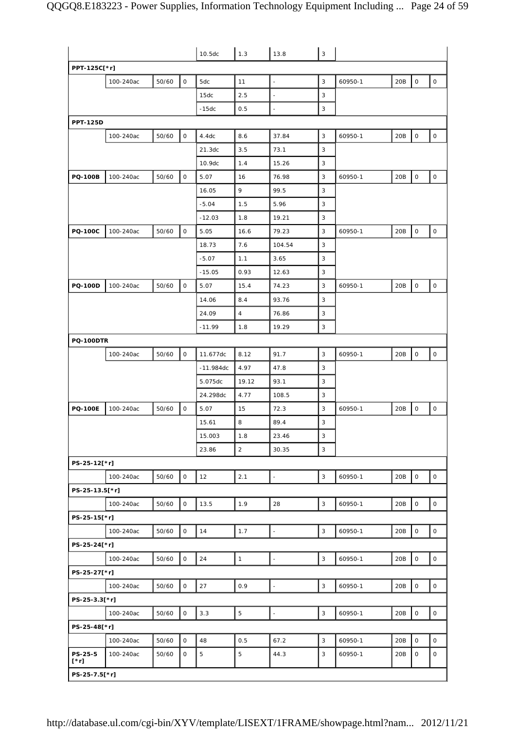| | | | | 10.5dc | 1.3 | 13.8 | 3 | | | | |
|---|---|---|---|---|---|---|---|---|---|---|---|
| **PPT-125C[*r]** | | | | | | | | | | | |
| | 100-240ac | 50/60 | 0 | 5dc | 11 | - | 3 | 60950-1 | 20B | 0 | 0 |
| | | | | 15dc | 2.5 | - | 3 | | | | |
| | | | | -15dc | 0.5 | - | 3 | | | | |
| **PPT-125D** | | | | | | | | | | | |
| | 100-240ac | 50/60 | 0 | 4.4dc | 8.6 | 37.84 | 3 | 60950-1 | 20B | 0 | 0 |
| | | | | 21.3dc | 3.5 | 73.1 | 3 | | | | |
| | | | | 10.9dc | 1.4 | 15.26 | 3 | | | | |
| **PQ-100B** | 100-240ac | 50/60 | 0 | 5.07 | 16 | 76.98 | 3 | 60950-1 | 20B | 0 | 0 |
| | | | | 16.05 | 9 | 99.5 | 3 | | | | |
| | | | | -5.04 | 1.5 | 5.96 | 3 | | | | |
| | | | | -12.03 | 1.8 | 19.21 | 3 | | | | |
| **PQ-100C** | 100-240ac | 50/60 | 0 | 5.05 | 16.6 | 79.23 | 3 | 60950-1 | 20B | 0 | 0 |
| | | | | 18.73 | 7.6 | 104.54 | 3 | | | | |
| | | | | -5.07 | 1.1 | 3.65 | 3 | | | | |
| | | | | -15.05 | 0.93 | 12.63 | 3 | | | | |
| **PQ-100D** | 100-240ac | 50/60 | 0 | 5.07 | 15.4 | 74.23 | 3 | 60950-1 | 20B | 0 | 0 |
| | | | | 14.06 | 8.4 | 93.76 | 3 | | | | |
| | | | | 24.09 | 4 | 76.86 | 3 | | | | |
| | | | | -11.99 | 1.8 | 19.29 | 3 | | | | |
| **PQ-100DTR** | | | | | | | | | | | |
| | 100-240ac | 50/60 | 0 | 11.677dc | 8.12 | 91.7 | 3 | 60950-1 | 20B | 0 | 0 |
| | | | | -11.984dc | 4.97 | 47.8 | 3 | | | | |
| | | | | 5.075dc | 19.12 | 93.1 | 3 | | | | |
| | | | | 24.298dc | 4.77 | 108.5 | 3 | | | | |
| **PQ-100E** | 100-240ac | 50/60 | 0 | 5.07 | 15 | 72.3 | 3 | 60950-1 | 20B | 0 | 0 |
| | | | | 15.61 | 8 | 89.4 | 3 | | | | |
| | | | | 15.003 | 1.8 | 23.46 | 3 | | | | |
| | | | | 23.86 | 2 | 30.35 | 3 | | | | |
| **PS-25-12[*r]** | | | | | | | | | | | |
| | 100-240ac | 50/60 | 0 | 12 | 2.1 | - | 3 | 60950-1 | 20B | 0 | 0 |
| **PS-25-13.5[*r]** | | | | | | | | | | | |
| | 100-240ac | 50/60 | 0 | 13.5 | 1.9 | 28 | 3 | 60950-1 | 20B | 0 | 0 |
| **PS-25-15[*r]** | | | | | | | | | | | |
| | 100-240ac | 50/60 | 0 | 14 | 1.7 | - | 3 | 60950-1 | 20B | 0 | 0 |
| **PS-25-24[*r]** | | | | | | | | | | | |
| | 100-240ac | 50/60 | 0 | 24 | 1 | - | 3 | 60950-1 | 20B | 0 | 0 |
| **PS-25-27[*r]** | | | | | | | | | | | |
| | 100-240ac | 50/60 | 0 | 27 | 0.9 | - | 3 | 60950-1 | 20B | 0 | 0 |
| **PS-25-3.3[*r]** | | | | | | | | | | | |
| | 100-240ac | 50/60 | 0 | 3.3 | 5 | - | 3 | 60950-1 | 20B | 0 | 0 |
| **PS-25-48[*r]** | | | | | | | | | | | |
| | 100-240ac | 50/60 | 0 | 48 | 0.5 | 67.2 | 3 | 60950-1 | 20B | 0 | 0 |
| **PS-25-5 [*r]** | 100-240ac | 50/60 | 0 | 5 | 5 | 44.3 | 3 | 60950-1 | 20B | 0 | 0 |
| **PS-25-7.5[*r]** | | | | | | | | | | | |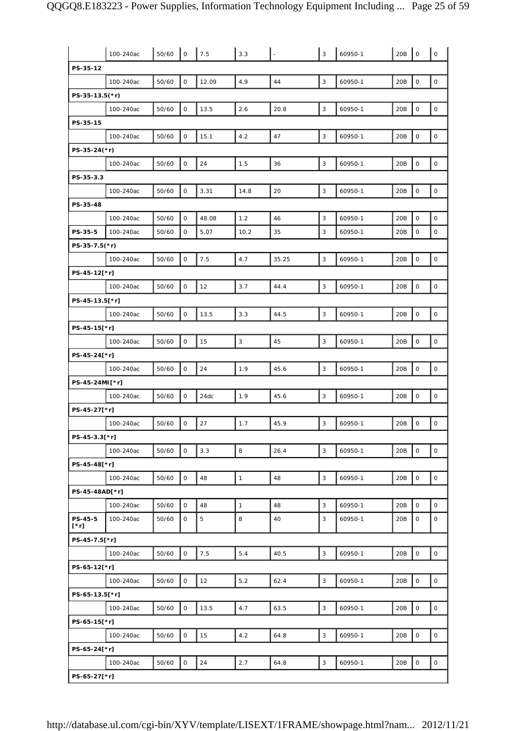| | | | | | | | | | | | |
|---|---|---|---|---|---|---|---|---|---|---|---|
| | 100-240ac | 50/60 | 0 | 7.5 | 3.3 | - | 3 | 60950-1 | 20B | 0 | 0 |
| PS-35-12 | | | | | | | | | | | |
| | 100-240ac | 50/60 | 0 | 12.09 | 4.9 | 44 | 3 | 60950-1 | 20B | 0 | 0 |
| PS-35-13.5(*r) | | | | | | | | | | | |
| | 100-240ac | 50/60 | 0 | 13.5 | 2.6 | 20.8 | 3 | 60950-1 | 20B | 0 | 0 |
| PS-35-15 | | | | | | | | | | | |
| | 100-240ac | 50/60 | 0 | 15.1 | 4.2 | 47 | 3 | 60950-1 | 20B | 0 | 0 |
| PS-35-24(*r) | | | | | | | | | | | |
| | 100-240ac | 50/60 | 0 | 24 | 1.5 | 36 | 3 | 60950-1 | 20B | 0 | 0 |
| PS-35-3.3 | | | | | | | | | | | |
| | 100-240ac | 50/60 | 0 | 3.31 | 14.8 | 20 | 3 | 60950-1 | 20B | 0 | 0 |
| PS-35-48 | | | | | | | | | | | |
| | 100-240ac | 50/60 | 0 | 48.08 | 1.2 | 46 | 3 | 60950-1 | 20B | 0 | 0 |
| PS-35-5 | 100-240ac | 50/60 | 0 | 5.07 | 10.2 | 35 | 3 | 60950-1 | 20B | 0 | 0 |
| PS-35-7.5(*r) | | | | | | | | | | | |
| | 100-240ac | 50/60 | 0 | 7.5 | 4.7 | 35.25 | 3 | 60950-1 | 20B | 0 | 0 |
| PS-45-12[*r] | | | | | | | | | | | |
| | 100-240ac | 50/60 | 0 | 12 | 3.7 | 44.4 | 3 | 60950-1 | 20B | 0 | 0 |
| PS-45-13.5[*r] | | | | | | | | | | | |
| | 100-240ac | 50/60 | 0 | 13.5 | 3.3 | 44.5 | 3 | 60950-1 | 20B | 0 | 0 |
| PS-45-15[*r] | | | | | | | | | | | |
| | 100-240ac | 50/60 | 0 | 15 | 3 | 45 | 3 | 60950-1 | 20B | 0 | 0 |
| PS-45-24[*r] | | | | | | | | | | | |
| | 100-240ac | 50/60 | 0 | 24 | 1.9 | 45.6 | 3 | 60950-1 | 20B | 0 | 0 |
| PS-45-24MI[*r] | | | | | | | | | | | |
| | 100-240ac | 50/60 | 0 | 24dc | 1.9 | 45.6 | 3 | 60950-1 | 20B | 0 | 0 |
| PS-45-27[*r] | | | | | | | | | | | |
| | 100-240ac | 50/60 | 0 | 27 | 1.7 | 45.9 | 3 | 60950-1 | 20B | 0 | 0 |
| PS-45-3.3[*r] | | | | | | | | | | | |
| | 100-240ac | 50/60 | 0 | 3.3 | 8 | 26.4 | 3 | 60950-1 | 20B | 0 | 0 |
| PS-45-48[*r] | | | | | | | | | | | |
| | 100-240ac | 50/60 | 0 | 48 | 1 | 48 | 3 | 60950-1 | 20B | 0 | 0 |
| PS-45-48AD[*r] | | | | | | | | | | | |
| | 100-240ac | 50/60 | 0 | 48 | 1 | 48 | 3 | 60950-1 | 20B | 0 | 0 |
| PS-45-5 [*r] | 100-240ac | 50/60 | 0 | 5 | 8 | 40 | 3 | 60950-1 | 20B | 0 | 0 |
| PS-45-7.5[*r] | | | | | | | | | | | |
| | 100-240ac | 50/60 | 0 | 7.5 | 5.4 | 40.5 | 3 | 60950-1 | 20B | 0 | 0 |
| PS-65-12[*r] | | | | | | | | | | | |
| | 100-240ac | 50/60 | 0 | 12 | 5.2 | 62.4 | 3 | 60950-1 | 20B | 0 | 0 |
| PS-65-13.5[*r] | | | | | | | | | | | |
| | 100-240ac | 50/60 | 0 | 13.5 | 4.7 | 63.5 | 3 | 60950-1 | 20B | 0 | 0 |
| PS-65-15[*r] | | | | | | | | | | | |
| | 100-240ac | 50/60 | 0 | 15 | 4.2 | 64.8 | 3 | 60950-1 | 20B | 0 | 0 |
| PS-65-24[*r] | | | | | | | | | | | |
| | 100-240ac | 50/60 | 0 | 24 | 2.7 | 64.8 | 3 | 60950-1 | 20B | 0 | 0 |
| PS-65-27[*r] | | | | | | | | | | | |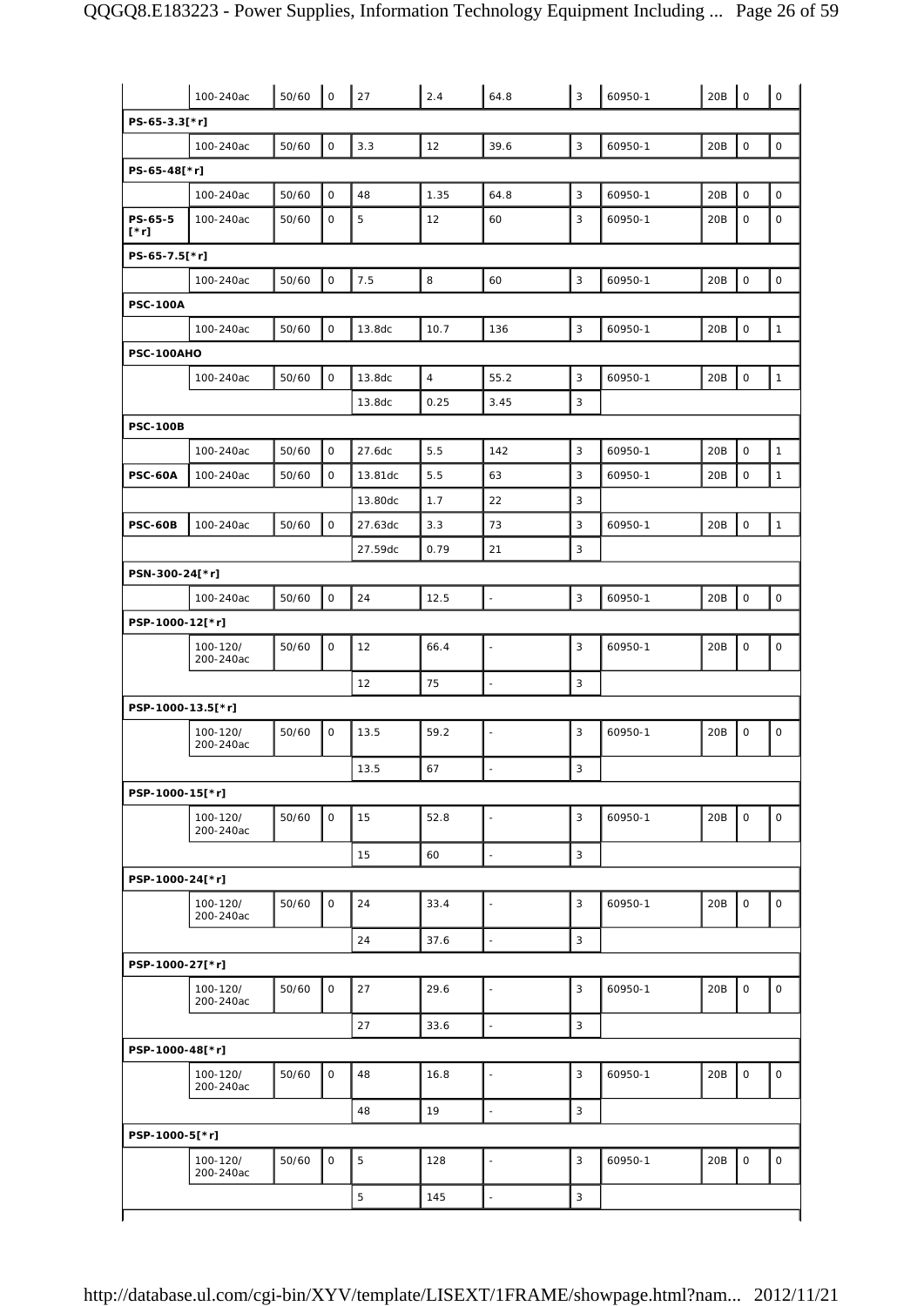| | | | | | | | | | | | |
|---|---|---|---|---|---|---|---|---|---|---|---|
| | 100-240ac | 50/60 | 0 | 27 | 2.4 | 64.8 | 3 | 60950-1 | 20B | 0 | 0 |
| PS-65-3.3[*r] | | | | | | | | | | | |
| | 100-240ac | 50/60 | 0 | 3.3 | 12 | 39.6 | 3 | 60950-1 | 20B | 0 | 0 |
| PS-65-48[*r] | | | | | | | | | | | |
| | 100-240ac | 50/60 | 0 | 48 | 1.35 | 64.8 | 3 | 60950-1 | 20B | 0 | 0 |
| PS-65-5 [*r] | 100-240ac | 50/60 | 0 | 5 | 12 | 60 | 3 | 60950-1 | 20B | 0 | 0 |
| PS-65-7.5[*r] | | | | | | | | | | | |
| | 100-240ac | 50/60 | 0 | 7.5 | 8 | 60 | 3 | 60950-1 | 20B | 0 | 0 |
| **PSC-100A** | | | | | | | | | | | |
| | 100-240ac | 50/60 | 0 | 13.8dc | 10.7 | 136 | 3 | 60950-1 | 20B | 0 | 1 |
| **PSC-100AHO** | | | | | | | | | | | |
| | 100-240ac | 50/60 | 0 | 13.8dc | 4 | 55.2 | 3 | 60950-1 | 20B | 0 | 1 |
| | | | | 13.8dc | 0.25 | 3.45 | 3 | | | | |
| **PSC-100B** | | | | | | | | | | | |
| | 100-240ac | 50/60 | 0 | 27.6dc | 5.5 | 142 | 3 | 60950-1 | 20B | 0 | 1 |
| **PSC-60A** | 100-240ac | 50/60 | 0 | 13.81dc | 5.5 | 63 | 3 | 60950-1 | 20B | 0 | 1 |
| | | | | 13.80dc | 1.7 | 22 | 3 | | | | |
| **PSC-60B** | 100-240ac | 50/60 | 0 | 27.63dc | 3.3 | 73 | 3 | 60950-1 | 20B | 0 | 1 |
| | | | | 27.59dc | 0.79 | 21 | 3 | | | | |
| PSN-300-24[*r] | | | | | | | | | | | |
| | 100-240ac | 50/60 | 0 | 24 | 12.5 | - | 3 | 60950-1 | 20B | 0 | 0 |
| PSP-1000-12[*r] | | | | | | | | | | | |
| | 100-120/ 200-240ac | 50/60 | 0 | 12 | 66.4 | - | 3 | 60950-1 | 20B | 0 | 0 |
| | | | | 12 | 75 | - | 3 | | | | |
| PSP-1000-13.5[*r] | | | | | | | | | | | |
| | 100-120/ 200-240ac | 50/60 | 0 | 13.5 | 59.2 | - | 3 | 60950-1 | 20B | 0 | 0 |
| | | | | 13.5 | 67 | - | 3 | | | | |
| PSP-1000-15[*r] | | | | | | | | | | | |
| | 100-120/ 200-240ac | 50/60 | 0 | 15 | 52.8 | - | 3 | 60950-1 | 20B | 0 | 0 |
| | | | | 15 | 60 | - | 3 | | | | |
| PSP-1000-24[*r] | | | | | | | | | | | |
| | 100-120/ 200-240ac | 50/60 | 0 | 24 | 33.4 | - | 3 | 60950-1 | 20B | 0 | 0 |
| | | | | 24 | 37.6 | - | 3 | | | | |
| PSP-1000-27[*r] | | | | | | | | | | | |
| | 100-120/ 200-240ac | 50/60 | 0 | 27 | 29.6 | - | 3 | 60950-1 | 20B | 0 | 0 |
| | | | | 27 | 33.6 | - | 3 | | | | |
| PSP-1000-48[*r] | | | | | | | | | | | |
| | 100-120/ 200-240ac | 50/60 | 0 | 48 | 16.8 | - | 3 | 60950-1 | 20B | 0 | 0 |
| | | | | 48 | 19 | - | 3 | | | | |
| PSP-1000-5[*r] | | | | | | | | | | | |
| | 100-120/ 200-240ac | 50/60 | 0 | 5 | 128 | - | 3 | 60950-1 | 20B | 0 | 0 |
| | | | | 5 | 145 | - | 3 | | | | |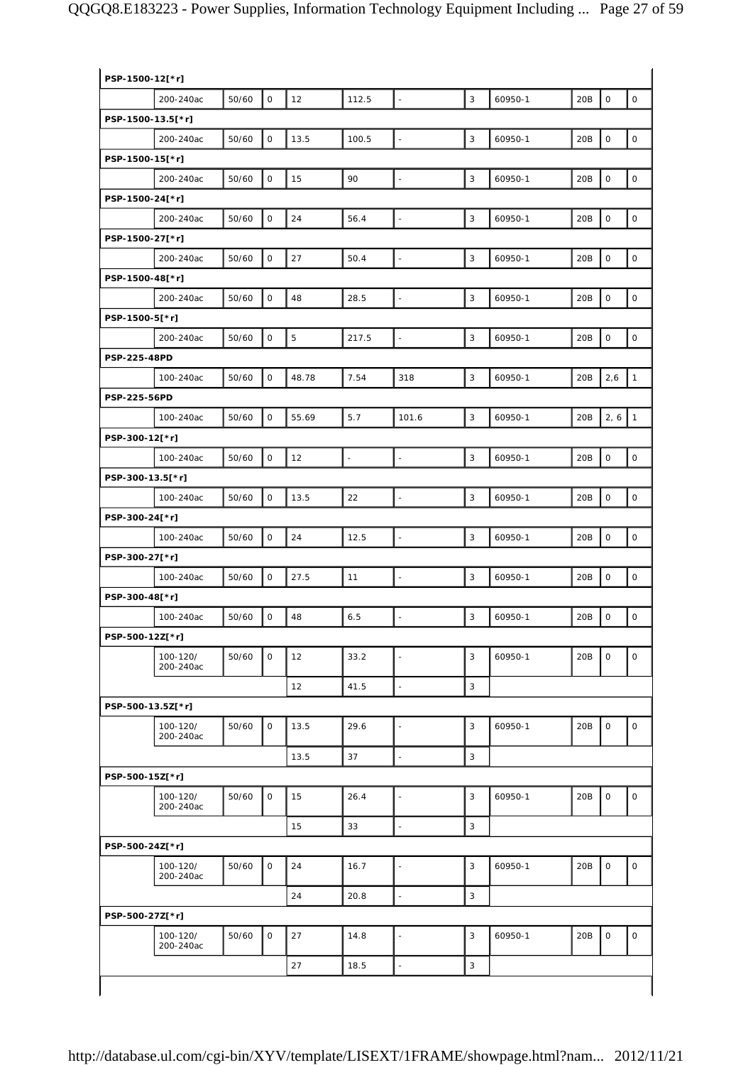| | | | | | | | | | | | |
|---|---|---|---|---|---|---|---|---|---|---|---|
| **PSP-1500-12[*r]** | | | | | | | | | | | |
| | 200-240ac | 50/60 | 0 | 12 | 112.5 | - | 3 | 60950-1 | 20B | 0 | 0 |
| **PSP-1500-13.5[*r]** | | | | | | | | | | | |
| | 200-240ac | 50/60 | 0 | 13.5 | 100.5 | - | 3 | 60950-1 | 20B | 0 | 0 |
| **PSP-1500-15[*r]** | | | | | | | | | | | |
| | 200-240ac | 50/60 | 0 | 15 | 90 | - | 3 | 60950-1 | 20B | 0 | 0 |
| **PSP-1500-24[*r]** | | | | | | | | | | | |
| | 200-240ac | 50/60 | 0 | 24 | 56.4 | - | 3 | 60950-1 | 20B | 0 | 0 |
| **PSP-1500-27[*r]** | | | | | | | | | | | |
| | 200-240ac | 50/60 | 0 | 27 | 50.4 | - | 3 | 60950-1 | 20B | 0 | 0 |
| **PSP-1500-48[*r]** | | | | | | | | | | | |
| | 200-240ac | 50/60 | 0 | 48 | 28.5 | - | 3 | 60950-1 | 20B | 0 | 0 |
| **PSP-1500-5[*r]** | | | | | | | | | | | |
| | 200-240ac | 50/60 | 0 | 5 | 217.5 | - | 3 | 60950-1 | 20B | 0 | 0 |
| **PSP-225-48PD** | | | | | | | | | | | |
| | 100-240ac | 50/60 | 0 | 48.78 | 7.54 | 318 | 3 | 60950-1 | 20B | 2,6 | 1 |
| **PSP-225-56PD** | | | | | | | | | | | |
| | 100-240ac | 50/60 | 0 | 55.69 | 5.7 | 101.6 | 3 | 60950-1 | 20B | 2, 6 | 1 |
| **PSP-300-12[*r]** | | | | | | | | | | | |
| | 100-240ac | 50/60 | 0 | 12 | - | - | 3 | 60950-1 | 20B | 0 | 0 |
| **PSP-300-13.5[*r]** | | | | | | | | | | | |
| | 100-240ac | 50/60 | 0 | 13.5 | 22 | - | 3 | 60950-1 | 20B | 0 | 0 |
| **PSP-300-24[*r]** | | | | | | | | | | | |
| | 100-240ac | 50/60 | 0 | 24 | 12.5 | - | 3 | 60950-1 | 20B | 0 | 0 |
| **PSP-300-27[*r]** | | | | | | | | | | | |
| | 100-240ac | 50/60 | 0 | 27.5 | 11 | - | 3 | 60950-1 | 20B | 0 | 0 |
| **PSP-300-48[*r]** | | | | | | | | | | | |
| | 100-240ac | 50/60 | 0 | 48 | 6.5 | - | 3 | 60950-1 | 20B | 0 | 0 |
| **PSP-500-12Z[*r]** | | | | | | | | | | | |
| | 100-120/ 200-240ac | 50/60 | 0 | 12 | 33.2 | - | 3 | 60950-1 | 20B | 0 | 0 |
| | | | | 12 | 41.5 | - | 3 | | | | |
| **PSP-500-13.5Z[*r]** | | | | | | | | | | | |
| | 100-120/ 200-240ac | 50/60 | 0 | 13.5 | 29.6 | - | 3 | 60950-1 | 20B | 0 | 0 |
| | | | | 13.5 | 37 | - | 3 | | | | |
| **PSP-500-15Z[*r]** | | | | | | | | | | | |
| | 100-120/ 200-240ac | 50/60 | 0 | 15 | 26.4 | - | 3 | 60950-1 | 20B | 0 | 0 |
| | | | | 15 | 33 | - | 3 | | | | |
| **PSP-500-24Z[*r]** | | | | | | | | | | | |
| | 100-120/ 200-240ac | 50/60 | 0 | 24 | 16.7 | - | 3 | 60950-1 | 20B | 0 | 0 |
| | | | | 24 | 20.8 | - | 3 | | | | |
| **PSP-500-27Z[*r]** | | | | | | | | | | | |
| | 100-120/ 200-240ac | 50/60 | 0 | 27 | 14.8 | - | 3 | 60950-1 | 20B | 0 | 0 |
| | | | | 27 | 18.5 | - | 3 | | | | |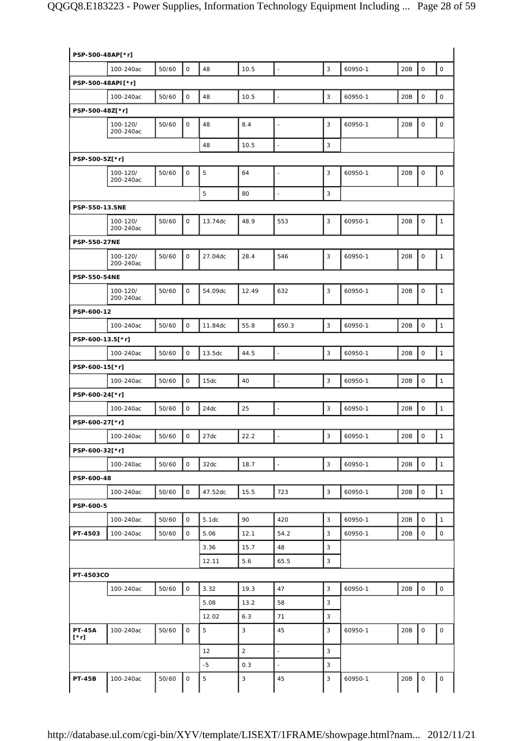| | | | | | | | | | | | |
|---|---|---|---|---|---|---|---|---|---|---|---|
| **PSP-500-48AP[*r]** | | | | | | | | | | | |
| | 100-240ac | 50/60 | 0 | 48 | 10.5 | - | 3 | 60950-1 | 20B | 0 | 0 |
| **PSP-500-48API[*r]** | | | | | | | | | | | |
| | 100-240ac | 50/60 | 0 | 48 | 10.5 | - | 3 | 60950-1 | 20B | 0 | 0 |
| **PSP-500-48Z[*r]** | | | | | | | | | | | |
| | 100-120/ 200-240ac | 50/60 | 0 | 48 | 8.4 | - | 3 | 60950-1 | 20B | 0 | 0 |
| | | | | 48 | 10.5 | - | 3 | | | | |
| **PSP-500-5Z[*r]** | | | | | | | | | | | |
| | 100-120/ 200-240ac | 50/60 | 0 | 5 | 64 | - | 3 | 60950-1 | 20B | 0 | 0 |
| | | | | 5 | 80 | - | 3 | | | | |
| **PSP-550-13.5NE** | | | | | | | | | | | |
| | 100-120/ 200-240ac | 50/60 | 0 | 13.74dc | 48.9 | 553 | 3 | 60950-1 | 20B | 0 | 1 |
| **PSP-550-27NE** | | | | | | | | | | | |
| | 100-120/ 200-240ac | 50/60 | 0 | 27.04dc | 28.4 | 546 | 3 | 60950-1 | 20B | 0 | 1 |
| **PSP-550-54NE** | | | | | | | | | | | |
| | 100-120/ 200-240ac | 50/60 | 0 | 54.09dc | 12.49 | 632 | 3 | 60950-1 | 20B | 0 | 1 |
| **PSP-600-12** | | | | | | | | | | | |
| | 100-240ac | 50/60 | 0 | 11.84dc | 55.8 | 650.3 | 3 | 60950-1 | 20B | 0 | 1 |
| **PSP-600-13.5[*r]** | | | | | | | | | | | |
| | 100-240ac | 50/60 | 0 | 13.5dc | 44.5 | - | 3 | 60950-1 | 20B | 0 | 1 |
| **PSP-600-15[*r]** | | | | | | | | | | | |
| | 100-240ac | 50/60 | 0 | 15dc | 40 | - | 3 | 60950-1 | 20B | 0 | 1 |
| **PSP-600-24[*r]** | | | | | | | | | | | |
| | 100-240ac | 50/60 | 0 | 24dc | 25 | - | 3 | 60950-1 | 20B | 0 | 1 |
| **PSP-600-27[*r]** | | | | | | | | | | | |
| | 100-240ac | 50/60 | 0 | 27dc | 22.2 | - | 3 | 60950-1 | 20B | 0 | 1 |
| **PSP-600-32[*r]** | | | | | | | | | | | |
| | 100-240ac | 50/60 | 0 | 32dc | 18.7 | - | 3 | 60950-1 | 20B | 0 | 1 |
| **PSP-600-48** | | | | | | | | | | | |
| | 100-240ac | 50/60 | 0 | 47.52dc | 15.5 | 723 | 3 | 60950-1 | 20B | 0 | 1 |
| **PSP-600-5** | | | | | | | | | | | |
| | 100-240ac | 50/60 | 0 | 5.1dc | 90 | 420 | 3 | 60950-1 | 20B | 0 | 1 |
| **PT-4503** | 100-240ac | 50/60 | 0 | 5.06 | 12.1 | 54.2 | 3 | 60950-1 | 20B | 0 | 0 |
| | | | | 3.36 | 15.7 | 48 | 3 | | | | |
| | | | | 12.11 | 5.6 | 65.5 | 3 | | | | |
| **PT-4503CO** | | | | | | | | | | | |
| | 100-240ac | 50/60 | 0 | 3.32 | 19.3 | 47 | 3 | 60950-1 | 20B | 0 | 0 |
| | | | | 5.08 | 13.2 | 58 | 3 | | | | |
| | | | | 12.02 | 6.3 | 71 | 3 | | | | |
| **PT-45A [*r]** | 100-240ac | 50/60 | 0 | 5 | 3 | 45 | 3 | 60950-1 | 20B | 0 | 0 |
| | | | | 12 | 2 | - | 3 | | | | |
| | | | | -5 | 0.3 | - | 3 | | | | |
| **PT-45B** | 100-240ac | 50/60 | 0 | 5 | 3 | 45 | 3 | 60950-1 | 20B | 0 | 0 |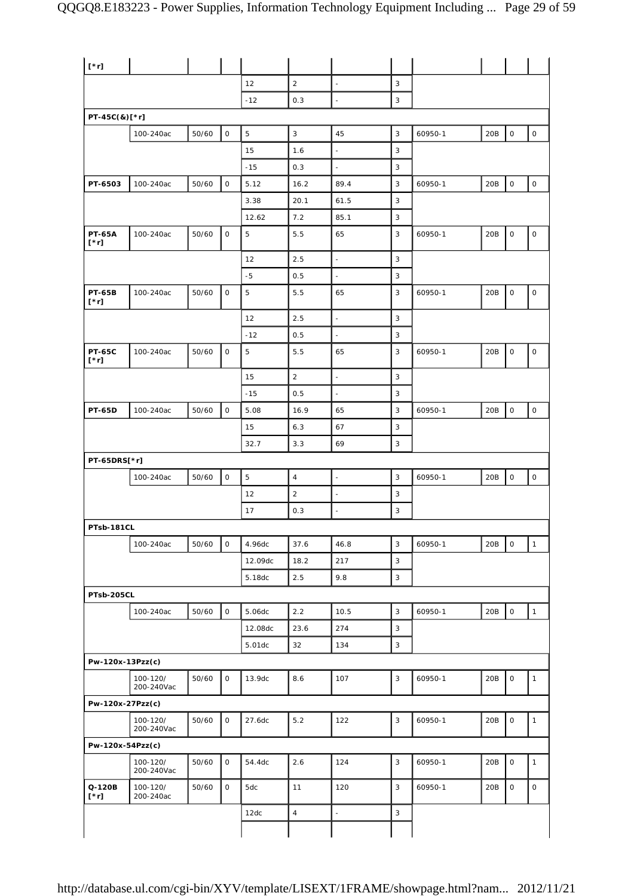| | | | | | | | | | | | |
|---|---|---|---|---|---|---|---|---|---|---|---|
| [*r] | | | | | | | | | | | |
| | | | | 12 | 2 | - | 3 | | | | |
| | | | | -12 | 0.3 | - | 3 | | | | |
| PT-45C(&)[*r] | | | | | | | | | | | |
| | 100-240ac | 50/60 | 0 | 5 | 3 | 45 | 3 | 60950-1 | 20B | 0 | 0 |
| | | | | 15 | 1.6 | - | 3 | | | | |
| | | | | -15 | 0.3 | - | 3 | | | | |
| **PT-6503** | 100-240ac | 50/60 | 0 | 5.12 | 16.2 | 89.4 | 3 | 60950-1 | 20B | 0 | 0 |
| | | | | 3.38 | 20.1 | 61.5 | 3 | | | | |
| | | | | 12.62 | 7.2 | 85.1 | 3 | | | | |
| **PT-65A [*r]** | 100-240ac | 50/60 | 0 | 5 | 5.5 | 65 | 3 | 60950-1 | 20B | 0 | 0 |
| | | | | 12 | 2.5 | - | 3 | | | | |
| | | | | -5 | 0.5 | - | 3 | | | | |
| **PT-65B [*r]** | 100-240ac | 50/60 | 0 | 5 | 5.5 | 65 | 3 | 60950-1 | 20B | 0 | 0 |
| | | | | 12 | 2.5 | - | 3 | | | | |
| | | | | -12 | 0.5 | - | 3 | | | | |
| **PT-65C [*r]** | 100-240ac | 50/60 | 0 | 5 | 5.5 | 65 | 3 | 60950-1 | 20B | 0 | 0 |
| | | | | 15 | 2 | - | 3 | | | | |
| | | | | -15 | 0.5 | - | 3 | | | | |
| **PT-65D** | 100-240ac | 50/60 | 0 | 5.08 | 16.9 | 65 | 3 | 60950-1 | 20B | 0 | 0 |
| | | | | 15 | 6.3 | 67 | 3 | | | | |
| | | | | 32.7 | 3.3 | 69 | 3 | | | | |
| **PT-65DRS[*r]** | | | | | | | | | | | |
| | 100-240ac | 50/60 | 0 | 5 | 4 | - | 3 | 60950-1 | 20B | 0 | 0 |
| | | | | 12 | 2 | - | 3 | | | | |
| | | | | 17 | 0.3 | - | 3 | | | | |
| **PTsb-181CL** | | | | | | | | | | | |
| | 100-240ac | 50/60 | 0 | 4.96dc | 37.6 | 46.8 | 3 | 60950-1 | 20B | 0 | 1 |
| | | | | 12.09dc | 18.2 | 217 | 3 | | | | |
| | | | | 5.18dc | 2.5 | 9.8 | 3 | | | | |
| **PTsb-205CL** | | | | | | | | | | | |
| | 100-240ac | 50/60 | 0 | 5.06dc | 2.2 | 10.5 | 3 | 60950-1 | 20B | 0 | 1 |
| | | | | 12.08dc | 23.6 | 274 | 3 | | | | |
| | | | | 5.01dc | 32 | 134 | 3 | | | | |
| **Pw-120x-13Pzz(c)** | | | | | | | | | | | |
| | 100-120/ 200-240Vac | 50/60 | 0 | 13.9dc | 8.6 | 107 | 3 | 60950-1 | 20B | 0 | 1 |
| **Pw-120x-27Pzz(c)** | | | | | | | | | | | |
| | 100-120/ 200-240Vac | 50/60 | 0 | 27.6dc | 5.2 | 122 | 3 | 60950-1 | 20B | 0 | 1 |
| **Pw-120x-54Pzz(c)** | | | | | | | | | | | |
| | 100-120/ 200-240Vac | 50/60 | 0 | 54.4dc | 2.6 | 124 | 3 | 60950-1 | 20B | 0 | 1 |
| **Q-120B [*r]** | 100-120/ 200-240ac | 50/60 | 0 | 5dc | 11 | 120 | 3 | 60950-1 | 20B | 0 | 0 |
| | | | | 12dc | 4 | - | 3 | | | | |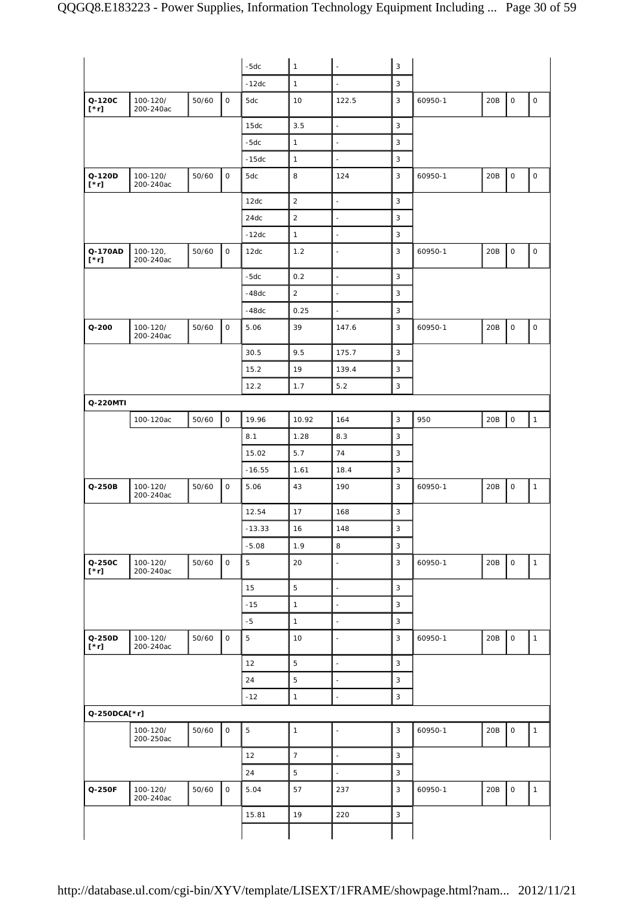| | | | | | | | | | | | |
|---|---|---|---|---|---|---|---|---|---|---|---|
| | | | | -5dc | 1 | - | 3 | | | | |
| | | | | -12dc | 1 | - | 3 | | | | |
| **Q-120C [*r]** | 100-120/ 200-240ac | 50/60 | 0 | 5dc | 10 | 122.5 | 3 | 60950-1 | 20B | 0 | 0 |
| | | | | 15dc | 3.5 | - | 3 | | | | |
| | | | | -5dc | 1 | - | 3 | | | | |
| | | | | -15dc | 1 | - | 3 | | | | |
| **Q-120D [*r]** | 100-120/ 200-240ac | 50/60 | 0 | 5dc | 8 | 124 | 3 | 60950-1 | 20B | 0 | 0 |
| | | | | 12dc | 2 | - | 3 | | | | |
| | | | | 24dc | 2 | - | 3 | | | | |
| | | | | -12dc | 1 | - | 3 | | | | |
| **Q-170AD [*r]** | 100-120, 200-240ac | 50/60 | 0 | 12dc | 1.2 | - | 3 | 60950-1 | 20B | 0 | 0 |
| | | | | -5dc | 0.2 | - | 3 | | | | |
| | | | | -48dc | 2 | - | 3 | | | | |
| | | | | -48dc | 0.25 | - | 3 | | | | |
| **Q-200** | 100-120/ 200-240ac | 50/60 | 0 | 5.06 | 39 | 147.6 | 3 | 60950-1 | 20B | 0 | 0 |
| | | | | 30.5 | 9.5 | 175.7 | 3 | | | | |
| | | | | 15.2 | 19 | 139.4 | 3 | | | | |
| | | | | 12.2 | 1.7 | 5.2 | 3 | | | | |
| **Q-220MTI** | | | | | | | | | | | |
| | 100-120ac | 50/60 | 0 | 19.96 | 10.92 | 164 | 3 | 950 | 20B | 0 | 1 |
| | | | | 8.1 | 1.28 | 8.3 | 3 | | | | |
| | | | | 15.02 | 5.7 | 74 | 3 | | | | |
| | | | | -16.55 | 1.61 | 18.4 | 3 | | | | |
| **Q-250B** | 100-120/ 200-240ac | 50/60 | 0 | 5.06 | 43 | 190 | 3 | 60950-1 | 20B | 0 | 1 |
| | | | | 12.54 | 17 | 168 | 3 | | | | |
| | | | | -13.33 | 16 | 148 | 3 | | | | |
| | | | | -5.08 | 1.9 | 8 | 3 | | | | |
| **Q-250C [*r]** | 100-120/ 200-240ac | 50/60 | 0 | 5 | 20 | - | 3 | 60950-1 | 20B | 0 | 1 |
| | | | | 15 | 5 | - | 3 | | | | |
| | | | | -15 | 1 | - | 3 | | | | |
| | | | | -5 | 1 | - | 3 | | | | |
| **Q-250D [*r]** | 100-120/ 200-240ac | 50/60 | 0 | 5 | 10 | - | 3 | 60950-1 | 20B | 0 | 1 |
| | | | | 12 | 5 | - | 3 | | | | |
| | | | | 24 | 5 | - | 3 | | | | |
| | | | | -12 | 1 | - | 3 | | | | |
| **Q-250DCA[*r]** | | | | | | | | | | | |
| | 100-120/ 200-250ac | 50/60 | 0 | 5 | 1 | - | 3 | 60950-1 | 20B | 0 | 1 |
| | | | | 12 | 7 | - | 3 | | | | |
| | | | | 24 | 5 | - | 3 | | | | |
| **Q-250F** | 100-120/ 200-240ac | 50/60 | 0 | 5.04 | 57 | 237 | 3 | 60950-1 | 20B | 0 | 1 |
| | | | | 15.81 | 19 | 220 | 3 | | | | |
| | | | | | | | | | | | |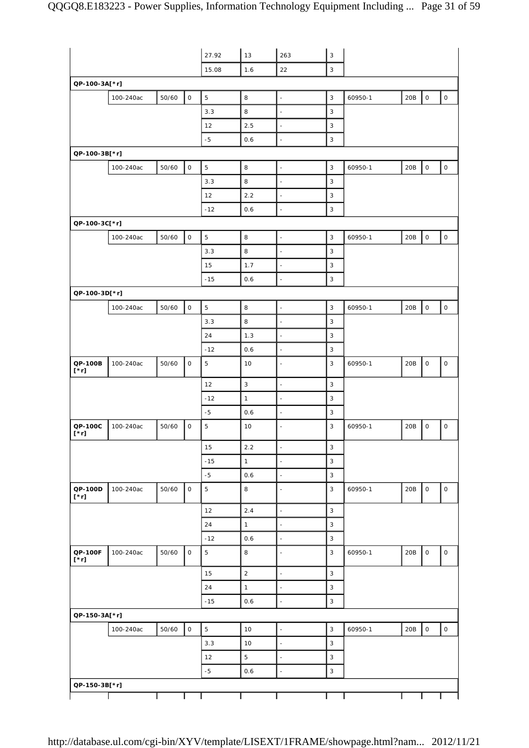| | | | | | | | | | | | |
|---|---|---|---|---|---|---|---|---|---|---|---|
| | | | | 27.92 | 13 | 263 | 3 | | | | |
| | | | | 15.08 | 1.6 | 22 | 3 | | | | |
| **QP-100-3A[*r]** | | | | | | | | | | | |
| | 100-240ac | 50/60 | 0 | 5 | 8 | - | 3 | 60950-1 | 20B | 0 | 0 |
| | | | | 3.3 | 8 | - | 3 | | | | |
| | | | | 12 | 2.5 | - | 3 | | | | |
| | | | | -5 | 0.6 | - | 3 | | | | |
| **QP-100-3B[*r]** | | | | | | | | | | | |
| | 100-240ac | 50/60 | 0 | 5 | 8 | - | 3 | 60950-1 | 20B | 0 | 0 |
| | | | | 3.3 | 8 | - | 3 | | | | |
| | | | | 12 | 2.2 | - | 3 | | | | |
| | | | | -12 | 0.6 | - | 3 | | | | |
| **QP-100-3C[*r]** | | | | | | | | | | | |
| | 100-240ac | 50/60 | 0 | 5 | 8 | - | 3 | 60950-1 | 20B | 0 | 0 |
| | | | | 3.3 | 8 | - | 3 | | | | |
| | | | | 15 | 1.7 | - | 3 | | | | |
| | | | | -15 | 0.6 | - | 3 | | | | |
| **QP-100-3D[*r]** | | | | | | | | | | | |
| | 100-240ac | 50/60 | 0 | 5 | 8 | - | 3 | 60950-1 | 20B | 0 | 0 |
| | | | | 3.3 | 8 | - | 3 | | | | |
| | | | | 24 | 1.3 | - | 3 | | | | |
| | | | | -12 | 0.6 | - | 3 | | | | |
| **QP-100B [*r]** | 100-240ac | 50/60 | 0 | 5 | 10 | - | 3 | 60950-1 | 20B | 0 | 0 |
| | | | | 12 | 3 | - | 3 | | | | |
| | | | | -12 | 1 | - | 3 | | | | |
| | | | | -5 | 0.6 | - | 3 | | | | |
| **QP-100C [*r]** | 100-240ac | 50/60 | 0 | 5 | 10 | - | 3 | 60950-1 | 20B | 0 | 0 |
| | | | | 15 | 2.2 | - | 3 | | | | |
| | | | | -15 | 1 | - | 3 | | | | |
| | | | | -5 | 0.6 | - | 3 | | | | |
| **QP-100D [*r]** | 100-240ac | 50/60 | 0 | 5 | 8 | - | 3 | 60950-1 | 20B | 0 | 0 |
| | | | | 12 | 2.4 | - | 3 | | | | |
| | | | | 24 | 1 | - | 3 | | | | |
| | | | | -12 | 0.6 | - | 3 | | | | |
| **QP-100F [*r]** | 100-240ac | 50/60 | 0 | 5 | 8 | - | 3 | 60950-1 | 20B | 0 | 0 |
| | | | | 15 | 2 | - | 3 | | | | |
| | | | | 24 | 1 | - | 3 | | | | |
| | | | | -15 | 0.6 | - | 3 | | | | |
| **QP-150-3A[*r]** | | | | | | | | | | | |
| | 100-240ac | 50/60 | 0 | 5 | 10 | - | 3 | 60950-1 | 20B | 0 | 0 |
| | | | | 3.3 | 10 | - | 3 | | | | |
| | | | | 12 | 5 | - | 3 | | | | |
| | | | | -5 | 0.6 | - | 3 | | | | |
| **QP-150-3B[*r]** | | | | | | | | | | | |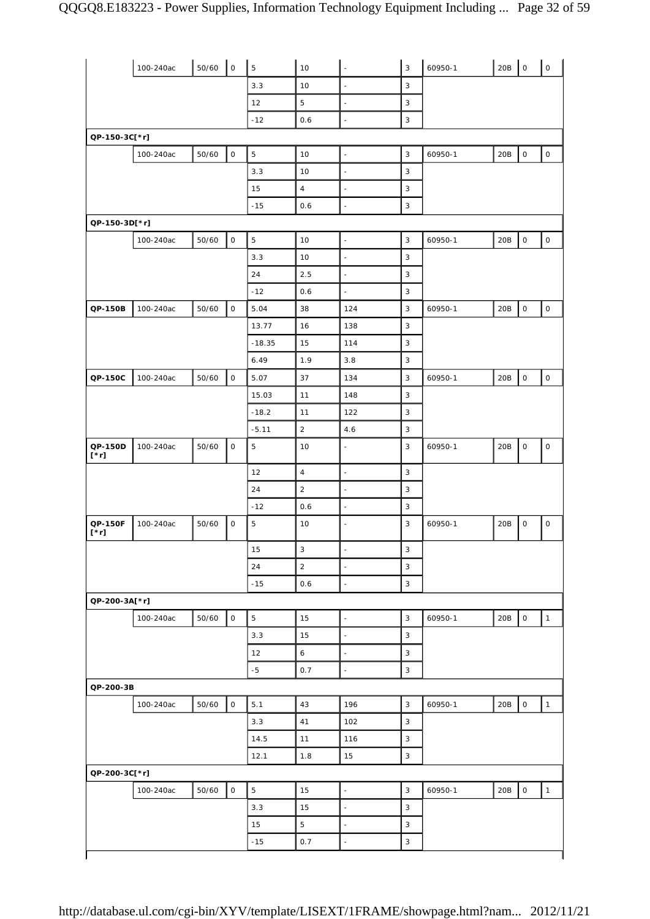| | | | | | | | | | | | |
|---|---|---|---|---|---|---|---|---|---|---|---|
| | 100-240ac | 50/60 | 0 | 5 | 10 | - | 3 | 60950-1 | 20B | 0 | 0 |
| | | | | 3.3 | 10 | - | 3 | | | | |
| | | | | 12 | 5 | - | 3 | | | | |
| | | | | -12 | 0.6 | - | 3 | | | | |
| **QP-150-3C[*r]** | | | | | | | | | | | |
| | 100-240ac | 50/60 | 0 | 5 | 10 | - | 3 | 60950-1 | 20B | 0 | 0 |
| | | | | 3.3 | 10 | - | 3 | | | | |
| | | | | 15 | 4 | - | 3 | | | | |
| | | | | -15 | 0.6 | - | 3 | | | | |
| **QP-150-3D[*r]** | | | | | | | | | | | |
| | 100-240ac | 50/60 | 0 | 5 | 10 | - | 3 | 60950-1 | 20B | 0 | 0 |
| | | | | 3.3 | 10 | - | 3 | | | | |
| | | | | 24 | 2.5 | - | 3 | | | | |
| | | | | -12 | 0.6 | - | 3 | | | | |
| **QP-150B** | 100-240ac | 50/60 | 0 | 5.04 | 38 | 124 | 3 | 60950-1 | 20B | 0 | 0 |
| | | | | 13.77 | 16 | 138 | 3 | | | | |
| | | | | -18.35 | 15 | 114 | 3 | | | | |
| | | | | 6.49 | 1.9 | 3.8 | 3 | | | | |
| **QP-150C** | 100-240ac | 50/60 | 0 | 5.07 | 37 | 134 | 3 | 60950-1 | 20B | 0 | 0 |
| | | | | 15.03 | 11 | 148 | 3 | | | | |
| | | | | -18.2 | 11 | 122 | 3 | | | | |
| | | | | -5.11 | 2 | 4.6 | 3 | | | | |
| **QP-150D [*r]** | 100-240ac | 50/60 | 0 | 5 | 10 | - | 3 | 60950-1 | 20B | 0 | 0 |
| | | | | 12 | 4 | - | 3 | | | | |
| | | | | 24 | 2 | - | 3 | | | | |
| | | | | -12 | 0.6 | - | 3 | | | | |
| **QP-150F [*r]** | 100-240ac | 50/60 | 0 | 5 | 10 | - | 3 | 60950-1 | 20B | 0 | 0 |
| | | | | 15 | 3 | - | 3 | | | | |
| | | | | 24 | 2 | - | 3 | | | | |
| | | | | -15 | 0.6 | - | 3 | | | | |
| **QP-200-3A[*r]** | | | | | | | | | | | |
| | 100-240ac | 50/60 | 0 | 5 | 15 | - | 3 | 60950-1 | 20B | 0 | 1 |
| | | | | 3.3 | 15 | - | 3 | | | | |
| | | | | 12 | 6 | - | 3 | | | | |
| | | | | -5 | 0.7 | - | 3 | | | | |
| **QP-200-3B** | | | | | | | | | | | |
| | 100-240ac | 50/60 | 0 | 5.1 | 43 | 196 | 3 | 60950-1 | 20B | 0 | 1 |
| | | | | 3.3 | 41 | 102 | 3 | | | | |
| | | | | 14.5 | 11 | 116 | 3 | | | | |
| | | | | 12.1 | 1.8 | 15 | 3 | | | | |
| **QP-200-3C[*r]** | | | | | | | | | | | |
| | 100-240ac | 50/60 | 0 | 5 | 15 | - | 3 | 60950-1 | 20B | 0 | 1 |
| | | | | 3.3 | 15 | - | 3 | | | | |
| | | | | 15 | 5 | - | 3 | | | | |
| | | | | -15 | 0.7 | - | 3 | | | | |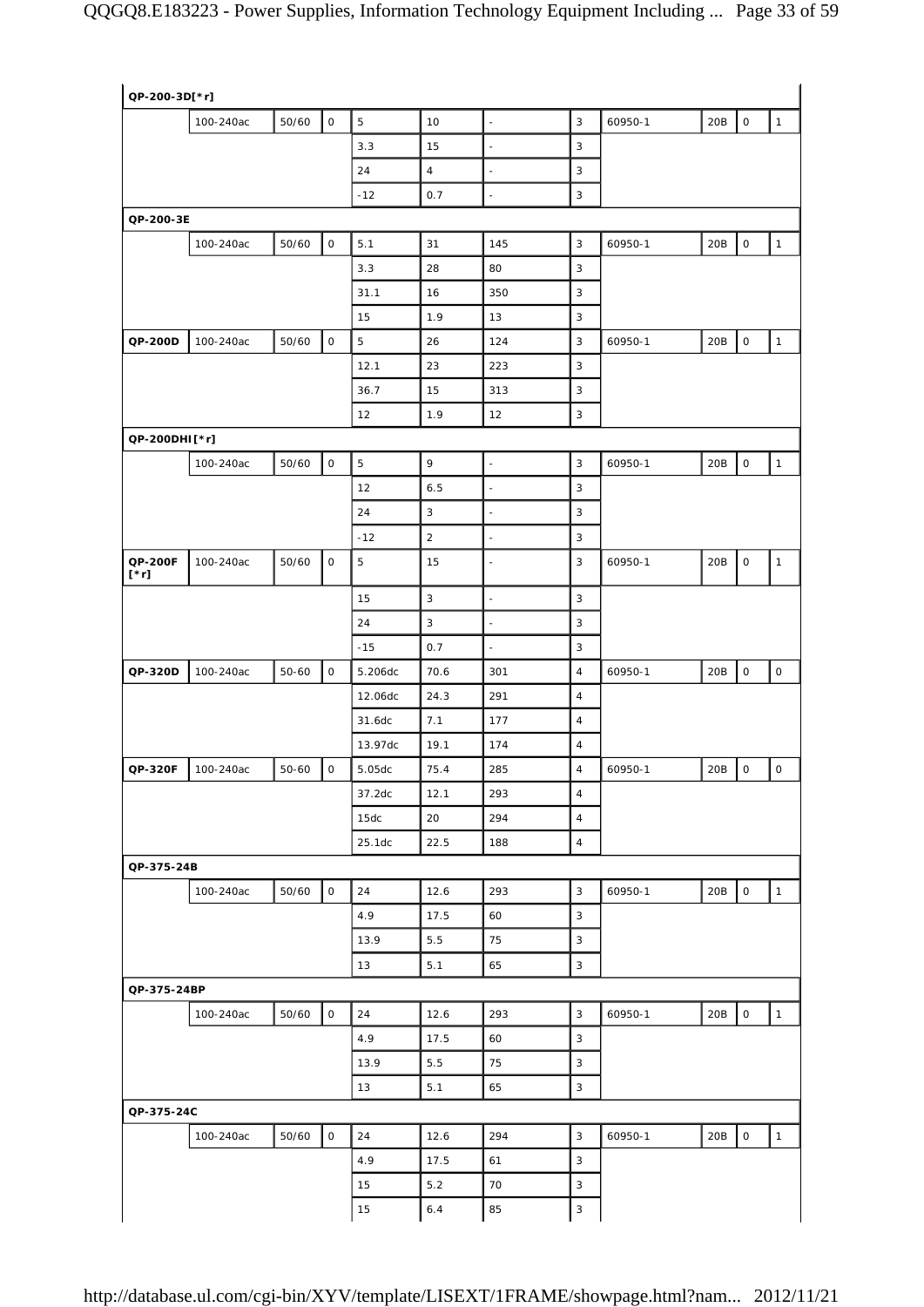| | | | | | | | | | | | |
|---|---|---|---|---|---|---|---|---|---|---|---|
| **QP-200-3D[*r]** | | | | | | | | | | | |
| | 100-240ac | 50/60 | 0 | 5 | 10 | - | 3 | 60950-1 | 20B | 0 | 1 |
| | | | | 3.3 | 15 | - | 3 | | | | |
| | | | | 24 | 4 | - | 3 | | | | |
| | | | | -12 | 0.7 | - | 3 | | | | |
| **QP-200-3E** | | | | | | | | | | | |
| | 100-240ac | 50/60 | 0 | 5.1 | 31 | 145 | 3 | 60950-1 | 20B | 0 | 1 |
| | | | | 3.3 | 28 | 80 | 3 | | | | |
| | | | | 31.1 | 16 | 350 | 3 | | | | |
| | | | | 15 | 1.9 | 13 | 3 | | | | |
| **QP-200D** | 100-240ac | 50/60 | 0 | 5 | 26 | 124 | 3 | 60950-1 | 20B | 0 | 1 |
| | | | | 12.1 | 23 | 223 | 3 | | | | |
| | | | | 36.7 | 15 | 313 | 3 | | | | |
| | | | | 12 | 1.9 | 12 | 3 | | | | |
| **QP-200DHI[*r]** | | | | | | | | | | | |
| | 100-240ac | 50/60 | 0 | 5 | 9 | - | 3 | 60950-1 | 20B | 0 | 1 |
| | | | | 12 | 6.5 | - | 3 | | | | |
| | | | | 24 | 3 | - | 3 | | | | |
| | | | | -12 | 2 | - | 3 | | | | |
| **QP-200F [*r]** | 100-240ac | 50/60 | 0 | 5 | 15 | - | 3 | 60950-1 | 20B | 0 | 1 |
| | | | | 15 | 3 | - | 3 | | | | |
| | | | | 24 | 3 | - | 3 | | | | |
| | | | | -15 | 0.7 | - | 3 | | | | |
| **QP-320D** | 100-240ac | 50-60 | 0 | 5.206dc | 70.6 | 301 | 4 | 60950-1 | 20B | 0 | 0 |
| | | | | 12.06dc | 24.3 | 291 | 4 | | | | |
| | | | | 31.6dc | 7.1 | 177 | 4 | | | | |
| | | | | 13.97dc | 19.1 | 174 | 4 | | | | |
| **QP-320F** | 100-240ac | 50-60 | 0 | 5.05dc | 75.4 | 285 | 4 | 60950-1 | 20B | 0 | 0 |
| | | | | 37.2dc | 12.1 | 293 | 4 | | | | |
| | | | | 15dc | 20 | 294 | 4 | | | | |
| | | | | 25.1dc | 22.5 | 188 | 4 | | | | |
| **QP-375-24B** | | | | | | | | | | | |
| | 100-240ac | 50/60 | 0 | 24 | 12.6 | 293 | 3 | 60950-1 | 20B | 0 | 1 |
| | | | | 4.9 | 17.5 | 60 | 3 | | | | |
| | | | | 13.9 | 5.5 | 75 | 3 | | | | |
| | | | | 13 | 5.1 | 65 | 3 | | | | |
| **QP-375-24BP** | | | | | | | | | | | |
| | 100-240ac | 50/60 | 0 | 24 | 12.6 | 293 | 3 | 60950-1 | 20B | 0 | 1 |
| | | | | 4.9 | 17.5 | 60 | 3 | | | | |
| | | | | 13.9 | 5.5 | 75 | 3 | | | | |
| | | | | 13 | 5.1 | 65 | 3 | | | | |
| **QP-375-24C** | | | | | | | | | | | |
| | 100-240ac | 50/60 | 0 | 24 | 12.6 | 294 | 3 | 60950-1 | 20B | 0 | 1 |
| | | | | 4.9 | 17.5 | 61 | 3 | | | | |
| | | | | 15 | 5.2 | 70 | 3 | | | | |
| | | | | 15 | 6.4 | 85 | 3 | | | | |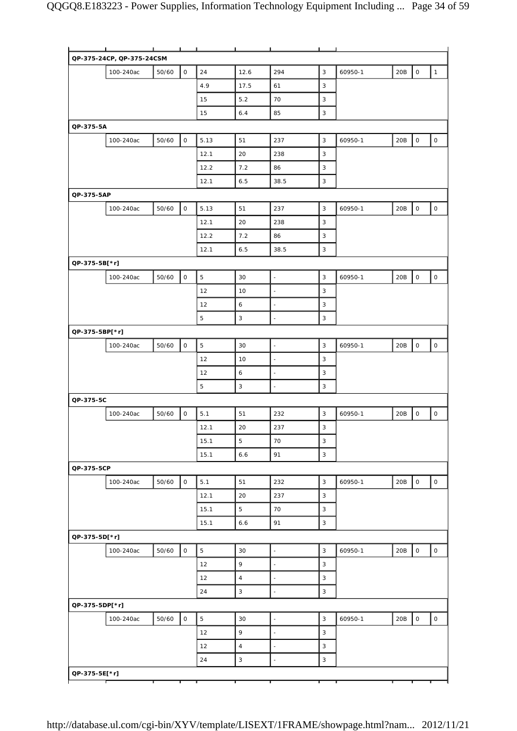| | | | | | | | | | | | |
|---|---|---|---|---|---|---|---|---|---|---|---|
| **QP-375-24CP, QP-375-24CSM** | | | | | | | | | | | |
| | 100-240ac | 50/60 | 0 | 24 | 12.6 | 294 | 3 | 60950-1 | 20B | 0 | 1 |
| | | | | 4.9 | 17.5 | 61 | 3 | | | | |
| | | | | 15 | 5.2 | 70 | 3 | | | | |
| | | | | 15 | 6.4 | 85 | 3 | | | | |
| **QP-375-5A** | | | | | | | | | | | |
| | 100-240ac | 50/60 | 0 | 5.13 | 51 | 237 | 3 | 60950-1 | 20B | 0 | 0 |
| | | | | 12.1 | 20 | 238 | 3 | | | | |
| | | | | 12.2 | 7.2 | 86 | 3 | | | | |
| | | | | 12.1 | 6.5 | 38.5 | 3 | | | | |
| **QP-375-5AP** | | | | | | | | | | | |
| | 100-240ac | 50/60 | 0 | 5.13 | 51 | 237 | 3 | 60950-1 | 20B | 0 | 0 |
| | | | | 12.1 | 20 | 238 | 3 | | | | |
| | | | | 12.2 | 7.2 | 86 | 3 | | | | |
| | | | | 12.1 | 6.5 | 38.5 | 3 | | | | |
| **QP-375-5B[*r]** | | | | | | | | | | | |
| | 100-240ac | 50/60 | 0 | 5 | 30 | - | 3 | 60950-1 | 20B | 0 | 0 |
| | | | | 12 | 10 | - | 3 | | | | |
| | | | | 12 | 6 | - | 3 | | | | |
| | | | | 5 | 3 | - | 3 | | | | |
| **QP-375-5BP[*r]** | | | | | | | | | | | |
| | 100-240ac | 50/60 | 0 | 5 | 30 | - | 3 | 60950-1 | 20B | 0 | 0 |
| | | | | 12 | 10 | - | 3 | | | | |
| | | | | 12 | 6 | - | 3 | | | | |
| | | | | 5 | 3 | - | 3 | | | | |
| **QP-375-5C** | | | | | | | | | | | |
| | 100-240ac | 50/60 | 0 | 5.1 | 51 | 232 | 3 | 60950-1 | 20B | 0 | 0 |
| | | | | 12.1 | 20 | 237 | 3 | | | | |
| | | | | 15.1 | 5 | 70 | 3 | | | | |
| | | | | 15.1 | 6.6 | 91 | 3 | | | | |
| **QP-375-5CP** | | | | | | | | | | | |
| | 100-240ac | 50/60 | 0 | 5.1 | 51 | 232 | 3 | 60950-1 | 20B | 0 | 0 |
| | | | | 12.1 | 20 | 237 | 3 | | | | |
| | | | | 15.1 | 5 | 70 | 3 | | | | |
| | | | | 15.1 | 6.6 | 91 | 3 | | | | |
| **QP-375-5D[*r]** | | | | | | | | | | | |
| | 100-240ac | 50/60 | 0 | 5 | 30 | - | 3 | 60950-1 | 20B | 0 | 0 |
| | | | | 12 | 9 | - | 3 | | | | |
| | | | | 12 | 4 | - | 3 | | | | |
| | | | | 24 | 3 | - | 3 | | | | |
| **QP-375-5DP[*r]** | | | | | | | | | | | |
| | 100-240ac | 50/60 | 0 | 5 | 30 | - | 3 | 60950-1 | 20B | 0 | 0 |
| | | | | 12 | 9 | - | 3 | | | | |
| | | | | 12 | 4 | - | 3 | | | | |
| | | | | 24 | 3 | - | 3 | | | | |
| **QP-375-5E[*r]** | | | | | | | | | | | |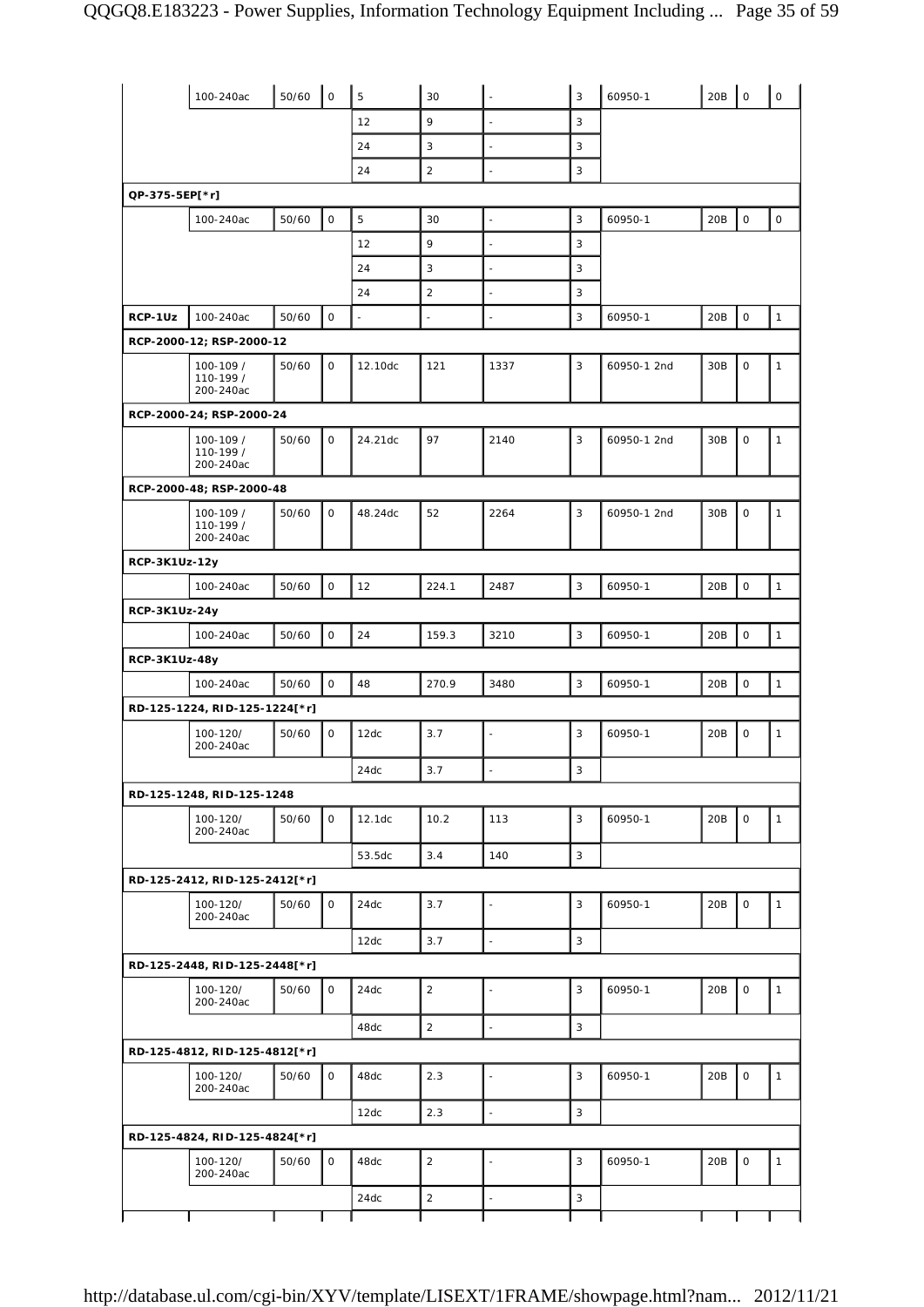| | | | | | | | | | | | |
|---|---|---|---|---|---|---|---|---|---|---|---|
| | 100-240ac | 50/60 | 0 | 5 | 30 | - | 3 | 60950-1 | 20B | 0 | 0 |
| | | | | 12 | 9 | - | 3 | | | | |
| | | | | 24 | 3 | - | 3 | | | | |
| | | | | 24 | 2 | - | 3 | | | | |
| **QP-375-5EP[*r]** | | | | | | | | | | | |
| | 100-240ac | 50/60 | 0 | 5 | 30 | - | 3 | 60950-1 | 20B | 0 | 0 |
| | | | | 12 | 9 | - | 3 | | | | |
| | | | | 24 | 3 | - | 3 | | | | |
| | | | | 24 | 2 | - | 3 | | | | |
| **RCP-1Uz** | 100-240ac | 50/60 | 0 | - | - | - | 3 | 60950-1 | 20B | 0 | 1 |
| **RCP-2000-12; RSP-2000-12** | | | | | | | | | | | |
| | 100-109 / 110-199 / 200-240ac | 50/60 | 0 | 12.10dc | 121 | 1337 | 3 | 60950-1 2nd | 30B | 0 | 1 |
| **RCP-2000-24; RSP-2000-24** | | | | | | | | | | | |
| | 100-109 / 110-199 / 200-240ac | 50/60 | 0 | 24.21dc | 97 | 2140 | 3 | 60950-1 2nd | 30B | 0 | 1 |
| **RCP-2000-48; RSP-2000-48** | | | | | | | | | | | |
| | 100-109 / 110-199 / 200-240ac | 50/60 | 0 | 48.24dc | 52 | 2264 | 3 | 60950-1 2nd | 30B | 0 | 1 |
| **RCP-3K1Uz-12y** | | | | | | | | | | | |
| | 100-240ac | 50/60 | 0 | 12 | 224.1 | 2487 | 3 | 60950-1 | 20B | 0 | 1 |
| **RCP-3K1Uz-24y** | | | | | | | | | | | |
| | 100-240ac | 50/60 | 0 | 24 | 159.3 | 3210 | 3 | 60950-1 | 20B | 0 | 1 |
| **RCP-3K1Uz-48y** | | | | | | | | | | | |
| | 100-240ac | 50/60 | 0 | 48 | 270.9 | 3480 | 3 | 60950-1 | 20B | 0 | 1 |
| **RD-125-1224, RID-125-1224[*r]** | | | | | | | | | | | |
| | 100-120/ 200-240ac | 50/60 | 0 | 12dc | 3.7 | - | 3 | 60950-1 | 20B | 0 | 1 |
| | | | | 24dc | 3.7 | - | 3 | | | | |
| **RD-125-1248, RID-125-1248** | | | | | | | | | | | |
| | 100-120/ 200-240ac | 50/60 | 0 | 12.1dc | 10.2 | 113 | 3 | 60950-1 | 20B | 0 | 1 |
| | | | | 53.5dc | 3.4 | 140 | 3 | | | | |
| **RD-125-2412, RID-125-2412[*r]** | | | | | | | | | | | |
| | 100-120/ 200-240ac | 50/60 | 0 | 24dc | 3.7 | - | 3 | 60950-1 | 20B | 0 | 1 |
| | | | | 12dc | 3.7 | - | 3 | | | | |
| **RD-125-2448, RID-125-2448[*r]** | | | | | | | | | | | |
| | 100-120/ 200-240ac | 50/60 | 0 | 24dc | 2 | - | 3 | 60950-1 | 20B | 0 | 1 |
| | | | | 48dc | 2 | - | 3 | | | | |
| **RD-125-4812, RID-125-4812[*r]** | | | | | | | | | | | |
| | 100-120/ 200-240ac | 50/60 | 0 | 48dc | 2.3 | - | 3 | 60950-1 | 20B | 0 | 1 |
| | | | | 12dc | 2.3 | - | 3 | | | | |
| **RD-125-4824, RID-125-4824[*r]** | | | | | | | | | | | |
| | 100-120/ 200-240ac | 50/60 | 0 | 48dc | 2 | - | 3 | 60950-1 | 20B | 0 | 1 |
| | | | | 24dc | 2 | - | 3 | | | | |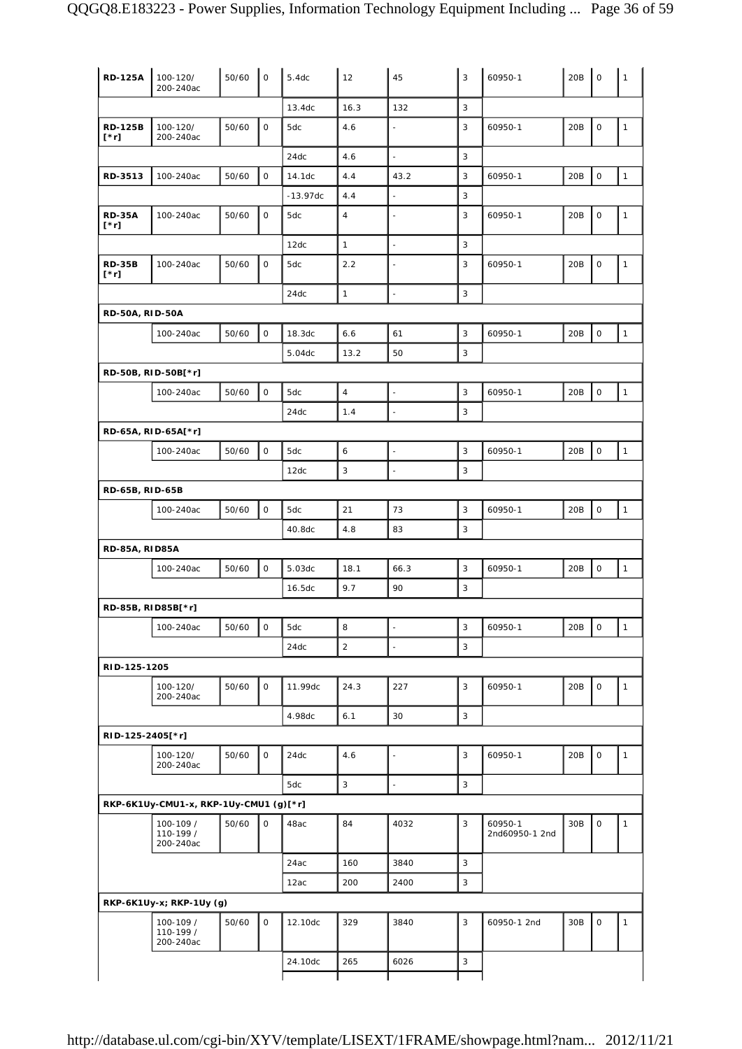| | | | | | | | | | | | |
|---|---|---|---|---|---|---|---|---|---|---|---|
| **RD-125A** | 100-120/ 200-240ac | 50/60 | 0 | 5.4dc | 12 | 45 | 3 | 60950-1 | 20B | 0 | 1 |
| | | | | 13.4dc | 16.3 | 132 | 3 | | | | |
| **RD-125B [*r]** | 100-120/ 200-240ac | 50/60 | 0 | 5dc | 4.6 | - | 3 | 60950-1 | 20B | 0 | 1 |
| | | | | 24dc | 4.6 | - | 3 | | | | |
| **RD-3513** | 100-240ac | 50/60 | 0 | 14.1dc | 4.4 | 43.2 | 3 | 60950-1 | 20B | 0 | 1 |
| | | | | -13.97dc | 4.4 | - | 3 | | | | |
| **RD-35A [*r]** | 100-240ac | 50/60 | 0 | 5dc | 4 | - | 3 | 60950-1 | 20B | 0 | 1 |
| | | | | 12dc | 1 | - | 3 | | | | |
| **RD-35B [*r]** | 100-240ac | 50/60 | 0 | 5dc | 2.2 | - | 3 | 60950-1 | 20B | 0 | 1 |
| | | | | 24dc | 1 | - | 3 | | | | |
| **RD-50A, RID-50A** | | | | | | | | | | | |
| | 100-240ac | 50/60 | 0 | 18.3dc | 6.6 | 61 | 3 | 60950-1 | 20B | 0 | 1 |
| | | | | 5.04dc | 13.2 | 50 | 3 | | | | |
| **RD-50B, RID-50B[*r]** | | | | | | | | | | | |
| | 100-240ac | 50/60 | 0 | 5dc | 4 | - | 3 | 60950-1 | 20B | 0 | 1 |
| | | | | 24dc | 1.4 | - | 3 | | | | |
| **RD-65A, RID-65A[*r]** | | | | | | | | | | | |
| | 100-240ac | 50/60 | 0 | 5dc | 6 | - | 3 | 60950-1 | 20B | 0 | 1 |
| | | | | 12dc | 3 | - | 3 | | | | |
| **RD-65B, RID-65B** | | | | | | | | | | | |
| | 100-240ac | 50/60 | 0 | 5dc | 21 | 73 | 3 | 60950-1 | 20B | 0 | 1 |
| | | | | 40.8dc | 4.8 | 83 | 3 | | | | |
| **RD-85A, RID85A** | | | | | | | | | | | |
| | 100-240ac | 50/60 | 0 | 5.03dc | 18.1 | 66.3 | 3 | 60950-1 | 20B | 0 | 1 |
| | | | | 16.5dc | 9.7 | 90 | 3 | | | | |
| **RD-85B, RID85B[*r]** | | | | | | | | | | | |
| | 100-240ac | 50/60 | 0 | 5dc | 8 | - | 3 | 60950-1 | 20B | 0 | 1 |
| | | | | 24dc | 2 | - | 3 | | | | |
| **RID-125-1205** | | | | | | | | | | | |
| | 100-120/ 200-240ac | 50/60 | 0 | 11.99dc | 24.3 | 227 | 3 | 60950-1 | 20B | 0 | 1 |
| | | | | 4.98dc | 6.1 | 30 | 3 | | | | |
| **RID-125-2405[*r]** | | | | | | | | | | | |
| | 100-120/ 200-240ac | 50/60 | 0 | 24dc | 4.6 | - | 3 | 60950-1 | 20B | 0 | 1 |
| | | | | 5dc | 3 | - | 3 | | | | |
| **RKP-6K1Uy-CMU1-x, RKP-1Uy-CMU1 (g)[*r]** | | | | | | | | | | | |
| | 100-109 / 110-199 / 200-240ac | 50/60 | 0 | 48ac | 84 | 4032 | 3 | 60950-1 2nd60950-1 2nd | 30B | 0 | 1 |
| | | | | 24ac | 160 | 3840 | 3 | | | | |
| | | | | 12ac | 200 | 2400 | 3 | | | | |
| **RKP-6K1Uy-x; RKP-1Uy (g)** | | | | | | | | | | | |
| | 100-109 / 110-199 / 200-240ac | 50/60 | 0 | 12.10dc | 329 | 3840 | 3 | 60950-1 2nd | 30B | 0 | 1 |
| | | | | 24.10dc | 265 | 6026 | 3 | | | | |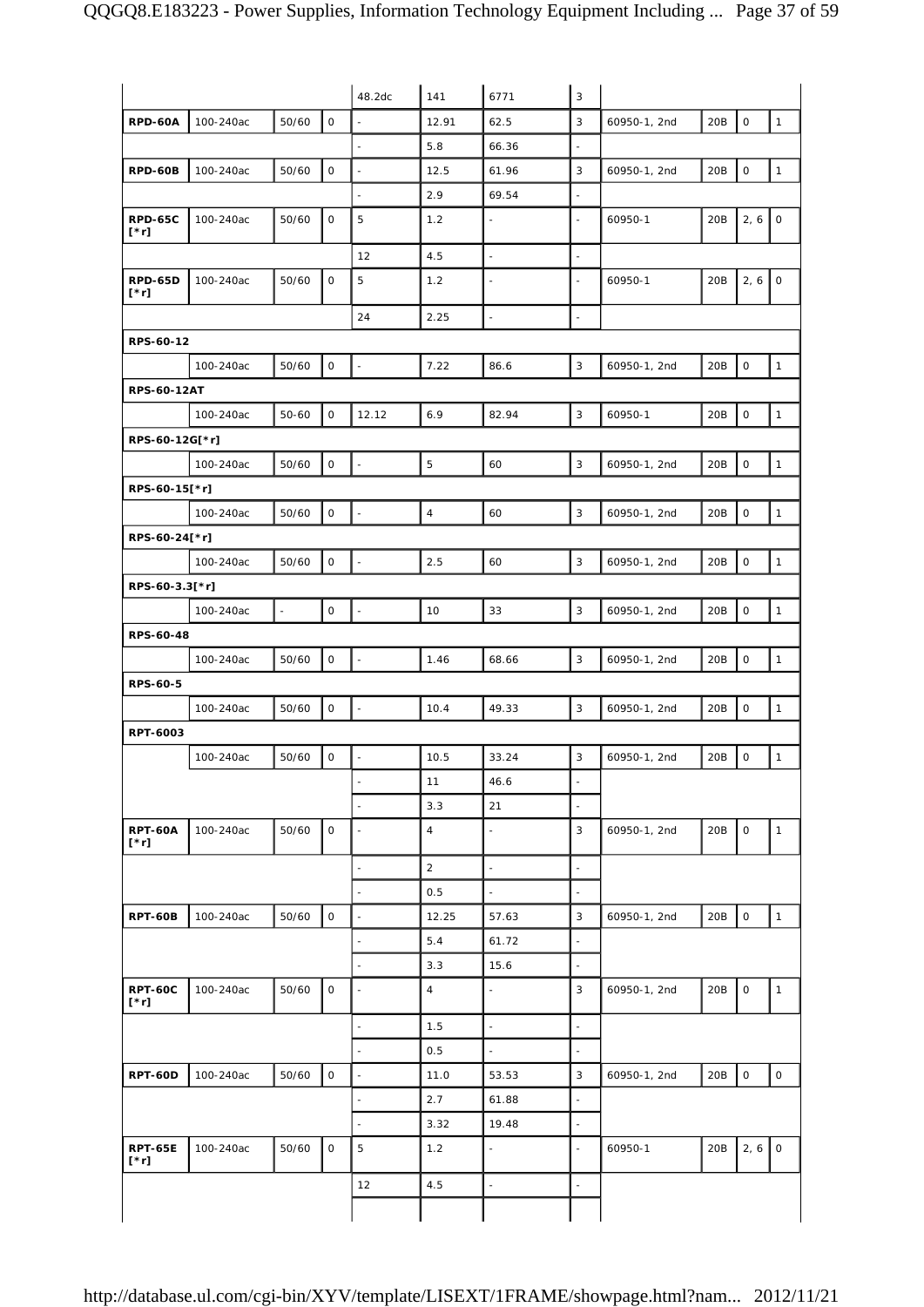| | | | | | | | | | | | |
|---|---|---|---|---|---|---|---|---|---|---|---|
| | | | | 48.2dc | 141 | 6771 | 3 | | | | |
| **RPD-60A** | 100-240ac | 50/60 | 0 | - | 12.91 | 62.5 | 3 | 60950-1, 2nd | 20B | 0 | 1 |
| | | | | - | 5.8 | 66.36 | - | | | | |
| **RPD-60B** | 100-240ac | 50/60 | 0 | - | 12.5 | 61.96 | 3 | 60950-1, 2nd | 20B | 0 | 1 |
| | | | | - | 2.9 | 69.54 | - | | | | |
| **RPD-65C [*r]** | 100-240ac | 50/60 | 0 | 5 | 1.2 | - | - | 60950-1 | 20B | 2, 6 | 0 |
| | | | | 12 | 4.5 | - | - | | | | |
| **RPD-65D [*r]** | 100-240ac | 50/60 | 0 | 5 | 1.2 | - | - | 60950-1 | 20B | 2, 6 | 0 |
| | | | | 24 | 2.25 | - | - | | | | |
| **RPS-60-12** | | | | | | | | | | | |
| | 100-240ac | 50/60 | 0 | - | 7.22 | 86.6 | 3 | 60950-1, 2nd | 20B | 0 | 1 |
| **RPS-60-12AT** | | | | | | | | | | | |
| | 100-240ac | 50-60 | 0 | 12.12 | 6.9 | 82.94 | 3 | 60950-1 | 20B | 0 | 1 |
| **RPS-60-12G[*r]** | | | | | | | | | | | |
| | 100-240ac | 50/60 | 0 | - | 5 | 60 | 3 | 60950-1, 2nd | 20B | 0 | 1 |
| **RPS-60-15[*r]** | | | | | | | | | | | |
| | 100-240ac | 50/60 | 0 | - | 4 | 60 | 3 | 60950-1, 2nd | 20B | 0 | 1 |
| **RPS-60-24[*r]** | | | | | | | | | | | |
| | 100-240ac | 50/60 | 0 | - | 2.5 | 60 | 3 | 60950-1, 2nd | 20B | 0 | 1 |
| **RPS-60-3.3[*r]** | | | | | | | | | | | |
| | 100-240ac | - | 0 | - | 10 | 33 | 3 | 60950-1, 2nd | 20B | 0 | 1 |
| **RPS-60-48** | | | | | | | | | | | |
| | 100-240ac | 50/60 | 0 | - | 1.46 | 68.66 | 3 | 60950-1, 2nd | 20B | 0 | 1 |
| **RPS-60-5** | | | | | | | | | | | |
| | 100-240ac | 50/60 | 0 | - | 10.4 | 49.33 | 3 | 60950-1, 2nd | 20B | 0 | 1 |
| **RPT-6003** | | | | | | | | | | | |
| | 100-240ac | 50/60 | 0 | - | 10.5 | 33.24 | 3 | 60950-1, 2nd | 20B | 0 | 1 |
| | | | | - | 11 | 46.6 | - | | | | |
| | | | | - | 3.3 | 21 | - | | | | |
| **RPT-60A [*r]** | 100-240ac | 50/60 | 0 | - | 4 | - | 3 | 60950-1, 2nd | 20B | 0 | 1 |
| | | | | - | 2 | - | - | | | | |
| | | | | - | 0.5 | - | - | | | | |
| **RPT-60B** | 100-240ac | 50/60 | 0 | - | 12.25 | 57.63 | 3 | 60950-1, 2nd | 20B | 0 | 1 |
| | | | | - | 5.4 | 61.72 | - | | | | |
| | | | | - | 3.3 | 15.6 | - | | | | |
| **RPT-60C [*r]** | 100-240ac | 50/60 | 0 | - | 4 | - | 3 | 60950-1, 2nd | 20B | 0 | 1 |
| | | | | - | 1.5 | - | - | | | | |
| | | | | - | 0.5 | - | - | | | | |
| **RPT-60D** | 100-240ac | 50/60 | 0 | - | 11.0 | 53.53 | 3 | 60950-1, 2nd | 20B | 0 | 0 |
| | | | | - | 2.7 | 61.88 | - | | | | |
| | | | | - | 3.32 | 19.48 | - | | | | |
| **RPT-65E [*r]** | 100-240ac | 50/60 | 0 | 5 | 1.2 | - | - | 60950-1 | 20B | 2, 6 | 0 |
| | | | | 12 | 4.5 | - | - | | | | |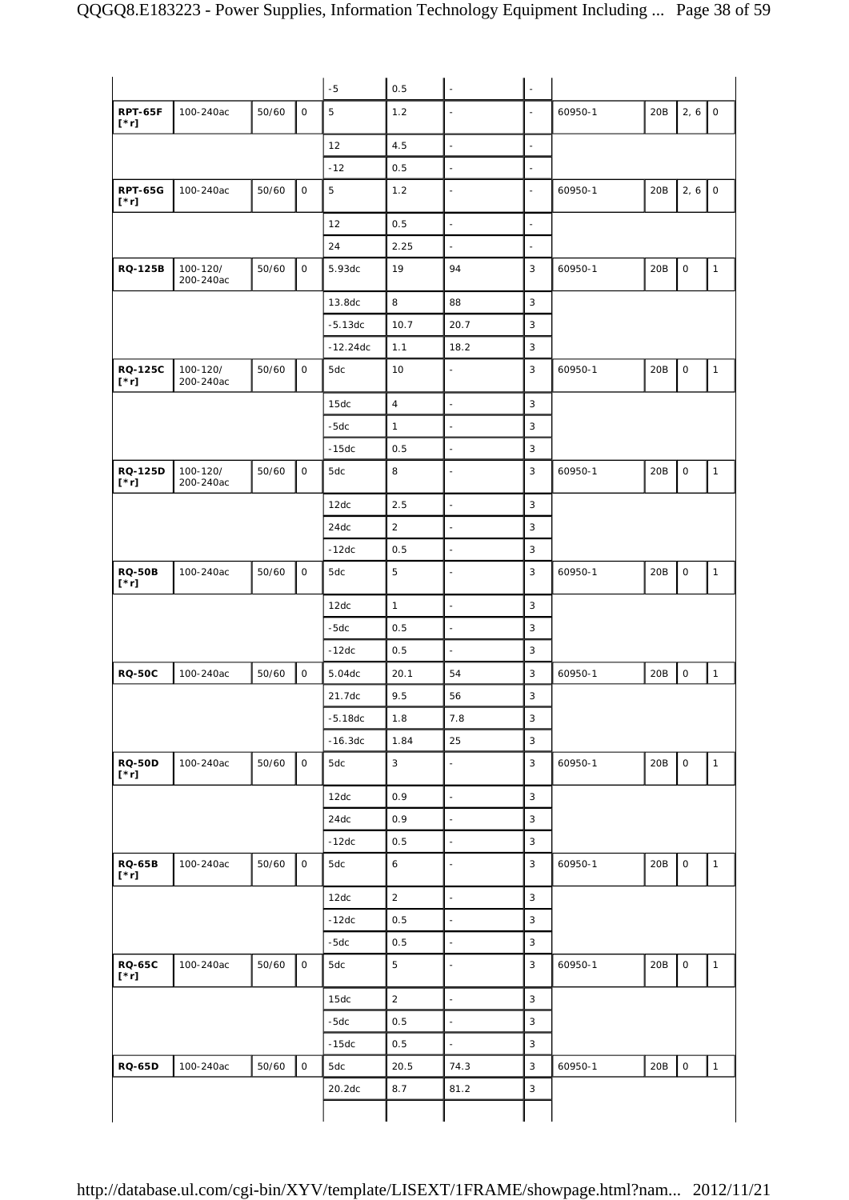| | | | | -5 | 0.5 | - | - | | | | |
|---|---|---|---|---|---|---|---|---|---|---|---|
| **RPT-65F [*r]** | 100-240ac | 50/60 | 0 | 5 | 1.2 | - | - | 60950-1 | 20B | 2, 6 | 0 |
| | | | | 12 | 4.5 | - | - | | | | |
| | | | | -12 | 0.5 | - | - | | | | |
| **RPT-65G [*r]** | 100-240ac | 50/60 | 0 | 5 | 1.2 | - | - | 60950-1 | 20B | 2, 6 | 0 |
| | | | | 12 | 0.5 | - | - | | | | |
| | | | | 24 | 2.25 | - | - | | | | |
| **RQ-125B** | 100-120/ 200-240ac | 50/60 | 0 | 5.93dc | 19 | 94 | 3 | 60950-1 | 20B | 0 | 1 |
| | | | | 13.8dc | 8 | 88 | 3 | | | | |
| | | | | -5.13dc | 10.7 | 20.7 | 3 | | | | |
| | | | | -12.24dc | 1.1 | 18.2 | 3 | | | | |
| **RQ-125C [*r]** | 100-120/ 200-240ac | 50/60 | 0 | 5dc | 10 | - | 3 | 60950-1 | 20B | 0 | 1 |
| | | | | 15dc | 4 | - | 3 | | | | |
| | | | | -5dc | 1 | - | 3 | | | | |
| | | | | -15dc | 0.5 | - | 3 | | | | |
| **RQ-125D [*r]** | 100-120/ 200-240ac | 50/60 | 0 | 5dc | 8 | - | 3 | 60950-1 | 20B | 0 | 1 |
| | | | | 12dc | 2.5 | - | 3 | | | | |
| | | | | 24dc | 2 | - | 3 | | | | |
| | | | | -12dc | 0.5 | - | 3 | | | | |
| **RQ-50B [*r]** | 100-240ac | 50/60 | 0 | 5dc | 5 | - | 3 | 60950-1 | 20B | 0 | 1 |
| | | | | 12dc | 1 | - | 3 | | | | |
| | | | | -5dc | 0.5 | - | 3 | | | | |
| | | | | -12dc | 0.5 | - | 3 | | | | |
| **RQ-50C** | 100-240ac | 50/60 | 0 | 5.04dc | 20.1 | 54 | 3 | 60950-1 | 20B | 0 | 1 |
| | | | | 21.7dc | 9.5 | 56 | 3 | | | | |
| | | | | -5.18dc | 1.8 | 7.8 | 3 | | | | |
| | | | | -16.3dc | 1.84 | 25 | 3 | | | | |
| **RQ-50D [*r]** | 100-240ac | 50/60 | 0 | 5dc | 3 | - | 3 | 60950-1 | 20B | 0 | 1 |
| | | | | 12dc | 0.9 | - | 3 | | | | |
| | | | | 24dc | 0.9 | - | 3 | | | | |
| | | | | -12dc | 0.5 | - | 3 | | | | |
| **RQ-65B [*r]** | 100-240ac | 50/60 | 0 | 5dc | 6 | - | 3 | 60950-1 | 20B | 0 | 1 |
| | | | | 12dc | 2 | - | 3 | | | | |
| | | | | -12dc | 0.5 | - | 3 | | | | |
| | | | | -5dc | 0.5 | - | 3 | | | | |
| **RQ-65C [*r]** | 100-240ac | 50/60 | 0 | 5dc | 5 | - | 3 | 60950-1 | 20B | 0 | 1 |
| | | | | 15dc | 2 | - | 3 | | | | |
| | | | | -5dc | 0.5 | - | 3 | | | | |
| | | | | -15dc | 0.5 | - | 3 | | | | |
| **RQ-65D** | 100-240ac | 50/60 | 0 | 5dc | 20.5 | 74.3 | 3 | 60950-1 | 20B | 0 | 1 |
| | | | | 20.2dc | 8.7 | 81.2 | 3 | | | | |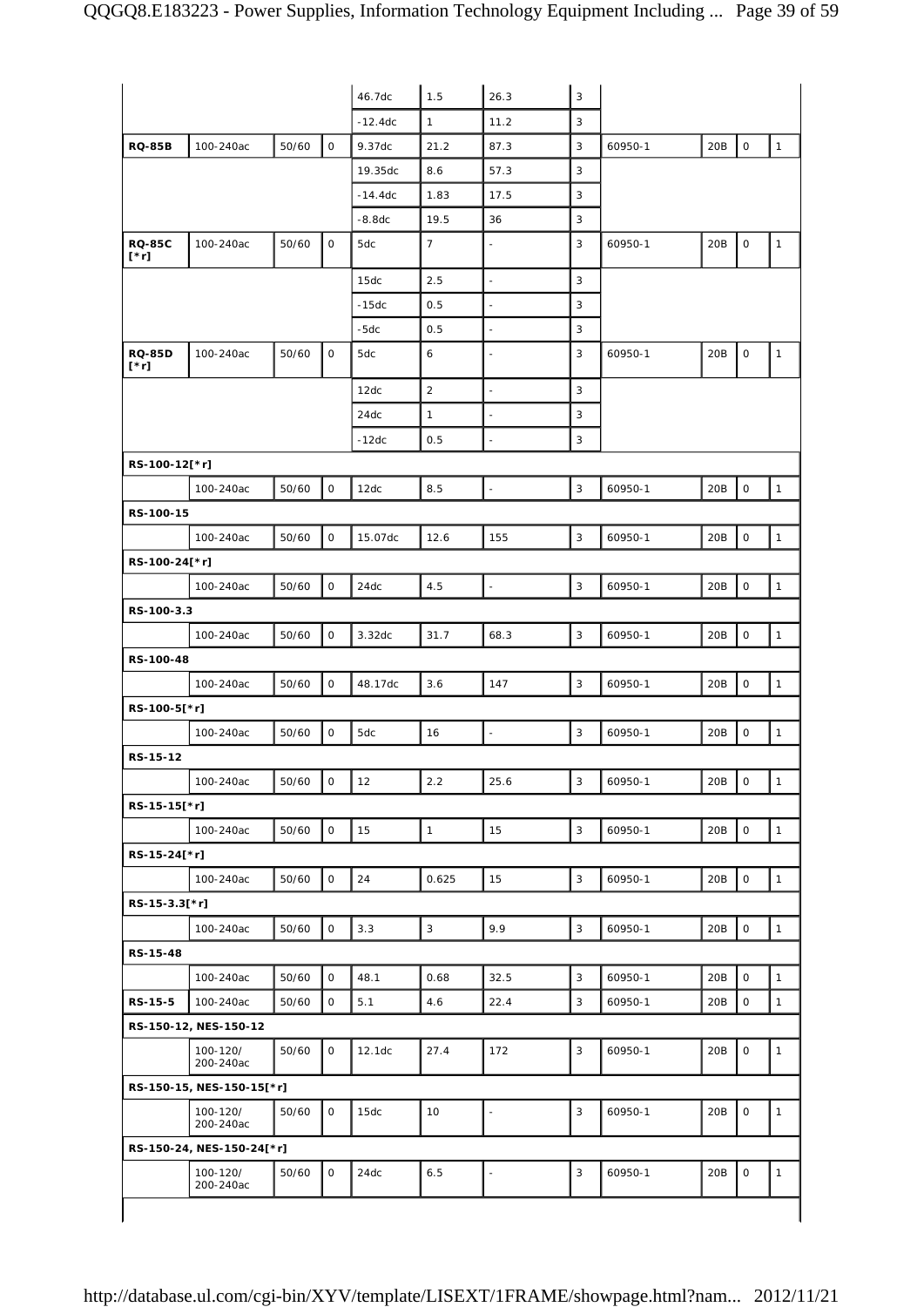| | | | | | | | | | | | |
|---|---|---|---|---|---|---|---|---|---|---|---|
| | | | | 46.7dc | 1.5 | 26.3 | 3 | | | | |
| | | | | -12.4dc | 1 | 11.2 | 3 | | | | |
| **RQ-85B** | 100-240ac | 50/60 | 0 | 9.37dc | 21.2 | 87.3 | 3 | 60950-1 | 20B | 0 | 1 |
| | | | | 19.35dc | 8.6 | 57.3 | 3 | | | | |
| | | | | -14.4dc | 1.83 | 17.5 | 3 | | | | |
| | | | | -8.8dc | 19.5 | 36 | 3 | | | | |
| **RQ-85C [*r]** | 100-240ac | 50/60 | 0 | 5dc | 7 | - | 3 | 60950-1 | 20B | 0 | 1 |
| | | | | 15dc | 2.5 | - | 3 | | | | |
| | | | | -15dc | 0.5 | - | 3 | | | | |
| | | | | -5dc | 0.5 | - | 3 | | | | |
| **RQ-85D [*r]** | 100-240ac | 50/60 | 0 | 5dc | 6 | - | 3 | 60950-1 | 20B | 0 | 1 |
| | | | | 12dc | 2 | - | 3 | | | | |
| | | | | 24dc | 1 | - | 3 | | | | |
| | | | | -12dc | 0.5 | - | 3 | | | | |
| **RS-100-12[*r]** | | | | | | | | | | | |
| | 100-240ac | 50/60 | 0 | 12dc | 8.5 | - | 3 | 60950-1 | 20B | 0 | 1 |
| **RS-100-15** | | | | | | | | | | | |
| | 100-240ac | 50/60 | 0 | 15.07dc | 12.6 | 155 | 3 | 60950-1 | 20B | 0 | 1 |
| **RS-100-24[*r]** | | | | | | | | | | | |
| | 100-240ac | 50/60 | 0 | 24dc | 4.5 | - | 3 | 60950-1 | 20B | 0 | 1 |
| **RS-100-3.3** | | | | | | | | | | | |
| | 100-240ac | 50/60 | 0 | 3.32dc | 31.7 | 68.3 | 3 | 60950-1 | 20B | 0 | 1 |
| **RS-100-48** | | | | | | | | | | | |
| | 100-240ac | 50/60 | 0 | 48.17dc | 3.6 | 147 | 3 | 60950-1 | 20B | 0 | 1 |
| **RS-100-5[*r]** | | | | | | | | | | | |
| | 100-240ac | 50/60 | 0 | 5dc | 16 | - | 3 | 60950-1 | 20B | 0 | 1 |
| **RS-15-12** | | | | | | | | | | | |
| | 100-240ac | 50/60 | 0 | 12 | 2.2 | 25.6 | 3 | 60950-1 | 20B | 0 | 1 |
| **RS-15-15[*r]** | | | | | | | | | | | |
| | 100-240ac | 50/60 | 0 | 15 | 1 | 15 | 3 | 60950-1 | 20B | 0 | 1 |
| **RS-15-24[*r]** | | | | | | | | | | | |
| | 100-240ac | 50/60 | 0 | 24 | 0.625 | 15 | 3 | 60950-1 | 20B | 0 | 1 |
| **RS-15-3.3[*r]** | | | | | | | | | | | |
| | 100-240ac | 50/60 | 0 | 3.3 | 3 | 9.9 | 3 | 60950-1 | 20B | 0 | 1 |
| **RS-15-48** | | | | | | | | | | | |
| | 100-240ac | 50/60 | 0 | 48.1 | 0.68 | 32.5 | 3 | 60950-1 | 20B | 0 | 1 |
| **RS-15-5** | 100-240ac | 50/60 | 0 | 5.1 | 4.6 | 22.4 | 3 | 60950-1 | 20B | 0 | 1 |
| **RS-150-12, NES-150-12** | | | | | | | | | | | |
| | 100-120/ 200-240ac | 50/60 | 0 | 12.1dc | 27.4 | 172 | 3 | 60950-1 | 20B | 0 | 1 |
| **RS-150-15, NES-150-15[*r]** | | | | | | | | | | | |
| | 100-120/ 200-240ac | 50/60 | 0 | 15dc | 10 | - | 3 | 60950-1 | 20B | 0 | 1 |
| **RS-150-24, NES-150-24[*r]** | | | | | | | | | | | |
| | 100-120/ 200-240ac | 50/60 | 0 | 24dc | 6.5 | - | 3 | 60950-1 | 20B | 0 | 1 |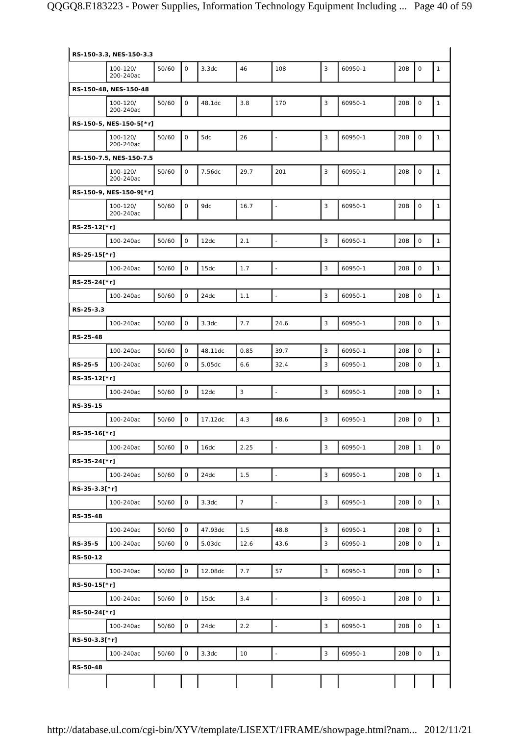| | | | | | | | | | | | |
|---|---|---|---|---|---|---|---|---|---|---|---|
| **RS-150-3.3, NES-150-3.3** | | | | | | | | | | | |
| | 100-120/ 200-240ac | 50/60 | 0 | 3.3dc | 46 | 108 | 3 | 60950-1 | 20B | 0 | 1 |
| **RS-150-48, NES-150-48** | | | | | | | | | | | |
| | 100-120/ 200-240ac | 50/60 | 0 | 48.1dc | 3.8 | 170 | 3 | 60950-1 | 20B | 0 | 1 |
| **RS-150-5, NES-150-5[*r]** | | | | | | | | | | | |
| | 100-120/ 200-240ac | 50/60 | 0 | 5dc | 26 | - | 3 | 60950-1 | 20B | 0 | 1 |
| **RS-150-7.5, NES-150-7.5** | | | | | | | | | | | |
| | 100-120/ 200-240ac | 50/60 | 0 | 7.56dc | 29.7 | 201 | 3 | 60950-1 | 20B | 0 | 1 |
| **RS-150-9, NES-150-9[*r]** | | | | | | | | | | | |
| | 100-120/ 200-240ac | 50/60 | 0 | 9dc | 16.7 | - | 3 | 60950-1 | 20B | 0 | 1 |
| **RS-25-12[*r]** | | | | | | | | | | | |
| | 100-240ac | 50/60 | 0 | 12dc | 2.1 | - | 3 | 60950-1 | 20B | 0 | 1 |
| **RS-25-15[*r]** | | | | | | | | | | | |
| | 100-240ac | 50/60 | 0 | 15dc | 1.7 | - | 3 | 60950-1 | 20B | 0 | 1 |
| **RS-25-24[*r]** | | | | | | | | | | | |
| | 100-240ac | 50/60 | 0 | 24dc | 1.1 | - | 3 | 60950-1 | 20B | 0 | 1 |
| **RS-25-3.3** | | | | | | | | | | | |
| | 100-240ac | 50/60 | 0 | 3.3dc | 7.7 | 24.6 | 3 | 60950-1 | 20B | 0 | 1 |
| **RS-25-48** | | | | | | | | | | | |
| | 100-240ac | 50/60 | 0 | 48.11dc | 0.85 | 39.7 | 3 | 60950-1 | 20B | 0 | 1 |
| **RS-25-5** | 100-240ac | 50/60 | 0 | 5.05dc | 6.6 | 32.4 | 3 | 60950-1 | 20B | 0 | 1 |
| **RS-35-12[*r]** | | | | | | | | | | | |
| | 100-240ac | 50/60 | 0 | 12dc | 3 | - | 3 | 60950-1 | 20B | 0 | 1 |
| **RS-35-15** | | | | | | | | | | | |
| | 100-240ac | 50/60 | 0 | 17.12dc | 4.3 | 48.6 | 3 | 60950-1 | 20B | 0 | 1 |
| **RS-35-16[*r]** | | | | | | | | | | | |
| | 100-240ac | 50/60 | 0 | 16dc | 2.25 | - | 3 | 60950-1 | 20B | 1 | 0 |
| **RS-35-24[*r]** | | | | | | | | | | | |
| | 100-240ac | 50/60 | 0 | 24dc | 1.5 | - | 3 | 60950-1 | 20B | 0 | 1 |
| **RS-35-3.3[*r]** | | | | | | | | | | | |
| | 100-240ac | 50/60 | 0 | 3.3dc | 7 | - | 3 | 60950-1 | 20B | 0 | 1 |
| **RS-35-48** | | | | | | | | | | | |
| | 100-240ac | 50/60 | 0 | 47.93dc | 1.5 | 48.8 | 3 | 60950-1 | 20B | 0 | 1 |
| **RS-35-5** | 100-240ac | 50/60 | 0 | 5.03dc | 12.6 | 43.6 | 3 | 60950-1 | 20B | 0 | 1 |
| **RS-50-12** | | | | | | | | | | | |
| | 100-240ac | 50/60 | 0 | 12.08dc | 7.7 | 57 | 3 | 60950-1 | 20B | 0 | 1 |
| **RS-50-15[*r]** | | | | | | | | | | | |
| | 100-240ac | 50/60 | 0 | 15dc | 3.4 | - | 3 | 60950-1 | 20B | 0 | 1 |
| **RS-50-24[*r]** | | | | | | | | | | | |
| | 100-240ac | 50/60 | 0 | 24dc | 2.2 | - | 3 | 60950-1 | 20B | 0 | 1 |
| **RS-50-3.3[*r]** | | | | | | | | | | | |
| | 100-240ac | 50/60 | 0 | 3.3dc | 10 | - | 3 | 60950-1 | 20B | 0 | 1 |
| **RS-50-48** | | | | | | | | | | | |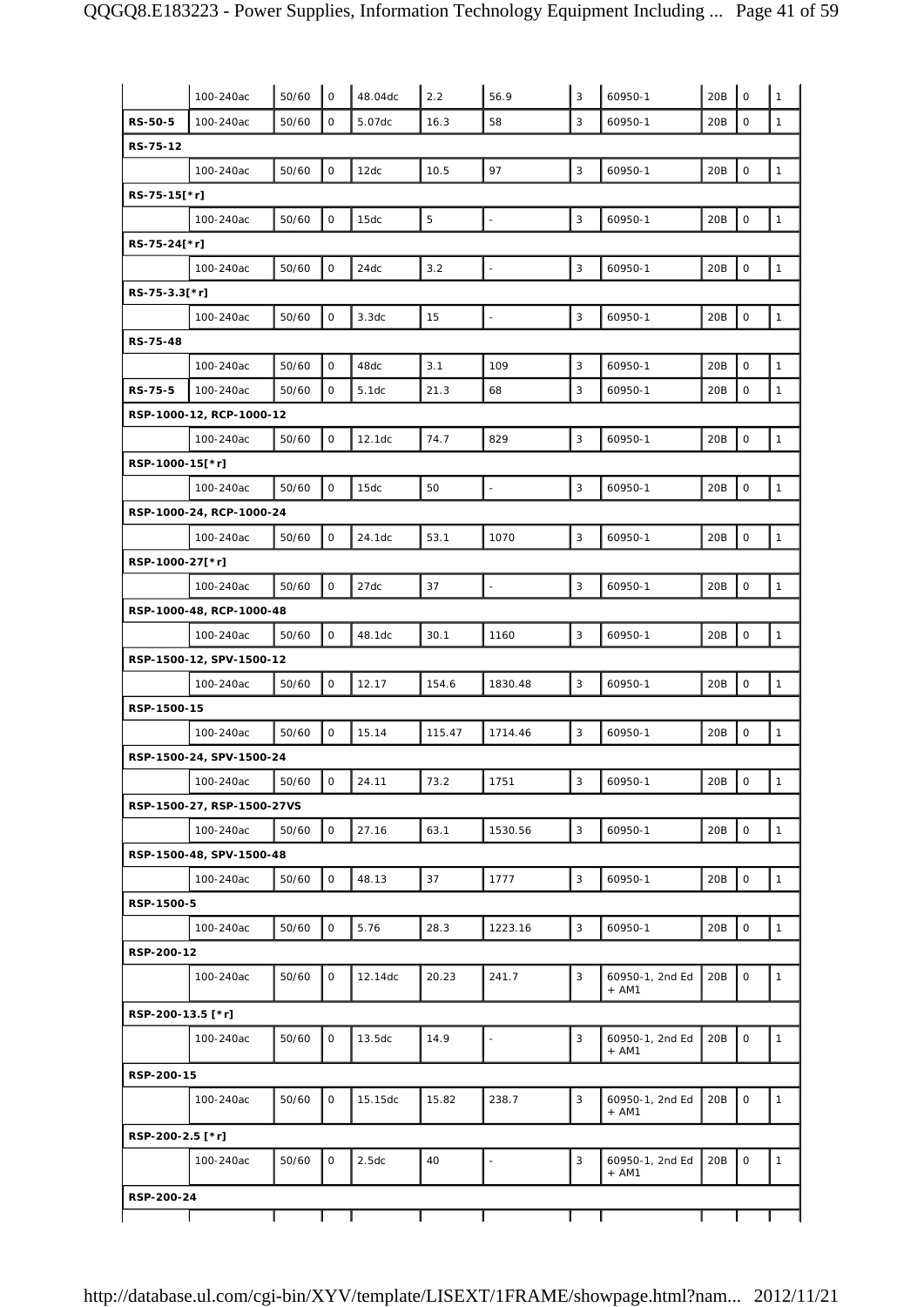| | | | | | | | | | | | |
|---|---|---|---|---|---|---|---|---|---|---|---|
| | 100-240ac | 50/60 | 0 | 48.04dc | 2.2 | 56.9 | 3 | 60950-1 | 20B | 0 | 1 |
| **RS-50-5** | 100-240ac | 50/60 | 0 | 5.07dc | 16.3 | 58 | 3 | 60950-1 | 20B | 0 | 1 |
| **RS-75-12** | | | | | | | | | | | |
| | 100-240ac | 50/60 | 0 | 12dc | 10.5 | 97 | 3 | 60950-1 | 20B | 0 | 1 |
| **RS-75-15[*r]** | | | | | | | | | | | |
| | 100-240ac | 50/60 | 0 | 15dc | 5 | - | 3 | 60950-1 | 20B | 0 | 1 |
| **RS-75-24[*r]** | | | | | | | | | | | |
| | 100-240ac | 50/60 | 0 | 24dc | 3.2 | - | 3 | 60950-1 | 20B | 0 | 1 |
| **RS-75-3.3[*r]** | | | | | | | | | | | |
| | 100-240ac | 50/60 | 0 | 3.3dc | 15 | - | 3 | 60950-1 | 20B | 0 | 1 |
| **RS-75-48** | | | | | | | | | | | |
| | 100-240ac | 50/60 | 0 | 48dc | 3.1 | 109 | 3 | 60950-1 | 20B | 0 | 1 |
| **RS-75-5** | 100-240ac | 50/60 | 0 | 5.1dc | 21.3 | 68 | 3 | 60950-1 | 20B | 0 | 1 |
| **RSP-1000-12, RCP-1000-12** | | | | | | | | | | | |
| | 100-240ac | 50/60 | 0 | 12.1dc | 74.7 | 829 | 3 | 60950-1 | 20B | 0 | 1 |
| **RSP-1000-15[*r]** | | | | | | | | | | | |
| | 100-240ac | 50/60 | 0 | 15dc | 50 | - | 3 | 60950-1 | 20B | 0 | 1 |
| **RSP-1000-24, RCP-1000-24** | | | | | | | | | | | |
| | 100-240ac | 50/60 | 0 | 24.1dc | 53.1 | 1070 | 3 | 60950-1 | 20B | 0 | 1 |
| **RSP-1000-27[*r]** | | | | | | | | | | | |
| | 100-240ac | 50/60 | 0 | 27dc | 37 | - | 3 | 60950-1 | 20B | 0 | 1 |
| **RSP-1000-48, RCP-1000-48** | | | | | | | | | | | |
| | 100-240ac | 50/60 | 0 | 48.1dc | 30.1 | 1160 | 3 | 60950-1 | 20B | 0 | 1 |
| **RSP-1500-12, SPV-1500-12** | | | | | | | | | | | |
| | 100-240ac | 50/60 | 0 | 12.17 | 154.6 | 1830.48 | 3 | 60950-1 | 20B | 0 | 1 |
| **RSP-1500-15** | | | | | | | | | | | |
| | 100-240ac | 50/60 | 0 | 15.14 | 115.47 | 1714.46 | 3 | 60950-1 | 20B | 0 | 1 |
| **RSP-1500-24, SPV-1500-24** | | | | | | | | | | | |
| | 100-240ac | 50/60 | 0 | 24.11 | 73.2 | 1751 | 3 | 60950-1 | 20B | 0 | 1 |
| **RSP-1500-27, RSP-1500-27VS** | | | | | | | | | | | |
| | 100-240ac | 50/60 | 0 | 27.16 | 63.1 | 1530.56 | 3 | 60950-1 | 20B | 0 | 1 |
| **RSP-1500-48, SPV-1500-48** | | | | | | | | | | | |
| | 100-240ac | 50/60 | 0 | 48.13 | 37 | 1777 | 3 | 60950-1 | 20B | 0 | 1 |
| **RSP-1500-5** | | | | | | | | | | | |
| | 100-240ac | 50/60 | 0 | 5.76 | 28.3 | 1223.16 | 3 | 60950-1 | 20B | 0 | 1 |
| **RSP-200-12** | | | | | | | | | | | |
| | 100-240ac | 50/60 | 0 | 12.14dc | 20.23 | 241.7 | 3 | 60950-1, 2nd Ed + AM1 | 20B | 0 | 1 |
| **RSP-200-13.5 [*r]** | | | | | | | | | | | |
| | 100-240ac | 50/60 | 0 | 13.5dc | 14.9 | - | 3 | 60950-1, 2nd Ed + AM1 | 20B | 0 | 1 |
| **RSP-200-15** | | | | | | | | | | | |
| | 100-240ac | 50/60 | 0 | 15.15dc | 15.82 | 238.7 | 3 | 60950-1, 2nd Ed + AM1 | 20B | 0 | 1 |
| **RSP-200-2.5 [*r]** | | | | | | | | | | | |
| | 100-240ac | 50/60 | 0 | 2.5dc | 40 | - | 3 | 60950-1, 2nd Ed + AM1 | 20B | 0 | 1 |
| **RSP-200-24** | | | | | | | | | | | |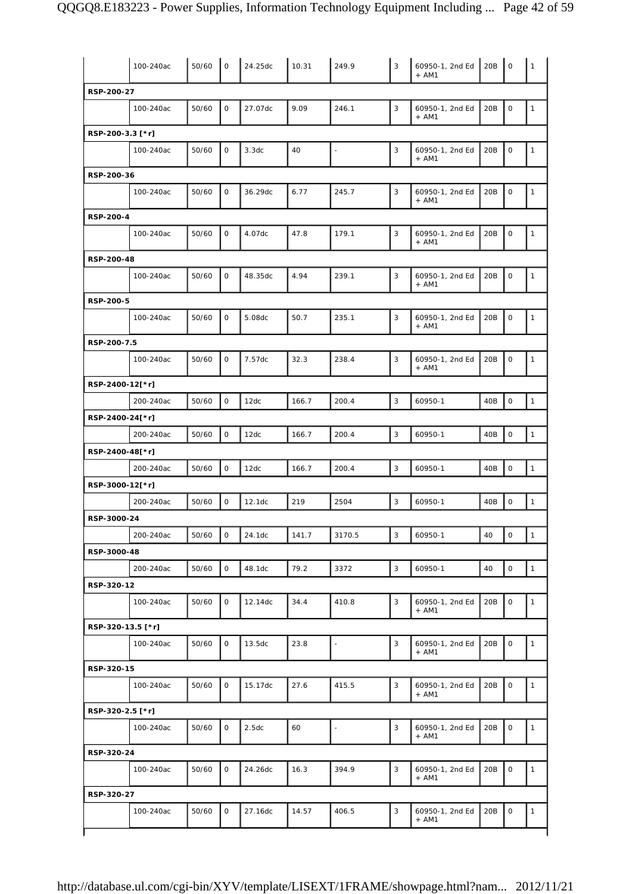| | | | | | | | | | | | |
|---|---|---|---|---|---|---|---|---|---|---|---|
| | 100-240ac | 50/60 | 0 | 24.25dc | 10.31 | 249.9 | 3 | 60950-1, 2nd Ed + AM1 | 20B | 0 | 1 |
| **RSP-200-27** | | | | | | | | | | | |
| | 100-240ac | 50/60 | 0 | 27.07dc | 9.09 | 246.1 | 3 | 60950-1, 2nd Ed + AM1 | 20B | 0 | 1 |
| **RSP-200-3.3 [*r]** | | | | | | | | | | | |
| | 100-240ac | 50/60 | 0 | 3.3dc | 40 | - | 3 | 60950-1, 2nd Ed + AM1 | 20B | 0 | 1 |
| **RSP-200-36** | | | | | | | | | | | |
| | 100-240ac | 50/60 | 0 | 36.29dc | 6.77 | 245.7 | 3 | 60950-1, 2nd Ed + AM1 | 20B | 0 | 1 |
| **RSP-200-4** | | | | | | | | | | | |
| | 100-240ac | 50/60 | 0 | 4.07dc | 47.8 | 179.1 | 3 | 60950-1, 2nd Ed + AM1 | 20B | 0 | 1 |
| **RSP-200-48** | | | | | | | | | | | |
| | 100-240ac | 50/60 | 0 | 48.35dc | 4.94 | 239.1 | 3 | 60950-1, 2nd Ed + AM1 | 20B | 0 | 1 |
| **RSP-200-5** | | | | | | | | | | | |
| | 100-240ac | 50/60 | 0 | 5.08dc | 50.7 | 235.1 | 3 | 60950-1, 2nd Ed + AM1 | 20B | 0 | 1 |
| **RSP-200-7.5** | | | | | | | | | | | |
| | 100-240ac | 50/60 | 0 | 7.57dc | 32.3 | 238.4 | 3 | 60950-1, 2nd Ed + AM1 | 20B | 0 | 1 |
| **RSP-2400-12[*r]** | | | | | | | | | | | |
| | 200-240ac | 50/60 | 0 | 12dc | 166.7 | 200.4 | 3 | 60950-1 | 40B | 0 | 1 |
| **RSP-2400-24[*r]** | | | | | | | | | | | |
| | 200-240ac | 50/60 | 0 | 12dc | 166.7 | 200.4 | 3 | 60950-1 | 40B | 0 | 1 |
| **RSP-2400-48[*r]** | | | | | | | | | | | |
| | 200-240ac | 50/60 | 0 | 12dc | 166.7 | 200.4 | 3 | 60950-1 | 40B | 0 | 1 |
| **RSP-3000-12[*r]** | | | | | | | | | | | |
| | 200-240ac | 50/60 | 0 | 12.1dc | 219 | 2504 | 3 | 60950-1 | 40B | 0 | 1 |
| **RSP-3000-24** | | | | | | | | | | | |
| | 200-240ac | 50/60 | 0 | 24.1dc | 141.7 | 3170.5 | 3 | 60950-1 | 40 | 0 | 1 |
| **RSP-3000-48** | | | | | | | | | | | |
| | 200-240ac | 50/60 | 0 | 48.1dc | 79.2 | 3372 | 3 | 60950-1 | 40 | 0 | 1 |
| **RSP-320-12** | | | | | | | | | | | |
| | 100-240ac | 50/60 | 0 | 12.14dc | 34.4 | 410.8 | 3 | 60950-1, 2nd Ed + AM1 | 20B | 0 | 1 |
| **RSP-320-13.5 [*r]** | | | | | | | | | | | |
| | 100-240ac | 50/60 | 0 | 13.5dc | 23.8 | - | 3 | 60950-1, 2nd Ed + AM1 | 20B | 0 | 1 |
| **RSP-320-15** | | | | | | | | | | | |
| | 100-240ac | 50/60 | 0 | 15.17dc | 27.6 | 415.5 | 3 | 60950-1, 2nd Ed + AM1 | 20B | 0 | 1 |
| **RSP-320-2.5 [*r]** | | | | | | | | | | | |
| | 100-240ac | 50/60 | 0 | 2.5dc | 60 | - | 3 | 60950-1, 2nd Ed + AM1 | 20B | 0 | 1 |
| **RSP-320-24** | | | | | | | | | | | |
| | 100-240ac | 50/60 | 0 | 24.26dc | 16.3 | 394.9 | 3 | 60950-1, 2nd Ed + AM1 | 20B | 0 | 1 |
| **RSP-320-27** | | | | | | | | | | | |
| | 100-240ac | 50/60 | 0 | 27.16dc | 14.57 | 406.5 | 3 | 60950-1, 2nd Ed + AM1 | 20B | 0 | 1 |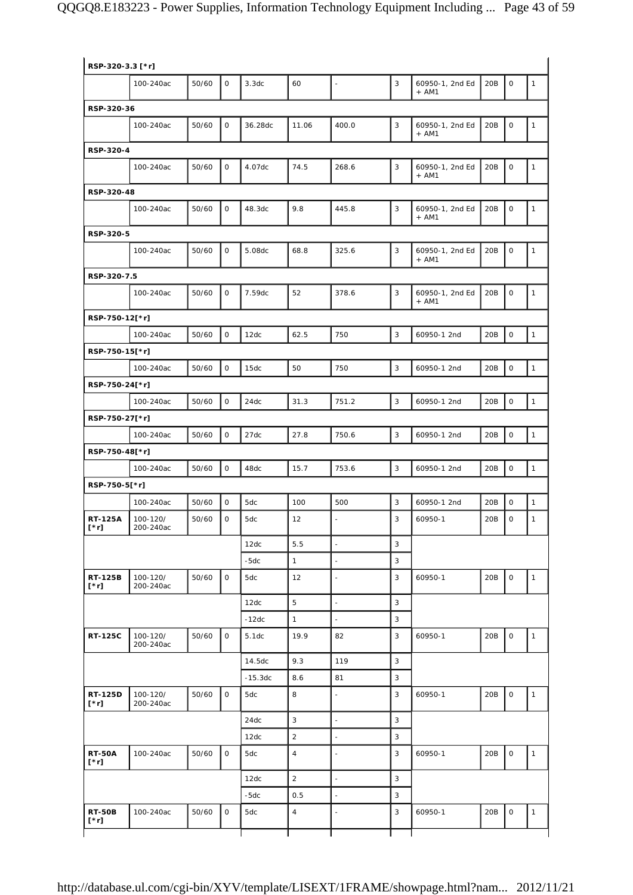| | | | | | | | | | | | |
|---|---|---|---|---|---|---|---|---|---|---|---|
| **RSP-320-3.3 [*r]** | | | | | | | | | | | |
| | 100-240ac | 50/60 | 0 | 3.3dc | 60 | - | 3 | 60950-1, 2nd Ed + AM1 | 20B | 0 | 1 |
| **RSP-320-36** | | | | | | | | | | | |
| | 100-240ac | 50/60 | 0 | 36.28dc | 11.06 | 400.0 | 3 | 60950-1, 2nd Ed + AM1 | 20B | 0 | 1 |
| **RSP-320-4** | | | | | | | | | | | |
| | 100-240ac | 50/60 | 0 | 4.07dc | 74.5 | 268.6 | 3 | 60950-1, 2nd Ed + AM1 | 20B | 0 | 1 |
| **RSP-320-48** | | | | | | | | | | | |
| | 100-240ac | 50/60 | 0 | 48.3dc | 9.8 | 445.8 | 3 | 60950-1, 2nd Ed + AM1 | 20B | 0 | 1 |
| **RSP-320-5** | | | | | | | | | | | |
| | 100-240ac | 50/60 | 0 | 5.08dc | 68.8 | 325.6 | 3 | 60950-1, 2nd Ed + AM1 | 20B | 0 | 1 |
| **RSP-320-7.5** | | | | | | | | | | | |
| | 100-240ac | 50/60 | 0 | 7.59dc | 52 | 378.6 | 3 | 60950-1, 2nd Ed + AM1 | 20B | 0 | 1 |
| **RSP-750-12[*r]** | | | | | | | | | | | |
| | 100-240ac | 50/60 | 0 | 12dc | 62.5 | 750 | 3 | 60950-1 2nd | 20B | 0 | 1 |
| **RSP-750-15[*r]** | | | | | | | | | | | |
| | 100-240ac | 50/60 | 0 | 15dc | 50 | 750 | 3 | 60950-1 2nd | 20B | 0 | 1 |
| **RSP-750-24[*r]** | | | | | | | | | | | |
| | 100-240ac | 50/60 | 0 | 24dc | 31.3 | 751.2 | 3 | 60950-1 2nd | 20B | 0 | 1 |
| **RSP-750-27[*r]** | | | | | | | | | | | |
| | 100-240ac | 50/60 | 0 | 27dc | 27.8 | 750.6 | 3 | 60950-1 2nd | 20B | 0 | 1 |
| **RSP-750-48[*r]** | | | | | | | | | | | |
| | 100-240ac | 50/60 | 0 | 48dc | 15.7 | 753.6 | 3 | 60950-1 2nd | 20B | 0 | 1 |
| **RSP-750-5[*r]** | | | | | | | | | | | |
| | 100-240ac | 50/60 | 0 | 5dc | 100 | 500 | 3 | 60950-1 2nd | 20B | 0 | 1 |
| **RT-125A [*r]** | 100-120/ 200-240ac | 50/60 | 0 | 5dc | 12 | - | 3 | 60950-1 | 20B | 0 | 1 |
| | | | | 12dc | 5.5 | - | 3 | | | | |
| | | | | -5dc | 1 | - | 3 | | | | |
| **RT-125B [*r]** | 100-120/ 200-240ac | 50/60 | 0 | 5dc | 12 | - | 3 | 60950-1 | 20B | 0 | 1 |
| | | | | 12dc | 5 | - | 3 | | | | |
| | | | | -12dc | 1 | - | 3 | | | | |
| **RT-125C** | 100-120/ 200-240ac | 50/60 | 0 | 5.1dc | 19.9 | 82 | 3 | 60950-1 | 20B | 0 | 1 |
| | | | | 14.5dc | 9.3 | 119 | 3 | | | | |
| | | | | -15.3dc | 8.6 | 81 | 3 | | | | |
| **RT-125D [*r]** | 100-120/ 200-240ac | 50/60 | 0 | 5dc | 8 | - | 3 | 60950-1 | 20B | 0 | 1 |
| | | | | 24dc | 3 | - | 3 | | | | |
| | | | | 12dc | 2 | - | 3 | | | | |
| **RT-50A [*r]** | 100-240ac | 50/60 | 0 | 5dc | 4 | - | 3 | 60950-1 | 20B | 0 | 1 |
| | | | | 12dc | 2 | - | 3 | | | | |
| | | | | -5dc | 0.5 | - | 3 | | | | |
| **RT-50B [*r]** | 100-240ac | 50/60 | 0 | 5dc | 4 | - | 3 | 60950-1 | 20B | 0 | 1 |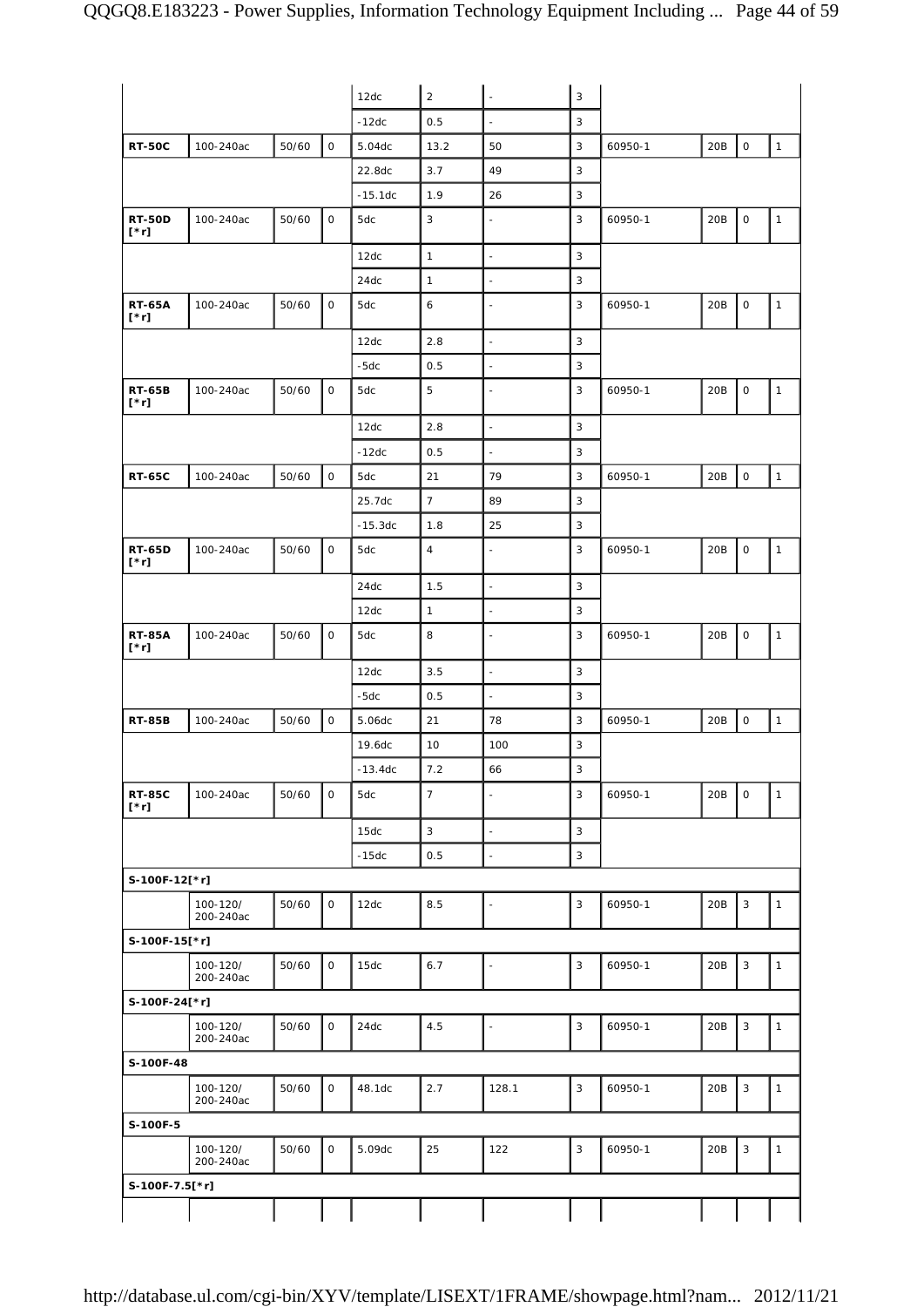| | | | | | | | | | | | |
|---|---|---|---|---|---|---|---|---|---|---|---|
| | | | | 12dc | 2 | - | 3 | | | | |
| | | | | -12dc | 0.5 | - | 3 | | | | |
| **RT-50C** | 100-240ac | 50/60 | 0 | 5.04dc | 13.2 | 50 | 3 | 60950-1 | 20B | 0 | 1 |
| | | | | 22.8dc | 3.7 | 49 | 3 | | | | |
| | | | | -15.1dc | 1.9 | 26 | 3 | | | | |
| **RT-50D [*r]** | 100-240ac | 50/60 | 0 | 5dc | 3 | - | 3 | 60950-1 | 20B | 0 | 1 |
| | | | | 12dc | 1 | - | 3 | | | | |
| | | | | 24dc | 1 | - | 3 | | | | |
| **RT-65A [*r]** | 100-240ac | 50/60 | 0 | 5dc | 6 | - | 3 | 60950-1 | 20B | 0 | 1 |
| | | | | 12dc | 2.8 | - | 3 | | | | |
| | | | | -5dc | 0.5 | - | 3 | | | | |
| **RT-65B [*r]** | 100-240ac | 50/60 | 0 | 5dc | 5 | - | 3 | 60950-1 | 20B | 0 | 1 |
| | | | | 12dc | 2.8 | - | 3 | | | | |
| | | | | -12dc | 0.5 | - | 3 | | | | |
| **RT-65C** | 100-240ac | 50/60 | 0 | 5dc | 21 | 79 | 3 | 60950-1 | 20B | 0 | 1 |
| | | | | 25.7dc | 7 | 89 | 3 | | | | |
| | | | | -15.3dc | 1.8 | 25 | 3 | | | | |
| **RT-65D [*r]** | 100-240ac | 50/60 | 0 | 5dc | 4 | - | 3 | 60950-1 | 20B | 0 | 1 |
| | | | | 24dc | 1.5 | - | 3 | | | | |
| | | | | 12dc | 1 | - | 3 | | | | |
| **RT-85A [*r]** | 100-240ac | 50/60 | 0 | 5dc | 8 | - | 3 | 60950-1 | 20B | 0 | 1 |
| | | | | 12dc | 3.5 | - | 3 | | | | |
| | | | | -5dc | 0.5 | - | 3 | | | | |
| **RT-85B** | 100-240ac | 50/60 | 0 | 5.06dc | 21 | 78 | 3 | 60950-1 | 20B | 0 | 1 |
| | | | | 19.6dc | 10 | 100 | 3 | | | | |
| | | | | -13.4dc | 7.2 | 66 | 3 | | | | |
| **RT-85C [*r]** | 100-240ac | 50/60 | 0 | 5dc | 7 | - | 3 | 60950-1 | 20B | 0 | 1 |
| | | | | 15dc | 3 | - | 3 | | | | |
| | | | | -15dc | 0.5 | - | 3 | | | | |
| **S-100F-12[*r]** | | | | | | | | | | | |
| | 100-120/ 200-240ac | 50/60 | 0 | 12dc | 8.5 | - | 3 | 60950-1 | 20B | 3 | 1 |
| **S-100F-15[*r]** | | | | | | | | | | | |
| | 100-120/ 200-240ac | 50/60 | 0 | 15dc | 6.7 | - | 3 | 60950-1 | 20B | 3 | 1 |
| **S-100F-24[*r]** | | | | | | | | | | | |
| | 100-120/ 200-240ac | 50/60 | 0 | 24dc | 4.5 | - | 3 | 60950-1 | 20B | 3 | 1 |
| **S-100F-48** | | | | | | | | | | | |
| | 100-120/ 200-240ac | 50/60 | 0 | 48.1dc | 2.7 | 128.1 | 3 | 60950-1 | 20B | 3 | 1 |
| **S-100F-5** | | | | | | | | | | | |
| | 100-120/ 200-240ac | 50/60 | 0 | 5.09dc | 25 | 122 | 3 | 60950-1 | 20B | 3 | 1 |
| **S-100F-7.5[*r]** | | | | | | | | | | | |
| | | | | | | | | | | | |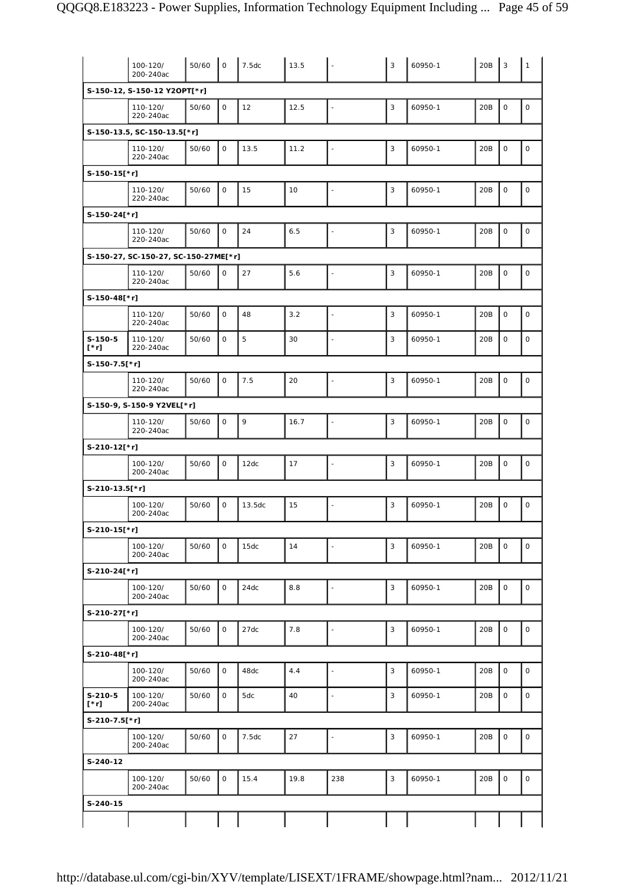| | | | | | | | | | | | |
|---|---|---|---|---|---|---|---|---|---|---|---|
| | 100-120/ 200-240ac | 50/60 | 0 | 7.5dc | 13.5 | - | 3 | 60950-1 | 20B | 3 | 1 |
| S-150-12, S-150-12 Y2OPT[*r] | | | | | | | | | | | |
| | 110-120/ 220-240ac | 50/60 | 0 | 12 | 12.5 | - | 3 | 60950-1 | 20B | 0 | 0 |
| S-150-13.5, SC-150-13.5[*r] | | | | | | | | | | | |
| | 110-120/ 220-240ac | 50/60 | 0 | 13.5 | 11.2 | - | 3 | 60950-1 | 20B | 0 | 0 |
| S-150-15[*r] | | | | | | | | | | | |
| | 110-120/ 220-240ac | 50/60 | 0 | 15 | 10 | - | 3 | 60950-1 | 20B | 0 | 0 |
| S-150-24[*r] | | | | | | | | | | | |
| | 110-120/ 220-240ac | 50/60 | 0 | 24 | 6.5 | - | 3 | 60950-1 | 20B | 0 | 0 |
| S-150-27, SC-150-27, SC-150-27ME[*r] | | | | | | | | | | | |
| | 110-120/ 220-240ac | 50/60 | 0 | 27 | 5.6 | - | 3 | 60950-1 | 20B | 0 | 0 |
| S-150-48[*r] | | | | | | | | | | | |
| | 110-120/ 220-240ac | 50/60 | 0 | 48 | 3.2 | - | 3 | 60950-1 | 20B | 0 | 0 |
| S-150-5 [*r] | 110-120/ 220-240ac | 50/60 | 0 | 5 | 30 | - | 3 | 60950-1 | 20B | 0 | 0 |
| S-150-7.5[*r] | | | | | | | | | | | |
| | 110-120/ 220-240ac | 50/60 | 0 | 7.5 | 20 | - | 3 | 60950-1 | 20B | 0 | 0 |
| S-150-9, S-150-9 Y2VEL[*r] | | | | | | | | | | | |
| | 110-120/ 220-240ac | 50/60 | 0 | 9 | 16.7 | - | 3 | 60950-1 | 20B | 0 | 0 |
| S-210-12[*r] | | | | | | | | | | | |
| | 100-120/ 200-240ac | 50/60 | 0 | 12dc | 17 | - | 3 | 60950-1 | 20B | 0 | 0 |
| S-210-13.5[*r] | | | | | | | | | | | |
| | 100-120/ 200-240ac | 50/60 | 0 | 13.5dc | 15 | - | 3 | 60950-1 | 20B | 0 | 0 |
| S-210-15[*r] | | | | | | | | | | | |
| | 100-120/ 200-240ac | 50/60 | 0 | 15dc | 14 | - | 3 | 60950-1 | 20B | 0 | 0 |
| S-210-24[*r] | | | | | | | | | | | |
| | 100-120/ 200-240ac | 50/60 | 0 | 24dc | 8.8 | - | 3 | 60950-1 | 20B | 0 | 0 |
| S-210-27[*r] | | | | | | | | | | | |
| | 100-120/ 200-240ac | 50/60 | 0 | 27dc | 7.8 | - | 3 | 60950-1 | 20B | 0 | 0 |
| S-210-48[*r] | | | | | | | | | | | |
| | 100-120/ 200-240ac | 50/60 | 0 | 48dc | 4.4 | - | 3 | 60950-1 | 20B | 0 | 0 |
| S-210-5 [*r] | 100-120/ 200-240ac | 50/60 | 0 | 5dc | 40 | - | 3 | 60950-1 | 20B | 0 | 0 |
| S-210-7.5[*r] | | | | | | | | | | | |
| | 100-120/ 200-240ac | 50/60 | 0 | 7.5dc | 27 | - | 3 | 60950-1 | 20B | 0 | 0 |
| S-240-12 | | | | | | | | | | | |
| | 100-120/ 200-240ac | 50/60 | 0 | 15.4 | 19.8 | 238 | 3 | 60950-1 | 20B | 0 | 0 |
| S-240-15 | | | | | | | | | | | |
| | | | | | | | | | | | |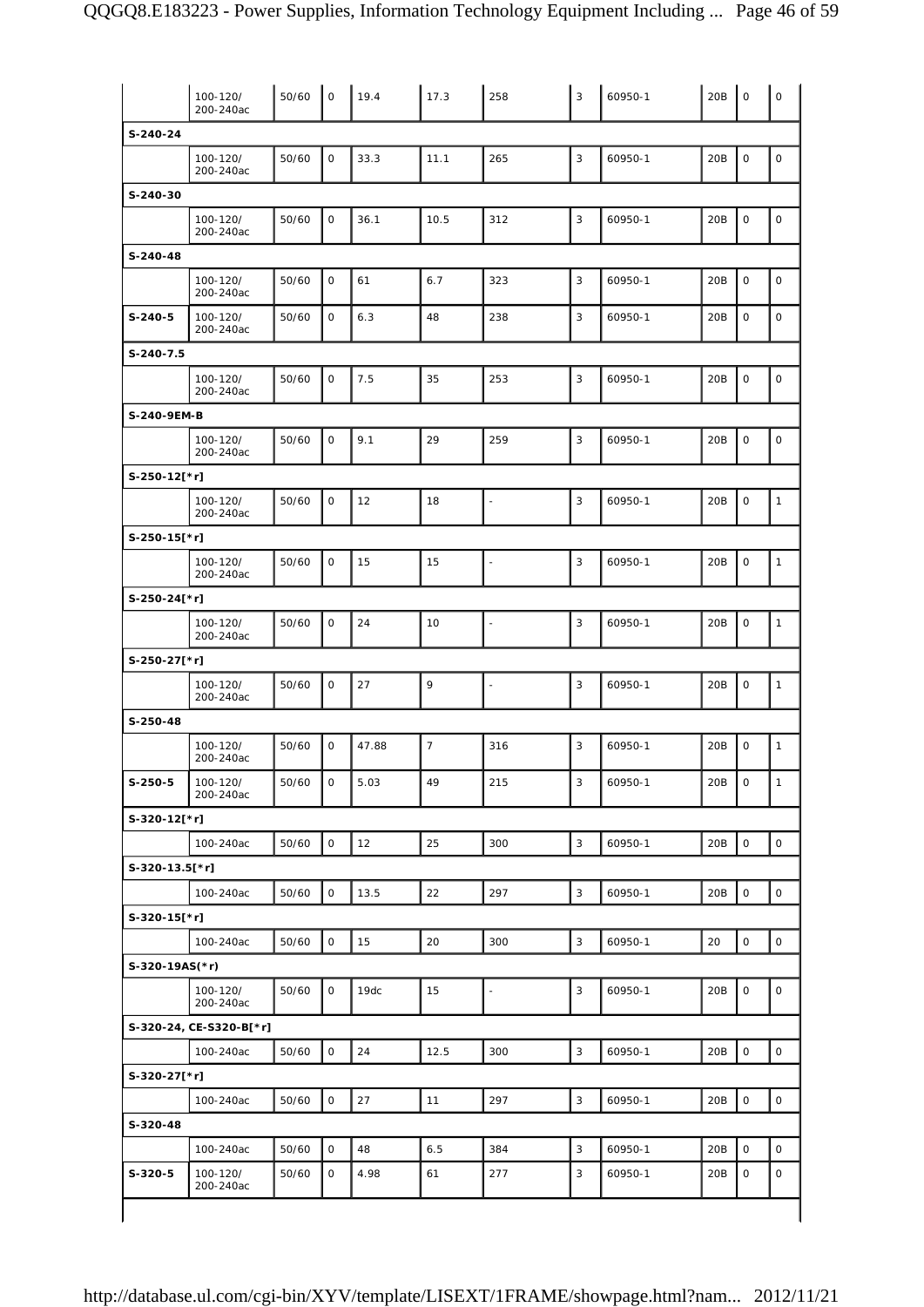| | | | | | | | | | | | |
|---|---|---|---|---|---|---|---|---|---|---|---|
| | 100-120/ 200-240ac | 50/60 | 0 | 19.4 | 17.3 | 258 | 3 | 60950-1 | 20B | 0 | 0 |
| **S-240-24** | | | | | | | | | | | |
| | 100-120/ 200-240ac | 50/60 | 0 | 33.3 | 11.1 | 265 | 3 | 60950-1 | 20B | 0 | 0 |
| **S-240-30** | | | | | | | | | | | |
| | 100-120/ 200-240ac | 50/60 | 0 | 36.1 | 10.5 | 312 | 3 | 60950-1 | 20B | 0 | 0 |
| **S-240-48** | | | | | | | | | | | |
| | 100-120/ 200-240ac | 50/60 | 0 | 61 | 6.7 | 323 | 3 | 60950-1 | 20B | 0 | 0 |
| **S-240-5** | 100-120/ 200-240ac | 50/60 | 0 | 6.3 | 48 | 238 | 3 | 60950-1 | 20B | 0 | 0 |
| **S-240-7.5** | | | | | | | | | | | |
| | 100-120/ 200-240ac | 50/60 | 0 | 7.5 | 35 | 253 | 3 | 60950-1 | 20B | 0 | 0 |
| **S-240-9EM-B** | | | | | | | | | | | |
| | 100-120/ 200-240ac | 50/60 | 0 | 9.1 | 29 | 259 | 3 | 60950-1 | 20B | 0 | 0 |
| **S-250-12[*r]** | | | | | | | | | | | |
| | 100-120/ 200-240ac | 50/60 | 0 | 12 | 18 | - | 3 | 60950-1 | 20B | 0 | 1 |
| **S-250-15[*r]** | | | | | | | | | | | |
| | 100-120/ 200-240ac | 50/60 | 0 | 15 | 15 | - | 3 | 60950-1 | 20B | 0 | 1 |
| **S-250-24[*r]** | | | | | | | | | | | |
| | 100-120/ 200-240ac | 50/60 | 0 | 24 | 10 | - | 3 | 60950-1 | 20B | 0 | 1 |
| **S-250-27[*r]** | | | | | | | | | | | |
| | 100-120/ 200-240ac | 50/60 | 0 | 27 | 9 | - | 3 | 60950-1 | 20B | 0 | 1 |
| **S-250-48** | | | | | | | | | | | |
| | 100-120/ 200-240ac | 50/60 | 0 | 47.88 | 7 | 316 | 3 | 60950-1 | 20B | 0 | 1 |
| **S-250-5** | 100-120/ 200-240ac | 50/60 | 0 | 5.03 | 49 | 215 | 3 | 60950-1 | 20B | 0 | 1 |
| **S-320-12[*r]** | | | | | | | | | | | |
| | 100-240ac | 50/60 | 0 | 12 | 25 | 300 | 3 | 60950-1 | 20B | 0 | 0 |
| **S-320-13.5[*r]** | | | | | | | | | | | |
| | 100-240ac | 50/60 | 0 | 13.5 | 22 | 297 | 3 | 60950-1 | 20B | 0 | 0 |
| **S-320-15[*r]** | | | | | | | | | | | |
| | 100-240ac | 50/60 | 0 | 15 | 20 | 300 | 3 | 60950-1 | 20 | 0 | 0 |
| **S-320-19AS(*r)** | | | | | | | | | | | |
| | 100-120/ 200-240ac | 50/60 | 0 | 19dc | 15 | - | 3 | 60950-1 | 20B | 0 | 0 |
| **S-320-24, CE-S320-B[*r]** | | | | | | | | | | | |
| | 100-240ac | 50/60 | 0 | 24 | 12.5 | 300 | 3 | 60950-1 | 20B | 0 | 0 |
| **S-320-27[*r]** | | | | | | | | | | | |
| | 100-240ac | 50/60 | 0 | 27 | 11 | 297 | 3 | 60950-1 | 20B | 0 | 0 |
| **S-320-48** | | | | | | | | | | | |
| | 100-240ac | 50/60 | 0 | 48 | 6.5 | 384 | 3 | 60950-1 | 20B | 0 | 0 |
| **S-320-5** | 100-120/ 200-240ac | 50/60 | 0 | 4.98 | 61 | 277 | 3 | 60950-1 | 20B | 0 | 0 |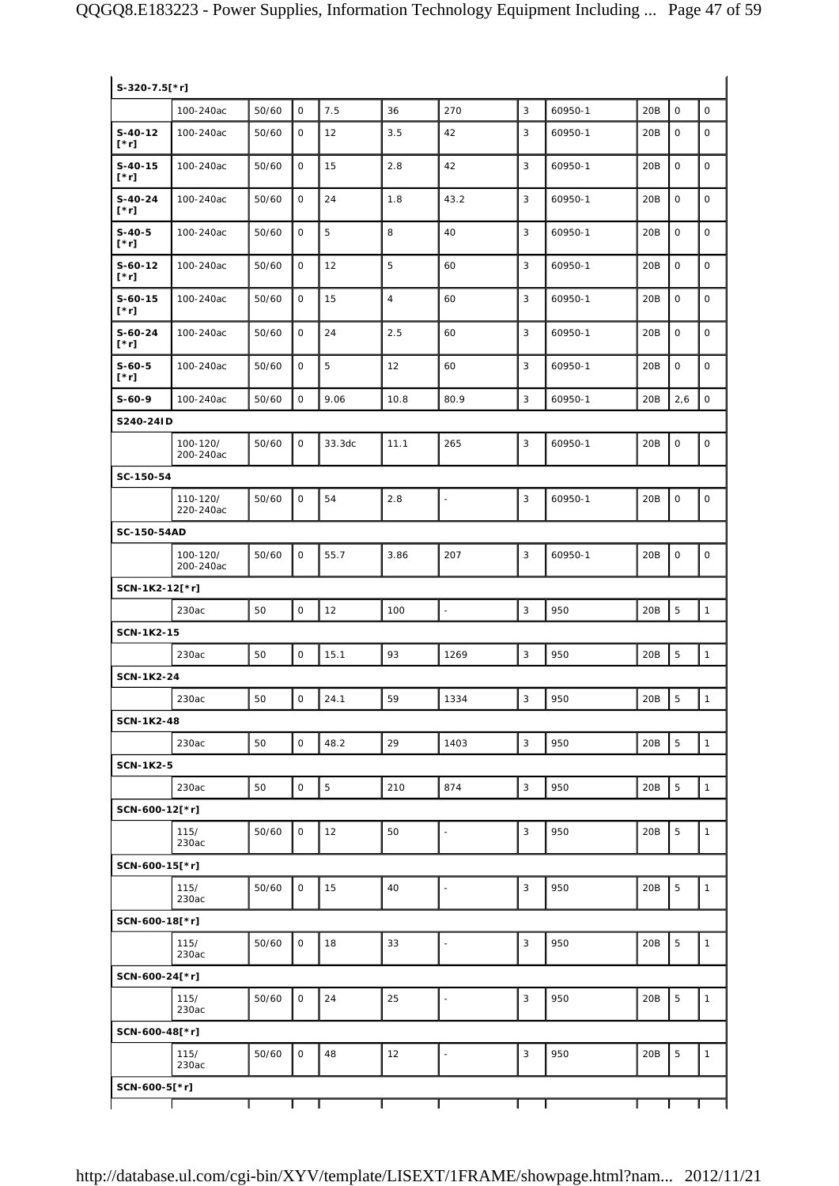| S-320-7.5[*r] | | | | | | | | | | | |
|---|---|---|---|---|---|---|---|---|---|---|---|
| | 100-240ac | 50/60 | 0 | 7.5 | 36 | 270 | 3 | 60950-1 | 20B | 0 | 0 |
| **S-40-12 [*r]** | 100-240ac | 50/60 | 0 | 12 | 3.5 | 42 | 3 | 60950-1 | 20B | 0 | 0 |
| **S-40-15 [*r]** | 100-240ac | 50/60 | 0 | 15 | 2.8 | 42 | 3 | 60950-1 | 20B | 0 | 0 |
| **S-40-24 [*r]** | 100-240ac | 50/60 | 0 | 24 | 1.8 | 43.2 | 3 | 60950-1 | 20B | 0 | 0 |
| **S-40-5 [*r]** | 100-240ac | 50/60 | 0 | 5 | 8 | 40 | 3 | 60950-1 | 20B | 0 | 0 |
| **S-60-12 [*r]** | 100-240ac | 50/60 | 0 | 12 | 5 | 60 | 3 | 60950-1 | 20B | 0 | 0 |
| **S-60-15 [*r]** | 100-240ac | 50/60 | 0 | 15 | 4 | 60 | 3 | 60950-1 | 20B | 0 | 0 |
| **S-60-24 [*r]** | 100-240ac | 50/60 | 0 | 24 | 2.5 | 60 | 3 | 60950-1 | 20B | 0 | 0 |
| **S-60-5 [*r]** | 100-240ac | 50/60 | 0 | 5 | 12 | 60 | 3 | 60950-1 | 20B | 0 | 0 |
| **S-60-9** | 100-240ac | 50/60 | 0 | 9.06 | 10.8 | 80.9 | 3 | 60950-1 | 20B | 2,6 | 0 |
| **S240-24ID** | | | | | | | | | | | |
| | 100-120/ 200-240ac | 50/60 | 0 | 33.3dc | 11.1 | 265 | 3 | 60950-1 | 20B | 0 | 0 |
| **SC-150-54** | | | | | | | | | | | |
| | 110-120/ 220-240ac | 50/60 | 0 | 54 | 2.8 | - | 3 | 60950-1 | 20B | 0 | 0 |
| **SC-150-54AD** | | | | | | | | | | | |
| | 100-120/ 200-240ac | 50/60 | 0 | 55.7 | 3.86 | 207 | 3 | 60950-1 | 20B | 0 | 0 |
| **SCN-1K2-12[*r]** | | | | | | | | | | | |
| | 230ac | 50 | 0 | 12 | 100 | - | 3 | 950 | 20B | 5 | 1 |
| **SCN-1K2-15** | | | | | | | | | | | |
| | 230ac | 50 | 0 | 15.1 | 93 | 1269 | 3 | 950 | 20B | 5 | 1 |
| **SCN-1K2-24** | | | | | | | | | | | |
| | 230ac | 50 | 0 | 24.1 | 59 | 1334 | 3 | 950 | 20B | 5 | 1 |
| **SCN-1K2-48** | | | | | | | | | | | |
| | 230ac | 50 | 0 | 48.2 | 29 | 1403 | 3 | 950 | 20B | 5 | 1 |
| **SCN-1K2-5** | | | | | | | | | | | |
| | 230ac | 50 | 0 | 5 | 210 | 874 | 3 | 950 | 20B | 5 | 1 |
| **SCN-600-12[*r]** | | | | | | | | | | | |
| | 115/ 230ac | 50/60 | 0 | 12 | 50 | - | 3 | 950 | 20B | 5 | 1 |
| **SCN-600-15[*r]** | | | | | | | | | | | |
| | 115/ 230ac | 50/60 | 0 | 15 | 40 | - | 3 | 950 | 20B | 5 | 1 |
| **SCN-600-18[*r]** | | | | | | | | | | | |
| | 115/ 230ac | 50/60 | 0 | 18 | 33 | - | 3 | 950 | 20B | 5 | 1 |
| **SCN-600-24[*r]** | | | | | | | | | | | |
| | 115/ 230ac | 50/60 | 0 | 24 | 25 | - | 3 | 950 | 20B | 5 | 1 |
| **SCN-600-48[*r]** | | | | | | | | | | | |
| | 115/ 230ac | 50/60 | 0 | 48 | 12 | - | 3 | 950 | 20B | 5 | 1 |
| **SCN-600-5[*r]** | | | | | | | | | | | |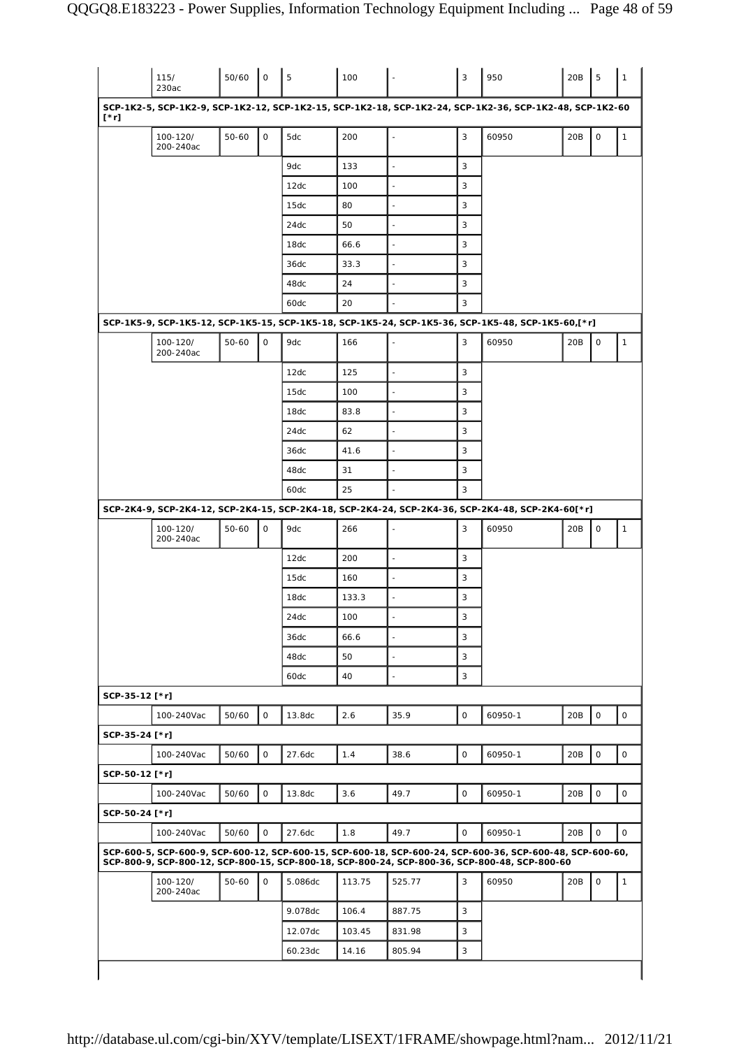| | | | | | | | | | | | |
|---|---|---|---|---|---|---|---|---|---|---|---|
| | 115/ 230ac | 50/60 | 0 | 5 | 100 | - | 3 | 950 | 20B | 5 | 1 |
| SCP-1K2-5, SCP-1K2-9, SCP-1K2-12, SCP-1K2-15, SCP-1K2-18, SCP-1K2-24, SCP-1K2-36, SCP-1K2-48, SCP-1K2-60 [*r] | | | | | | | | | | | |
| | 100-120/ 200-240ac | 50-60 | 0 | 5dc | 200 | - | 3 | 60950 | 20B | 0 | 1 |
| | | | | 9dc | 133 | - | 3 | | | | |
| | | | | 12dc | 100 | - | 3 | | | | |
| | | | | 15dc | 80 | - | 3 | | | | |
| | | | | 24dc | 50 | - | 3 | | | | |
| | | | | 18dc | 66.6 | - | 3 | | | | |
| | | | | 36dc | 33.3 | - | 3 | | | | |
| | | | | 48dc | 24 | - | 3 | | | | |
| | | | | 60dc | 20 | - | 3 | | | | |
| SCP-1K5-9, SCP-1K5-12, SCP-1K5-15, SCP-1K5-18, SCP-1K5-24, SCP-1K5-36, SCP-1K5-48, SCP-1K5-60,[*r] | | | | | | | | | | | |
| | 100-120/ 200-240ac | 50-60 | 0 | 9dc | 166 | - | 3 | 60950 | 20B | 0 | 1 |
| | | | | 12dc | 125 | - | 3 | | | | |
| | | | | 15dc | 100 | - | 3 | | | | |
| | | | | 18dc | 83.8 | - | 3 | | | | |
| | | | | 24dc | 62 | - | 3 | | | | |
| | | | | 36dc | 41.6 | - | 3 | | | | |
| | | | | 48dc | 31 | - | 3 | | | | |
| | | | | 60dc | 25 | - | 3 | | | | |
| SCP-2K4-9, SCP-2K4-12, SCP-2K4-15, SCP-2K4-18, SCP-2K4-24, SCP-2K4-36, SCP-2K4-48, SCP-2K4-60[*r] | | | | | | | | | | | |
| | 100-120/ 200-240ac | 50-60 | 0 | 9dc | 266 | - | 3 | 60950 | 20B | 0 | 1 |
| | | | | 12dc | 200 | - | 3 | | | | |
| | | | | 15dc | 160 | - | 3 | | | | |
| | | | | 18dc | 133.3 | - | 3 | | | | |
| | | | | 24dc | 100 | - | 3 | | | | |
| | | | | 36dc | 66.6 | - | 3 | | | | |
| | | | | 48dc | 50 | - | 3 | | | | |
| | | | | 60dc | 40 | - | 3 | | | | |
| SCP-35-12 [*r] | | | | | | | | | | | |
| | 100-240Vac | 50/60 | 0 | 13.8dc | 2.6 | 35.9 | 0 | 60950-1 | 20B | 0 | 0 |
| SCP-35-24 [*r] | | | | | | | | | | | |
| | 100-240Vac | 50/60 | 0 | 27.6dc | 1.4 | 38.6 | 0 | 60950-1 | 20B | 0 | 0 |
| SCP-50-12 [*r] | | | | | | | | | | | |
| | 100-240Vac | 50/60 | 0 | 13.8dc | 3.6 | 49.7 | 0 | 60950-1 | 20B | 0 | 0 |
| SCP-50-24 [*r] | | | | | | | | | | | |
| | 100-240Vac | 50/60 | 0 | 27.6dc | 1.8 | 49.7 | 0 | 60950-1 | 20B | 0 | 0 |
| SCP-600-5, SCP-600-9, SCP-600-12, SCP-600-15, SCP-600-18, SCP-600-24, SCP-600-36, SCP-600-48, SCP-600-60, SCP-800-9, SCP-800-12, SCP-800-15, SCP-800-18, SCP-800-24, SCP-800-36, SCP-800-48, SCP-800-60 | | | | | | | | | | | |
| | 100-120/ 200-240ac | 50-60 | 0 | 5.086dc | 113.75 | 525.77 | 3 | 60950 | 20B | 0 | 1 |
| | | | | 9.078dc | 106.4 | 887.75 | 3 | | | | |
| | | | | 12.07dc | 103.45 | 831.98 | 3 | | | | |
| | | | | 60.23dc | 14.16 | 805.94 | 3 | | | | |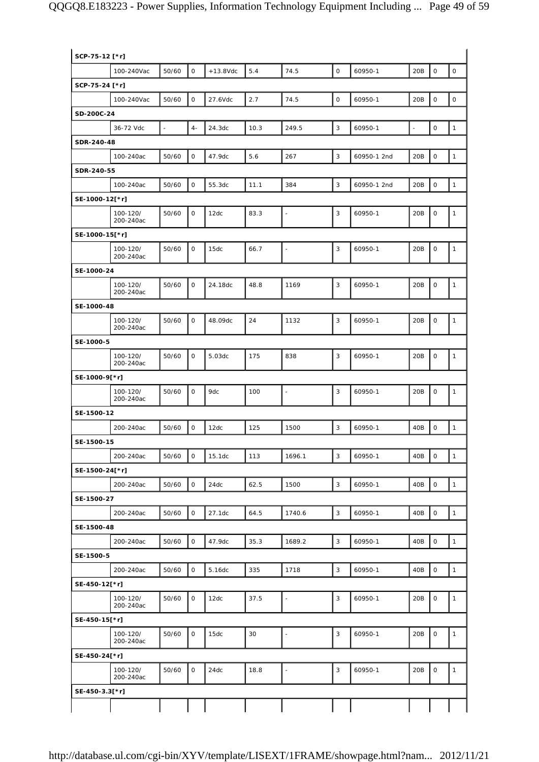| | | | | | | | | | | | |
|---|---|---|---|---|---|---|---|---|---|---|---|
| **SCP-75-12 [*r]** | | | | | | | | | | | |
| | 100-240Vac | 50/60 | 0 | +13.8Vdc | 5.4 | 74.5 | 0 | 60950-1 | 20B | 0 | 0 |
| **SCP-75-24 [*r]** | | | | | | | | | | | |
| | 100-240Vac | 50/60 | 0 | 27.6Vdc | 2.7 | 74.5 | 0 | 60950-1 | 20B | 0 | 0 |
| **SD-200C-24** | | | | | | | | | | | |
| | 36-72 Vdc | - | 4- | 24.3dc | 10.3 | 249.5 | 3 | 60950-1 | - | 0 | 1 |
| **SDR-240-48** | | | | | | | | | | | |
| | 100-240ac | 50/60 | 0 | 47.9dc | 5.6 | 267 | 3 | 60950-1 2nd | 20B | 0 | 1 |
| **SDR-240-55** | | | | | | | | | | | |
| | 100-240ac | 50/60 | 0 | 55.3dc | 11.1 | 384 | 3 | 60950-1 2nd | 20B | 0 | 1 |
| **SE-1000-12[*r]** | | | | | | | | | | | |
| | 100-120/ 200-240ac | 50/60 | 0 | 12dc | 83.3 | - | 3 | 60950-1 | 20B | 0 | 1 |
| **SE-1000-15[*r]** | | | | | | | | | | | |
| | 100-120/ 200-240ac | 50/60 | 0 | 15dc | 66.7 | - | 3 | 60950-1 | 20B | 0 | 1 |
| **SE-1000-24** | | | | | | | | | | | |
| | 100-120/ 200-240ac | 50/60 | 0 | 24.18dc | 48.8 | 1169 | 3 | 60950-1 | 20B | 0 | 1 |
| **SE-1000-48** | | | | | | | | | | | |
| | 100-120/ 200-240ac | 50/60 | 0 | 48.09dc | 24 | 1132 | 3 | 60950-1 | 20B | 0 | 1 |
| **SE-1000-5** | | | | | | | | | | | |
| | 100-120/ 200-240ac | 50/60 | 0 | 5.03dc | 175 | 838 | 3 | 60950-1 | 20B | 0 | 1 |
| **SE-1000-9[*r]** | | | | | | | | | | | |
| | 100-120/ 200-240ac | 50/60 | 0 | 9dc | 100 | - | 3 | 60950-1 | 20B | 0 | 1 |
| **SE-1500-12** | | | | | | | | | | | |
| | 200-240ac | 50/60 | 0 | 12dc | 125 | 1500 | 3 | 60950-1 | 40B | 0 | 1 |
| **SE-1500-15** | | | | | | | | | | | |
| | 200-240ac | 50/60 | 0 | 15.1dc | 113 | 1696.1 | 3 | 60950-1 | 40B | 0 | 1 |
| **SE-1500-24[*r]** | | | | | | | | | | | |
| | 200-240ac | 50/60 | 0 | 24dc | 62.5 | 1500 | 3 | 60950-1 | 40B | 0 | 1 |
| **SE-1500-27** | | | | | | | | | | | |
| | 200-240ac | 50/60 | 0 | 27.1dc | 64.5 | 1740.6 | 3 | 60950-1 | 40B | 0 | 1 |
| **SE-1500-48** | | | | | | | | | | | |
| | 200-240ac | 50/60 | 0 | 47.9dc | 35.3 | 1689.2 | 3 | 60950-1 | 40B | 0 | 1 |
| **SE-1500-5** | | | | | | | | | | | |
| | 200-240ac | 50/60 | 0 | 5.16dc | 335 | 1718 | 3 | 60950-1 | 40B | 0 | 1 |
| **SE-450-12[*r]** | | | | | | | | | | | |
| | 100-120/ 200-240ac | 50/60 | 0 | 12dc | 37.5 | - | 3 | 60950-1 | 20B | 0 | 1 |
| **SE-450-15[*r]** | | | | | | | | | | | |
| | 100-120/ 200-240ac | 50/60 | 0 | 15dc | 30 | - | 3 | 60950-1 | 20B | 0 | 1 |
| **SE-450-24[*r]** | | | | | | | | | | | |
| | 100-120/ 200-240ac | 50/60 | 0 | 24dc | 18.8 | - | 3 | 60950-1 | 20B | 0 | 1 |
| **SE-450-3.3[*r]** | | | | | | | | | | | |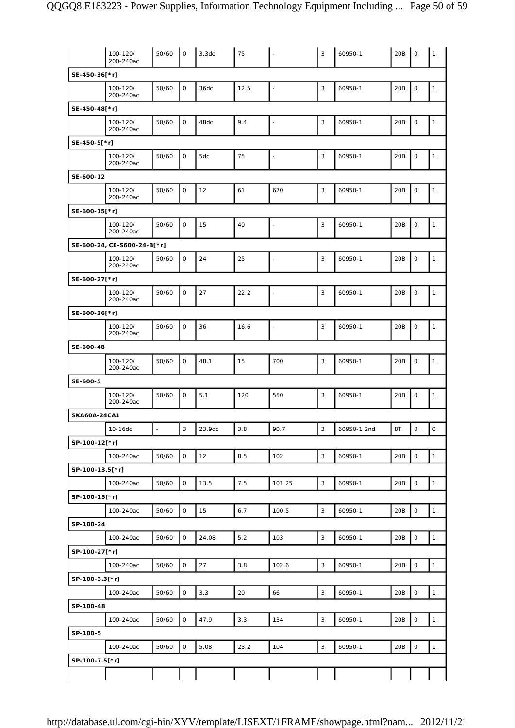| | | | | | | | | | | | |
|---|---|---|---|---|---|---|---|---|---|---|---|
| | 100-120/ 200-240ac | 50/60 | 0 | 3.3dc | 75 | - | 3 | 60950-1 | 20B | 0 | 1 |
| **SE-450-36[*r]** | | | | | | | | | | | |
| | 100-120/ 200-240ac | 50/60 | 0 | 36dc | 12.5 | - | 3 | 60950-1 | 20B | 0 | 1 |
| **SE-450-48[*r]** | | | | | | | | | | | |
| | 100-120/ 200-240ac | 50/60 | 0 | 48dc | 9.4 | - | 3 | 60950-1 | 20B | 0 | 1 |
| **SE-450-5[*r]** | | | | | | | | | | | |
| | 100-120/ 200-240ac | 50/60 | 0 | 5dc | 75 | - | 3 | 60950-1 | 20B | 0 | 1 |
| **SE-600-12** | | | | | | | | | | | |
| | 100-120/ 200-240ac | 50/60 | 0 | 12 | 61 | 670 | 3 | 60950-1 | 20B | 0 | 1 |
| **SE-600-15[*r]** | | | | | | | | | | | |
| | 100-120/ 200-240ac | 50/60 | 0 | 15 | 40 | - | 3 | 60950-1 | 20B | 0 | 1 |
| **SE-600-24, CE-S600-24-B[*r]** | | | | | | | | | | | |
| | 100-120/ 200-240ac | 50/60 | 0 | 24 | 25 | - | 3 | 60950-1 | 20B | 0 | 1 |
| **SE-600-27[*r]** | | | | | | | | | | | |
| | 100-120/ 200-240ac | 50/60 | 0 | 27 | 22.2 | - | 3 | 60950-1 | 20B | 0 | 1 |
| **SE-600-36[*r]** | | | | | | | | | | | |
| | 100-120/ 200-240ac | 50/60 | 0 | 36 | 16.6 | - | 3 | 60950-1 | 20B | 0 | 1 |
| **SE-600-48** | | | | | | | | | | | |
| | 100-120/ 200-240ac | 50/60 | 0 | 48.1 | 15 | 700 | 3 | 60950-1 | 20B | 0 | 1 |
| **SE-600-5** | | | | | | | | | | | |
| | 100-120/ 200-240ac | 50/60 | 0 | 5.1 | 120 | 550 | 3 | 60950-1 | 20B | 0 | 1 |
| **SKA60A-24CA1** | | | | | | | | | | | |
| | 10-16dc | - | 3 | 23.9dc | 3.8 | 90.7 | 3 | 60950-1 2nd | 8T | 0 | 0 |
| **SP-100-12[*r]** | | | | | | | | | | | |
| | 100-240ac | 50/60 | 0 | 12 | 8.5 | 102 | 3 | 60950-1 | 20B | 0 | 1 |
| **SP-100-13.5[*r]** | | | | | | | | | | | |
| | 100-240ac | 50/60 | 0 | 13.5 | 7.5 | 101.25 | 3 | 60950-1 | 20B | 0 | 1 |
| **SP-100-15[*r]** | | | | | | | | | | | |
| | 100-240ac | 50/60 | 0 | 15 | 6.7 | 100.5 | 3 | 60950-1 | 20B | 0 | 1 |
| **SP-100-24** | | | | | | | | | | | |
| | 100-240ac | 50/60 | 0 | 24.08 | 5.2 | 103 | 3 | 60950-1 | 20B | 0 | 1 |
| **SP-100-27[*r]** | | | | | | | | | | | |
| | 100-240ac | 50/60 | 0 | 27 | 3.8 | 102.6 | 3 | 60950-1 | 20B | 0 | 1 |
| **SP-100-3.3[*r]** | | | | | | | | | | | |
| | 100-240ac | 50/60 | 0 | 3.3 | 20 | 66 | 3 | 60950-1 | 20B | 0 | 1 |
| **SP-100-48** | | | | | | | | | | | |
| | 100-240ac | 50/60 | 0 | 47.9 | 3.3 | 134 | 3 | 60950-1 | 20B | 0 | 1 |
| **SP-100-5** | | | | | | | | | | | |
| | 100-240ac | 50/60 | 0 | 5.08 | 23.2 | 104 | 3 | 60950-1 | 20B | 0 | 1 |
| **SP-100-7.5[*r]** | | | | | | | | | | | |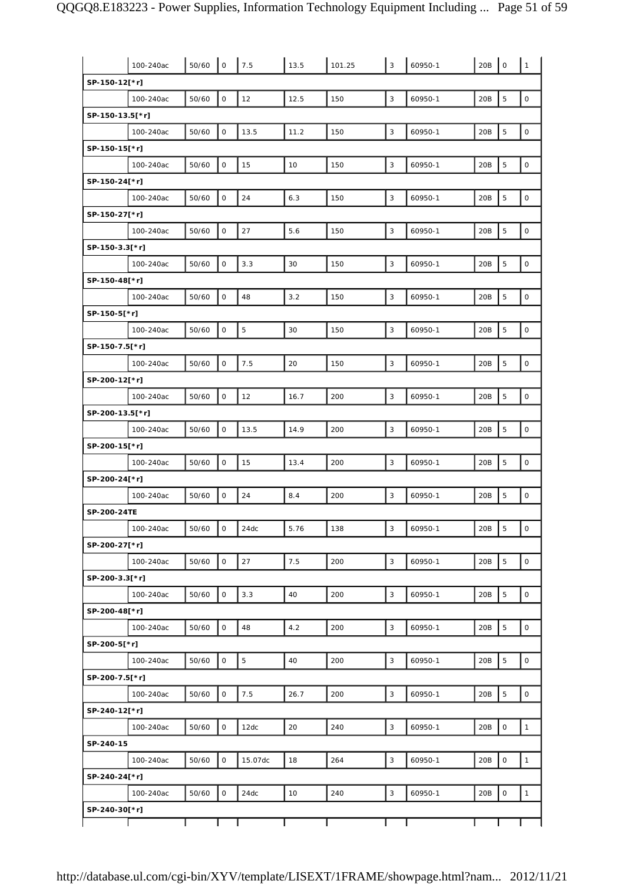| | | | | | | | | | | |
|---|---|---|---|---|---|---|---|---|---|---|
| | 100-240ac | 50/60 | 0 | 7.5 | 13.5 | 101.25 | 3 | 60950-1 | 20B | 0 | 1 |
| **SP-150-12[*r]** | | | | | | | | | | | |
| | 100-240ac | 50/60 | 0 | 12 | 12.5 | 150 | 3 | 60950-1 | 20B | 5 | 0 |
| **SP-150-13.5[*r]** | | | | | | | | | | | |
| | 100-240ac | 50/60 | 0 | 13.5 | 11.2 | 150 | 3 | 60950-1 | 20B | 5 | 0 |
| **SP-150-15[*r]** | | | | | | | | | | | |
| | 100-240ac | 50/60 | 0 | 15 | 10 | 150 | 3 | 60950-1 | 20B | 5 | 0 |
| **SP-150-24[*r]** | | | | | | | | | | | |
| | 100-240ac | 50/60 | 0 | 24 | 6.3 | 150 | 3 | 60950-1 | 20B | 5 | 0 |
| **SP-150-27[*r]** | | | | | | | | | | | |
| | 100-240ac | 50/60 | 0 | 27 | 5.6 | 150 | 3 | 60950-1 | 20B | 5 | 0 |
| **SP-150-3.3[*r]** | | | | | | | | | | | |
| | 100-240ac | 50/60 | 0 | 3.3 | 30 | 150 | 3 | 60950-1 | 20B | 5 | 0 |
| **SP-150-48[*r]** | | | | | | | | | | | |
| | 100-240ac | 50/60 | 0 | 48 | 3.2 | 150 | 3 | 60950-1 | 20B | 5 | 0 |
| **SP-150-5[*r]** | | | | | | | | | | | |
| | 100-240ac | 50/60 | 0 | 5 | 30 | 150 | 3 | 60950-1 | 20B | 5 | 0 |
| **SP-150-7.5[*r]** | | | | | | | | | | | |
| | 100-240ac | 50/60 | 0 | 7.5 | 20 | 150 | 3 | 60950-1 | 20B | 5 | 0 |
| **SP-200-12[*r]** | | | | | | | | | | | |
| | 100-240ac | 50/60 | 0 | 12 | 16.7 | 200 | 3 | 60950-1 | 20B | 5 | 0 |
| **SP-200-13.5[*r]** | | | | | | | | | | | |
| | 100-240ac | 50/60 | 0 | 13.5 | 14.9 | 200 | 3 | 60950-1 | 20B | 5 | 0 |
| **SP-200-15[*r]** | | | | | | | | | | | |
| | 100-240ac | 50/60 | 0 | 15 | 13.4 | 200 | 3 | 60950-1 | 20B | 5 | 0 |
| **SP-200-24[*r]** | | | | | | | | | | | |
| | 100-240ac | 50/60 | 0 | 24 | 8.4 | 200 | 3 | 60950-1 | 20B | 5 | 0 |
| **SP-200-24TE** | | | | | | | | | | | |
| | 100-240ac | 50/60 | 0 | 24dc | 5.76 | 138 | 3 | 60950-1 | 20B | 5 | 0 |
| **SP-200-27[*r]** | | | | | | | | | | | |
| | 100-240ac | 50/60 | 0 | 27 | 7.5 | 200 | 3 | 60950-1 | 20B | 5 | 0 |
| **SP-200-3.3[*r]** | | | | | | | | | | | |
| | 100-240ac | 50/60 | 0 | 3.3 | 40 | 200 | 3 | 60950-1 | 20B | 5 | 0 |
| **SP-200-48[*r]** | | | | | | | | | | | |
| | 100-240ac | 50/60 | 0 | 48 | 4.2 | 200 | 3 | 60950-1 | 20B | 5 | 0 |
| **SP-200-5[*r]** | | | | | | | | | | | |
| | 100-240ac | 50/60 | 0 | 5 | 40 | 200 | 3 | 60950-1 | 20B | 5 | 0 |
| **SP-200-7.5[*r]** | | | | | | | | | | | |
| | 100-240ac | 50/60 | 0 | 7.5 | 26.7 | 200 | 3 | 60950-1 | 20B | 5 | 0 |
| **SP-240-12[*r]** | | | | | | | | | | | |
| | 100-240ac | 50/60 | 0 | 12dc | 20 | 240 | 3 | 60950-1 | 20B | 0 | 1 |
| **SP-240-15** | | | | | | | | | | | |
| | 100-240ac | 50/60 | 0 | 15.07dc | 18 | 264 | 3 | 60950-1 | 20B | 0 | 1 |
| **SP-240-24[*r]** | | | | | | | | | | | |
| | 100-240ac | 50/60 | 0 | 24dc | 10 | 240 | 3 | 60950-1 | 20B | 0 | 1 |
| **SP-240-30[*r]** | | | | | | | | | | | |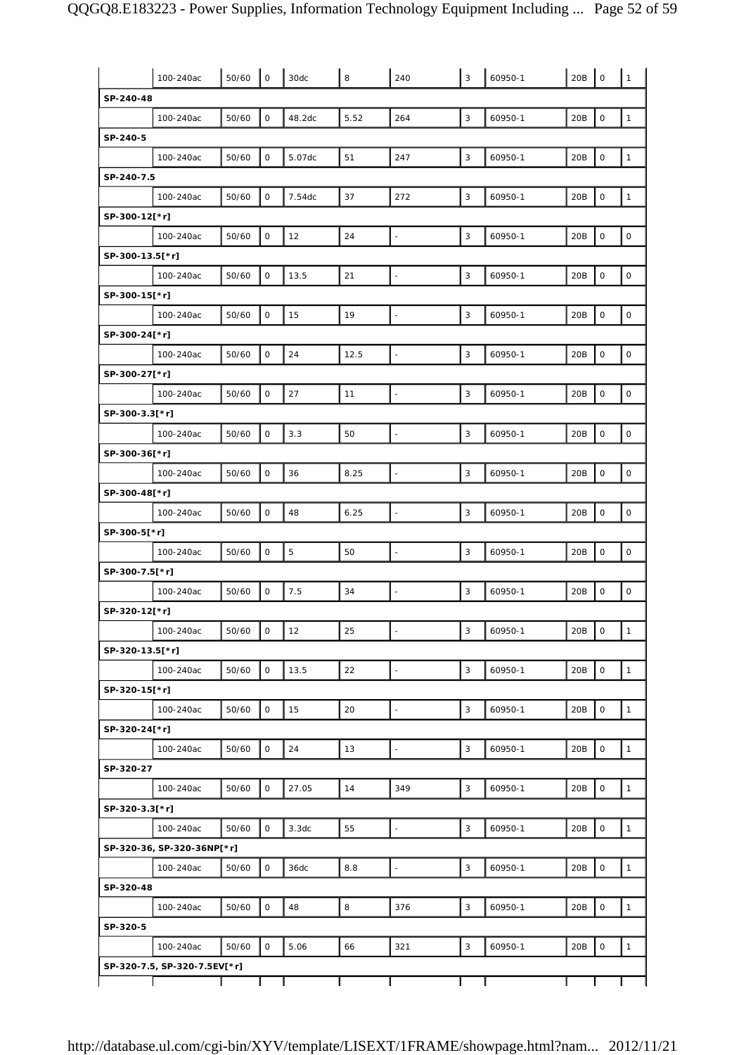| | 100-240ac | 50/60 | 0 | 30dc | 8 | 240 | 3 | 60950-1 | 20B | 0 | 1 |
|---|---|---|---|---|---|---|---|---|---|---|---|
| **SP-240-48** | | | | | | | | | | | |
| | 100-240ac | 50/60 | 0 | 48.2dc | 5.52 | 264 | 3 | 60950-1 | 20B | 0 | 1 |
| **SP-240-5** | | | | | | | | | | | |
| | 100-240ac | 50/60 | 0 | 5.07dc | 51 | 247 | 3 | 60950-1 | 20B | 0 | 1 |
| **SP-240-7.5** | | | | | | | | | | | |
| | 100-240ac | 50/60 | 0 | 7.54dc | 37 | 272 | 3 | 60950-1 | 20B | 0 | 1 |
| **SP-300-12[*r]** | | | | | | | | | | | |
| | 100-240ac | 50/60 | 0 | 12 | 24 | - | 3 | 60950-1 | 20B | 0 | 0 |
| **SP-300-13.5[*r]** | | | | | | | | | | | |
| | 100-240ac | 50/60 | 0 | 13.5 | 21 | - | 3 | 60950-1 | 20B | 0 | 0 |
| **SP-300-15[*r]** | | | | | | | | | | | |
| | 100-240ac | 50/60 | 0 | 15 | 19 | - | 3 | 60950-1 | 20B | 0 | 0 |
| **SP-300-24[*r]** | | | | | | | | | | | |
| | 100-240ac | 50/60 | 0 | 24 | 12.5 | - | 3 | 60950-1 | 20B | 0 | 0 |
| **SP-300-27[*r]** | | | | | | | | | | | |
| | 100-240ac | 50/60 | 0 | 27 | 11 | - | 3 | 60950-1 | 20B | 0 | 0 |
| **SP-300-3.3[*r]** | | | | | | | | | | | |
| | 100-240ac | 50/60 | 0 | 3.3 | 50 | - | 3 | 60950-1 | 20B | 0 | 0 |
| **SP-300-36[*r]** | | | | | | | | | | | |
| | 100-240ac | 50/60 | 0 | 36 | 8.25 | - | 3 | 60950-1 | 20B | 0 | 0 |
| **SP-300-48[*r]** | | | | | | | | | | | |
| | 100-240ac | 50/60 | 0 | 48 | 6.25 | - | 3 | 60950-1 | 20B | 0 | 0 |
| **SP-300-5[*r]** | | | | | | | | | | | |
| | 100-240ac | 50/60 | 0 | 5 | 50 | - | 3 | 60950-1 | 20B | 0 | 0 |
| **SP-300-7.5[*r]** | | | | | | | | | | | |
| | 100-240ac | 50/60 | 0 | 7.5 | 34 | - | 3 | 60950-1 | 20B | 0 | 0 |
| **SP-320-12[*r]** | | | | | | | | | | | |
| | 100-240ac | 50/60 | 0 | 12 | 25 | - | 3 | 60950-1 | 20B | 0 | 1 |
| **SP-320-13.5[*r]** | | | | | | | | | | | |
| | 100-240ac | 50/60 | 0 | 13.5 | 22 | - | 3 | 60950-1 | 20B | 0 | 1 |
| **SP-320-15[*r]** | | | | | | | | | | | |
| | 100-240ac | 50/60 | 0 | 15 | 20 | - | 3 | 60950-1 | 20B | 0 | 1 |
| **SP-320-24[*r]** | | | | | | | | | | | |
| | 100-240ac | 50/60 | 0 | 24 | 13 | - | 3 | 60950-1 | 20B | 0 | 1 |
| **SP-320-27** | | | | | | | | | | | |
| | 100-240ac | 50/60 | 0 | 27.05 | 14 | 349 | 3 | 60950-1 | 20B | 0 | 1 |
| **SP-320-3.3[*r]** | | | | | | | | | | | |
| | 100-240ac | 50/60 | 0 | 3.3dc | 55 | - | 3 | 60950-1 | 20B | 0 | 1 |
| **SP-320-36, SP-320-36NP[*r]** | | | | | | | | | | | |
| | 100-240ac | 50/60 | 0 | 36dc | 8.8 | - | 3 | 60950-1 | 20B | 0 | 1 |
| **SP-320-48** | | | | | | | | | | | |
| | 100-240ac | 50/60 | 0 | 48 | 8 | 376 | 3 | 60950-1 | 20B | 0 | 1 |
| **SP-320-5** | | | | | | | | | | | |
| | 100-240ac | 50/60 | 0 | 5.06 | 66 | 321 | 3 | 60950-1 | 20B | 0 | 1 |
| **SP-320-7.5, SP-320-7.5EV[*r]** | | | | | | | | | | | |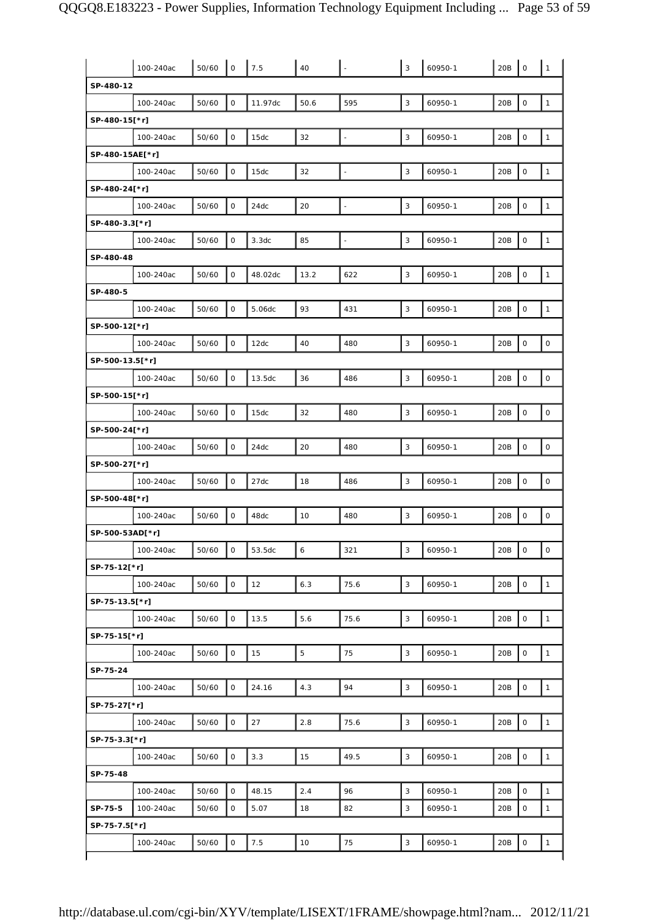| | | | | | | | | | | |
|---|---|---|---|---|---|---|---|---|---|---|
| | 100-240ac | 50/60 | 0 | 7.5 | 40 | - | 3 | 60950-1 | 20B | 0 | 1 |
| **SP-480-12** | | | | | | | | | | | |
| | 100-240ac | 50/60 | 0 | 11.97dc | 50.6 | 595 | 3 | 60950-1 | 20B | 0 | 1 |
| **SP-480-15[*r]** | | | | | | | | | | | |
| | 100-240ac | 50/60 | 0 | 15dc | 32 | - | 3 | 60950-1 | 20B | 0 | 1 |
| **SP-480-15AE[*r]** | | | | | | | | | | | |
| | 100-240ac | 50/60 | 0 | 15dc | 32 | - | 3 | 60950-1 | 20B | 0 | 1 |
| **SP-480-24[*r]** | | | | | | | | | | | |
| | 100-240ac | 50/60 | 0 | 24dc | 20 | - | 3 | 60950-1 | 20B | 0 | 1 |
| **SP-480-3.3[*r]** | | | | | | | | | | | |
| | 100-240ac | 50/60 | 0 | 3.3dc | 85 | - | 3 | 60950-1 | 20B | 0 | 1 |
| **SP-480-48** | | | | | | | | | | | |
| | 100-240ac | 50/60 | 0 | 48.02dc | 13.2 | 622 | 3 | 60950-1 | 20B | 0 | 1 |
| **SP-480-5** | | | | | | | | | | | |
| | 100-240ac | 50/60 | 0 | 5.06dc | 93 | 431 | 3 | 60950-1 | 20B | 0 | 1 |
| **SP-500-12[*r]** | | | | | | | | | | | |
| | 100-240ac | 50/60 | 0 | 12dc | 40 | 480 | 3 | 60950-1 | 20B | 0 | 0 |
| **SP-500-13.5[*r]** | | | | | | | | | | | |
| | 100-240ac | 50/60 | 0 | 13.5dc | 36 | 486 | 3 | 60950-1 | 20B | 0 | 0 |
| **SP-500-15[*r]** | | | | | | | | | | | |
| | 100-240ac | 50/60 | 0 | 15dc | 32 | 480 | 3 | 60950-1 | 20B | 0 | 0 |
| **SP-500-24[*r]** | | | | | | | | | | | |
| | 100-240ac | 50/60 | 0 | 24dc | 20 | 480 | 3 | 60950-1 | 20B | 0 | 0 |
| **SP-500-27[*r]** | | | | | | | | | | | |
| | 100-240ac | 50/60 | 0 | 27dc | 18 | 486 | 3 | 60950-1 | 20B | 0 | 0 |
| **SP-500-48[*r]** | | | | | | | | | | | |
| | 100-240ac | 50/60 | 0 | 48dc | 10 | 480 | 3 | 60950-1 | 20B | 0 | 0 |
| **SP-500-53AD[*r]** | | | | | | | | | | | |
| | 100-240ac | 50/60 | 0 | 53.5dc | 6 | 321 | 3 | 60950-1 | 20B | 0 | 0 |
| **SP-75-12[*r]** | | | | | | | | | | | |
| | 100-240ac | 50/60 | 0 | 12 | 6.3 | 75.6 | 3 | 60950-1 | 20B | 0 | 1 |
| **SP-75-13.5[*r]** | | | | | | | | | | | |
| | 100-240ac | 50/60 | 0 | 13.5 | 5.6 | 75.6 | 3 | 60950-1 | 20B | 0 | 1 |
| **SP-75-15[*r]** | | | | | | | | | | | |
| | 100-240ac | 50/60 | 0 | 15 | 5 | 75 | 3 | 60950-1 | 20B | 0 | 1 |
| **SP-75-24** | | | | | | | | | | | |
| | 100-240ac | 50/60 | 0 | 24.16 | 4.3 | 94 | 3 | 60950-1 | 20B | 0 | 1 |
| **SP-75-27[*r]** | | | | | | | | | | | |
| | 100-240ac | 50/60 | 0 | 27 | 2.8 | 75.6 | 3 | 60950-1 | 20B | 0 | 1 |
| **SP-75-3.3[*r]** | | | | | | | | | | | |
| | 100-240ac | 50/60 | 0 | 3.3 | 15 | 49.5 | 3 | 60950-1 | 20B | 0 | 1 |
| **SP-75-48** | | | | | | | | | | | |
| | 100-240ac | 50/60 | 0 | 48.15 | 2.4 | 96 | 3 | 60950-1 | 20B | 0 | 1 |
| **SP-75-5** | 100-240ac | 50/60 | 0 | 5.07 | 18 | 82 | 3 | 60950-1 | 20B | 0 | 1 |
| **SP-75-7.5[*r]** | | | | | | | | | | | |
| | 100-240ac | 50/60 | 0 | 7.5 | 10 | 75 | 3 | 60950-1 | 20B | 0 | 1 |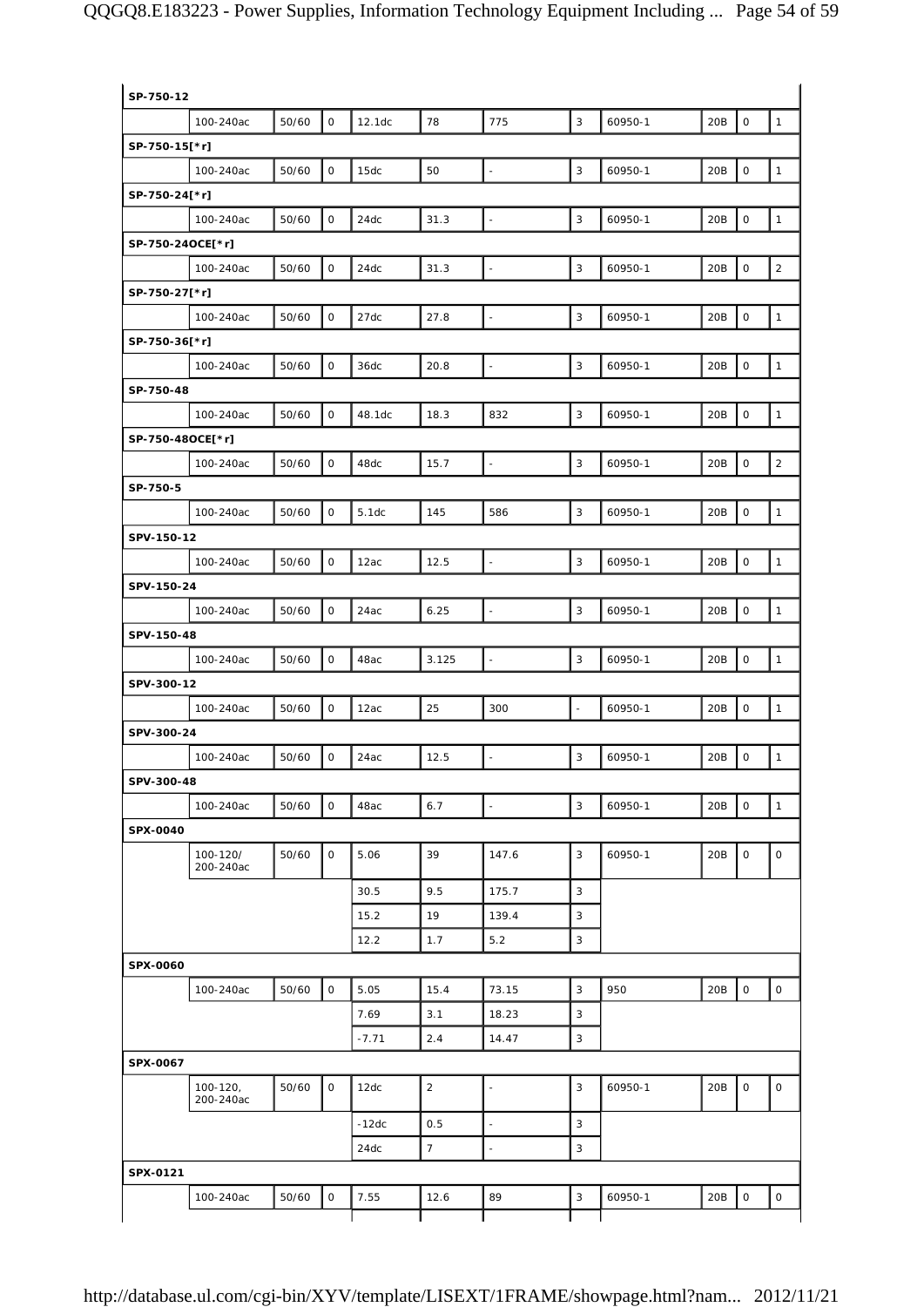| | | | | | | | | | | | |
|---|---|---|---|---|---|---|---|---|---|---|---|
| **SP-750-12** | | | | | | | | | | | |
| | 100-240ac | 50/60 | 0 | 12.1dc | 78 | 775 | 3 | 60950-1 | 20B | 0 | 1 |
| **SP-750-15[*r]** | | | | | | | | | | | |
| | 100-240ac | 50/60 | 0 | 15dc | 50 | - | 3 | 60950-1 | 20B | 0 | 1 |
| **SP-750-24[*r]** | | | | | | | | | | | |
| | 100-240ac | 50/60 | 0 | 24dc | 31.3 | - | 3 | 60950-1 | 20B | 0 | 1 |
| **SP-750-24OCE[*r]** | | | | | | | | | | | |
| | 100-240ac | 50/60 | 0 | 24dc | 31.3 | - | 3 | 60950-1 | 20B | 0 | 2 |
| **SP-750-27[*r]** | | | | | | | | | | | |
| | 100-240ac | 50/60 | 0 | 27dc | 27.8 | - | 3 | 60950-1 | 20B | 0 | 1 |
| **SP-750-36[*r]** | | | | | | | | | | | |
| | 100-240ac | 50/60 | 0 | 36dc | 20.8 | - | 3 | 60950-1 | 20B | 0 | 1 |
| **SP-750-48** | | | | | | | | | | | |
| | 100-240ac | 50/60 | 0 | 48.1dc | 18.3 | 832 | 3 | 60950-1 | 20B | 0 | 1 |
| **SP-750-48OCE[*r]** | | | | | | | | | | | |
| | 100-240ac | 50/60 | 0 | 48dc | 15.7 | - | 3 | 60950-1 | 20B | 0 | 2 |
| **SP-750-5** | | | | | | | | | | | |
| | 100-240ac | 50/60 | 0 | 5.1dc | 145 | 586 | 3 | 60950-1 | 20B | 0 | 1 |
| **SPV-150-12** | | | | | | | | | | | |
| | 100-240ac | 50/60 | 0 | 12ac | 12.5 | - | 3 | 60950-1 | 20B | 0 | 1 |
| **SPV-150-24** | | | | | | | | | | | |
| | 100-240ac | 50/60 | 0 | 24ac | 6.25 | - | 3 | 60950-1 | 20B | 0 | 1 |
| **SPV-150-48** | | | | | | | | | | | |
| | 100-240ac | 50/60 | 0 | 48ac | 3.125 | - | 3 | 60950-1 | 20B | 0 | 1 |
| **SPV-300-12** | | | | | | | | | | | |
| | 100-240ac | 50/60 | 0 | 12ac | 25 | 300 | - | 60950-1 | 20B | 0 | 1 |
| **SPV-300-24** | | | | | | | | | | | |
| | 100-240ac | 50/60 | 0 | 24ac | 12.5 | - | 3 | 60950-1 | 20B | 0 | 1 |
| **SPV-300-48** | | | | | | | | | | | |
| | 100-240ac | 50/60 | 0 | 48ac | 6.7 | - | 3 | 60950-1 | 20B | 0 | 1 |
| **SPX-0040** | | | | | | | | | | | |
| | 100-120/ 200-240ac | 50/60 | 0 | 5.06 | 39 | 147.6 | 3 | 60950-1 | 20B | 0 | 0 |
| | | | | 30.5 | 9.5 | 175.7 | 3 | | | | |
| | | | | 15.2 | 19 | 139.4 | 3 | | | | |
| | | | | 12.2 | 1.7 | 5.2 | 3 | | | | |
| **SPX-0060** | | | | | | | | | | | |
| | 100-240ac | 50/60 | 0 | 5.05 | 15.4 | 73.15 | 3 | 950 | 20B | 0 | 0 |
| | | | | 7.69 | 3.1 | 18.23 | 3 | | | | |
| | | | | -7.71 | 2.4 | 14.47 | 3 | | | | |
| **SPX-0067** | | | | | | | | | | | |
| | 100-120, 200-240ac | 50/60 | 0 | 12dc | 2 | - | 3 | 60950-1 | 20B | 0 | 0 |
| | | | | -12dc | 0.5 | - | 3 | | | | |
| | | | | 24dc | 7 | - | 3 | | | | |
| **SPX-0121** | | | | | | | | | | | |
| | 100-240ac | 50/60 | 0 | 7.55 | 12.6 | 89 | 3 | 60950-1 | 20B | 0 | 0 |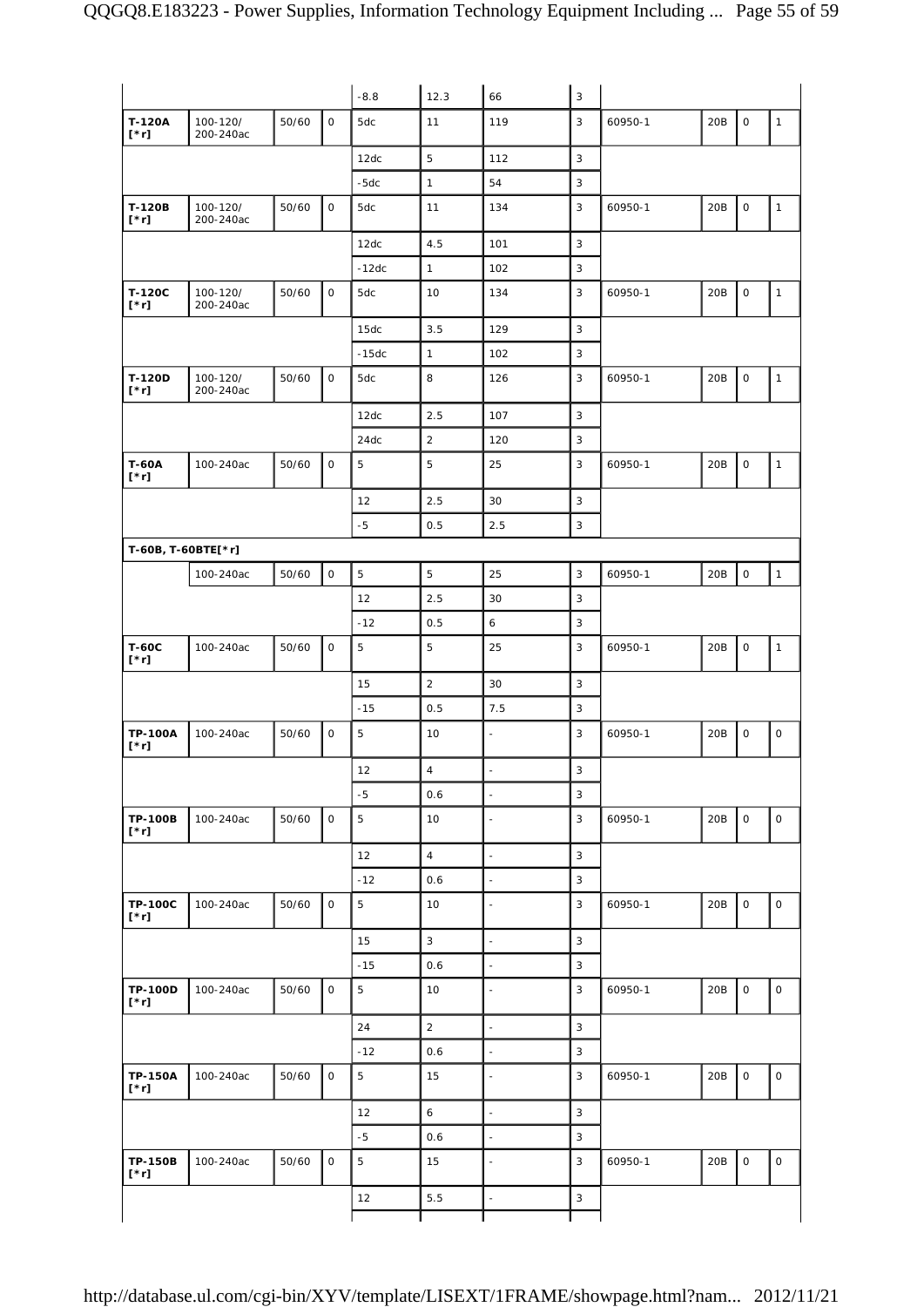| | | | | -8.8 | 12.3 | 66 | 3 | | | | |
|---|---|---|---|---|---|---|---|---|---|---|---|
| **T-120A [*r]** | 100-120/ 200-240ac | 50/60 | 0 | 5dc | 11 | 119 | 3 | 60950-1 | 20B | 0 | 1 |
| | | | | 12dc | 5 | 112 | 3 | | | | |
| | | | | -5dc | 1 | 54 | 3 | | | | |
| **T-120B [*r]** | 100-120/ 200-240ac | 50/60 | 0 | 5dc | 11 | 134 | 3 | 60950-1 | 20B | 0 | 1 |
| | | | | 12dc | 4.5 | 101 | 3 | | | | |
| | | | | -12dc | 1 | 102 | 3 | | | | |
| **T-120C [*r]** | 100-120/ 200-240ac | 50/60 | 0 | 5dc | 10 | 134 | 3 | 60950-1 | 20B | 0 | 1 |
| | | | | 15dc | 3.5 | 129 | 3 | | | | |
| | | | | -15dc | 1 | 102 | 3 | | | | |
| **T-120D [*r]** | 100-120/ 200-240ac | 50/60 | 0 | 5dc | 8 | 126 | 3 | 60950-1 | 20B | 0 | 1 |
| | | | | 12dc | 2.5 | 107 | 3 | | | | |
| | | | | 24dc | 2 | 120 | 3 | | | | |
| **T-60A [*r]** | 100-240ac | 50/60 | 0 | 5 | 5 | 25 | 3 | 60950-1 | 20B | 0 | 1 |
| | | | | 12 | 2.5 | 30 | 3 | | | | |
| | | | | -5 | 0.5 | 2.5 | 3 | | | | |
| **T-60B, T-60BTE[*r]** | | | | | | | | | | | |
| | 100-240ac | 50/60 | 0 | 5 | 5 | 25 | 3 | 60950-1 | 20B | 0 | 1 |
| | | | | 12 | 2.5 | 30 | 3 | | | | |
| | | | | -12 | 0.5 | 6 | 3 | | | | |
| **T-60C [*r]** | 100-240ac | 50/60 | 0 | 5 | 5 | 25 | 3 | 60950-1 | 20B | 0 | 1 |
| | | | | 15 | 2 | 30 | 3 | | | | |
| | | | | -15 | 0.5 | 7.5 | 3 | | | | |
| **TP-100A [*r]** | 100-240ac | 50/60 | 0 | 5 | 10 | - | 3 | 60950-1 | 20B | 0 | 0 |
| | | | | 12 | 4 | - | 3 | | | | |
| | | | | -5 | 0.6 | - | 3 | | | | |
| **TP-100B [*r]** | 100-240ac | 50/60 | 0 | 5 | 10 | - | 3 | 60950-1 | 20B | 0 | 0 |
| | | | | 12 | 4 | - | 3 | | | | |
| | | | | -12 | 0.6 | - | 3 | | | | |
| **TP-100C [*r]** | 100-240ac | 50/60 | 0 | 5 | 10 | - | 3 | 60950-1 | 20B | 0 | 0 |
| | | | | 15 | 3 | - | 3 | | | | |
| | | | | -15 | 0.6 | - | 3 | | | | |
| **TP-100D [*r]** | 100-240ac | 50/60 | 0 | 5 | 10 | - | 3 | 60950-1 | 20B | 0 | 0 |
| | | | | 24 | 2 | - | 3 | | | | |
| | | | | -12 | 0.6 | - | 3 | | | | |
| **TP-150A [*r]** | 100-240ac | 50/60 | 0 | 5 | 15 | - | 3 | 60950-1 | 20B | 0 | 0 |
| | | | | 12 | 6 | - | 3 | | | | |
| | | | | -5 | 0.6 | - | 3 | | | | |
| **TP-150B [*r]** | 100-240ac | 50/60 | 0 | 5 | 15 | - | 3 | 60950-1 | 20B | 0 | 0 |
| | | | | 12 | 5.5 | - | 3 | | | | |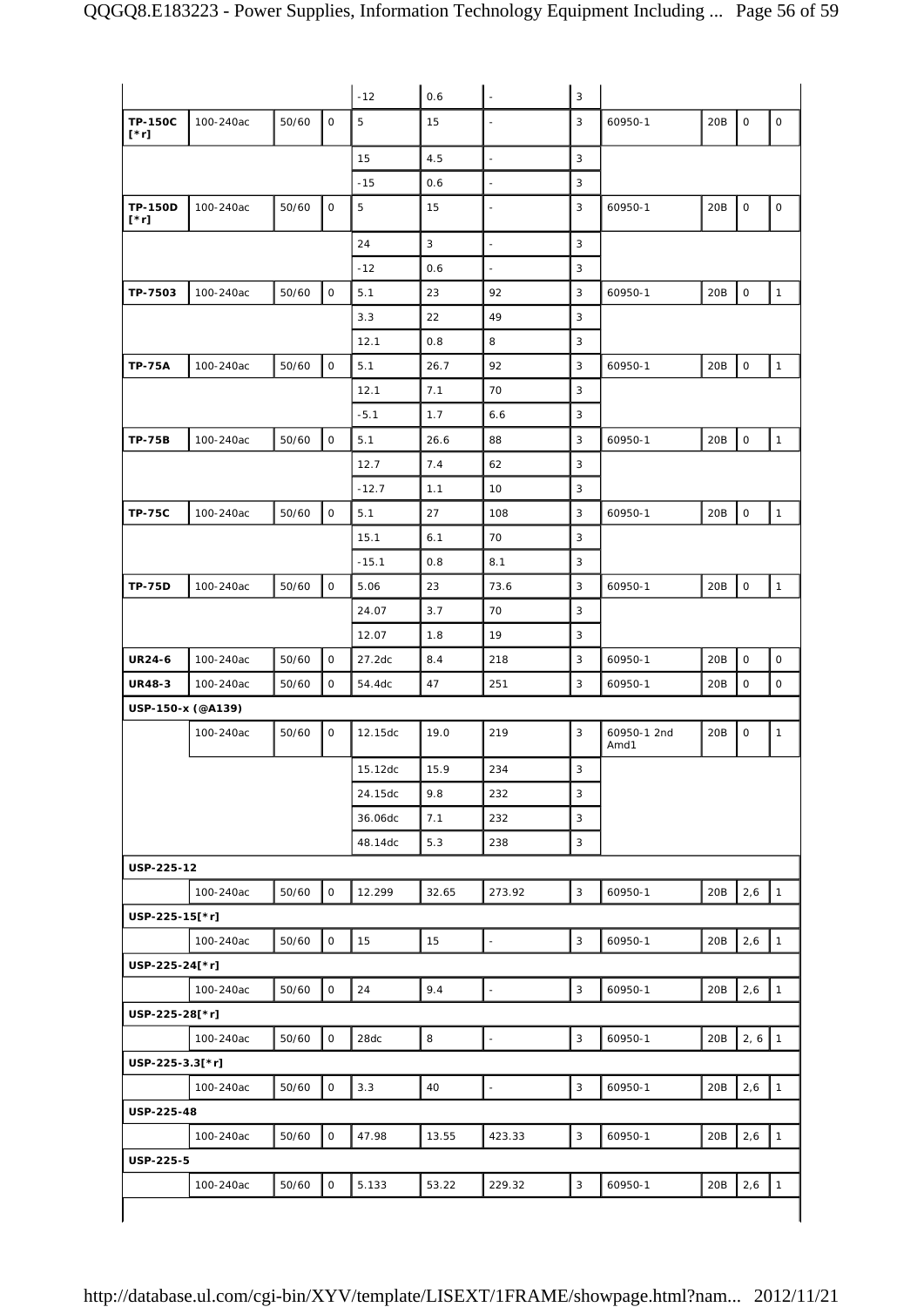| | | | | -12 | 0.6 | - | 3 | | | | |
|---|---|---|---|---|---|---|---|---|---|---|---|
| **TP-150C [*r]** | 100-240ac | 50/60 | 0 | 5 | 15 | - | 3 | 60950-1 | 20B | 0 | 0 |
| | | | | 15 | 4.5 | - | 3 | | | | |
| | | | | -15 | 0.6 | - | 3 | | | | |
| **TP-150D [*r]** | 100-240ac | 50/60 | 0 | 5 | 15 | - | 3 | 60950-1 | 20B | 0 | 0 |
| | | | | 24 | 3 | - | 3 | | | | |
| | | | | -12 | 0.6 | - | 3 | | | | |
| **TP-7503** | 100-240ac | 50/60 | 0 | 5.1 | 23 | 92 | 3 | 60950-1 | 20B | 0 | 1 |
| | | | | 3.3 | 22 | 49 | 3 | | | | |
| | | | | 12.1 | 0.8 | 8 | 3 | | | | |
| **TP-75A** | 100-240ac | 50/60 | 0 | 5.1 | 26.7 | 92 | 3 | 60950-1 | 20B | 0 | 1 |
| | | | | 12.1 | 7.1 | 70 | 3 | | | | |
| | | | | -5.1 | 1.7 | 6.6 | 3 | | | | |
| **TP-75B** | 100-240ac | 50/60 | 0 | 5.1 | 26.6 | 88 | 3 | 60950-1 | 20B | 0 | 1 |
| | | | | 12.7 | 7.4 | 62 | 3 | | | | |
| | | | | -12.7 | 1.1 | 10 | 3 | | | | |
| **TP-75C** | 100-240ac | 50/60 | 0 | 5.1 | 27 | 108 | 3 | 60950-1 | 20B | 0 | 1 |
| | | | | 15.1 | 6.1 | 70 | 3 | | | | |
| | | | | -15.1 | 0.8 | 8.1 | 3 | | | | |
| **TP-75D** | 100-240ac | 50/60 | 0 | 5.06 | 23 | 73.6 | 3 | 60950-1 | 20B | 0 | 1 |
| | | | | 24.07 | 3.7 | 70 | 3 | | | | |
| | | | | 12.07 | 1.8 | 19 | 3 | | | | |
| **UR24-6** | 100-240ac | 50/60 | 0 | 27.2dc | 8.4 | 218 | 3 | 60950-1 | 20B | 0 | 0 |
| **UR48-3** | 100-240ac | 50/60 | 0 | 54.4dc | 47 | 251 | 3 | 60950-1 | 20B | 0 | 0 |
| **USP-150-x (@A139)** | | | | | | | | | | | |
| | 100-240ac | 50/60 | 0 | 12.15dc | 19.0 | 219 | 3 | 60950-1 2nd Amd1 | 20B | 0 | 1 |
| | | | | 15.12dc | 15.9 | 234 | 3 | | | | |
| | | | | 24.15dc | 9.8 | 232 | 3 | | | | |
| | | | | 36.06dc | 7.1 | 232 | 3 | | | | |
| | | | | 48.14dc | 5.3 | 238 | 3 | | | | |
| **USP-225-12** | | | | | | | | | | | |
| | 100-240ac | 50/60 | 0 | 12.299 | 32.65 | 273.92 | 3 | 60950-1 | 20B | 2,6 | 1 |
| **USP-225-15[*r]** | | | | | | | | | | | |
| | 100-240ac | 50/60 | 0 | 15 | 15 | - | 3 | 60950-1 | 20B | 2,6 | 1 |
| **USP-225-24[*r]** | | | | | | | | | | | |
| | 100-240ac | 50/60 | 0 | 24 | 9.4 | - | 3 | 60950-1 | 20B | 2,6 | 1 |
| **USP-225-28[*r]** | | | | | | | | | | | |
| | 100-240ac | 50/60 | 0 | 28dc | 8 | - | 3 | 60950-1 | 20B | 2, 6 | 1 |
| **USP-225-3.3[*r]** | | | | | | | | | | | |
| | 100-240ac | 50/60 | 0 | 3.3 | 40 | - | 3 | 60950-1 | 20B | 2,6 | 1 |
| **USP-225-48** | | | | | | | | | | | |
| | 100-240ac | 50/60 | 0 | 47.98 | 13.55 | 423.33 | 3 | 60950-1 | 20B | 2,6 | 1 |
| **USP-225-5** | | | | | | | | | | | |
| | 100-240ac | 50/60 | 0 | 5.133 | 53.22 | 229.32 | 3 | 60950-1 | 20B | 2,6 | 1 |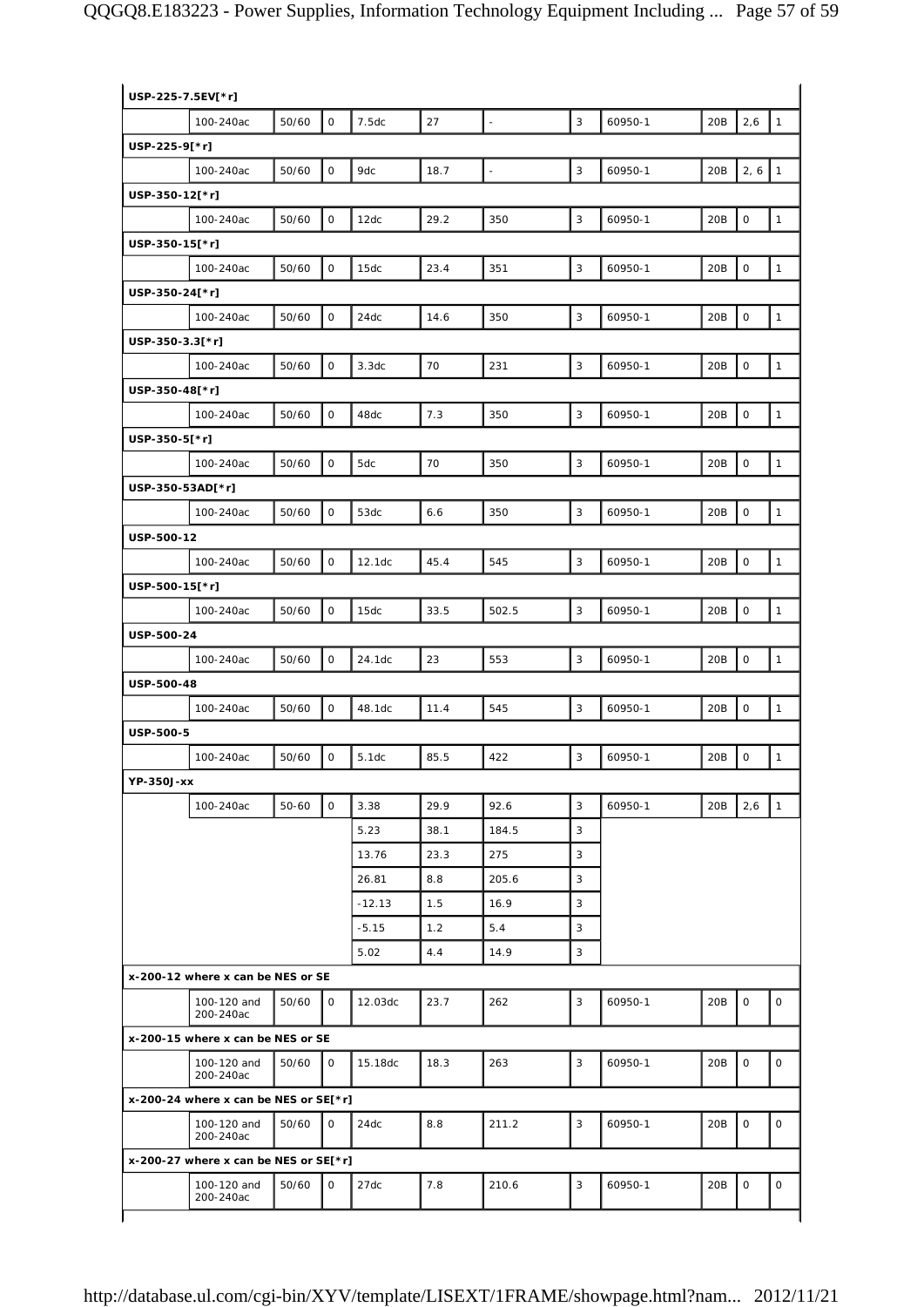| | | | | | | | | | | | |
|---|---|---|---|---|---|---|---|---|---|---|---|
| **USP-225-7.5EV[*r]** | | | | | | | | | | | |
| | 100-240ac | 50/60 | 0 | 7.5dc | 27 | - | 3 | 60950-1 | 20B | 2,6 | 1 |
| **USP-225-9[*r]** | | | | | | | | | | | |
| | 100-240ac | 50/60 | 0 | 9dc | 18.7 | - | 3 | 60950-1 | 20B | 2, 6 | 1 |
| **USP-350-12[*r]** | | | | | | | | | | | |
| | 100-240ac | 50/60 | 0 | 12dc | 29.2 | 350 | 3 | 60950-1 | 20B | 0 | 1 |
| **USP-350-15[*r]** | | | | | | | | | | | |
| | 100-240ac | 50/60 | 0 | 15dc | 23.4 | 351 | 3 | 60950-1 | 20B | 0 | 1 |
| **USP-350-24[*r]** | | | | | | | | | | | |
| | 100-240ac | 50/60 | 0 | 24dc | 14.6 | 350 | 3 | 60950-1 | 20B | 0 | 1 |
| **USP-350-3.3[*r]** | | | | | | | | | | | |
| | 100-240ac | 50/60 | 0 | 3.3dc | 70 | 231 | 3 | 60950-1 | 20B | 0 | 1 |
| **USP-350-48[*r]** | | | | | | | | | | | |
| | 100-240ac | 50/60 | 0 | 48dc | 7.3 | 350 | 3 | 60950-1 | 20B | 0 | 1 |
| **USP-350-5[*r]** | | | | | | | | | | | |
| | 100-240ac | 50/60 | 0 | 5dc | 70 | 350 | 3 | 60950-1 | 20B | 0 | 1 |
| **USP-350-53AD[*r]** | | | | | | | | | | | |
| | 100-240ac | 50/60 | 0 | 53dc | 6.6 | 350 | 3 | 60950-1 | 20B | 0 | 1 |
| **USP-500-12** | | | | | | | | | | | |
| | 100-240ac | 50/60 | 0 | 12.1dc | 45.4 | 545 | 3 | 60950-1 | 20B | 0 | 1 |
| **USP-500-15[*r]** | | | | | | | | | | | |
| | 100-240ac | 50/60 | 0 | 15dc | 33.5 | 502.5 | 3 | 60950-1 | 20B | 0 | 1 |
| **USP-500-24** | | | | | | | | | | | |
| | 100-240ac | 50/60 | 0 | 24.1dc | 23 | 553 | 3 | 60950-1 | 20B | 0 | 1 |
| **USP-500-48** | | | | | | | | | | | |
| | 100-240ac | 50/60 | 0 | 48.1dc | 11.4 | 545 | 3 | 60950-1 | 20B | 0 | 1 |
| **USP-500-5** | | | | | | | | | | | |
| | 100-240ac | 50/60 | 0 | 5.1dc | 85.5 | 422 | 3 | 60950-1 | 20B | 0 | 1 |
| **YP-350J-xx** | | | | | | | | | | | |
| | 100-240ac | 50-60 | 0 | 3.38 | 29.9 | 92.6 | 3 | 60950-1 | 20B | 2,6 | 1 |
| | | | | 5.23 | 38.1 | 184.5 | 3 | | | | |
| | | | | 13.76 | 23.3 | 275 | 3 | | | | |
| | | | | 26.81 | 8.8 | 205.6 | 3 | | | | |
| | | | | -12.13 | 1.5 | 16.9 | 3 | | | | |
| | | | | -5.15 | 1.2 | 5.4 | 3 | | | | |
| | | | | 5.02 | 4.4 | 14.9 | 3 | | | | |
| **x-200-12 where x can be NES or SE** | | | | | | | | | | | |
| | 100-120 and 200-240ac | 50/60 | 0 | 12.03dc | 23.7 | 262 | 3 | 60950-1 | 20B | 0 | 0 |
| **x-200-15 where x can be NES or SE** | | | | | | | | | | | |
| | 100-120 and 200-240ac | 50/60 | 0 | 15.18dc | 18.3 | 263 | 3 | 60950-1 | 20B | 0 | 0 |
| **x-200-24 where x can be NES or SE[*r]** | | | | | | | | | | | |
| | 100-120 and 200-240ac | 50/60 | 0 | 24dc | 8.8 | 211.2 | 3 | 60950-1 | 20B | 0 | 0 |
| **x-200-27 where x can be NES or SE[*r]** | | | | | | | | | | | |
| | 100-120 and 200-240ac | 50/60 | 0 | 27dc | 7.8 | 210.6 | 3 | 60950-1 | 20B | 0 | 0 |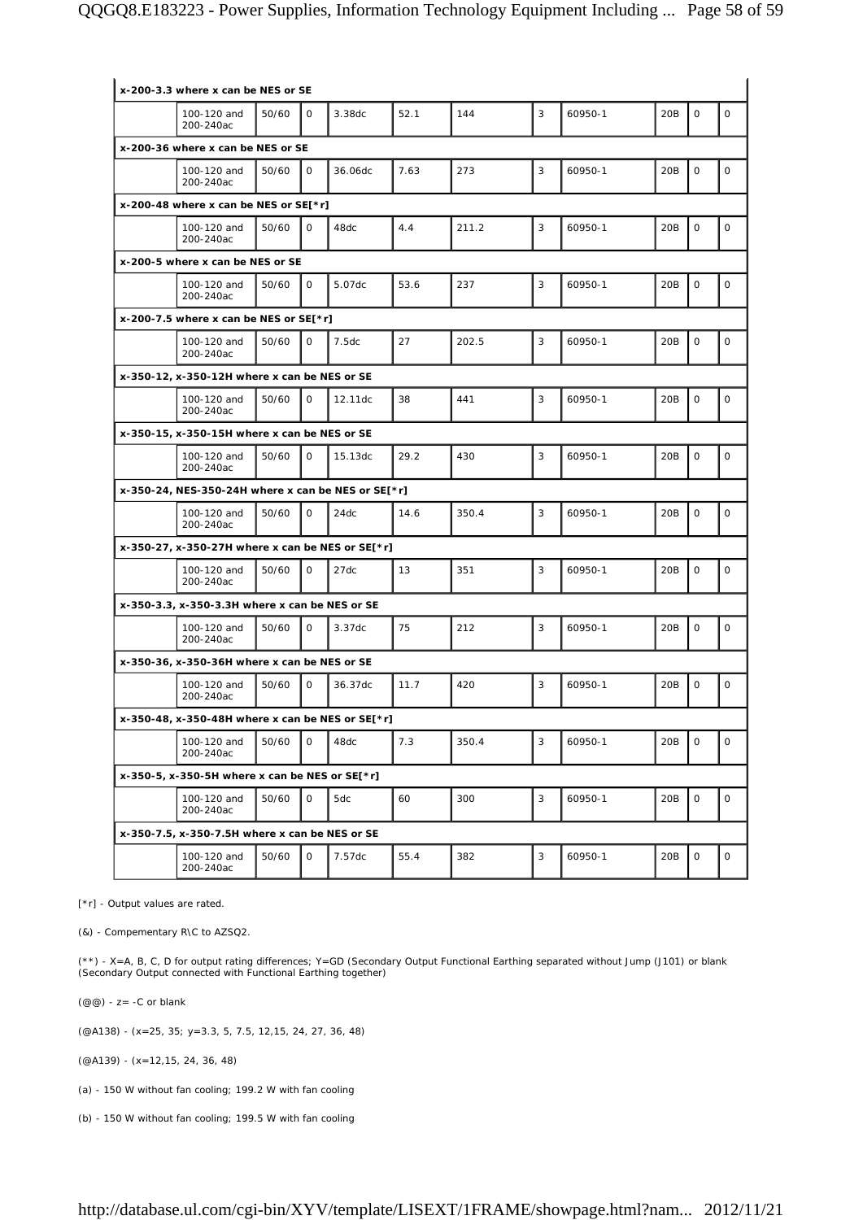| | | | | | | | | | | | |
|---|---|---|---|---|---|---|---|---|---|---|---|
| **x-200-3.3 where x can be NES or SE** | | | | | | | | | | | |
| | 100-120 and 200-240ac | 50/60 | 0 | 3.38dc | 52.1 | 144 | 3 | 60950-1 | 20B | 0 | 0 |
| **x-200-36 where x can be NES or SE** | | | | | | | | | | | |
| | 100-120 and 200-240ac | 50/60 | 0 | 36.06dc | 7.63 | 273 | 3 | 60950-1 | 20B | 0 | 0 |
| **x-200-48 where x can be NES or SE[*r]** | | | | | | | | | | | |
| | 100-120 and 200-240ac | 50/60 | 0 | 48dc | 4.4 | 211.2 | 3 | 60950-1 | 20B | 0 | 0 |
| **x-200-5 where x can be NES or SE** | | | | | | | | | | | |
| | 100-120 and 200-240ac | 50/60 | 0 | 5.07dc | 53.6 | 237 | 3 | 60950-1 | 20B | 0 | 0 |
| **x-200-7.5 where x can be NES or SE[*r]** | | | | | | | | | | | |
| | 100-120 and 200-240ac | 50/60 | 0 | 7.5dc | 27 | 202.5 | 3 | 60950-1 | 20B | 0 | 0 |
| **x-350-12, x-350-12H where x can be NES or SE** | | | | | | | | | | | |
| | 100-120 and 200-240ac | 50/60 | 0 | 12.11dc | 38 | 441 | 3 | 60950-1 | 20B | 0 | 0 |
| **x-350-15, x-350-15H where x can be NES or SE** | | | | | | | | | | | |
| | 100-120 and 200-240ac | 50/60 | 0 | 15.13dc | 29.2 | 430 | 3 | 60950-1 | 20B | 0 | 0 |
| **x-350-24, NES-350-24H where x can be NES or SE[*r]** | | | | | | | | | | | |
| | 100-120 and 200-240ac | 50/60 | 0 | 24dc | 14.6 | 350.4 | 3 | 60950-1 | 20B | 0 | 0 |
| **x-350-27, x-350-27H where x can be NES or SE[*r]** | | | | | | | | | | | |
| | 100-120 and 200-240ac | 50/60 | 0 | 27dc | 13 | 351 | 3 | 60950-1 | 20B | 0 | 0 |
| **x-350-3.3, x-350-3.3H where x can be NES or SE** | | | | | | | | | | | |
| | 100-120 and 200-240ac | 50/60 | 0 | 3.37dc | 75 | 212 | 3 | 60950-1 | 20B | 0 | 0 |
| **x-350-36, x-350-36H where x can be NES or SE** | | | | | | | | | | | |
| | 100-120 and 200-240ac | 50/60 | 0 | 36.37dc | 11.7 | 420 | 3 | 60950-1 | 20B | 0 | 0 |
| **x-350-48, x-350-48H where x can be NES or SE[*r]** | | | | | | | | | | | |
| | 100-120 and 200-240ac | 50/60 | 0 | 48dc | 7.3 | 350.4 | 3 | 60950-1 | 20B | 0 | 0 |
| **x-350-5, x-350-5H where x can be NES or SE[*r]** | | | | | | | | | | | |
| | 100-120 and 200-240ac | 50/60 | 0 | 5dc | 60 | 300 | 3 | 60950-1 | 20B | 0 | 0 |
| **x-350-7.5, x-350-7.5H where x can be NES or SE** | | | | | | | | | | | |
| | 100-120 and 200-240ac | 50/60 | 0 | 7.57dc | 55.4 | 382 | 3 | 60950-1 | 20B | 0 | 0 |

[*r] - Output values are rated.

(&) - Compementary R\C to AZSQ2.

(**) - X=A, B, C, D for output rating differences; Y=GD (Secondary Output Functional Earthing separated without Jump (J101) or blank (Secondary Output connected with Functional Earthing together)

(@@) - z= -C or blank

(@A138) - (x=25, 35; y=3.3, 5, 7.5, 12,15, 24, 27, 36, 48)

(@A139) - (x=12,15, 24, 36, 48)

(a) - 150 W without fan cooling; 199.2 W with fan cooling

(b) - 150 W without fan cooling; 199.5 W with fan cooling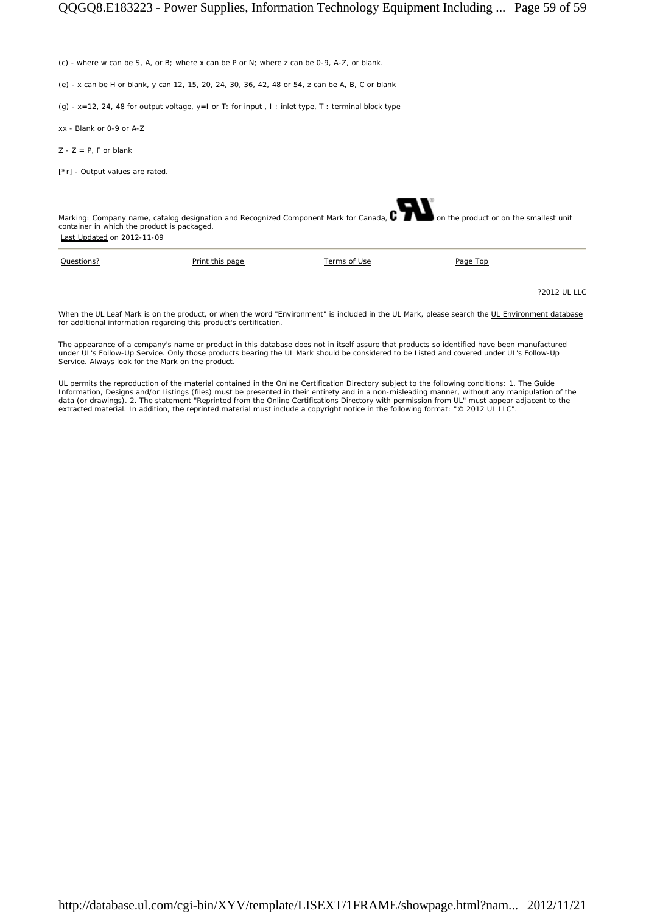(c) - where w can be S, A, or B; where x can be P or N; where z can be 0-9, A-Z, or blank.

(e) - x can be H or blank, y can 12, 15, 20, 24, 30, 36, 42, 48 or 54, z can be A, B, C or blank

(g) - x=12, 24, 48 for output voltage, y=I or T: for input , I : inlet type, T : terminal block type

xx - Blank or 0-9 or A-Z

Z - Z = P, F or blank

[*r] - Output values are rated.

Marking: Company name, catalog designation and Recognized Component Mark for Canada, on the product or on the smallest unit container in which the product is packaged.

Last Updated on 2012-11-09

Questions? | Print this page | Terms of Use | Page Top

?2012 UL LLC

When the UL Leaf Mark is on the product, or when the word "Environment" is included in the UL Mark, please search the UL Environment database for additional information regarding this product's certification.

The appearance of a company's name or product in this database does not in itself assure that products so identified have been manufactured under UL's Follow-Up Service. Only those products bearing the UL Mark should be considered to be Listed and covered under UL's Follow-Up Service. Always look for the Mark on the product.

UL permits the reproduction of the material contained in the Online Certification Directory subject to the following conditions: 1. The Guide Information, Designs and/or Listings (files) must be presented in their entirety and in a non-misleading manner, without any manipulation of the data (or drawings). 2. The statement "Reprinted from the Online Certifications Directory with permission from UL" must appear adjacent to the extracted material. In addition, the reprinted material must include a copyright notice in the following format: "© 2012 UL LLC".